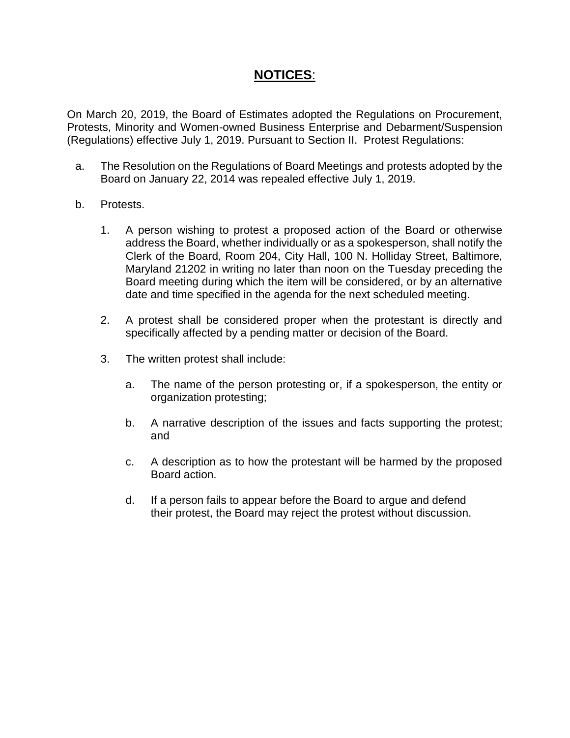# **NOTICES**:

On March 20, 2019, the Board of Estimates adopted the Regulations on Procurement, Protests, Minority and Women-owned Business Enterprise and Debarment/Suspension (Regulations) effective July 1, 2019. Pursuant to Section II. Protest Regulations:

a. The Resolution on the Regulations of Board Meetings and protests adopted by the Board on January 22, 2014 was repealed effective July 1, 2019.

b. Protests.

   1. A person wishing to protest a proposed action of the Board or otherwise address the Board, whether individually or as a spokesperson, shall notify the Clerk of the Board, Room 204, City Hall, 100 N. Holliday Street, Baltimore, Maryland 21202 in writing no later than noon on the Tuesday preceding the Board meeting during which the item will be considered, or by an alternative date and time specified in the agenda for the next scheduled meeting.

   2. A protest shall be considered proper when the protestant is directly and specifically affected by a pending matter or decision of the Board.

   3. The written protest shall include:

      a. The name of the person protesting or, if a spokesperson, the entity or organization protesting;

      b. A narrative description of the issues and facts supporting the protest; and

      c. A description as to how the protestant will be harmed by the proposed Board action.

      d. If a person fails to appear before the Board to argue and defend their protest, the Board may reject the protest without discussion.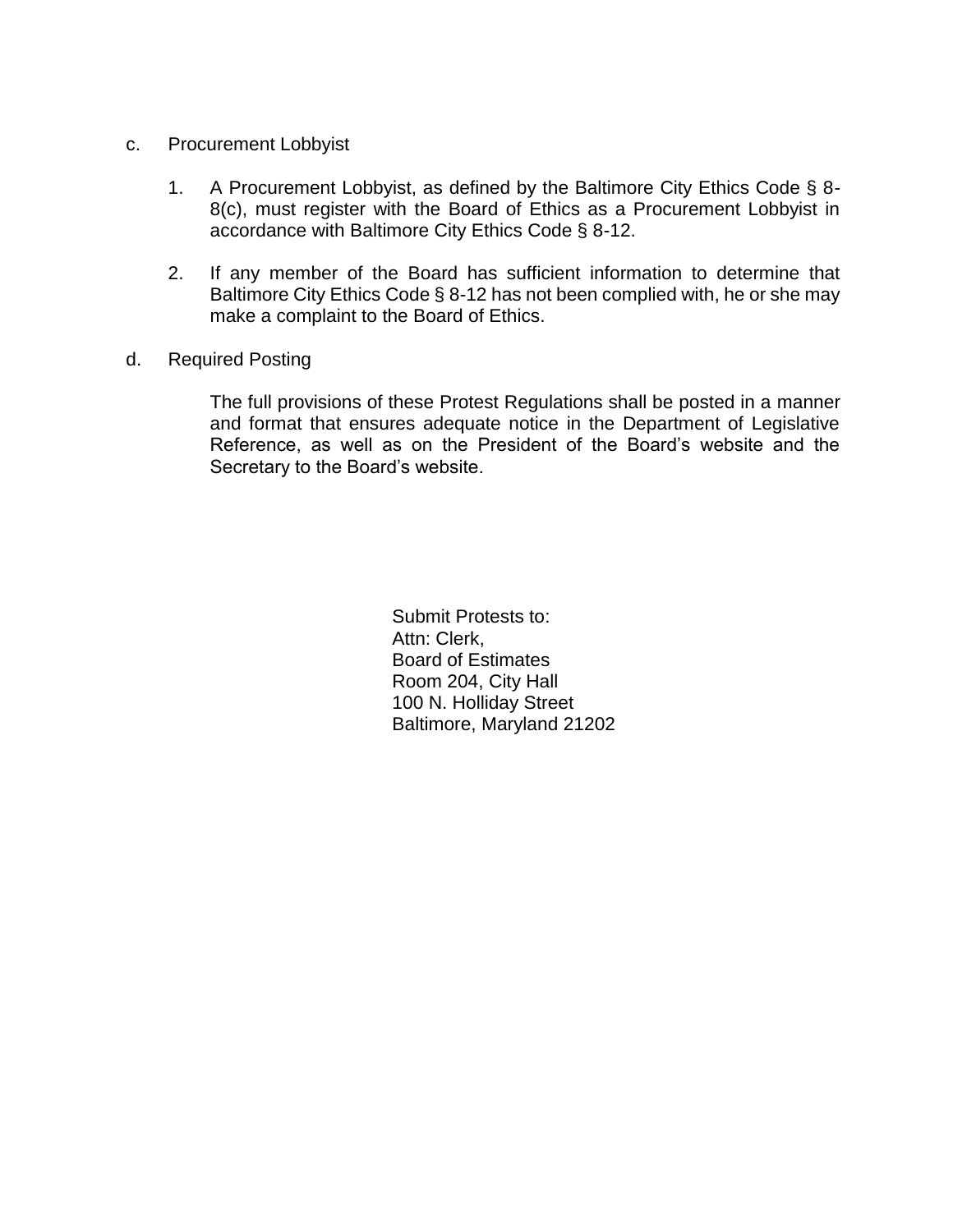c. Procurement Lobbyist

1. A Procurement Lobbyist, as defined by the Baltimore City Ethics Code § 8-8(c), must register with the Board of Ethics as a Procurement Lobbyist in accordance with Baltimore City Ethics Code § 8-12.

2. If any member of the Board has sufficient information to determine that Baltimore City Ethics Code § 8-12 has not been complied with, he or she may make a complaint to the Board of Ethics.

d. Required Posting

The full provisions of these Protest Regulations shall be posted in a manner and format that ensures adequate notice in the Department of Legislative Reference, as well as on the President of the Board's website and the Secretary to the Board's website.

Submit Protests to:
Attn: Clerk,
Board of Estimates
Room 204, City Hall
100 N. Holliday Street
Baltimore, Maryland 21202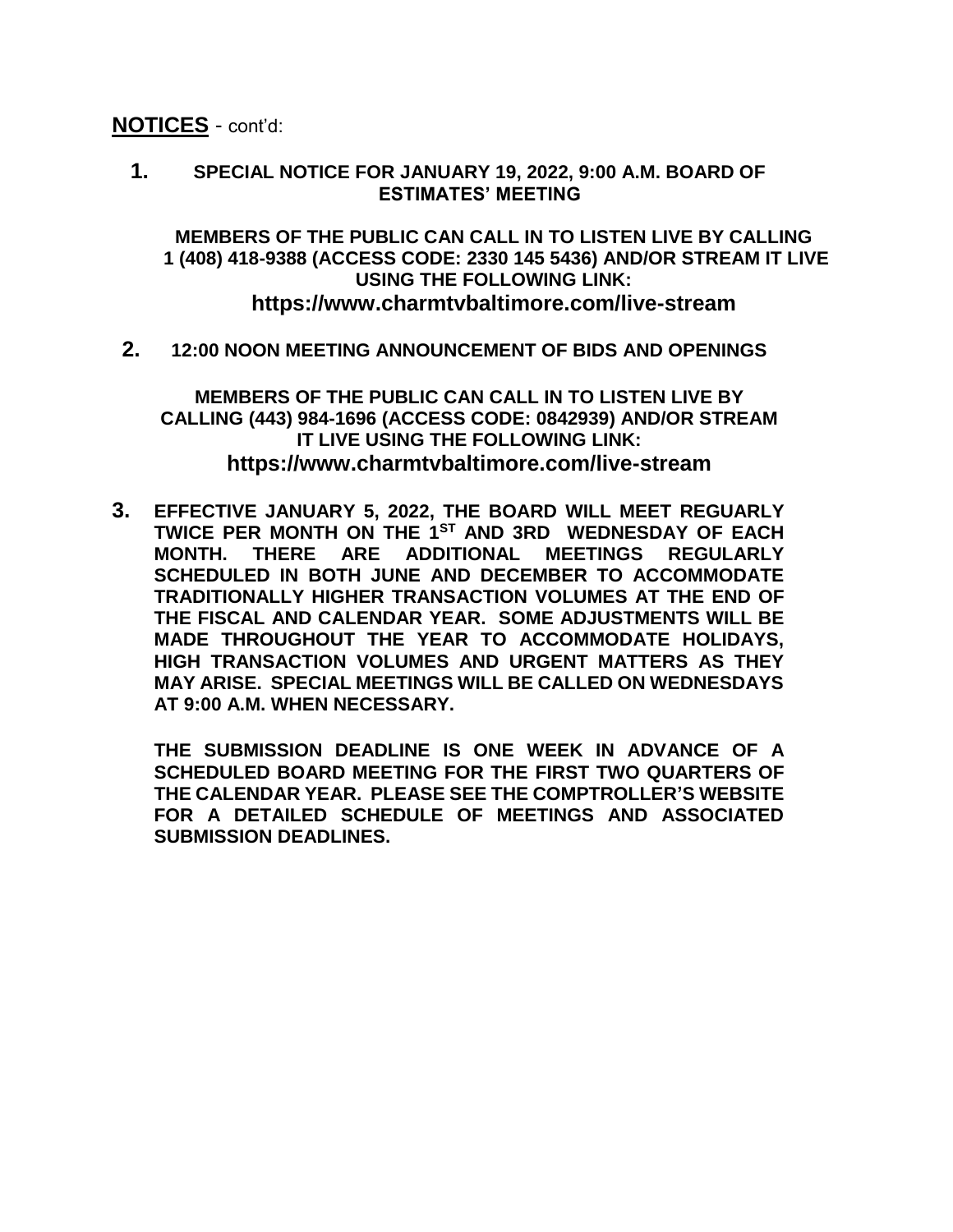**<u>NOTICES</u>** - cont'd:

1. **SPECIAL NOTICE FOR JANUARY 19, 2022, 9:00 A.M. BOARD OF ESTIMATES' MEETING**

   **MEMBERS OF THE PUBLIC CAN CALL IN TO LISTEN LIVE BY CALLING 1 (408) 418-9388 (ACCESS CODE: 2330 145 5436) AND/OR STREAM IT LIVE USING THE FOLLOWING LINK:**
   **https://www.charmtvbaltimore.com/live-stream**

2. **12:00 NOON MEETING ANNOUNCEMENT OF BIDS AND OPENINGS**

   **MEMBERS OF THE PUBLIC CAN CALL IN TO LISTEN LIVE BY CALLING (443) 984-1696 (ACCESS CODE: 0842939) AND/OR STREAM IT LIVE USING THE FOLLOWING LINK:**
   **https://www.charmtvbaltimore.com/live-stream**

3. **EFFECTIVE JANUARY 5, 2022, THE BOARD WILL MEET REGUARLY TWICE PER MONTH ON THE 1ST AND 3RD WEDNESDAY OF EACH MONTH. THERE ARE ADDITIONAL MEETINGS REGULARLY SCHEDULED IN BOTH JUNE AND DECEMBER TO ACCOMMODATE TRADITIONALLY HIGHER TRANSACTION VOLUMES AT THE END OF THE FISCAL AND CALENDAR YEAR. SOME ADJUSTMENTS WILL BE MADE THROUGHOUT THE YEAR TO ACCOMMODATE HOLIDAYS, HIGH TRANSACTION VOLUMES AND URGENT MATTERS AS THEY MAY ARISE. SPECIAL MEETINGS WILL BE CALLED ON WEDNESDAYS AT 9:00 A.M. WHEN NECESSARY.**

   **THE SUBMISSION DEADLINE IS ONE WEEK IN ADVANCE OF A SCHEDULED BOARD MEETING FOR THE FIRST TWO QUARTERS OF THE CALENDAR YEAR. PLEASE SEE THE COMPTROLLER'S WEBSITE FOR A DETAILED SCHEDULE OF MEETINGS AND ASSOCIATED SUBMISSION DEADLINES.**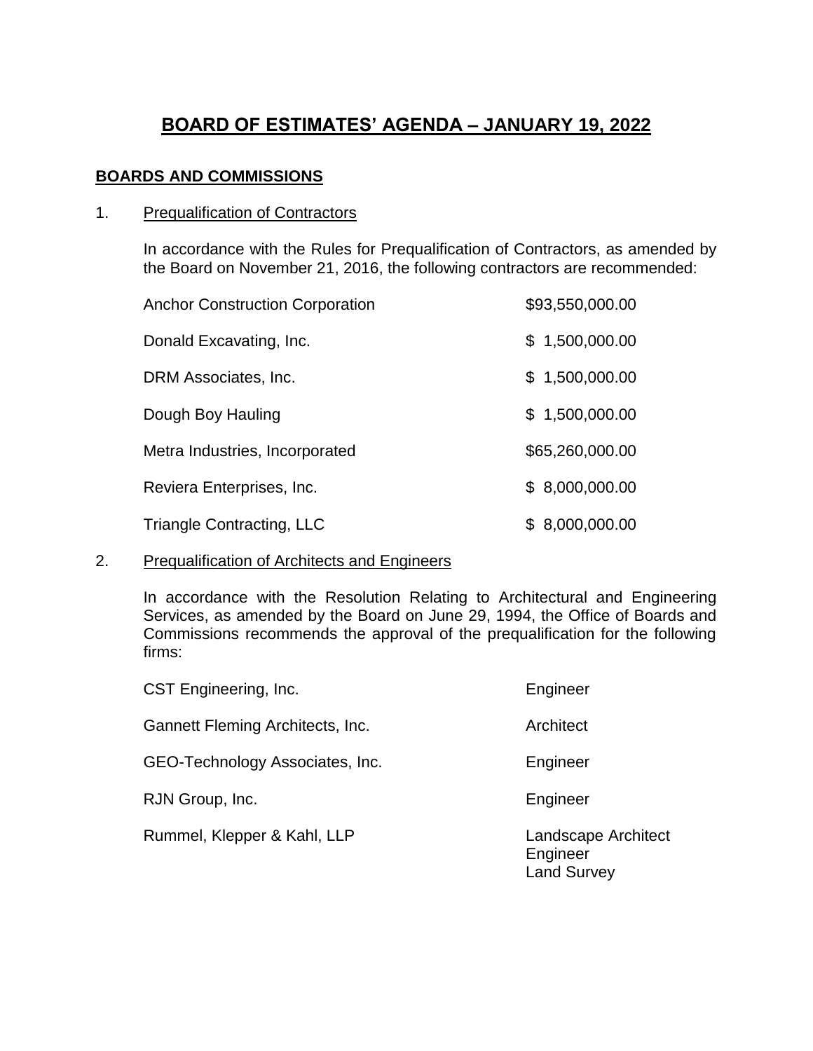# BOARD OF ESTIMATES' AGENDA – JANUARY 19, 2022

## BOARDS AND COMMISSIONS

1. Prequalification of Contractors

   In accordance with the Rules for Prequalification of Contractors, as amended by the Board on November 21, 2016, the following contractors are recommended:

| Contractor | Amount |
| --- | --- |
| Anchor Construction Corporation | $93,550,000.00 |
| Donald Excavating, Inc. | $ 1,500,000.00 |
| DRM Associates, Inc. | $ 1,500,000.00 |
| Dough Boy Hauling | $ 1,500,000.00 |
| Metra Industries, Incorporated | $65,260,000.00 |
| Reviera Enterprises, Inc. | $ 8,000,000.00 |
| Triangle Contracting, LLC | $ 8,000,000.00 |

2. Prequalification of Architects and Engineers

   In accordance with the Resolution Relating to Architectural and Engineering Services, as amended by the Board on June 29, 1994, the Office of Boards and Commissions recommends the approval of the prequalification for the following firms:

| Firm | Category |
| --- | --- |
| CST Engineering, Inc. | Engineer |
| Gannett Fleming Architects, Inc. | Architect |
| GEO-Technology Associates, Inc. | Engineer |
| RJN Group, Inc. | Engineer |
| Rummel, Klepper & Kahl, LLP | Landscape Architect<br>Engineer<br>Land Survey |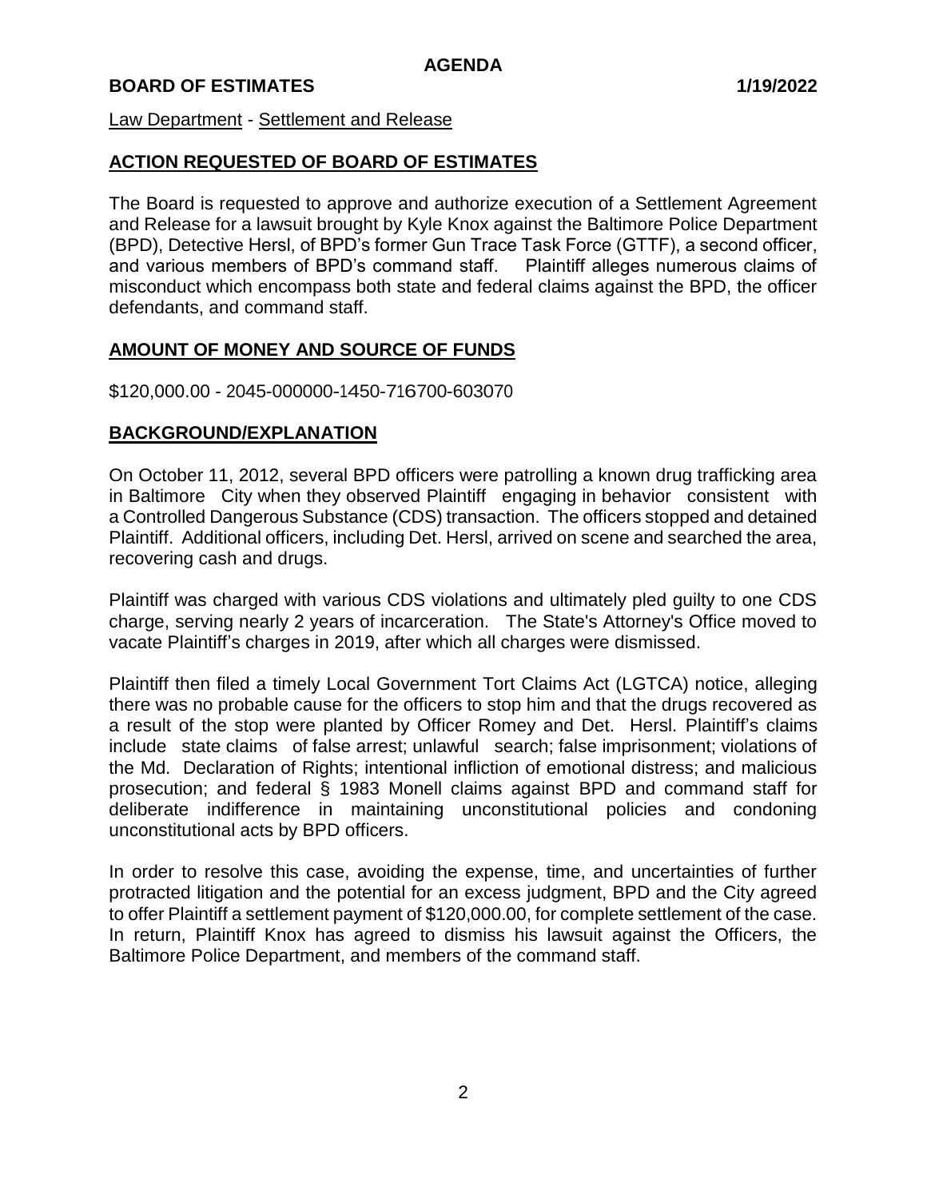# AGENDA

**BOARD OF ESTIMATES** **1/19/2022**

Law Department - Settlement and Release

## ACTION REQUESTED OF BOARD OF ESTIMATES

The Board is requested to approve and authorize execution of a Settlement Agreement and Release for a lawsuit brought by Kyle Knox against the Baltimore Police Department (BPD), Detective Hersl, of BPD's former Gun Trace Task Force (GTTF), a second officer, and various members of BPD's command staff. Plaintiff alleges numerous claims of misconduct which encompass both state and federal claims against the BPD, the officer defendants, and command staff.

## AMOUNT OF MONEY AND SOURCE OF FUNDS

$120,000.00 - 2045-000000-1450-716700-603070

## BACKGROUND/EXPLANATION

On October 11, 2012, several BPD officers were patrolling a known drug trafficking area in Baltimore City when they observed Plaintiff engaging in behavior consistent with a Controlled Dangerous Substance (CDS) transaction. The officers stopped and detained Plaintiff. Additional officers, including Det. Hersl, arrived on scene and searched the area, recovering cash and drugs.

Plaintiff was charged with various CDS violations and ultimately pled guilty to one CDS charge, serving nearly 2 years of incarceration. The State's Attorney's Office moved to vacate Plaintiff's charges in 2019, after which all charges were dismissed.

Plaintiff then filed a timely Local Government Tort Claims Act (LGTCA) notice, alleging there was no probable cause for the officers to stop him and that the drugs recovered as a result of the stop were planted by Officer Romey and Det. Hersl. Plaintiff's claims include state claims of false arrest; unlawful search; false imprisonment; violations of the Md. Declaration of Rights; intentional infliction of emotional distress; and malicious prosecution; and federal § 1983 Monell claims against BPD and command staff for deliberate indifference in maintaining unconstitutional policies and condoning unconstitutional acts by BPD officers.

In order to resolve this case, avoiding the expense, time, and uncertainties of further protracted litigation and the potential for an excess judgment, BPD and the City agreed to offer Plaintiff a settlement payment of $120,000.00, for complete settlement of the case. In return, Plaintiff Knox has agreed to dismiss his lawsuit against the Officers, the Baltimore Police Department, and members of the command staff.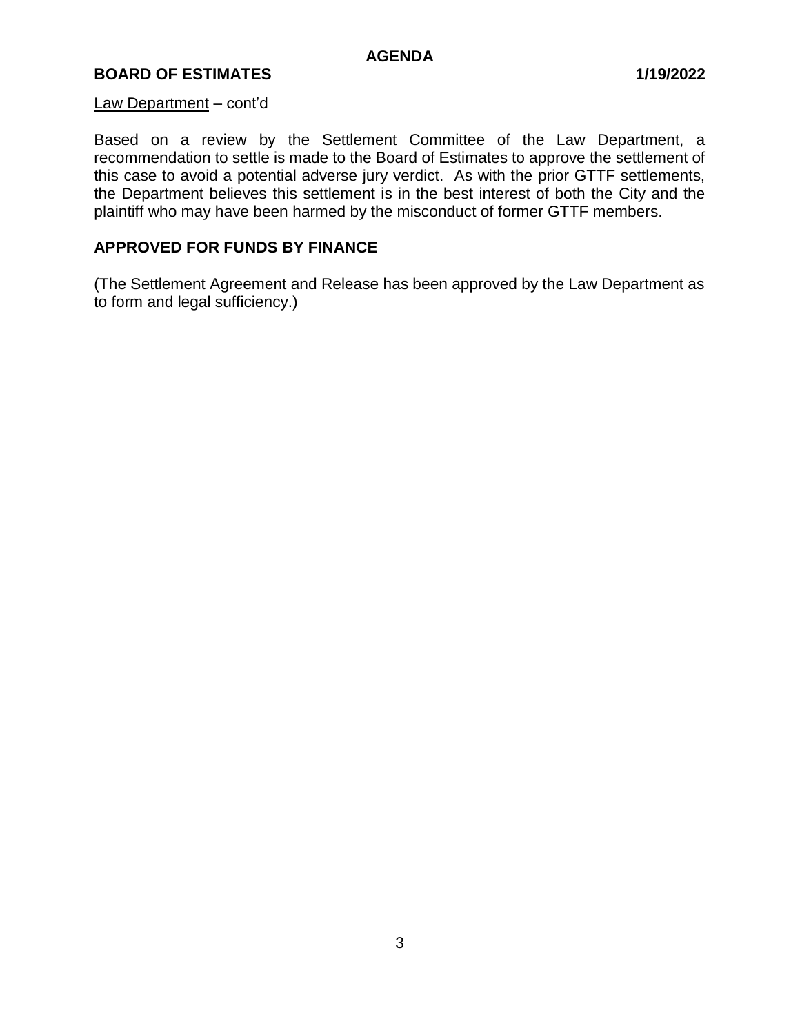Law Department – cont'd

Based on a review by the Settlement Committee of the Law Department, a recommendation to settle is made to the Board of Estimates to approve the settlement of this case to avoid a potential adverse jury verdict. As with the prior GTTF settlements, the Department believes this settlement is in the best interest of both the City and the plaintiff who may have been harmed by the misconduct of former GTTF members.

**APPROVED FOR FUNDS BY FINANCE**

(The Settlement Agreement and Release has been approved by the Law Department as to form and legal sufficiency.)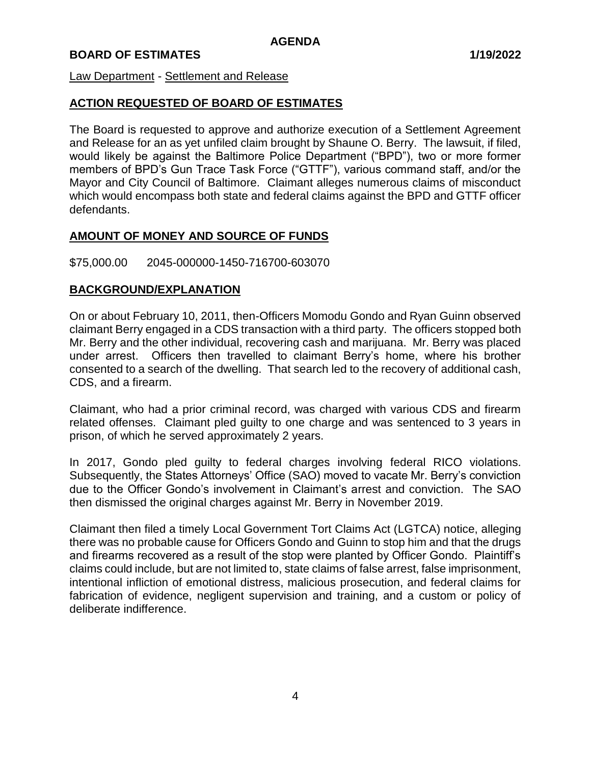**AGENDA**

**BOARD OF ESTIMATES** **1/19/2022**

Law Department - Settlement and Release

## ACTION REQUESTED OF BOARD OF ESTIMATES

The Board is requested to approve and authorize execution of a Settlement Agreement and Release for an as yet unfiled claim brought by Shaune O. Berry. The lawsuit, if filed, would likely be against the Baltimore Police Department ("BPD"), two or more former members of BPD's Gun Trace Task Force ("GTTF"), various command staff, and/or the Mayor and City Council of Baltimore. Claimant alleges numerous claims of misconduct which would encompass both state and federal claims against the BPD and GTTF officer defendants.

## AMOUNT OF MONEY AND SOURCE OF FUNDS

$75,000.00 2045-000000-1450-716700-603070

## BACKGROUND/EXPLANATION

On or about February 10, 2011, then-Officers Momodu Gondo and Ryan Guinn observed claimant Berry engaged in a CDS transaction with a third party. The officers stopped both Mr. Berry and the other individual, recovering cash and marijuana. Mr. Berry was placed under arrest. Officers then travelled to claimant Berry's home, where his brother consented to a search of the dwelling. That search led to the recovery of additional cash, CDS, and a firearm.

Claimant, who had a prior criminal record, was charged with various CDS and firearm related offenses. Claimant pled guilty to one charge and was sentenced to 3 years in prison, of which he served approximately 2 years.

In 2017, Gondo pled guilty to federal charges involving federal RICO violations. Subsequently, the States Attorneys' Office (SAO) moved to vacate Mr. Berry's conviction due to the Officer Gondo's involvement in Claimant's arrest and conviction. The SAO then dismissed the original charges against Mr. Berry in November 2019.

Claimant then filed a timely Local Government Tort Claims Act (LGTCA) notice, alleging there was no probable cause for Officers Gondo and Guinn to stop him and that the drugs and firearms recovered as a result of the stop were planted by Officer Gondo. Plaintiff's claims could include, but are not limited to, state claims of false arrest, false imprisonment, intentional infliction of emotional distress, malicious prosecution, and federal claims for fabrication of evidence, negligent supervision and training, and a custom or policy of deliberate indifference.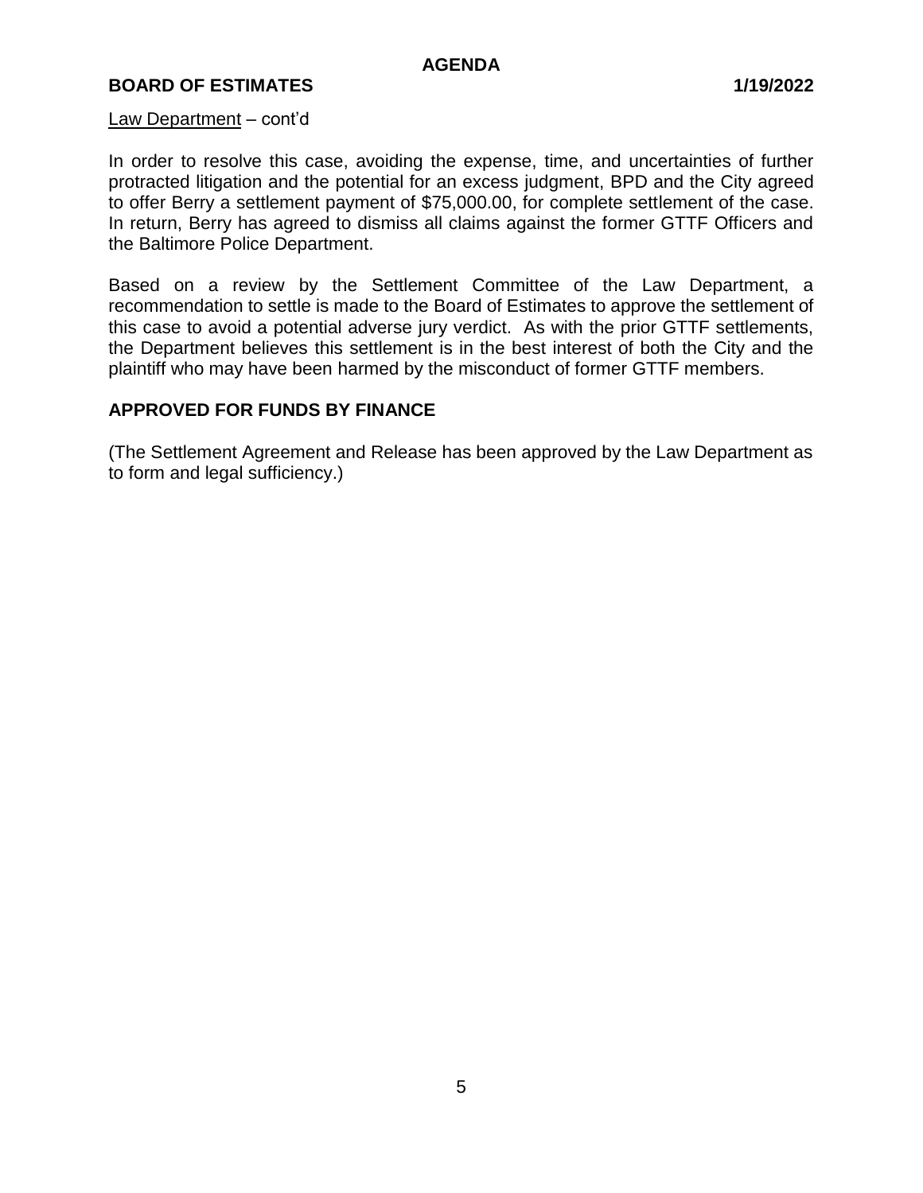Law Department – cont'd

In order to resolve this case, avoiding the expense, time, and uncertainties of further protracted litigation and the potential for an excess judgment, BPD and the City agreed to offer Berry a settlement payment of $75,000.00, for complete settlement of the case. In return, Berry has agreed to dismiss all claims against the former GTTF Officers and the Baltimore Police Department.

Based on a review by the Settlement Committee of the Law Department, a recommendation to settle is made to the Board of Estimates to approve the settlement of this case to avoid a potential adverse jury verdict. As with the prior GTTF settlements, the Department believes this settlement is in the best interest of both the City and the plaintiff who may have been harmed by the misconduct of former GTTF members.

**APPROVED FOR FUNDS BY FINANCE**

(The Settlement Agreement and Release has been approved by the Law Department as to form and legal sufficiency.)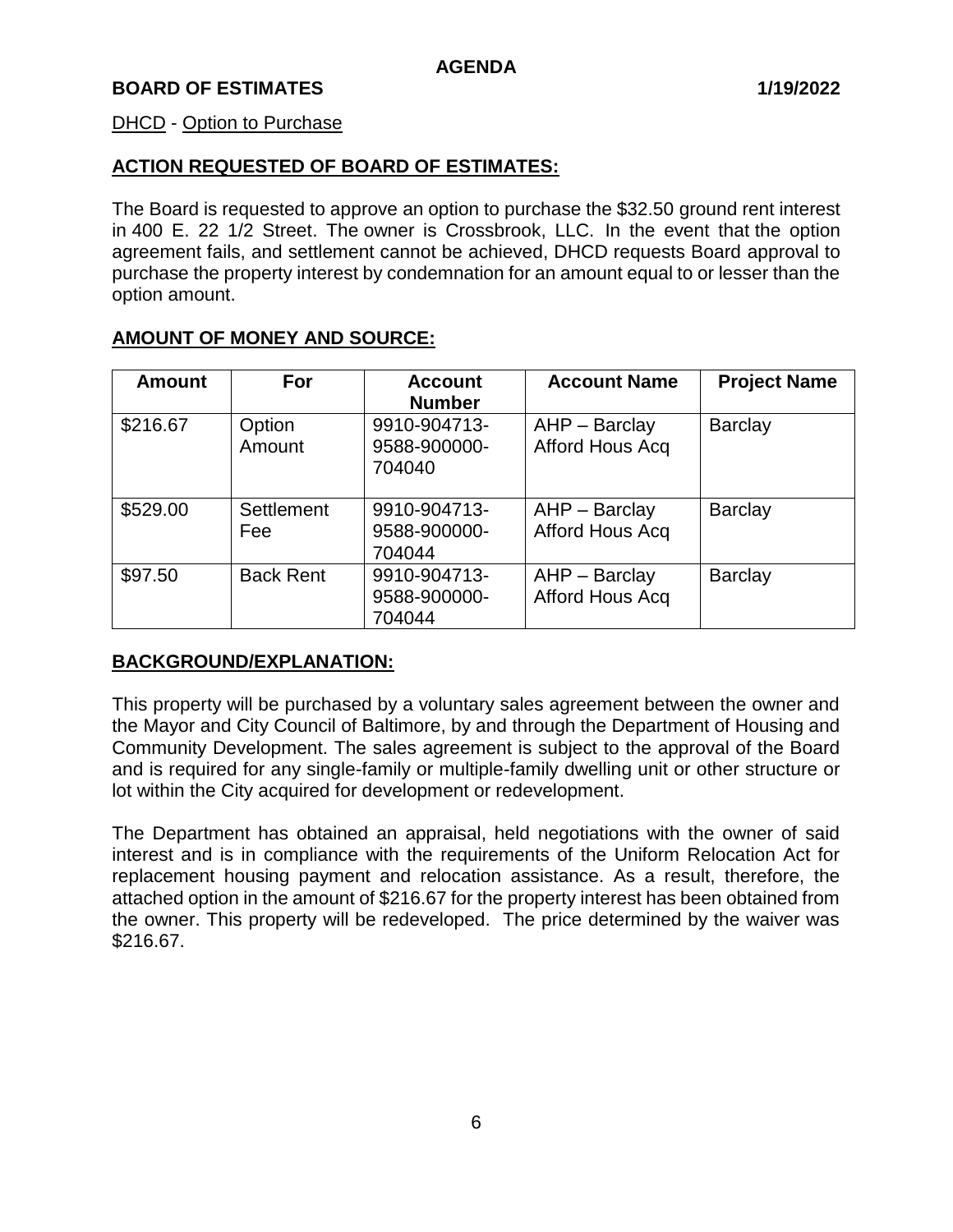AGENDA

**BOARD OF ESTIMATES** **1/19/2022**

DHCD - Option to Purchase

**ACTION REQUESTED OF BOARD OF ESTIMATES:**

The Board is requested to approve an option to purchase the $32.50 ground rent interest in 400 E. 22 1/2 Street. The owner is Crossbrook, LLC. In the event that the option agreement fails, and settlement cannot be achieved, DHCD requests Board approval to purchase the property interest by condemnation for an amount equal to or lesser than the option amount.

**AMOUNT OF MONEY AND SOURCE:**

| Amount | For | Account Number | Account Name | Project Name |
|---|---|---|---|---|
| $216.67 | Option Amount | 9910-904713-9588-900000-704040 | AHP – Barclay Afford Hous Acq | Barclay |
| $529.00 | Settlement Fee | 9910-904713-9588-900000-704044 | AHP – Barclay Afford Hous Acq | Barclay |
| $97.50 | Back Rent | 9910-904713-9588-900000-704044 | AHP – Barclay Afford Hous Acq | Barclay |

**BACKGROUND/EXPLANATION:**

This property will be purchased by a voluntary sales agreement between the owner and the Mayor and City Council of Baltimore, by and through the Department of Housing and Community Development. The sales agreement is subject to the approval of the Board and is required for any single-family or multiple-family dwelling unit or other structure or lot within the City acquired for development or redevelopment.

The Department has obtained an appraisal, held negotiations with the owner of said interest and is in compliance with the requirements of the Uniform Relocation Act for replacement housing payment and relocation assistance. As a result, therefore, the attached option in the amount of $216.67 for the property interest has been obtained from the owner. This property will be redeveloped. The price determined by the waiver was $216.67.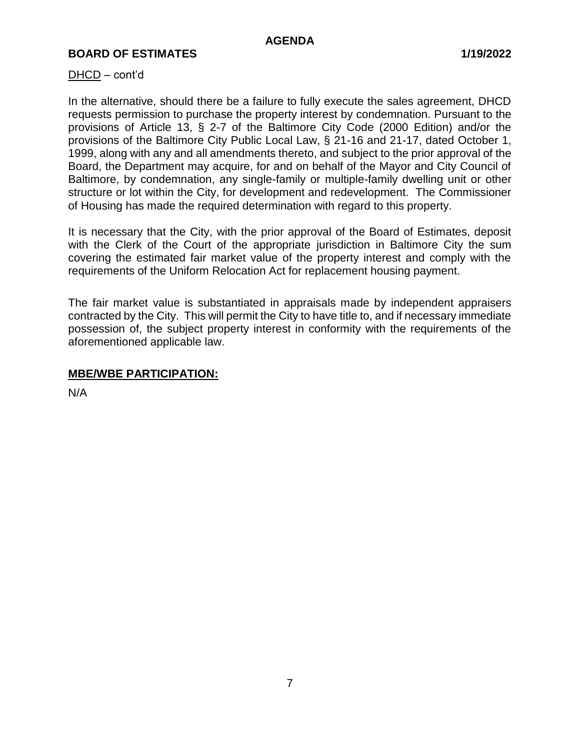DHCD – cont'd

In the alternative, should there be a failure to fully execute the sales agreement, DHCD requests permission to purchase the property interest by condemnation. Pursuant to the provisions of Article 13, § 2-7 of the Baltimore City Code (2000 Edition) and/or the provisions of the Baltimore City Public Local Law, § 21-16 and 21-17, dated October 1, 1999, along with any and all amendments thereto, and subject to the prior approval of the Board, the Department may acquire, for and on behalf of the Mayor and City Council of Baltimore, by condemnation, any single-family or multiple-family dwelling unit or other structure or lot within the City, for development and redevelopment. The Commissioner of Housing has made the required determination with regard to this property.

It is necessary that the City, with the prior approval of the Board of Estimates, deposit with the Clerk of the Court of the appropriate jurisdiction in Baltimore City the sum covering the estimated fair market value of the property interest and comply with the requirements of the Uniform Relocation Act for replacement housing payment.

The fair market value is substantiated in appraisals made by independent appraisers contracted by the City. This will permit the City to have title to, and if necessary immediate possession of, the subject property interest in conformity with the requirements of the aforementioned applicable law.

**MBE/WBE PARTICIPATION:**

N/A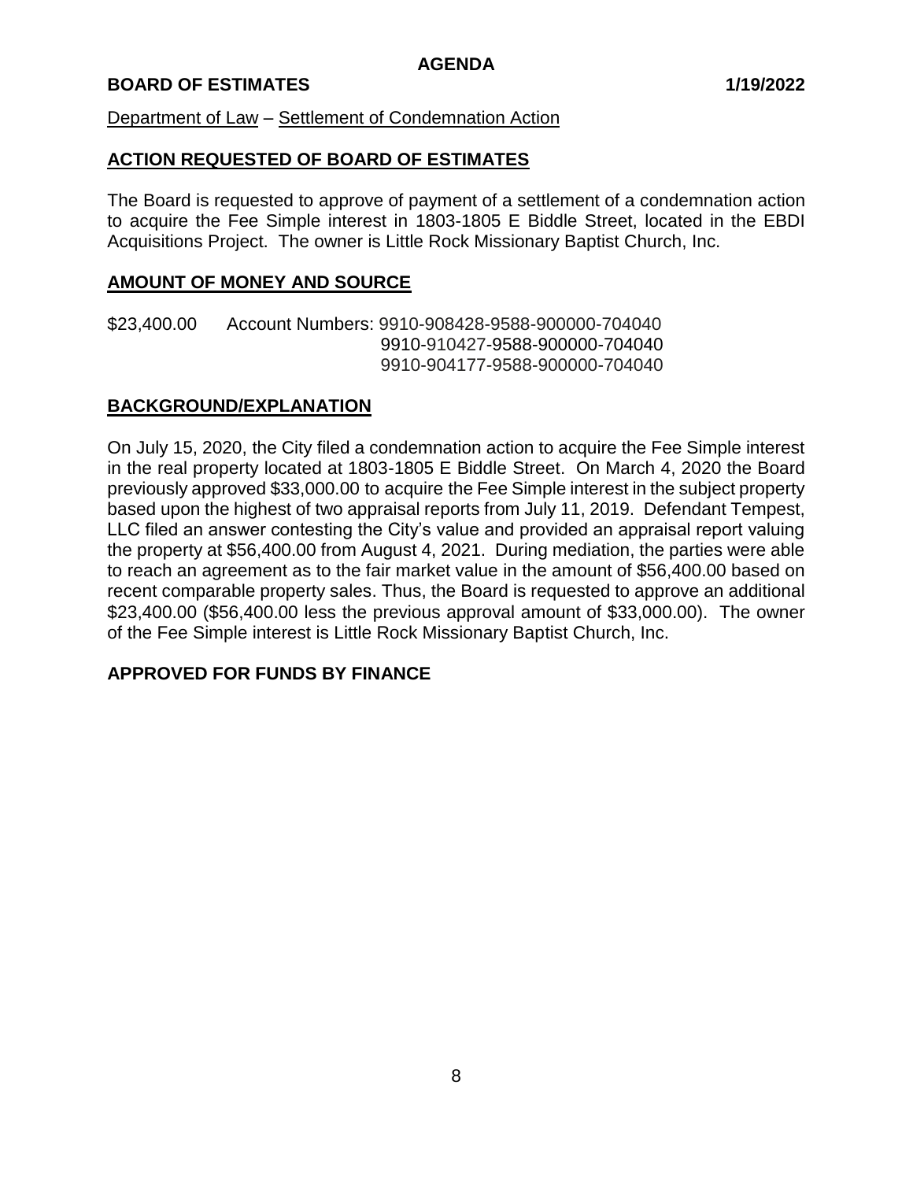**AGENDA**

**BOARD OF ESTIMATES** **1/19/2022**

Department of Law – Settlement of Condemnation Action

## ACTION REQUESTED OF BOARD OF ESTIMATES

The Board is requested to approve of payment of a settlement of a condemnation action to acquire the Fee Simple interest in 1803-1805 E Biddle Street, located in the EBDI Acquisitions Project. The owner is Little Rock Missionary Baptist Church, Inc.

## AMOUNT OF MONEY AND SOURCE

$23,400.00 Account Numbers: 9910-908428-9588-900000-704040
9910-910427-9588-900000-704040
9910-904177-9588-900000-704040

## BACKGROUND/EXPLANATION

On July 15, 2020, the City filed a condemnation action to acquire the Fee Simple interest in the real property located at 1803-1805 E Biddle Street. On March 4, 2020 the Board previously approved $33,000.00 to acquire the Fee Simple interest in the subject property based upon the highest of two appraisal reports from July 11, 2019. Defendant Tempest, LLC filed an answer contesting the City's value and provided an appraisal report valuing the property at $56,400.00 from August 4, 2021. During mediation, the parties were able to reach an agreement as to the fair market value in the amount of $56,400.00 based on recent comparable property sales. Thus, the Board is requested to approve an additional $23,400.00 ($56,400.00 less the previous approval amount of $33,000.00). The owner of the Fee Simple interest is Little Rock Missionary Baptist Church, Inc.

**APPROVED FOR FUNDS BY FINANCE**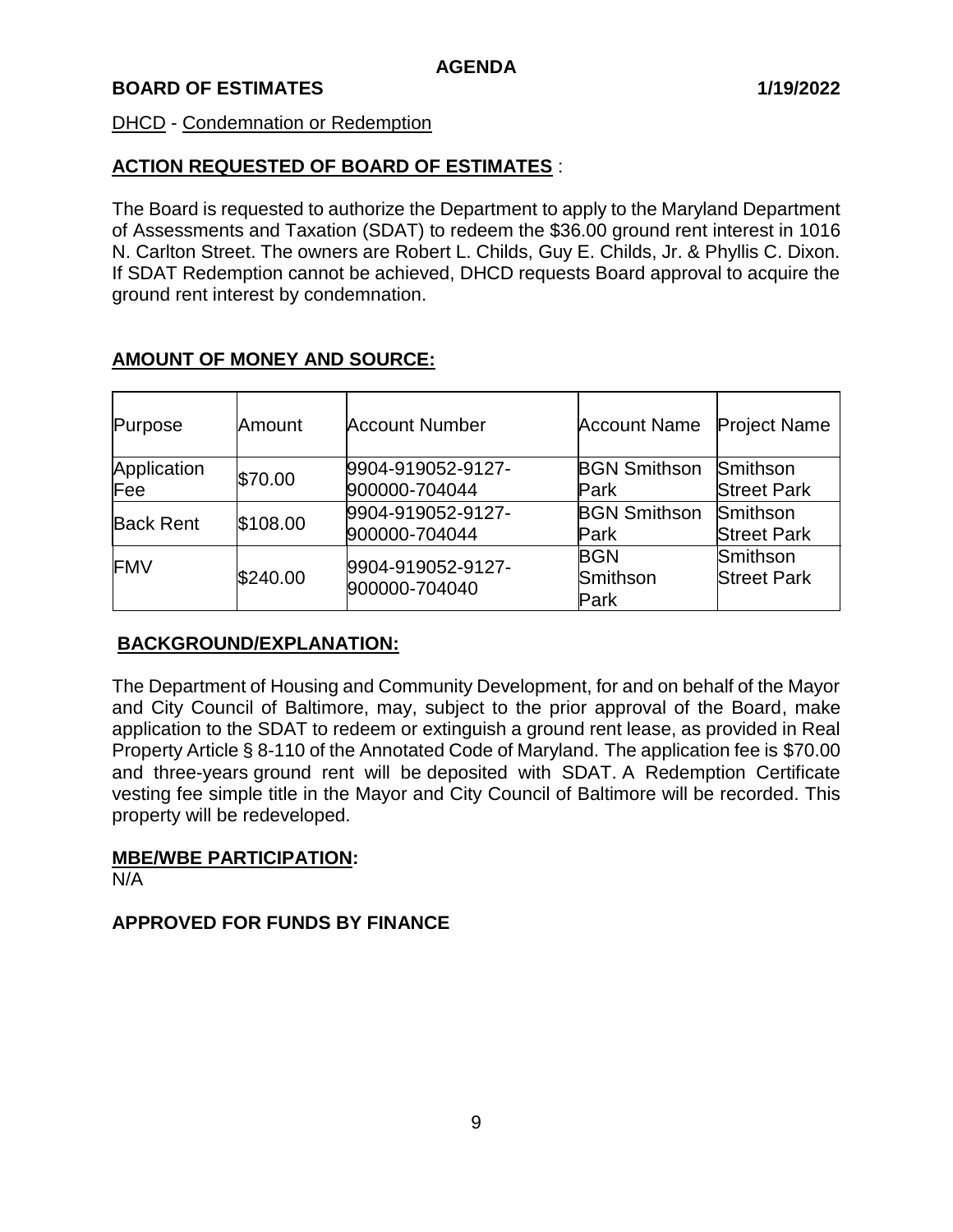**AGENDA**

**BOARD OF ESTIMATES** **1/19/2022**

DHCD - Condemnation or Redemption

**ACTION REQUESTED OF BOARD OF ESTIMATES** :

The Board is requested to authorize the Department to apply to the Maryland Department of Assessments and Taxation (SDAT) to redeem the $36.00 ground rent interest in 1016 N. Carlton Street. The owners are Robert L. Childs, Guy E. Childs, Jr. & Phyllis C. Dixon. If SDAT Redemption cannot be achieved, DHCD requests Board approval to acquire the ground rent interest by condemnation.

**AMOUNT OF MONEY AND SOURCE:**

| Purpose | Amount | Account Number | Account Name | Project Name |
|---|---|---|---|---|
| Application Fee | $70.00 | 9904-919052-9127-900000-704044 | BGN Smithson Park | Smithson Street Park |
| Back Rent | $108.00 | 9904-919052-9127-900000-704044 | BGN Smithson Park | Smithson Street Park |
| FMV | $240.00 | 9904-919052-9127-900000-704040 | BGN Smithson Park | Smithson Street Park |

**BACKGROUND/EXPLANATION:**

The Department of Housing and Community Development, for and on behalf of the Mayor and City Council of Baltimore, may, subject to the prior approval of the Board, make application to the SDAT to redeem or extinguish a ground rent lease, as provided in Real Property Article § 8-110 of the Annotated Code of Maryland. The application fee is $70.00 and three-years ground rent will be deposited with SDAT. A Redemption Certificate vesting fee simple title in the Mayor and City Council of Baltimore will be recorded. This property will be redeveloped.

**MBE/WBE PARTICIPATION:**

N/A

**APPROVED FOR FUNDS BY FINANCE**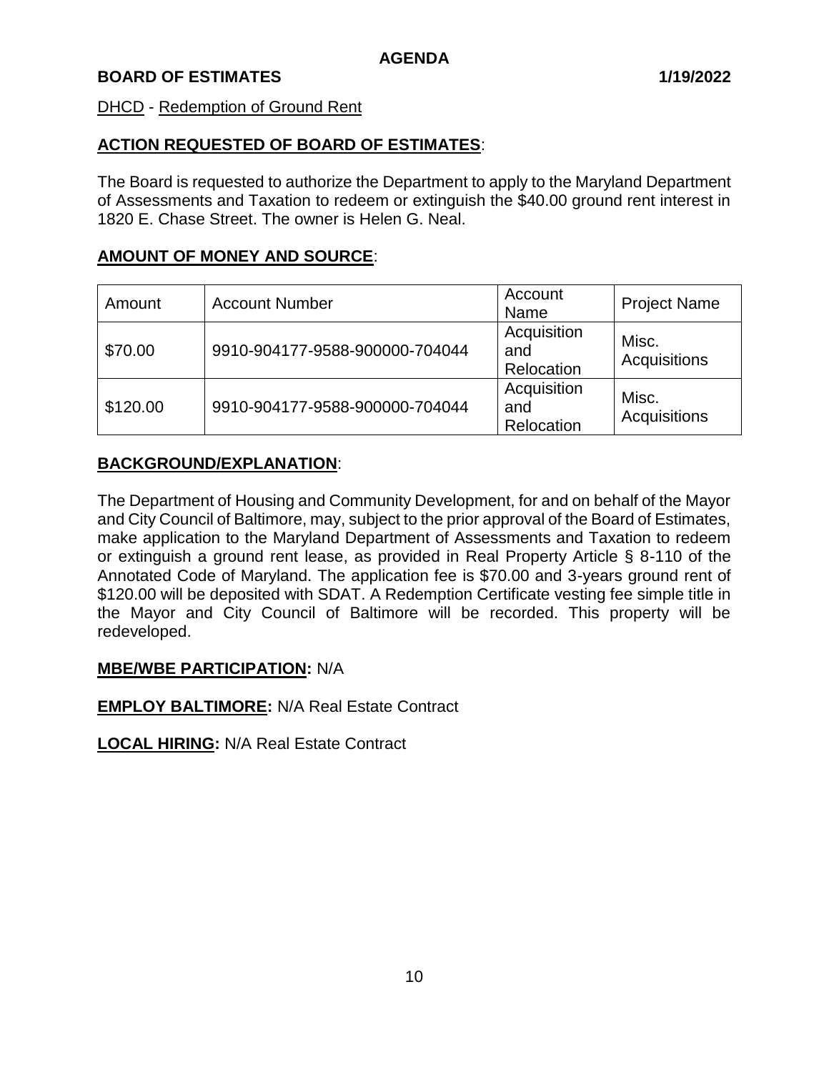**AGENDA**

**BOARD OF ESTIMATES** **1/19/2022**

DHCD - Redemption of Ground Rent

**ACTION REQUESTED OF BOARD OF ESTIMATES**:

The Board is requested to authorize the Department to apply to the Maryland Department of Assessments and Taxation to redeem or extinguish the $40.00 ground rent interest in 1820 E. Chase Street. The owner is Helen G. Neal.

**AMOUNT OF MONEY AND SOURCE**:

| Amount | Account Number | Account Name | Project Name |
|---|---|---|---|
| $70.00 | 9910-904177-9588-900000-704044 | Acquisition and Relocation | Misc. Acquisitions |
| $120.00 | 9910-904177-9588-900000-704044 | Acquisition and Relocation | Misc. Acquisitions |

**BACKGROUND/EXPLANATION**:

The Department of Housing and Community Development, for and on behalf of the Mayor and City Council of Baltimore, may, subject to the prior approval of the Board of Estimates, make application to the Maryland Department of Assessments and Taxation to redeem or extinguish a ground rent lease, as provided in Real Property Article § 8-110 of the Annotated Code of Maryland. The application fee is $70.00 and 3-years ground rent of $120.00 will be deposited with SDAT. A Redemption Certificate vesting fee simple title in the Mayor and City Council of Baltimore will be recorded. This property will be redeveloped.

**MBE/WBE PARTICIPATION:** N/A

**EMPLOY BALTIMORE:** N/A Real Estate Contract

**LOCAL HIRING:** N/A Real Estate Contract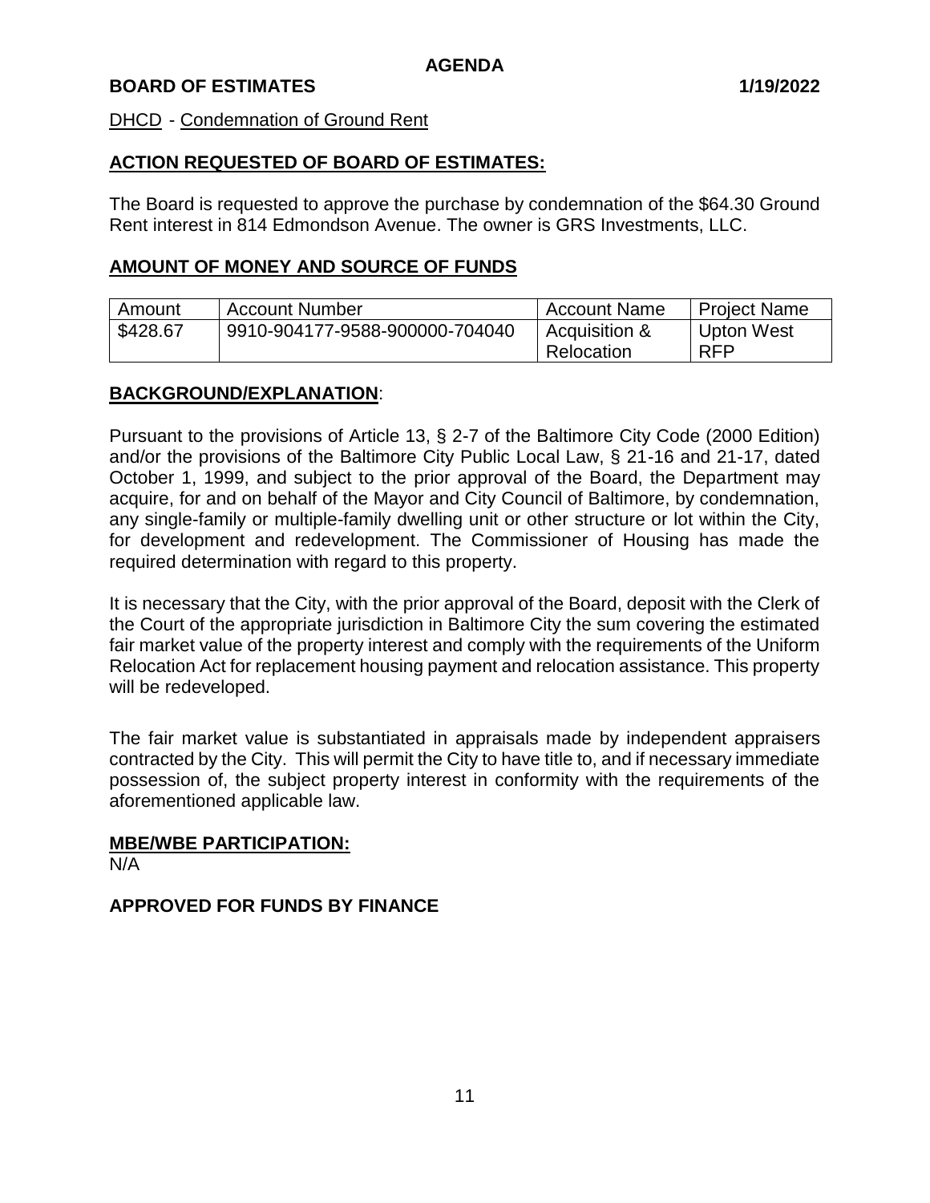**AGENDA**

**BOARD OF ESTIMATES** **1/19/2022**

DHCD - Condemnation of Ground Rent

## ACTION REQUESTED OF BOARD OF ESTIMATES:

The Board is requested to approve the purchase by condemnation of the $64.30 Ground Rent interest in 814 Edmondson Avenue. The owner is GRS Investments, LLC.

## AMOUNT OF MONEY AND SOURCE OF FUNDS

| Amount | Account Number | Account Name | Project Name |
|---|---|---|---|
| $428.67 | 9910-904177-9588-900000-704040 | Acquisition & Relocation | Upton West RFP |

## BACKGROUND/EXPLANATION:

Pursuant to the provisions of Article 13, § 2-7 of the Baltimore City Code (2000 Edition) and/or the provisions of the Baltimore City Public Local Law, § 21-16 and 21-17, dated October 1, 1999, and subject to the prior approval of the Board, the Department may acquire, for and on behalf of the Mayor and City Council of Baltimore, by condemnation, any single-family or multiple-family dwelling unit or other structure or lot within the City, for development and redevelopment. The Commissioner of Housing has made the required determination with regard to this property.

It is necessary that the City, with the prior approval of the Board, deposit with the Clerk of the Court of the appropriate jurisdiction in Baltimore City the sum covering the estimated fair market value of the property interest and comply with the requirements of the Uniform Relocation Act for replacement housing payment and relocation assistance. This property will be redeveloped.

The fair market value is substantiated in appraisals made by independent appraisers contracted by the City. This will permit the City to have title to, and if necessary immediate possession of, the subject property interest in conformity with the requirements of the aforementioned applicable law.

## MBE/WBE PARTICIPATION:

N/A

**APPROVED FOR FUNDS BY FINANCE**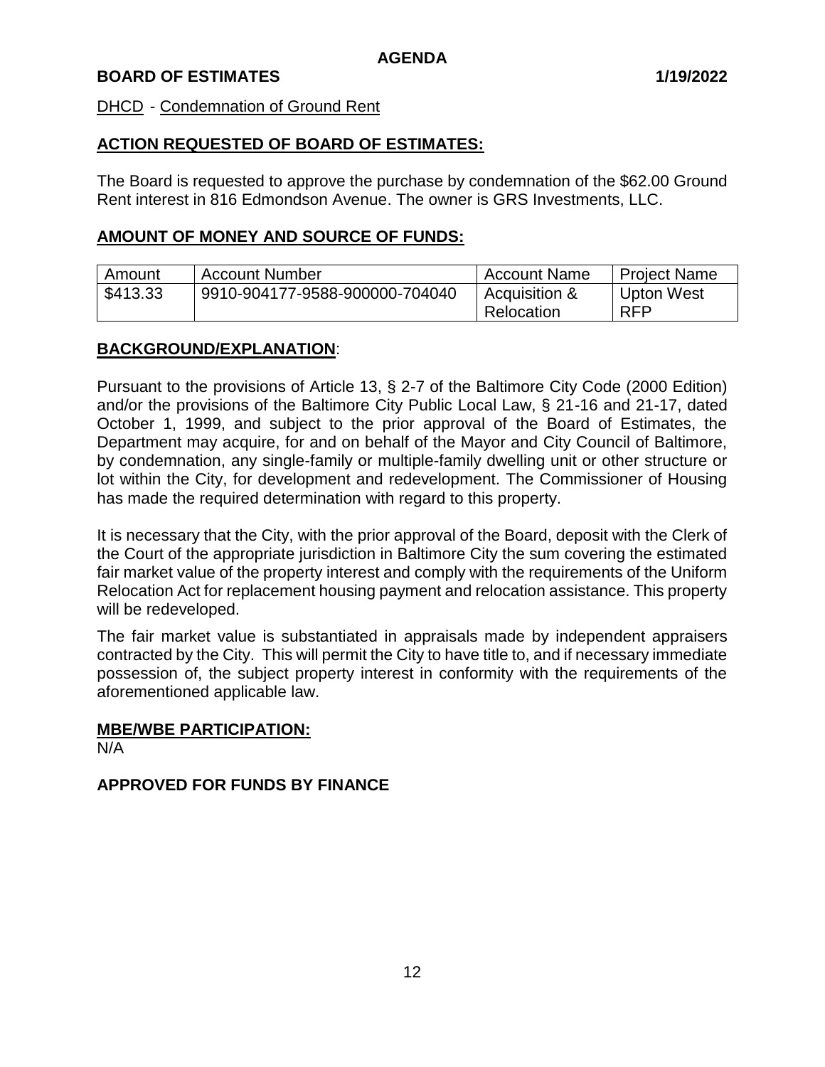**AGENDA**

**BOARD OF ESTIMATES** **1/19/2022**

DHCD - Condemnation of Ground Rent

## ACTION REQUESTED OF BOARD OF ESTIMATES:

The Board is requested to approve the purchase by condemnation of the $62.00 Ground Rent interest in 816 Edmondson Avenue. The owner is GRS Investments, LLC.

## AMOUNT OF MONEY AND SOURCE OF FUNDS:

| Amount | Account Number | Account Name | Project Name |
|---|---|---|---|
| $413.33 | 9910-904177-9588-900000-704040 | Acquisition & Relocation | Upton West RFP |

## BACKGROUND/EXPLANATION:

Pursuant to the provisions of Article 13, § 2-7 of the Baltimore City Code (2000 Edition) and/or the provisions of the Baltimore City Public Local Law, § 21-16 and 21-17, dated October 1, 1999, and subject to the prior approval of the Board of Estimates, the Department may acquire, for and on behalf of the Mayor and City Council of Baltimore, by condemnation, any single-family or multiple-family dwelling unit or other structure or lot within the City, for development and redevelopment. The Commissioner of Housing has made the required determination with regard to this property.

It is necessary that the City, with the prior approval of the Board, deposit with the Clerk of the Court of the appropriate jurisdiction in Baltimore City the sum covering the estimated fair market value of the property interest and comply with the requirements of the Uniform Relocation Act for replacement housing payment and relocation assistance. This property will be redeveloped.

The fair market value is substantiated in appraisals made by independent appraisers contracted by the City. This will permit the City to have title to, and if necessary immediate possession of, the subject property interest in conformity with the requirements of the aforementioned applicable law.

## MBE/WBE PARTICIPATION:

N/A

**APPROVED FOR FUNDS BY FINANCE**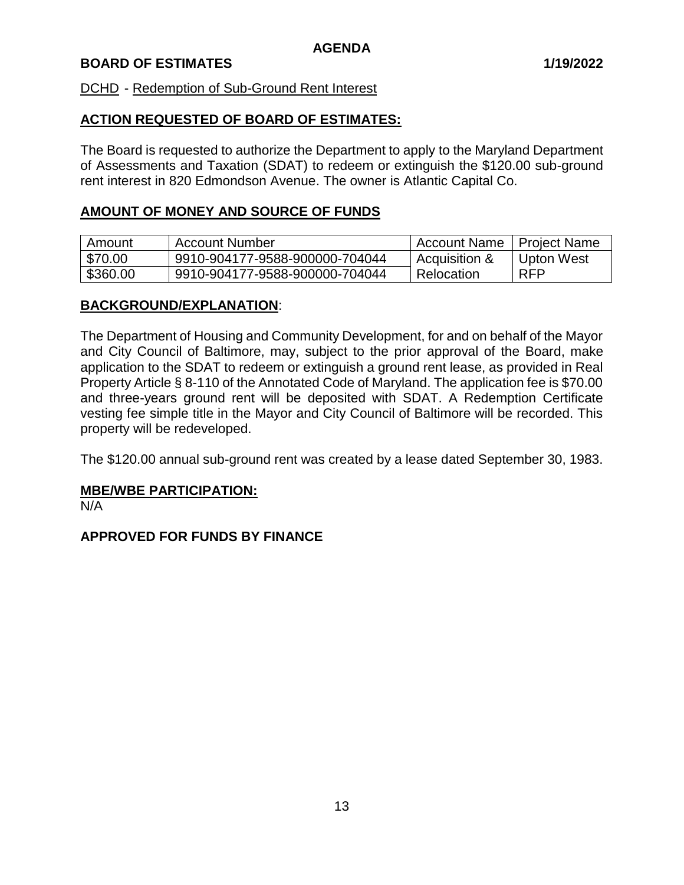**AGENDA**

**BOARD OF ESTIMATES** **1/19/2022**

DCHD - Redemption of Sub-Ground Rent Interest

## ACTION REQUESTED OF BOARD OF ESTIMATES:

The Board is requested to authorize the Department to apply to the Maryland Department of Assessments and Taxation (SDAT) to redeem or extinguish the $120.00 sub-ground rent interest in 820 Edmondson Avenue. The owner is Atlantic Capital Co.

## AMOUNT OF MONEY AND SOURCE OF FUNDS

| Amount | Account Number | Account Name | Project Name |
|---|---|---|---|
| $70.00 | 9910-904177-9588-900000-704044 | Acquisition & Relocation | Upton West RFP |
| $360.00 | 9910-904177-9588-900000-704044 | | |

## BACKGROUND/EXPLANATION:

The Department of Housing and Community Development, for and on behalf of the Mayor and City Council of Baltimore, may, subject to the prior approval of the Board, make application to the SDAT to redeem or extinguish a ground rent lease, as provided in Real Property Article § 8-110 of the Annotated Code of Maryland. The application fee is $70.00 and three-years ground rent will be deposited with SDAT. A Redemption Certificate vesting fee simple title in the Mayor and City Council of Baltimore will be recorded. This property will be redeveloped.

The $120.00 annual sub-ground rent was created by a lease dated September 30, 1983.

## MBE/WBE PARTICIPATION:

N/A

**APPROVED FOR FUNDS BY FINANCE**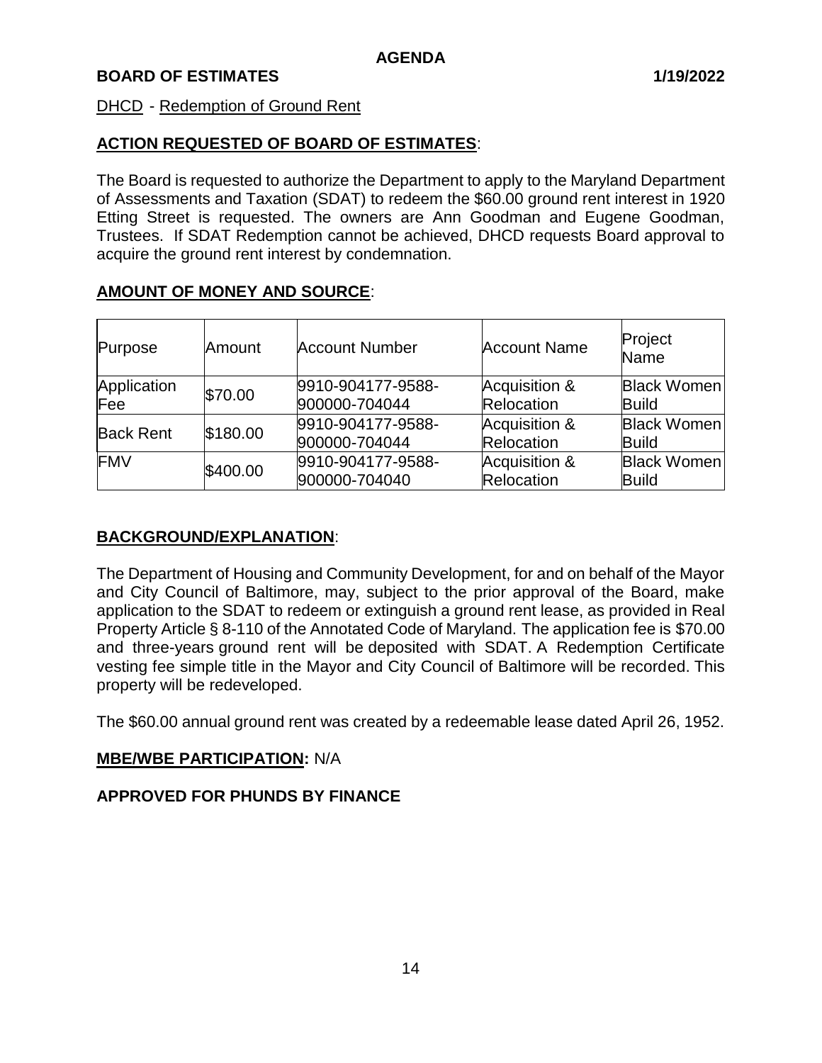AGENDA

**BOARD OF ESTIMATES** **1/19/2022**

DHCD - Redemption of Ground Rent

**ACTION REQUESTED OF BOARD OF ESTIMATES**:

The Board is requested to authorize the Department to apply to the Maryland Department of Assessments and Taxation (SDAT) to redeem the $60.00 ground rent interest in 1920 Etting Street is requested. The owners are Ann Goodman and Eugene Goodman, Trustees. If SDAT Redemption cannot be achieved, DHCD requests Board approval to acquire the ground rent interest by condemnation.

**AMOUNT OF MONEY AND SOURCE**:

| Purpose | Amount | Account Number | Account Name | Project Name |
|---|---|---|---|---|
| Application Fee | $70.00 | 9910-904177-9588-900000-704044 | Acquisition & Relocation | Black Women Build |
| Back Rent | $180.00 | 9910-904177-9588-900000-704044 | Acquisition & Relocation | Black Women Build |
| FMV | $400.00 | 9910-904177-9588-900000-704040 | Acquisition & Relocation | Black Women Build |

**BACKGROUND/EXPLANATION**:

The Department of Housing and Community Development, for and on behalf of the Mayor and City Council of Baltimore, may, subject to the prior approval of the Board, make application to the SDAT to redeem or extinguish a ground rent lease, as provided in Real Property Article § 8-110 of the Annotated Code of Maryland. The application fee is $70.00 and three-years ground rent will be deposited with SDAT. A Redemption Certificate vesting fee simple title in the Mayor and City Council of Baltimore will be recorded. This property will be redeveloped.

The $60.00 annual ground rent was created by a redeemable lease dated April 26, 1952.

**MBE/WBE PARTICIPATION:** N/A

**APPROVED FOR PHUNDS BY FINANCE**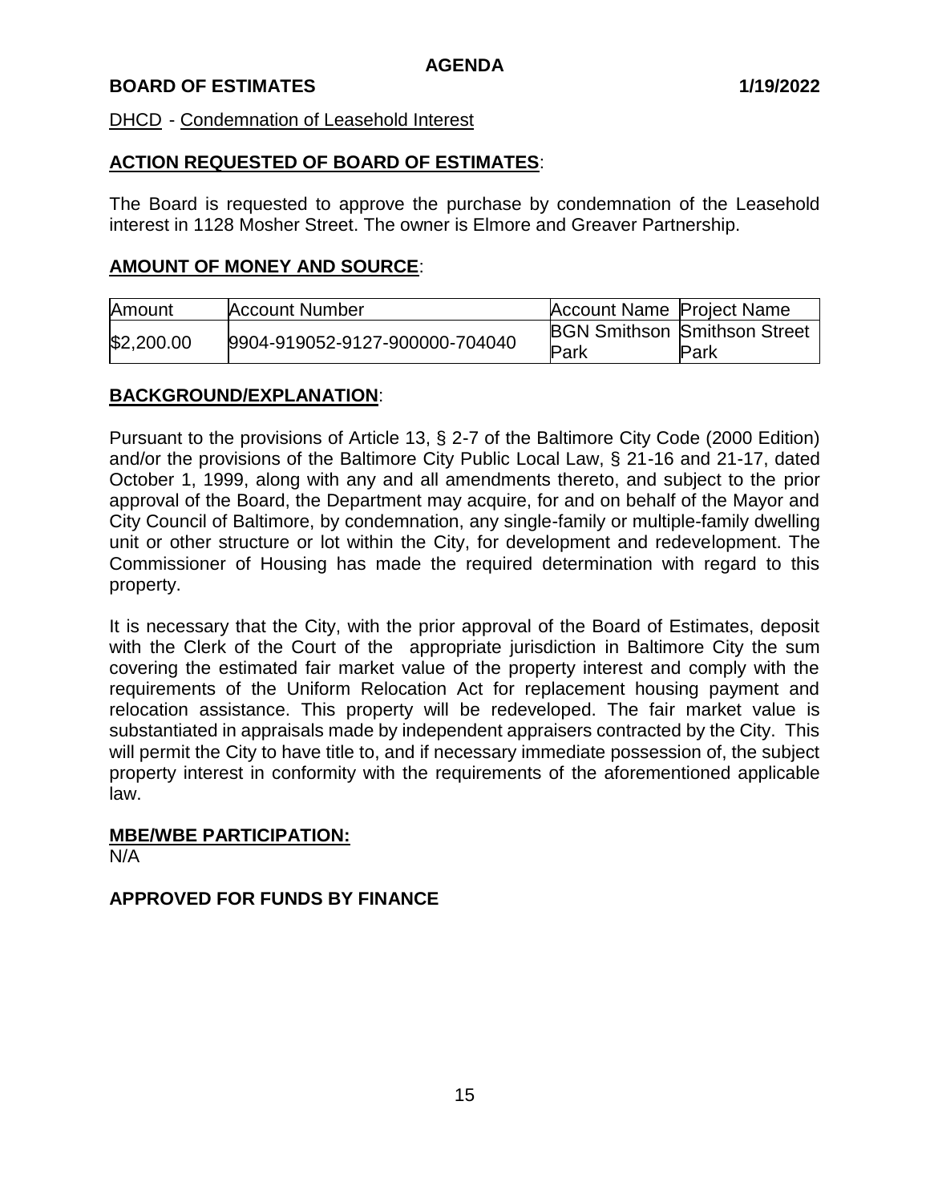**AGENDA**

**BOARD OF ESTIMATES** **1/19/2022**

DHCD - Condemnation of Leasehold Interest

**ACTION REQUESTED OF BOARD OF ESTIMATES**:

The Board is requested to approve the purchase by condemnation of the Leasehold interest in 1128 Mosher Street. The owner is Elmore and Greaver Partnership.

**AMOUNT OF MONEY AND SOURCE**:

| Amount | Account Number | Account Name | Project Name |
|---|---|---|---|
| $2,200.00 | 9904-919052-9127-900000-704040 | BGN Smithson Park | Smithson Street Park |

**BACKGROUND/EXPLANATION**:

Pursuant to the provisions of Article 13, § 2-7 of the Baltimore City Code (2000 Edition) and/or the provisions of the Baltimore City Public Local Law, § 21-16 and 21-17, dated October 1, 1999, along with any and all amendments thereto, and subject to the prior approval of the Board, the Department may acquire, for and on behalf of the Mayor and City Council of Baltimore, by condemnation, any single-family or multiple-family dwelling unit or other structure or lot within the City, for development and redevelopment. The Commissioner of Housing has made the required determination with regard to this property.

It is necessary that the City, with the prior approval of the Board of Estimates, deposit with the Clerk of the Court of the appropriate jurisdiction in Baltimore City the sum covering the estimated fair market value of the property interest and comply with the requirements of the Uniform Relocation Act for replacement housing payment and relocation assistance. This property will be redeveloped. The fair market value is substantiated in appraisals made by independent appraisers contracted by the City. This will permit the City to have title to, and if necessary immediate possession of, the subject property interest in conformity with the requirements of the aforementioned applicable law.

**MBE/WBE PARTICIPATION:**

N/A

**APPROVED FOR FUNDS BY FINANCE**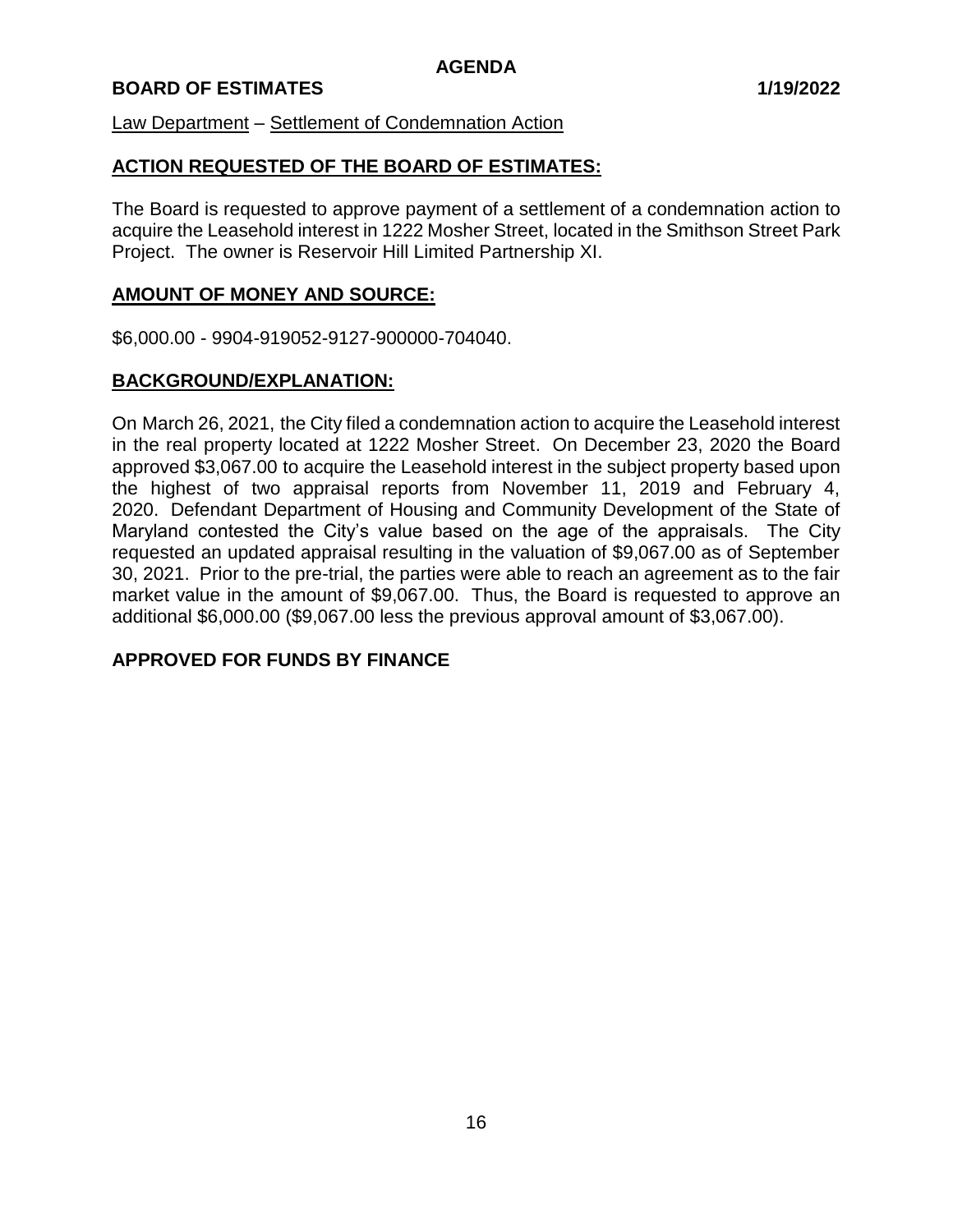**AGENDA**

**BOARD OF ESTIMATES 1/19/2022**

Law Department – Settlement of Condemnation Action

## ACTION REQUESTED OF THE BOARD OF ESTIMATES:

The Board is requested to approve payment of a settlement of a condemnation action to acquire the Leasehold interest in 1222 Mosher Street, located in the Smithson Street Park Project. The owner is Reservoir Hill Limited Partnership XI.

## AMOUNT OF MONEY AND SOURCE:

$6,000.00 - 9904-919052-9127-900000-704040.

## BACKGROUND/EXPLANATION:

On March 26, 2021, the City filed a condemnation action to acquire the Leasehold interest in the real property located at 1222 Mosher Street. On December 23, 2020 the Board approved $3,067.00 to acquire the Leasehold interest in the subject property based upon the highest of two appraisal reports from November 11, 2019 and February 4, 2020. Defendant Department of Housing and Community Development of the State of Maryland contested the City's value based on the age of the appraisals. The City requested an updated appraisal resulting in the valuation of $9,067.00 as of September 30, 2021. Prior to the pre-trial, the parties were able to reach an agreement as to the fair market value in the amount of $9,067.00. Thus, the Board is requested to approve an additional $6,000.00 ($9,067.00 less the previous approval amount of $3,067.00).

**APPROVED FOR FUNDS BY FINANCE**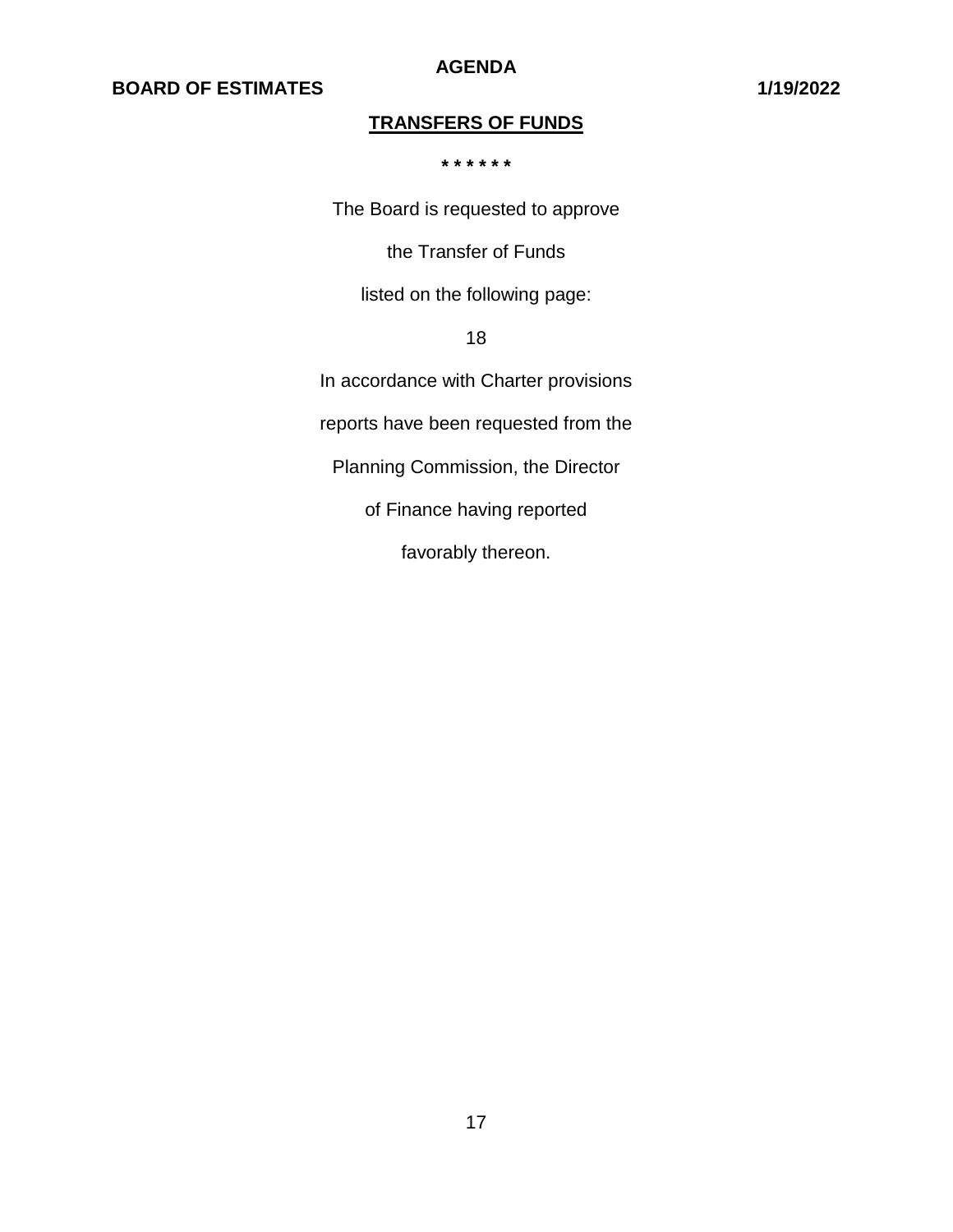# TRANSFERS OF FUNDS

\* \* \* \* \* \*

The Board is requested to approve

the Transfer of Funds

listed on the following page:

18

In accordance with Charter provisions

reports have been requested from the

Planning Commission, the Director

of Finance having reported

favorably thereon.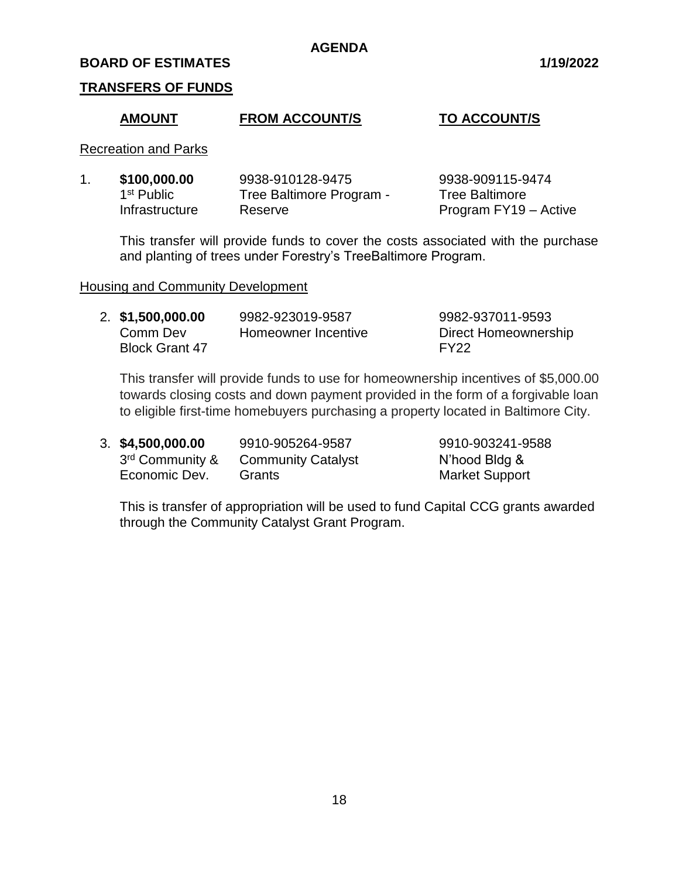**AGENDA**

**BOARD OF ESTIMATES** **1/19/2022**

**TRANSFERS OF FUNDS**

| AMOUNT | FROM ACCOUNT/S | TO ACCOUNT/S |
|---|---|---|

Recreation and Parks

1. **\$100,000.00** 1st Public Infrastructure — FROM: 9938-910128-9475 Tree Baltimore Program - Reserve — TO: 9938-909115-9474 Tree Baltimore Program FY19 – Active

   This transfer will provide funds to cover the costs associated with the purchase and planting of trees under Forestry's TreeBaltimore Program.

Housing and Community Development

2. **\$1,500,000.00** Comm Dev Block Grant 47 — FROM: 9982-923019-9587 Homeowner Incentive — TO: 9982-937011-9593 Direct Homeownership FY22

   This transfer will provide funds to use for homeownership incentives of \$5,000.00 towards closing costs and down payment provided in the form of a forgivable loan to eligible first-time homebuyers purchasing a property located in Baltimore City.

3. **\$4,500,000.00** 3rd Community & Economic Dev. — FROM: 9910-905264-9587 Community Catalyst Grants — TO: 9910-903241-9588 N'hood Bldg & Market Support

   This is transfer of appropriation will be used to fund Capital CCG grants awarded through the Community Catalyst Grant Program.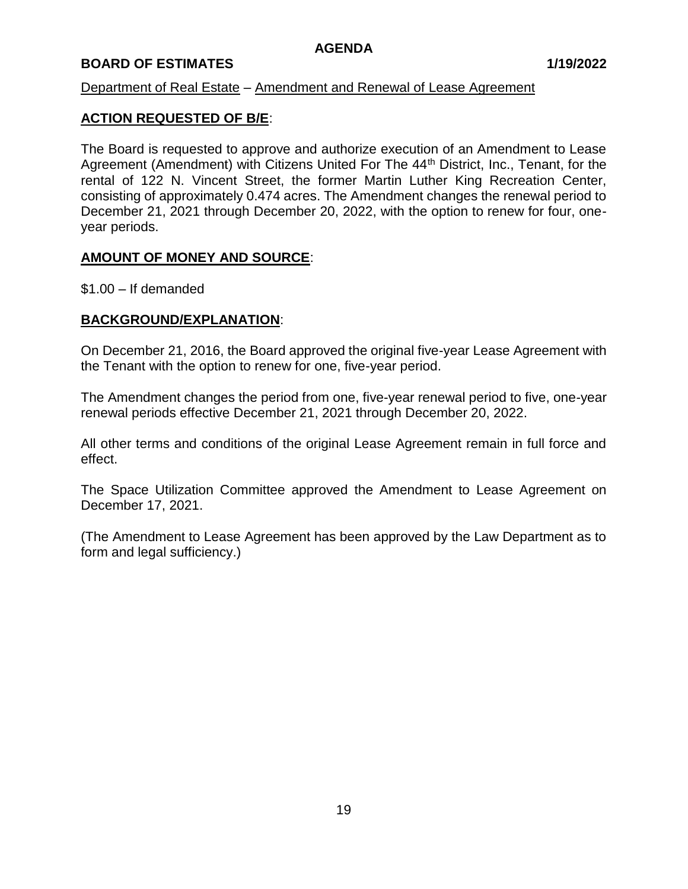# AGENDA

**BOARD OF ESTIMATES** **1/19/2022**

Department of Real Estate – Amendment and Renewal of Lease Agreement

## ACTION REQUESTED OF B/E:

The Board is requested to approve and authorize execution of an Amendment to Lease Agreement (Amendment) with Citizens United For The 44th District, Inc., Tenant, for the rental of 122 N. Vincent Street, the former Martin Luther King Recreation Center, consisting of approximately 0.474 acres. The Amendment changes the renewal period to December 21, 2021 through December 20, 2022, with the option to renew for four, one-year periods.

## AMOUNT OF MONEY AND SOURCE:

$1.00 – If demanded

## BACKGROUND/EXPLANATION:

On December 21, 2016, the Board approved the original five-year Lease Agreement with the Tenant with the option to renew for one, five-year period.

The Amendment changes the period from one, five-year renewal period to five, one-year renewal periods effective December 21, 2021 through December 20, 2022.

All other terms and conditions of the original Lease Agreement remain in full force and effect.

The Space Utilization Committee approved the Amendment to Lease Agreement on December 17, 2021.

(The Amendment to Lease Agreement has been approved by the Law Department as to form and legal sufficiency.)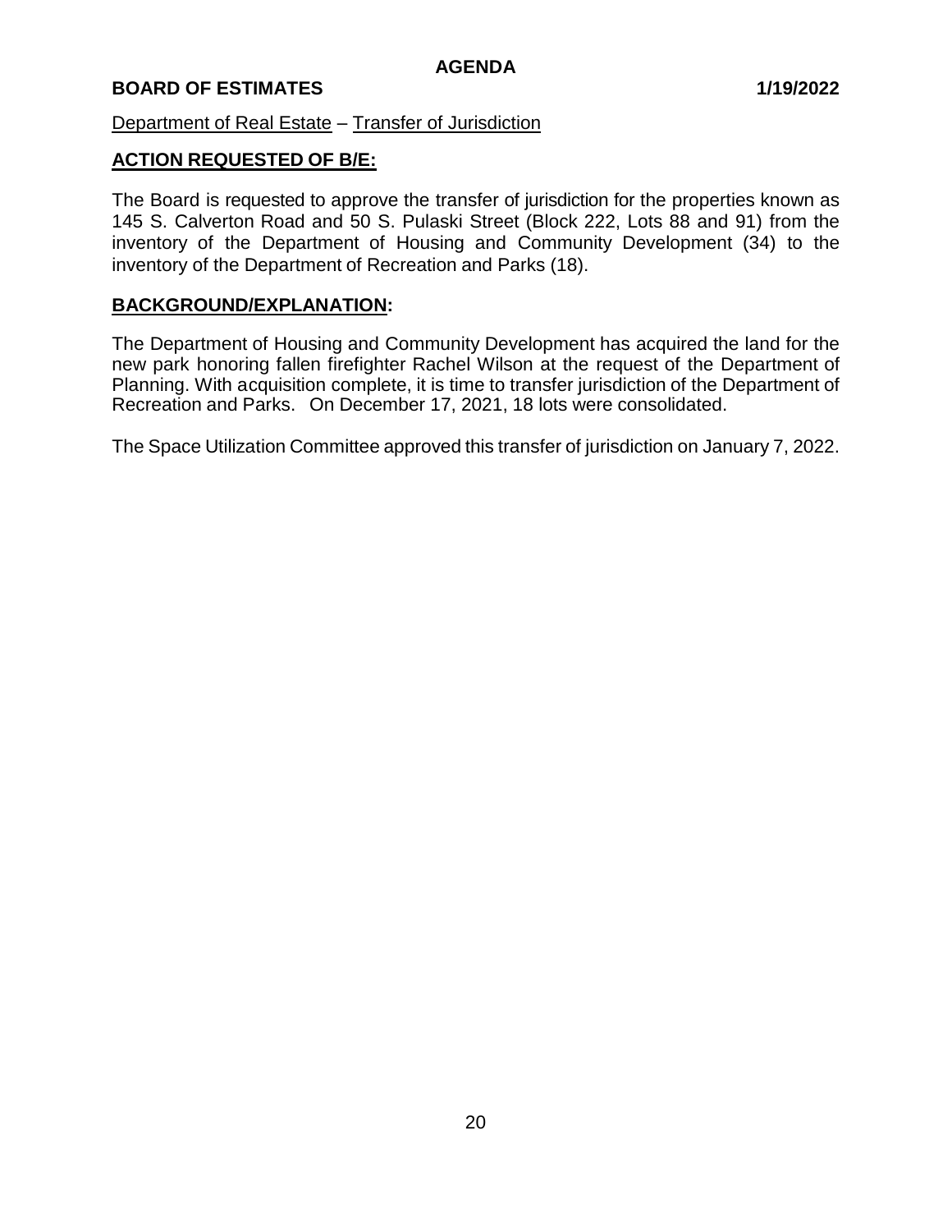**AGENDA**

**BOARD OF ESTIMATES 1/19/2022**

Department of Real Estate – Transfer of Jurisdiction

**ACTION REQUESTED OF B/E:**

The Board is requested to approve the transfer of jurisdiction for the properties known as 145 S. Calverton Road and 50 S. Pulaski Street (Block 222, Lots 88 and 91) from the inventory of the Department of Housing and Community Development (34) to the inventory of the Department of Recreation and Parks (18).

**BACKGROUND/EXPLANATION:**

The Department of Housing and Community Development has acquired the land for the new park honoring fallen firefighter Rachel Wilson at the request of the Department of Planning. With acquisition complete, it is time to transfer jurisdiction of the Department of Recreation and Parks. On December 17, 2021, 18 lots were consolidated.

The Space Utilization Committee approved this transfer of jurisdiction on January 7, 2022.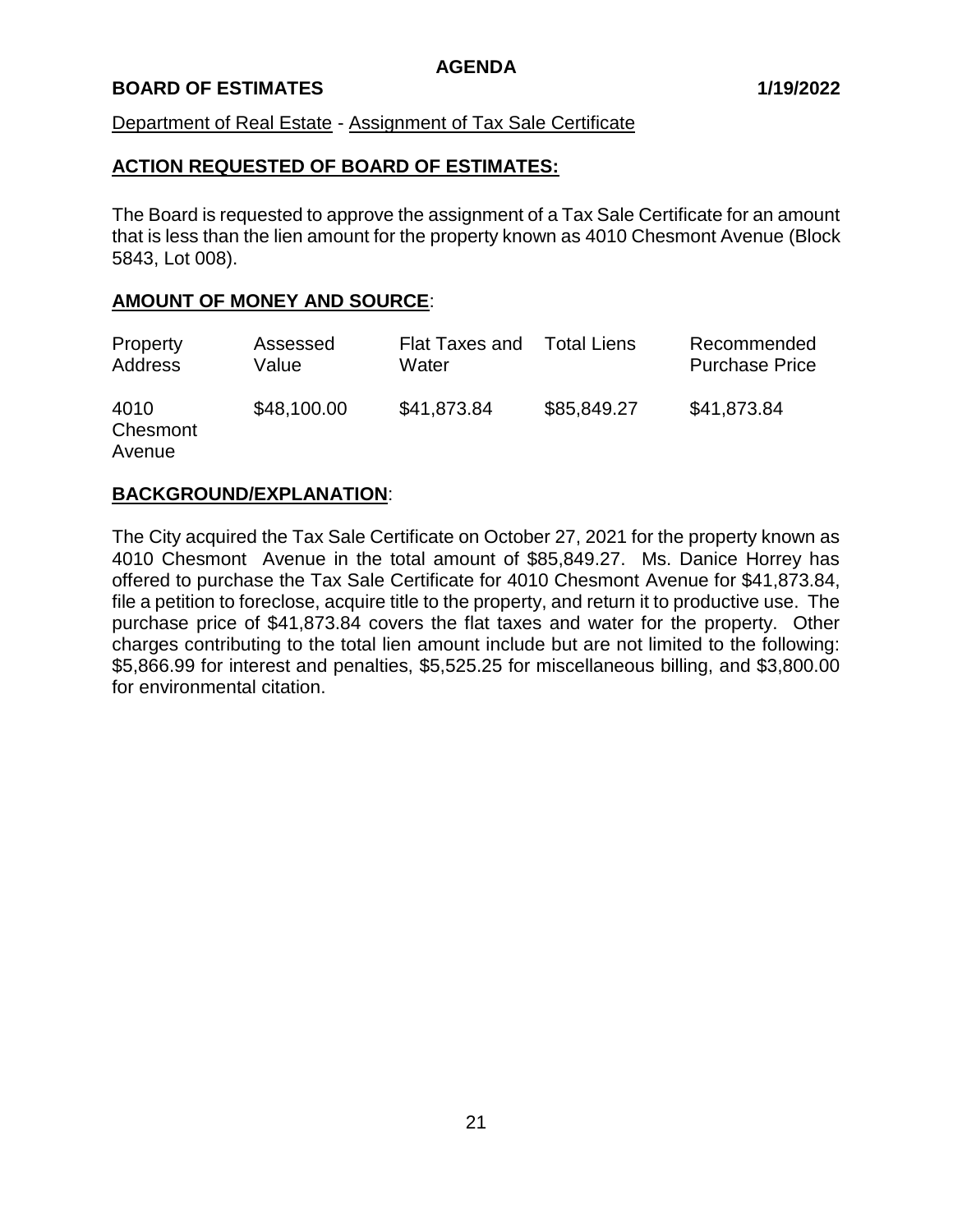**AGENDA**

**BOARD OF ESTIMATES 1/19/2022**

Department of Real Estate - Assignment of Tax Sale Certificate

**ACTION REQUESTED OF BOARD OF ESTIMATES:**

The Board is requested to approve the assignment of a Tax Sale Certificate for an amount that is less than the lien amount for the property known as 4010 Chesmont Avenue (Block 5843, Lot 008).

**AMOUNT OF MONEY AND SOURCE**:

| Property Address | Assessed Value | Flat Taxes and Water | Total Liens | Recommended Purchase Price |
|---|---|---|---|---|
| 4010 Chesmont Avenue | $48,100.00 | $41,873.84 | $85,849.27 | $41,873.84 |

**BACKGROUND/EXPLANATION**:

The City acquired the Tax Sale Certificate on October 27, 2021 for the property known as 4010 Chesmont Avenue in the total amount of $85,849.27. Ms. Danice Horrey has offered to purchase the Tax Sale Certificate for 4010 Chesmont Avenue for $41,873.84, file a petition to foreclose, acquire title to the property, and return it to productive use. The purchase price of $41,873.84 covers the flat taxes and water for the property. Other charges contributing to the total lien amount include but are not limited to the following: $5,866.99 for interest and penalties, $5,525.25 for miscellaneous billing, and $3,800.00 for environmental citation.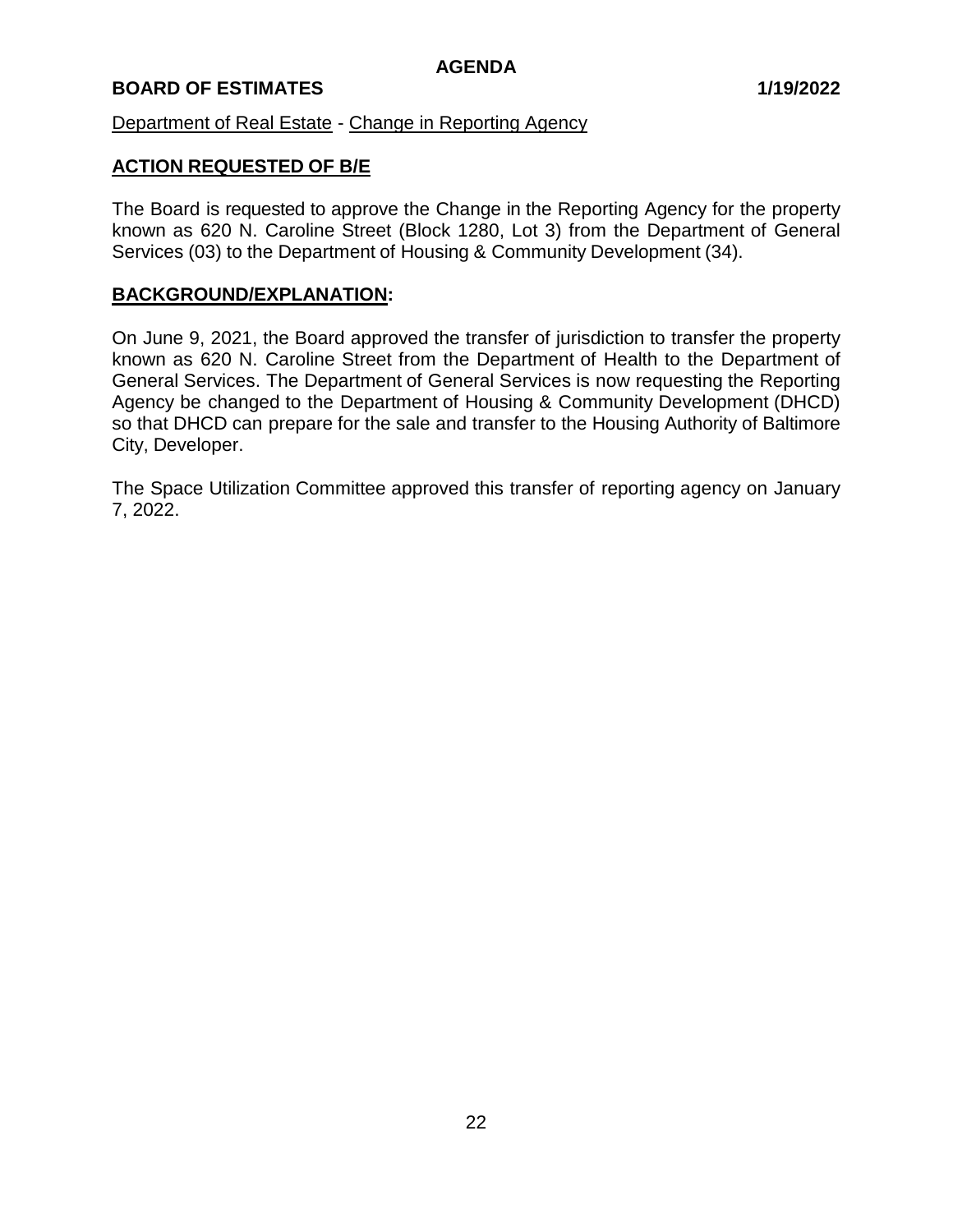Department of Real Estate - Change in Reporting Agency

## ACTION REQUESTED OF B/E

The Board is requested to approve the Change in the Reporting Agency for the property known as 620 N. Caroline Street (Block 1280, Lot 3) from the Department of General Services (03) to the Department of Housing & Community Development (34).

## BACKGROUND/EXPLANATION:

On June 9, 2021, the Board approved the transfer of jurisdiction to transfer the property known as 620 N. Caroline Street from the Department of Health to the Department of General Services. The Department of General Services is now requesting the Reporting Agency be changed to the Department of Housing & Community Development (DHCD) so that DHCD can prepare for the sale and transfer to the Housing Authority of Baltimore City, Developer.

The Space Utilization Committee approved this transfer of reporting agency on January 7, 2022.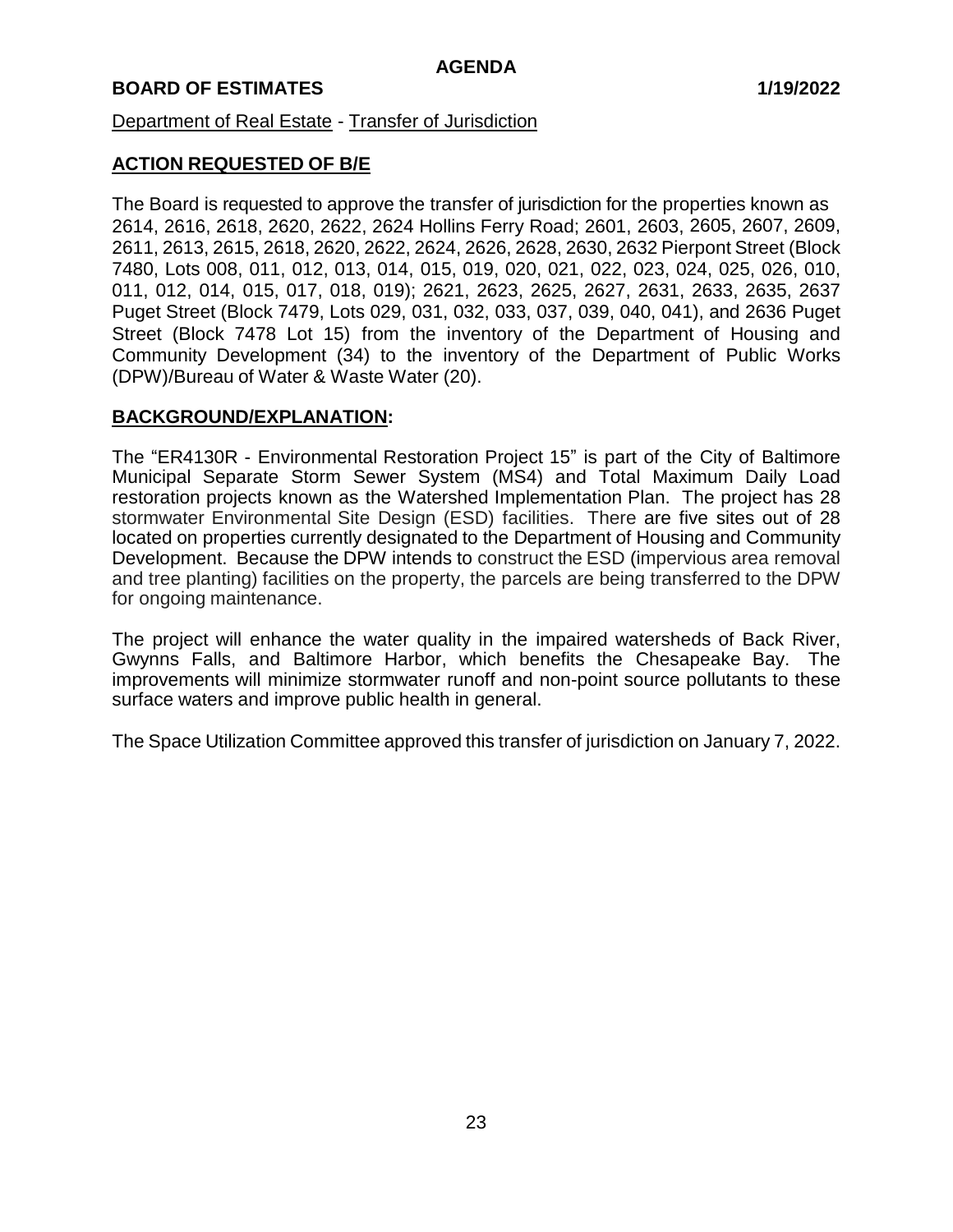**AGENDA**

**BOARD OF ESTIMATES** **1/19/2022**

Department of Real Estate - Transfer of Jurisdiction

## ACTION REQUESTED OF B/E

The Board is requested to approve the transfer of jurisdiction for the properties known as 2614, 2616, 2618, 2620, 2622, 2624 Hollins Ferry Road; 2601, 2603, 2605, 2607, 2609, 2611, 2613, 2615, 2618, 2620, 2622, 2624, 2626, 2628, 2630, 2632 Pierpont Street (Block 7480, Lots 008, 011, 012, 013, 014, 015, 019, 020, 021, 022, 023, 024, 025, 026, 010, 011, 012, 014, 015, 017, 018, 019); 2621, 2623, 2625, 2627, 2631, 2633, 2635, 2637 Puget Street (Block 7479, Lots 029, 031, 032, 033, 037, 039, 040, 041), and 2636 Puget Street (Block 7478 Lot 15) from the inventory of the Department of Housing and Community Development (34) to the inventory of the Department of Public Works (DPW)/Bureau of Water & Waste Water (20).

## BACKGROUND/EXPLANATION:

The "ER4130R - Environmental Restoration Project 15" is part of the City of Baltimore Municipal Separate Storm Sewer System (MS4) and Total Maximum Daily Load restoration projects known as the Watershed Implementation Plan. The project has 28 stormwater Environmental Site Design (ESD) facilities. There are five sites out of 28 located on properties currently designated to the Department of Housing and Community Development. Because the DPW intends to construct the ESD (impervious area removal and tree planting) facilities on the property, the parcels are being transferred to the DPW for ongoing maintenance.

The project will enhance the water quality in the impaired watersheds of Back River, Gwynns Falls, and Baltimore Harbor, which benefits the Chesapeake Bay. The improvements will minimize stormwater runoff and non-point source pollutants to these surface waters and improve public health in general.

The Space Utilization Committee approved this transfer of jurisdiction on January 7, 2022.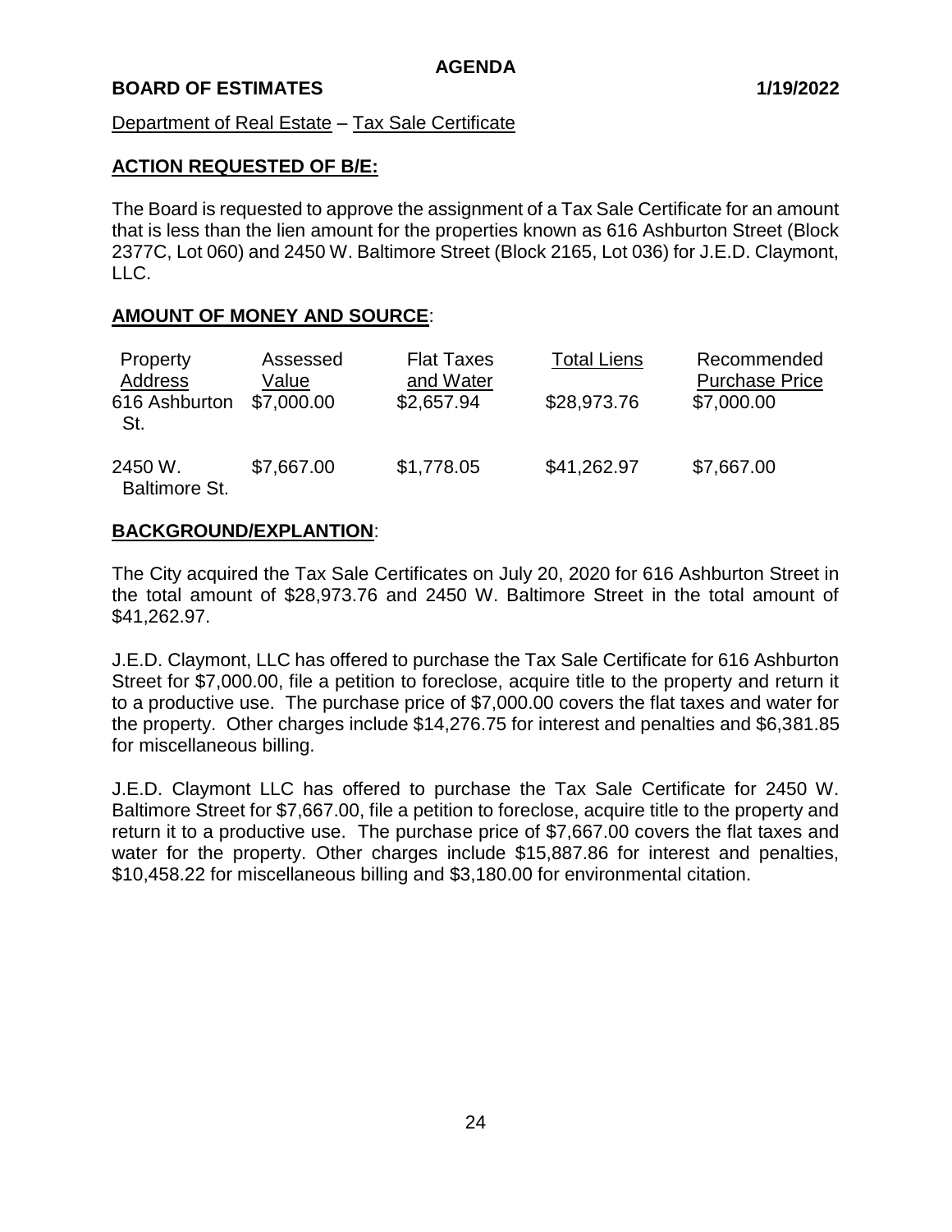**AGENDA**

**BOARD OF ESTIMATES** **1/19/2022**

Department of Real Estate – Tax Sale Certificate

**ACTION REQUESTED OF B/E:**

The Board is requested to approve the assignment of a Tax Sale Certificate for an amount that is less than the lien amount for the properties known as 616 Ashburton Street (Block 2377C, Lot 060) and 2450 W. Baltimore Street (Block 2165, Lot 036) for J.E.D. Claymont, LLC.

**AMOUNT OF MONEY AND SOURCE**:

| Property Address | Assessed Value | Flat Taxes and Water | Total Liens | Recommended Purchase Price |
|---|---|---|---|---|
| 616 Ashburton St. | $7,000.00 | $2,657.94 | $28,973.76 | $7,000.00 |
| 2450 W. Baltimore St. | $7,667.00 | $1,778.05 | $41,262.97 | $7,667.00 |

**BACKGROUND/EXPLANTION**:

The City acquired the Tax Sale Certificates on July 20, 2020 for 616 Ashburton Street in the total amount of $28,973.76 and 2450 W. Baltimore Street in the total amount of $41,262.97.

J.E.D. Claymont, LLC has offered to purchase the Tax Sale Certificate for 616 Ashburton Street for $7,000.00, file a petition to foreclose, acquire title to the property and return it to a productive use. The purchase price of $7,000.00 covers the flat taxes and water for the property. Other charges include $14,276.75 for interest and penalties and $6,381.85 for miscellaneous billing.

J.E.D. Claymont LLC has offered to purchase the Tax Sale Certificate for 2450 W. Baltimore Street for $7,667.00, file a petition to foreclose, acquire title to the property and return it to a productive use. The purchase price of $7,667.00 covers the flat taxes and water for the property. Other charges include $15,887.86 for interest and penalties, $10,458.22 for miscellaneous billing and $3,180.00 for environmental citation.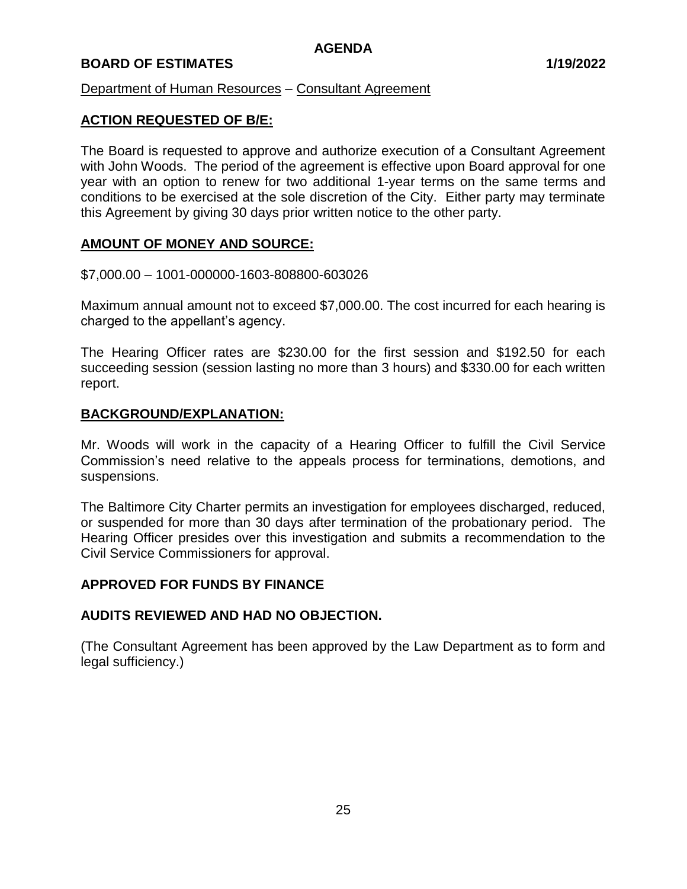Department of Human Resources – Consultant Agreement

**ACTION REQUESTED OF B/E:**

The Board is requested to approve and authorize execution of a Consultant Agreement with John Woods. The period of the agreement is effective upon Board approval for one year with an option to renew for two additional 1-year terms on the same terms and conditions to be exercised at the sole discretion of the City. Either party may terminate this Agreement by giving 30 days prior written notice to the other party.

**AMOUNT OF MONEY AND SOURCE:**

$7,000.00 – 1001-000000-1603-808800-603026

Maximum annual amount not to exceed $7,000.00. The cost incurred for each hearing is charged to the appellant's agency.

The Hearing Officer rates are $230.00 for the first session and $192.50 for each succeeding session (session lasting no more than 3 hours) and $330.00 for each written report.

**BACKGROUND/EXPLANATION:**

Mr. Woods will work in the capacity of a Hearing Officer to fulfill the Civil Service Commission's need relative to the appeals process for terminations, demotions, and suspensions.

The Baltimore City Charter permits an investigation for employees discharged, reduced, or suspended for more than 30 days after termination of the probationary period. The Hearing Officer presides over this investigation and submits a recommendation to the Civil Service Commissioners for approval.

**APPROVED FOR FUNDS BY FINANCE**

**AUDITS REVIEWED AND HAD NO OBJECTION.**

(The Consultant Agreement has been approved by the Law Department as to form and legal sufficiency.)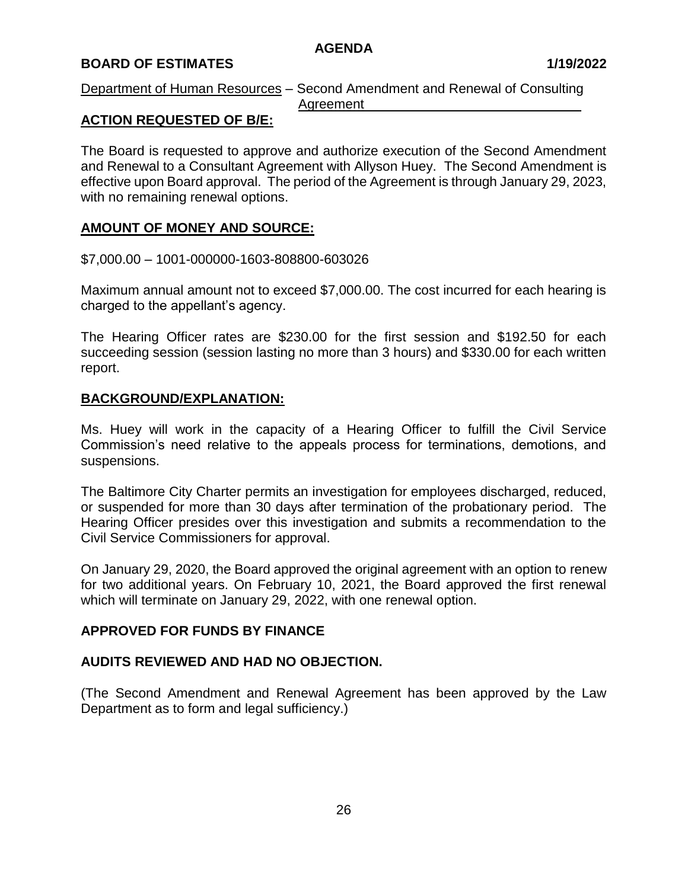AGENDA

**BOARD OF ESTIMATES** **1/19/2022**

Department of Human Resources – Second Amendment and Renewal of Consulting Agreement

## ACTION REQUESTED OF B/E:

The Board is requested to approve and authorize execution of the Second Amendment and Renewal to a Consultant Agreement with Allyson Huey. The Second Amendment is effective upon Board approval. The period of the Agreement is through January 29, 2023, with no remaining renewal options.

## AMOUNT OF MONEY AND SOURCE:

$7,000.00 – 1001-000000-1603-808800-603026

Maximum annual amount not to exceed $7,000.00. The cost incurred for each hearing is charged to the appellant's agency.

The Hearing Officer rates are $230.00 for the first session and $192.50 for each succeeding session (session lasting no more than 3 hours) and $330.00 for each written report.

## BACKGROUND/EXPLANATION:

Ms. Huey will work in the capacity of a Hearing Officer to fulfill the Civil Service Commission's need relative to the appeals process for terminations, demotions, and suspensions.

The Baltimore City Charter permits an investigation for employees discharged, reduced, or suspended for more than 30 days after termination of the probationary period. The Hearing Officer presides over this investigation and submits a recommendation to the Civil Service Commissioners for approval.

On January 29, 2020, the Board approved the original agreement with an option to renew for two additional years. On February 10, 2021, the Board approved the first renewal which will terminate on January 29, 2022, with one renewal option.

**APPROVED FOR FUNDS BY FINANCE**

**AUDITS REVIEWED AND HAD NO OBJECTION.**

(The Second Amendment and Renewal Agreement has been approved by the Law Department as to form and legal sufficiency.)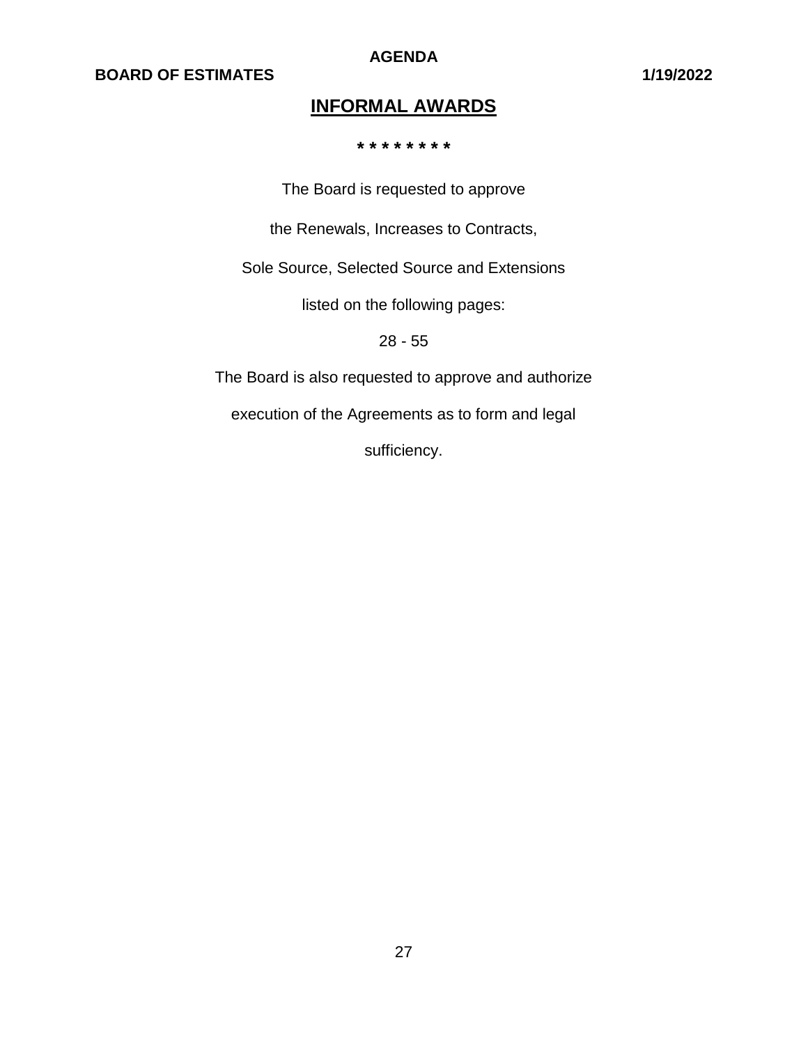## INFORMAL AWARDS

\* \* \* \* \* \* \* \*

The Board is requested to approve

the Renewals, Increases to Contracts,

Sole Source, Selected Source and Extensions

listed on the following pages:

28 - 55

The Board is also requested to approve and authorize

execution of the Agreements as to form and legal

sufficiency.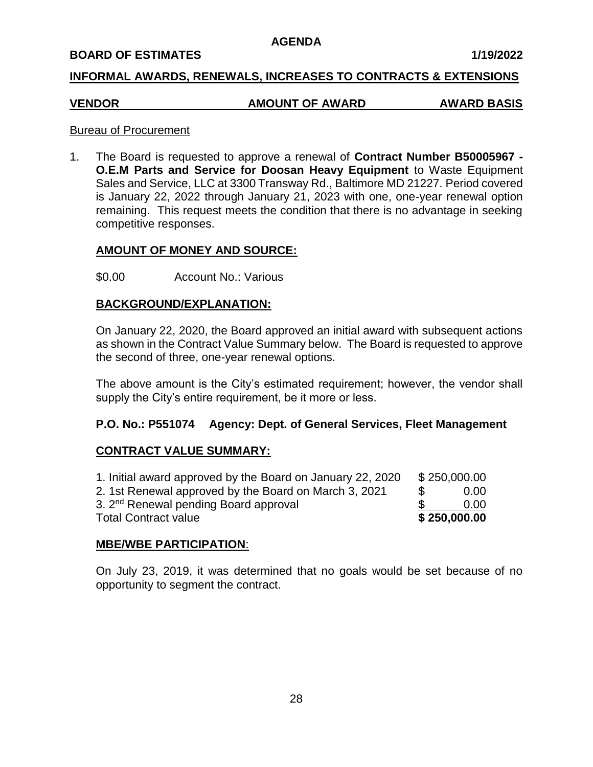**AGENDA**

**BOARD OF ESTIMATES** **1/19/2022**

**INFORMAL AWARDS, RENEWALS, INCREASES TO CONTRACTS & EXTENSIONS**

| VENDOR | AMOUNT OF AWARD | AWARD BASIS |
|---|---|---|

Bureau of Procurement

1. The Board is requested to approve a renewal of **Contract Number B50005967 - O.E.M Parts and Service for Doosan Heavy Equipment** to Waste Equipment Sales and Service, LLC at 3300 Transway Rd., Baltimore MD 21227. Period covered is January 22, 2022 through January 21, 2023 with one, one-year renewal option remaining. This request meets the condition that there is no advantage in seeking competitive responses.

**AMOUNT OF MONEY AND SOURCE:**

$0.00 Account No.: Various

**BACKGROUND/EXPLANATION:**

On January 22, 2020, the Board approved an initial award with subsequent actions as shown in the Contract Value Summary below. The Board is requested to approve the second of three, one-year renewal options.

The above amount is the City's estimated requirement; however, the vendor shall supply the City's entire requirement, be it more or less.

**P.O. No.: P551074 Agency: Dept. of General Services, Fleet Management**

**CONTRACT VALUE SUMMARY:**

| | |
|---|---|
| 1. Initial award approved by the Board on January 22, 2020 | $ 250,000.00 |
| 2. 1st Renewal approved by the Board on March 3, 2021 | $ 0.00 |
| 3. 2nd Renewal pending Board approval | $ 0.00 |
| Total Contract value | **$ 250,000.00** |

**MBE/WBE PARTICIPATION**:

On July 23, 2019, it was determined that no goals would be set because of no opportunity to segment the contract.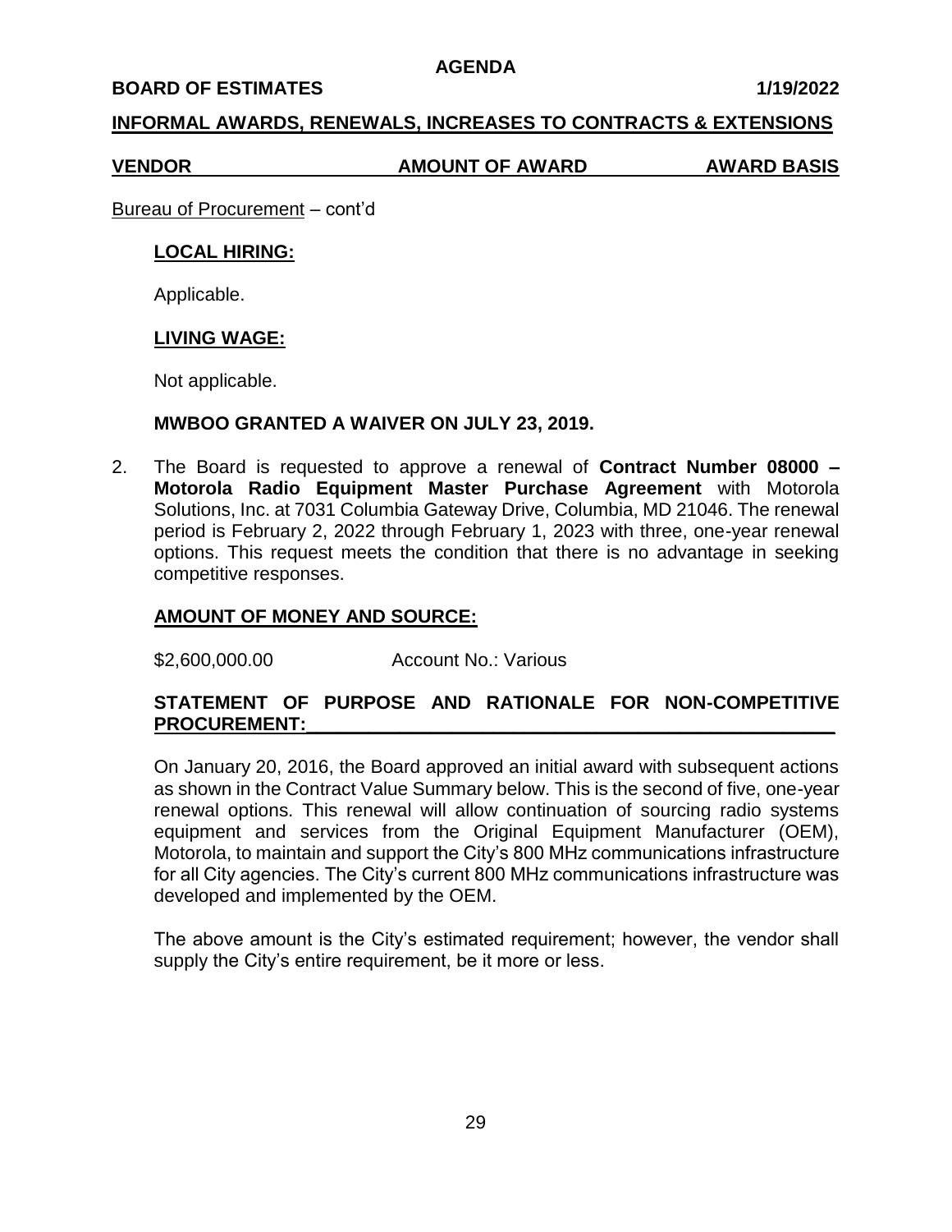**AGENDA**

**BOARD OF ESTIMATES** **1/19/2022**

**INFORMAL AWARDS, RENEWALS, INCREASES TO CONTRACTS & EXTENSIONS**

| **VENDOR** | **AMOUNT OF AWARD** | **AWARD BASIS** |
|---|---|---|

Bureau of Procurement – cont'd

**LOCAL HIRING:**

Applicable.

**LIVING WAGE:**

Not applicable.

**MWBOO GRANTED A WAIVER ON JULY 23, 2019.**

2. The Board is requested to approve a renewal of **Contract Number 08000 – Motorola Radio Equipment Master Purchase Agreement** with Motorola Solutions, Inc. at 7031 Columbia Gateway Drive, Columbia, MD 21046. The renewal period is February 2, 2022 through February 1, 2023 with three, one-year renewal options. This request meets the condition that there is no advantage in seeking competitive responses.

**AMOUNT OF MONEY AND SOURCE:**

$2,600,000.00 Account No.: Various

**STATEMENT OF PURPOSE AND RATIONALE FOR NON-COMPETITIVE PROCUREMENT:**

On January 20, 2016, the Board approved an initial award with subsequent actions as shown in the Contract Value Summary below. This is the second of five, one-year renewal options. This renewal will allow continuation of sourcing radio systems equipment and services from the Original Equipment Manufacturer (OEM), Motorola, to maintain and support the City's 800 MHz communications infrastructure for all City agencies. The City's current 800 MHz communications infrastructure was developed and implemented by the OEM.

The above amount is the City's estimated requirement; however, the vendor shall supply the City's entire requirement, be it more or less.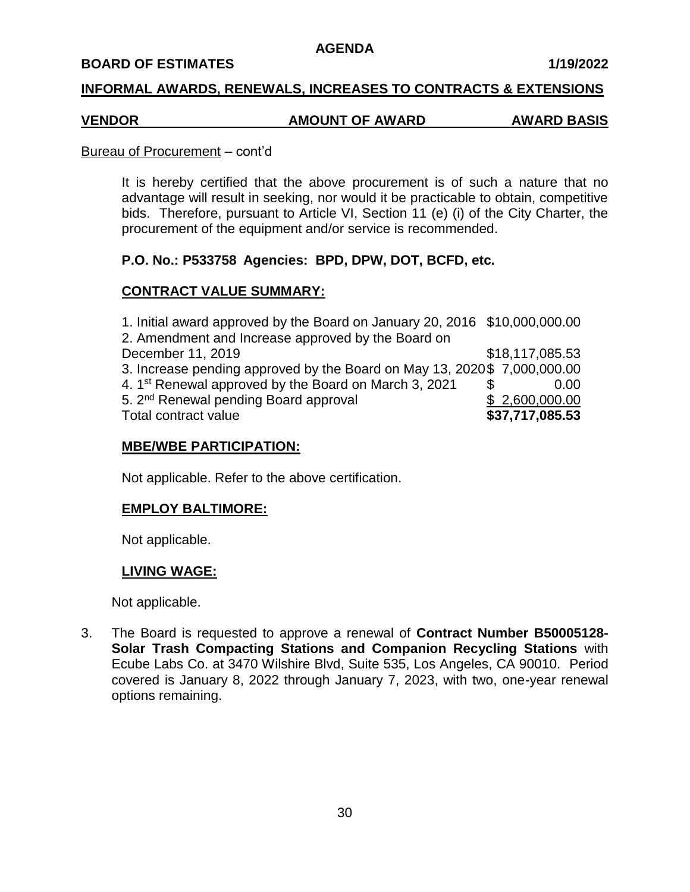**AGENDA**

**BOARD OF ESTIMATES 1/19/2022**

**INFORMAL AWARDS, RENEWALS, INCREASES TO CONTRACTS & EXTENSIONS**

| **VENDOR** | **AMOUNT OF AWARD** | **AWARD BASIS** |
|---|---|---|

Bureau of Procurement – cont'd

It is hereby certified that the above procurement is of such a nature that no advantage will result in seeking, nor would it be practicable to obtain, competitive bids. Therefore, pursuant to Article VI, Section 11 (e) (i) of the City Charter, the procurement of the equipment and/or service is recommended.

**P.O. No.: P533758 Agencies: BPD, DPW, DOT, BCFD, etc.**

**CONTRACT VALUE SUMMARY:**

| | |
|---|---|
| 1. Initial award approved by the Board on January 20, 2016 | $10,000,000.00 |
| 2. Amendment and Increase approved by the Board on December 11, 2019 | $18,117,085.53 |
| 3. Increase pending approved by the Board on May 13, 2020 | $ 7,000,000.00 |
| 4. 1st Renewal approved by the Board on March 3, 2021 | $ 0.00 |
| 5. 2nd Renewal pending Board approval | $ 2,600,000.00 |
| Total contract value | **$37,717,085.53** |

**MBE/WBE PARTICIPATION:**

Not applicable. Refer to the above certification.

**EMPLOY BALTIMORE:**

Not applicable.

**LIVING WAGE:**

Not applicable.

3. The Board is requested to approve a renewal of **Contract Number B50005128-Solar Trash Compacting Stations and Companion Recycling Stations** with Ecube Labs Co. at 3470 Wilshire Blvd, Suite 535, Los Angeles, CA 90010. Period covered is January 8, 2022 through January 7, 2023, with two, one-year renewal options remaining.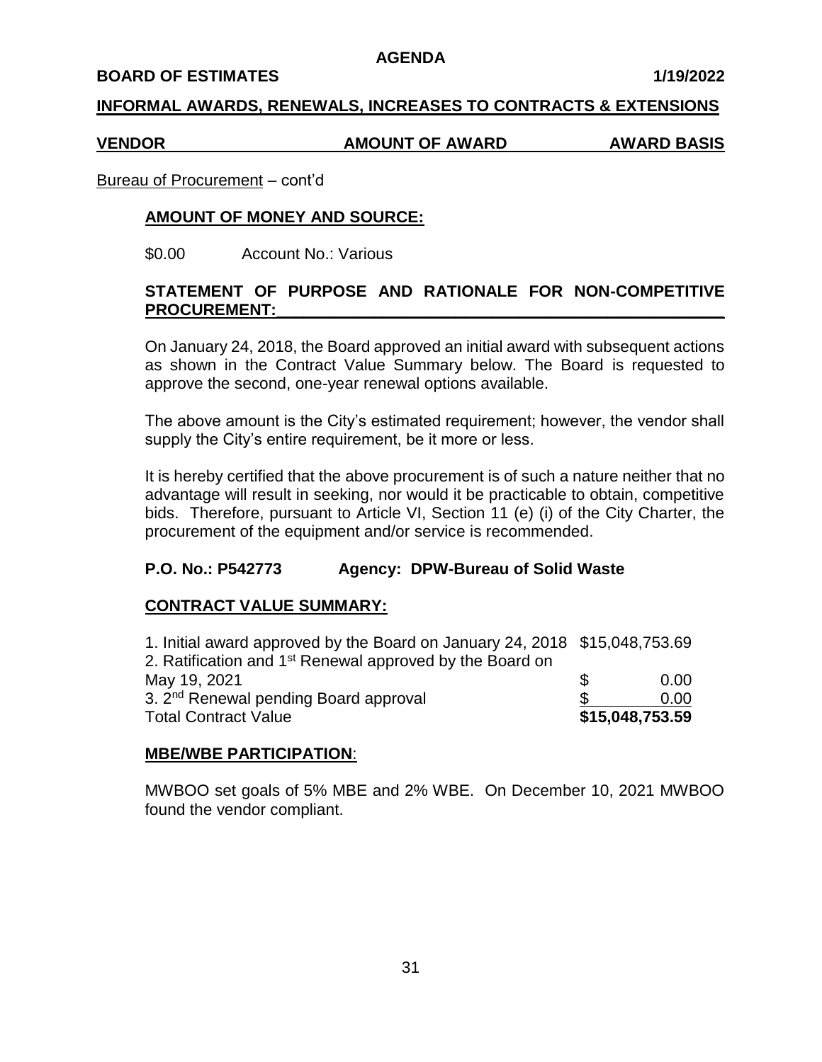**AGENDA**

**BOARD OF ESTIMATES** **1/19/2022**

**INFORMAL AWARDS, RENEWALS, INCREASES TO CONTRACTS & EXTENSIONS**

| VENDOR | AMOUNT OF AWARD | AWARD BASIS |
|---|---|---|

Bureau of Procurement – cont'd

**AMOUNT OF MONEY AND SOURCE:**

$0.00 Account No.: Various

**STATEMENT OF PURPOSE AND RATIONALE FOR NON-COMPETITIVE PROCUREEMENT:**

On January 24, 2018, the Board approved an initial award with subsequent actions as shown in the Contract Value Summary below. The Board is requested to approve the second, one-year renewal options available.

The above amount is the City's estimated requirement; however, the vendor shall supply the City's entire requirement, be it more or less.

It is hereby certified that the above procurement is of such a nature neither that no advantage will result in seeking, nor would it be practicable to obtain, competitive bids. Therefore, pursuant to Article VI, Section 11 (e) (i) of the City Charter, the procurement of the equipment and/or service is recommended.

**P.O. No.: P542773** **Agency: DPW-Bureau of Solid Waste**

**CONTRACT VALUE SUMMARY:**

| | |
|---|---|
| 1. Initial award approved by the Board on January 24, 2018 | $15,048,753.69 |
| 2. Ratification and 1st Renewal approved by the Board on May 19, 2021 | $ 0.00 |
| 3. 2nd Renewal pending Board approval | $ 0.00 |
| Total Contract Value | **$15,048,753.59** |

**MBE/WBE PARTICIPATION:**

MWBOO set goals of 5% MBE and 2% WBE. On December 10, 2021 MWBOO found the vendor compliant.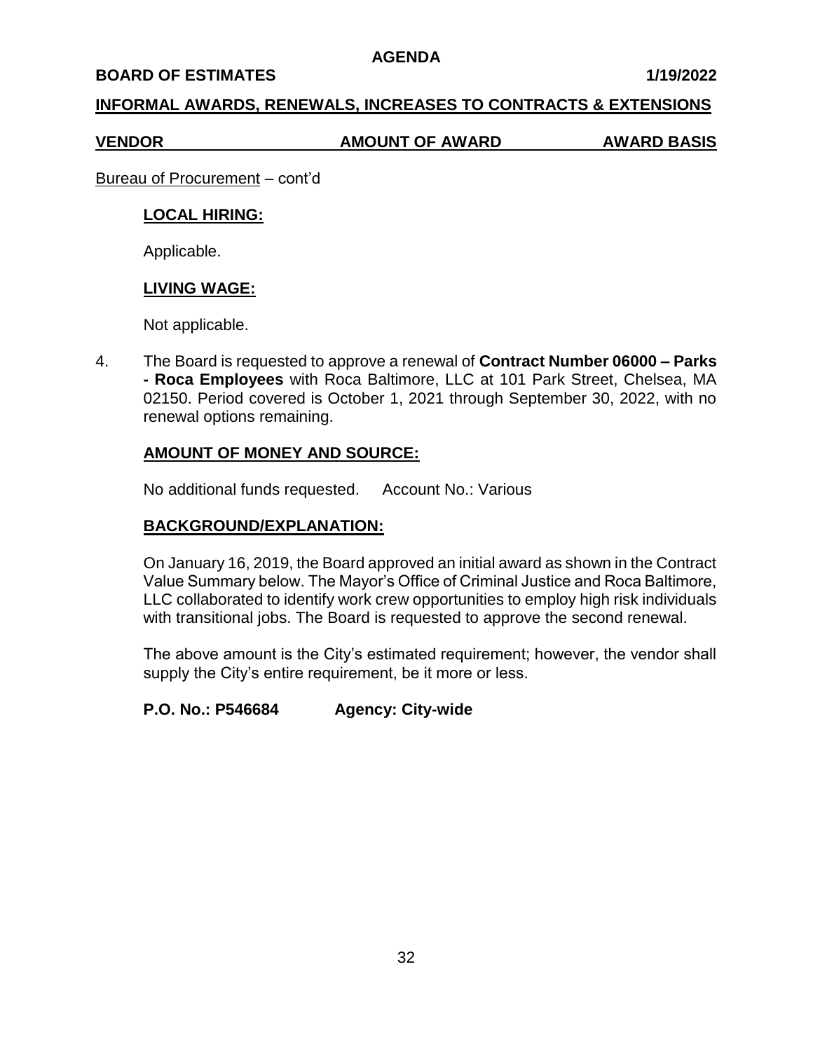**AGENDA**

**BOARD OF ESTIMATES** **1/19/2022**

**INFORMAL AWARDS, RENEWALS, INCREASES TO CONTRACTS & EXTENSIONS**

| VENDOR | AMOUNT OF AWARD | AWARD BASIS |
|---|---|---|

Bureau of Procurement – cont'd

**LOCAL HIRING:**

Applicable.

**LIVING WAGE:**

Not applicable.

4. The Board is requested to approve a renewal of **Contract Number 06000 – Parks - Roca Employees** with Roca Baltimore, LLC at 101 Park Street, Chelsea, MA 02150. Period covered is October 1, 2021 through September 30, 2022, with no renewal options remaining.

**AMOUNT OF MONEY AND SOURCE:**

No additional funds requested. Account No.: Various

**BACKGROUND/EXPLANATION:**

On January 16, 2019, the Board approved an initial award as shown in the Contract Value Summary below. The Mayor's Office of Criminal Justice and Roca Baltimore, LLC collaborated to identify work crew opportunities to employ high risk individuals with transitional jobs. The Board is requested to approve the second renewal.

The above amount is the City's estimated requirement; however, the vendor shall supply the City's entire requirement, be it more or less.

**P.O. No.: P546684** **Agency: City-wide**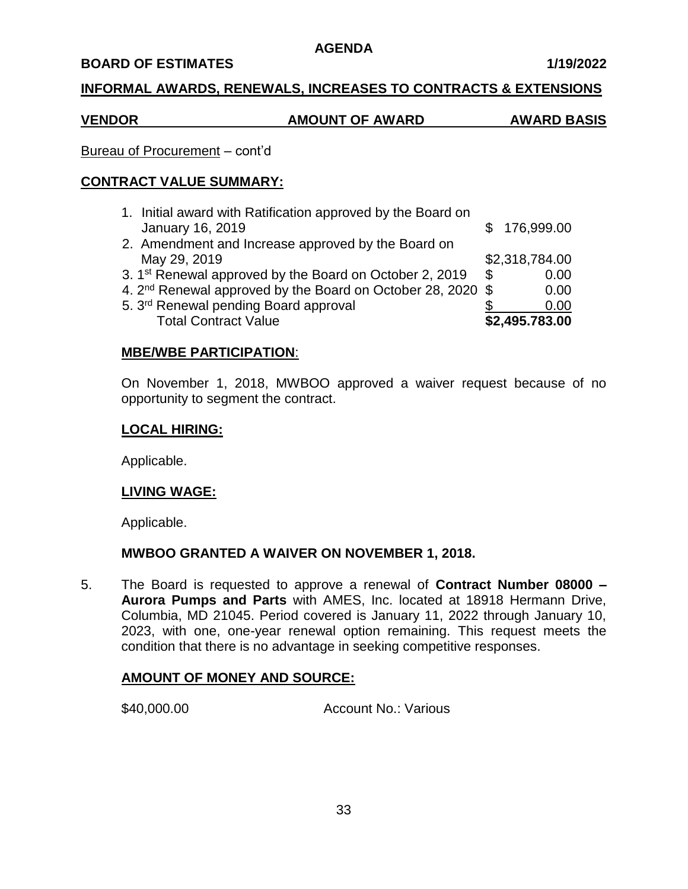**AGENDA**

**BOARD OF ESTIMATES** **1/19/2022**

**INFORMAL AWARDS, RENEWALS, INCREASES TO CONTRACTS & EXTENSIONS**

| **VENDOR** | **AMOUNT OF AWARD** | **AWARD BASIS** |
|---|---|---|

Bureau of Procurement – cont'd

**CONTRACT VALUE SUMMARY:**

| | |
|---|---|
| 1. Initial award with Ratification approved by the Board on January 16, 2019 | $ 176,999.00 |
| 2. Amendment and Increase approved by the Board on May 29, 2019 | $2,318,784.00 |
| 3. 1st Renewal approved by the Board on October 2, 2019 | $ 0.00 |
| 4. 2nd Renewal approved by the Board on October 28, 2020 | $ 0.00 |
| 5. 3rd Renewal pending Board approval | $ 0.00 |
| Total Contract Value | **$2,495.783.00** |

**MBE/WBE PARTICIPATION**:

On November 1, 2018, MWBOO approved a waiver request because of no opportunity to segment the contract.

**LOCAL HIRING:**

Applicable.

**LIVING WAGE:**

Applicable.

**MWBOO GRANTED A WAIVER ON NOVEMBER 1, 2018.**

5. The Board is requested to approve a renewal of **Contract Number 08000 – Aurora Pumps and Parts** with AMES, Inc. located at 18918 Hermann Drive, Columbia, MD 21045. Period covered is January 11, 2022 through January 10, 2023, with one, one-year renewal option remaining. This request meets the condition that there is no advantage in seeking competitive responses.

**AMOUNT OF MONEY AND SOURCE:**

$40,000.00 Account No.: Various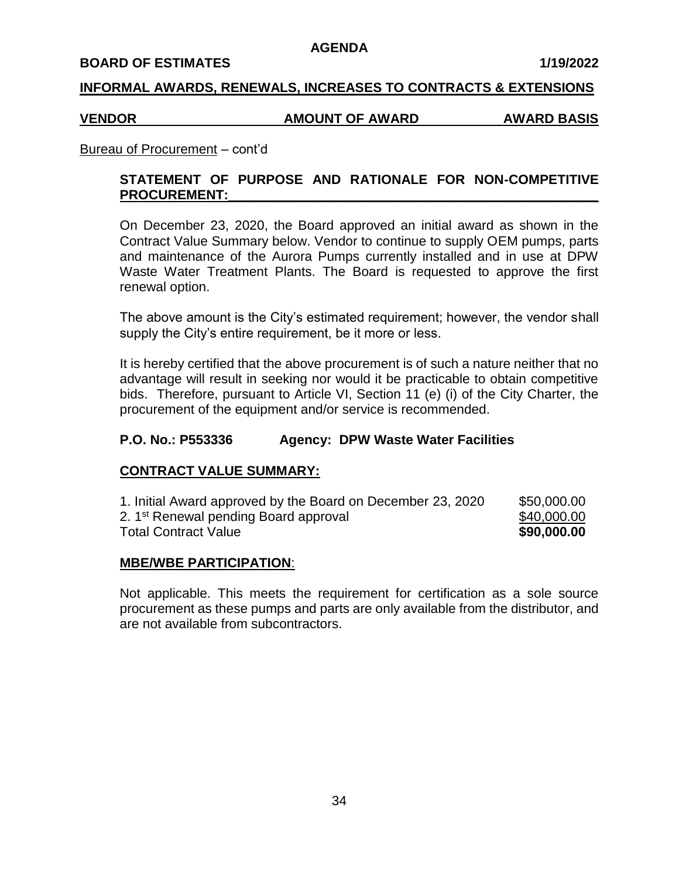**AGENDA**

**BOARD OF ESTIMATES 1/19/2022**

**INFORMAL AWARDS, RENEWALS, INCREASES TO CONTRACTS & EXTENSIONS**

| VENDOR | AMOUNT OF AWARD | AWARD BASIS |
|---|---|---|

Bureau of Procurement – cont'd

**STATEMENT OF PURPOSE AND RATIONALE FOR NON-COMPETITIVE PROCUREMENT:**

On December 23, 2020, the Board approved an initial award as shown in the Contract Value Summary below. Vendor to continue to supply OEM pumps, parts and maintenance of the Aurora Pumps currently installed and in use at DPW Waste Water Treatment Plants. The Board is requested to approve the first renewal option.

The above amount is the City's estimated requirement; however, the vendor shall supply the City's entire requirement, be it more or less.

It is hereby certified that the above procurement is of such a nature neither that no advantage will result in seeking nor would it be practicable to obtain competitive bids. Therefore, pursuant to Article VI, Section 11 (e) (i) of the City Charter, the procurement of the equipment and/or service is recommended.

**P.O. No.: P553336 Agency: DPW Waste Water Facilities**

**CONTRACT VALUE SUMMARY:**

| | |
|---|---|
| 1. Initial Award approved by the Board on December 23, 2020 | \$50,000.00 |
| 2. 1st Renewal pending Board approval | \$40,000.00 |
| Total Contract Value | **\$90,000.00** |

**MBE/WBE PARTICIPATION**:

Not applicable. This meets the requirement for certification as a sole source procurement as these pumps and parts are only available from the distributor, and are not available from subcontractors.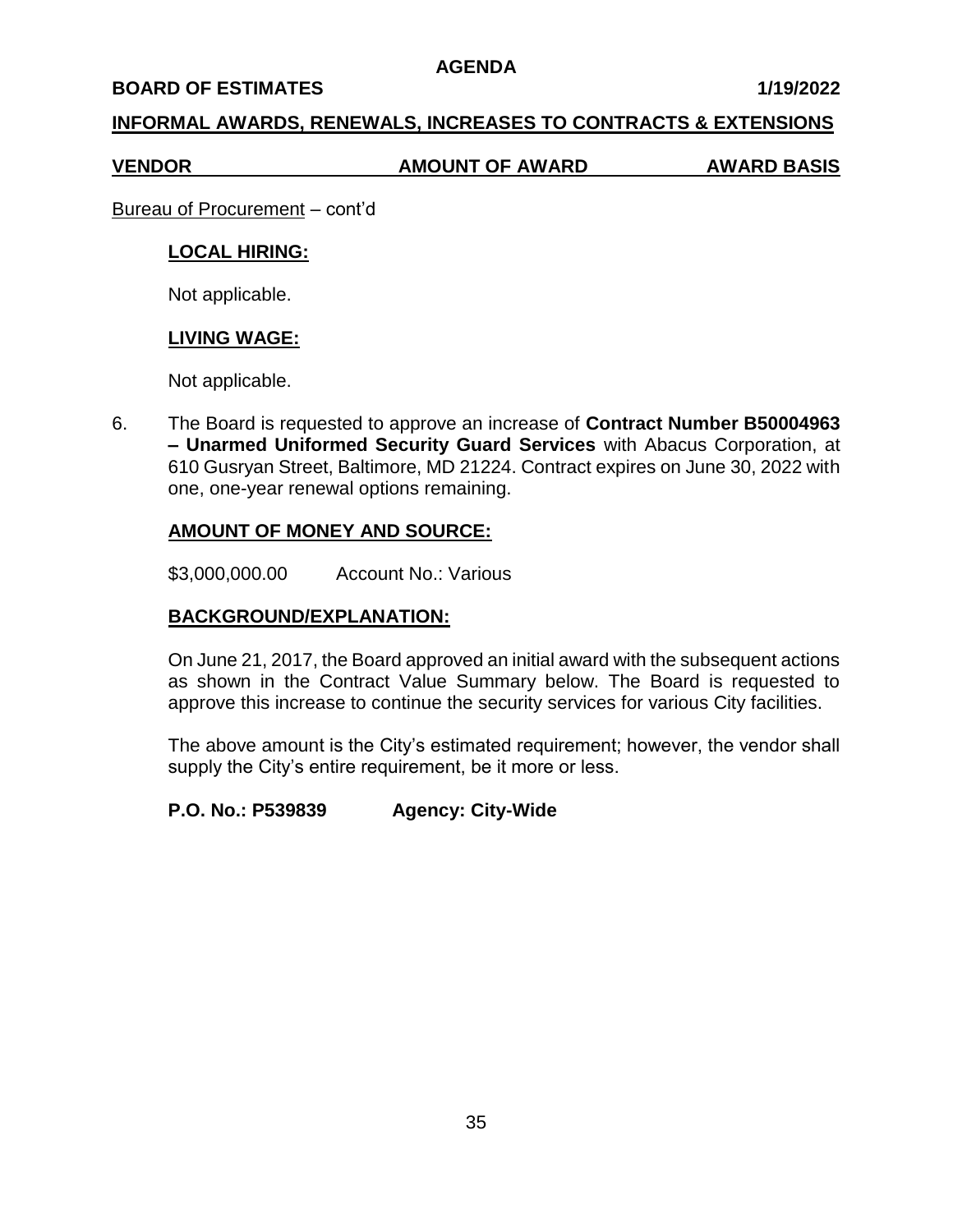**AGENDA**

**BOARD OF ESTIMATES** **1/19/2022**

**INFORMAL AWARDS, RENEWALS, INCREASES TO CONTRACTS & EXTENSIONS**

| VENDOR | AMOUNT OF AWARD | AWARD BASIS |
|---|---|---|

Bureau of Procurement – cont'd

**LOCAL HIRING:**

Not applicable.

**LIVING WAGE:**

Not applicable.

6. The Board is requested to approve an increase of **Contract Number B50004963 – Unarmed Uniformed Security Guard Services** with Abacus Corporation, at 610 Gusryan Street, Baltimore, MD 21224. Contract expires on June 30, 2022 with one, one-year renewal options remaining.

**AMOUNT OF MONEY AND SOURCE:**

\$3,000,000.00 Account No.: Various

**BACKGROUND/EXPLANATION:**

On June 21, 2017, the Board approved an initial award with the subsequent actions as shown in the Contract Value Summary below. The Board is requested to approve this increase to continue the security services for various City facilities.

The above amount is the City's estimated requirement; however, the vendor shall supply the City's entire requirement, be it more or less.

**P.O. No.: P539839** **Agency: City-Wide**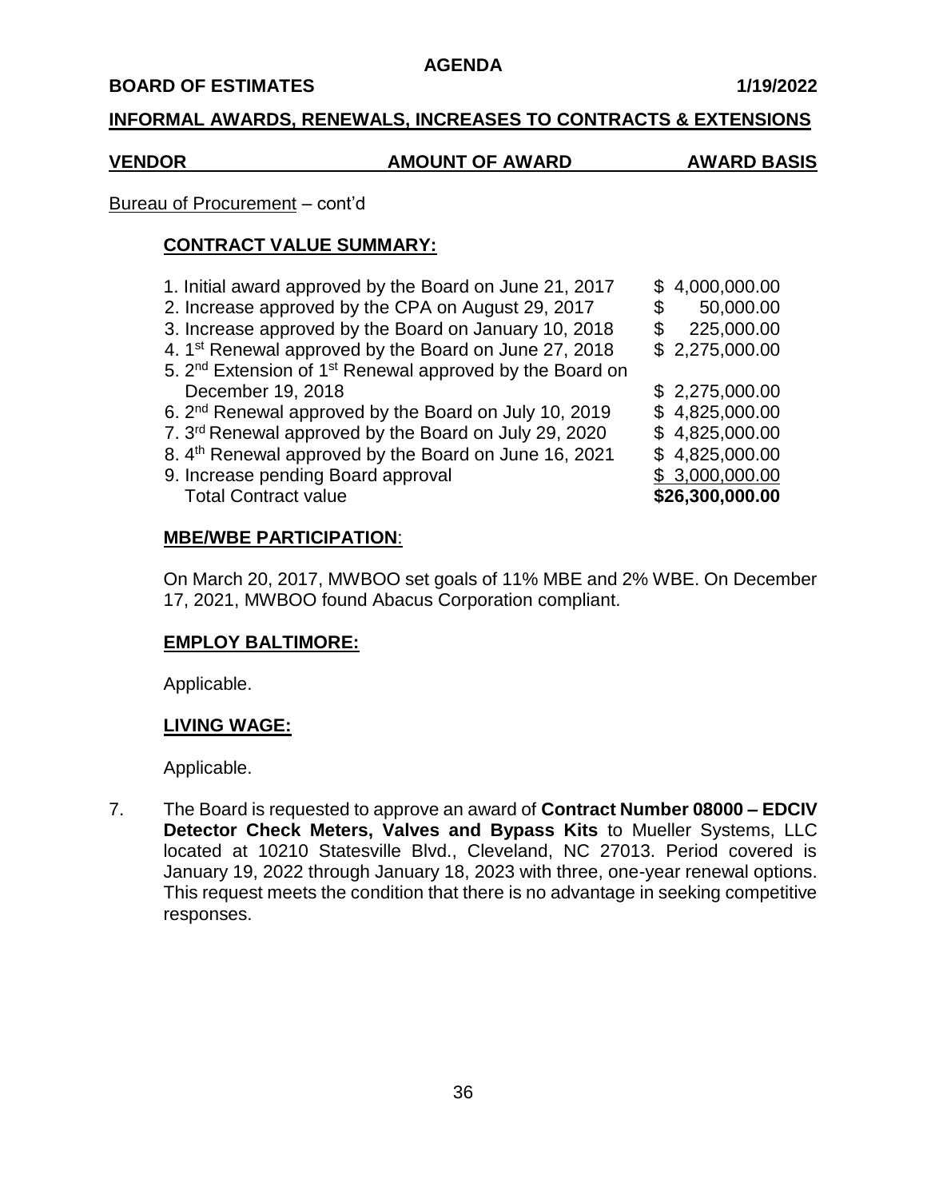## INFORMAL AWARDS, RENEWALS, INCREASES TO CONTRACTS & EXTENSIONS

| VENDOR | AMOUNT OF AWARD | AWARD BASIS |
|---|---|---|

Bureau of Procurement – cont'd

**CONTRACT VALUE SUMMARY:**

| | |
|---|---|
| 1. Initial award approved by the Board on June 21, 2017 | $ 4,000,000.00 |
| 2. Increase approved by the CPA on August 29, 2017 | $ 50,000.00 |
| 3. Increase approved by the Board on January 10, 2018 | $ 225,000.00 |
| 4. 1st Renewal approved by the Board on June 27, 2018 | $ 2,275,000.00 |
| 5. 2nd Extension of 1st Renewal approved by the Board on December 19, 2018 | $ 2,275,000.00 |
| 6. 2nd Renewal approved by the Board on July 10, 2019 | $ 4,825,000.00 |
| 7. 3rd Renewal approved by the Board on July 29, 2020 | $ 4,825,000.00 |
| 8. 4th Renewal approved by the Board on June 16, 2021 | $ 4,825,000.00 |
| 9. Increase pending Board approval | $ 3,000,000.00 |
| Total Contract value | **$26,300,000.00** |

**MBE/WBE PARTICIPATION**:

On March 20, 2017, MWBOO set goals of 11% MBE and 2% WBE. On December 17, 2021, MWBOO found Abacus Corporation compliant.

**EMPLOY BALTIMORE:**

Applicable.

**LIVING WAGE:**

Applicable.

7. The Board is requested to approve an award of **Contract Number 08000 – EDCIV Detector Check Meters, Valves and Bypass Kits** to Mueller Systems, LLC located at 10210 Statesville Blvd., Cleveland, NC 27013. Period covered is January 19, 2022 through January 18, 2023 with three, one-year renewal options. This request meets the condition that there is no advantage in seeking competitive responses.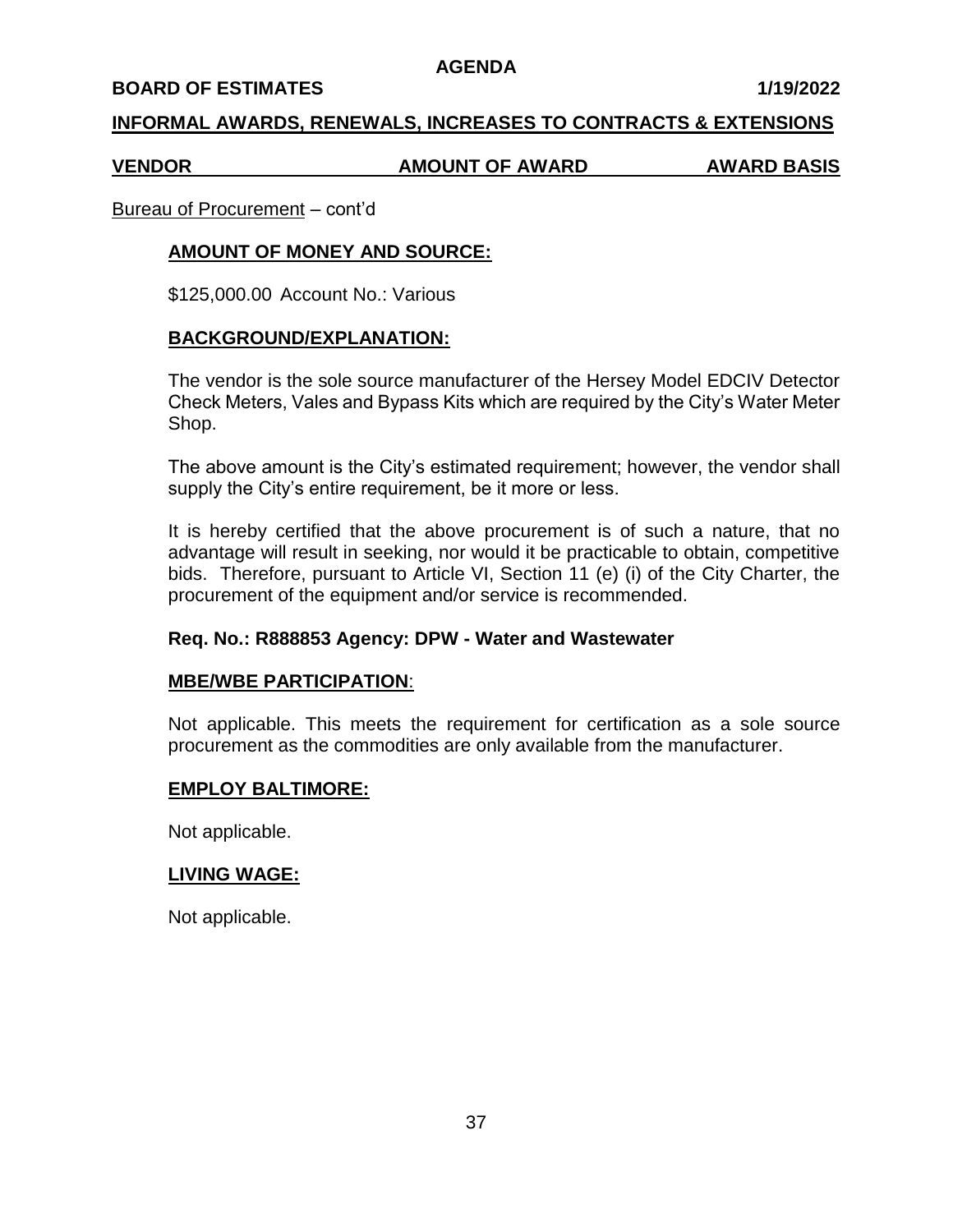**AGENDA**

**BOARD OF ESTIMATES** **1/19/2022**

**INFORMAL AWARDS, RENEWALS, INCREASES TO CONTRACTS & EXTENSIONS**

| **VENDOR** | **AMOUNT OF AWARD** | **AWARD BASIS** |
|---|---|---|

Bureau of Procurement – cont'd

**AMOUNT OF MONEY AND SOURCE:**

$125,000.00 Account No.: Various

**BACKGROUND/EXPLANATION:**

The vendor is the sole source manufacturer of the Hersey Model EDCIV Detector Check Meters, Vales and Bypass Kits which are required by the City's Water Meter Shop.

The above amount is the City's estimated requirement; however, the vendor shall supply the City's entire requirement, be it more or less.

It is hereby certified that the above procurement is of such a nature, that no advantage will result in seeking, nor would it be practicable to obtain, competitive bids. Therefore, pursuant to Article VI, Section 11 (e) (i) of the City Charter, the procurement of the equipment and/or service is recommended.

**Req. No.: R888853 Agency: DPW - Water and Wastewater**

**MBE/WBE PARTICIPATION**:

Not applicable. This meets the requirement for certification as a sole source procurement as the commodities are only available from the manufacturer.

**EMPLOY BALTIMORE:**

Not applicable.

**LIVING WAGE:**

Not applicable.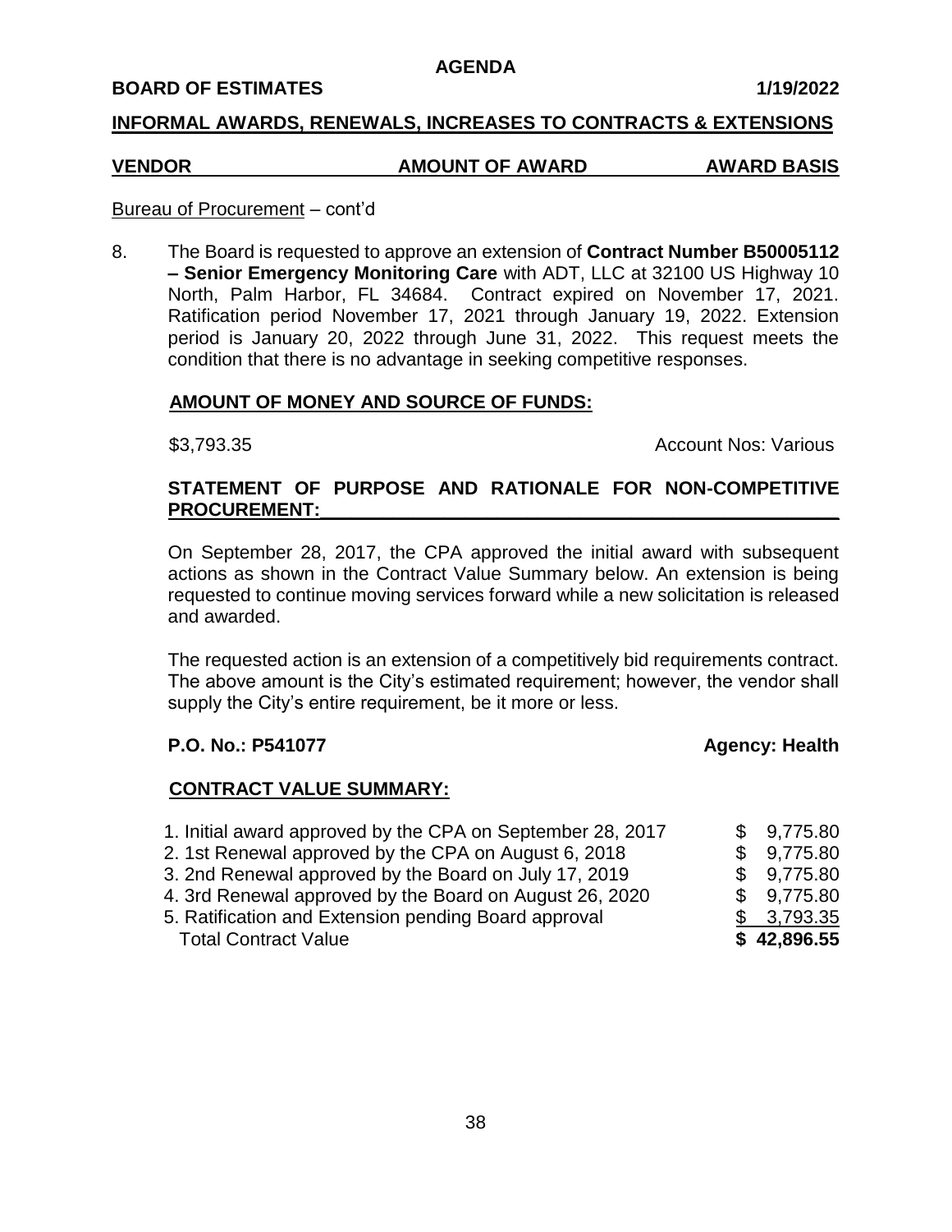**AGENDA**

**BOARD OF ESTIMATES** **1/19/2022**

## INFORMAL AWARDS, RENEWALS, INCREASES TO CONTRACTS & EXTENSIONS

| VENDOR | AMOUNT OF AWARD | AWARD BASIS |
|---|---|---|

Bureau of Procurement – cont'd

8. The Board is requested to approve an extension of **Contract Number B50005112 – Senior Emergency Monitoring Care** with ADT, LLC at 32100 US Highway 10 North, Palm Harbor, FL 34684. Contract expired on November 17, 2021. Ratification period November 17, 2021 through January 19, 2022. Extension period is January 20, 2022 through June 31, 2022. This request meets the condition that there is no advantage in seeking competitive responses.

**AMOUNT OF MONEY AND SOURCE OF FUNDS:**

$3,793.35 Account Nos: Various

**STATEMENT OF PURPOSE AND RATIONALE FOR NON-COMPETITIVE PROCUREMENT:**

On September 28, 2017, the CPA approved the initial award with subsequent actions as shown in the Contract Value Summary below. An extension is being requested to continue moving services forward while a new solicitation is released and awarded.

The requested action is an extension of a competitively bid requirements contract. The above amount is the City's estimated requirement; however, the vendor shall supply the City's entire requirement, be it more or less.

**P.O. No.: P541077** **Agency: Health**

**CONTRACT VALUE SUMMARY:**

| | |
|---|---|
| 1. Initial award approved by the CPA on September 28, 2017 | $ 9,775.80 |
| 2. 1st Renewal approved by the CPA on August 6, 2018 | $ 9,775.80 |
| 3. 2nd Renewal approved by the Board on July 17, 2019 | $ 9,775.80 |
| 4. 3rd Renewal approved by the Board on August 26, 2020 | $ 9,775.80 |
| 5. Ratification and Extension pending Board approval | $ 3,793.35 |
| Total Contract Value | **$ 42,896.55** |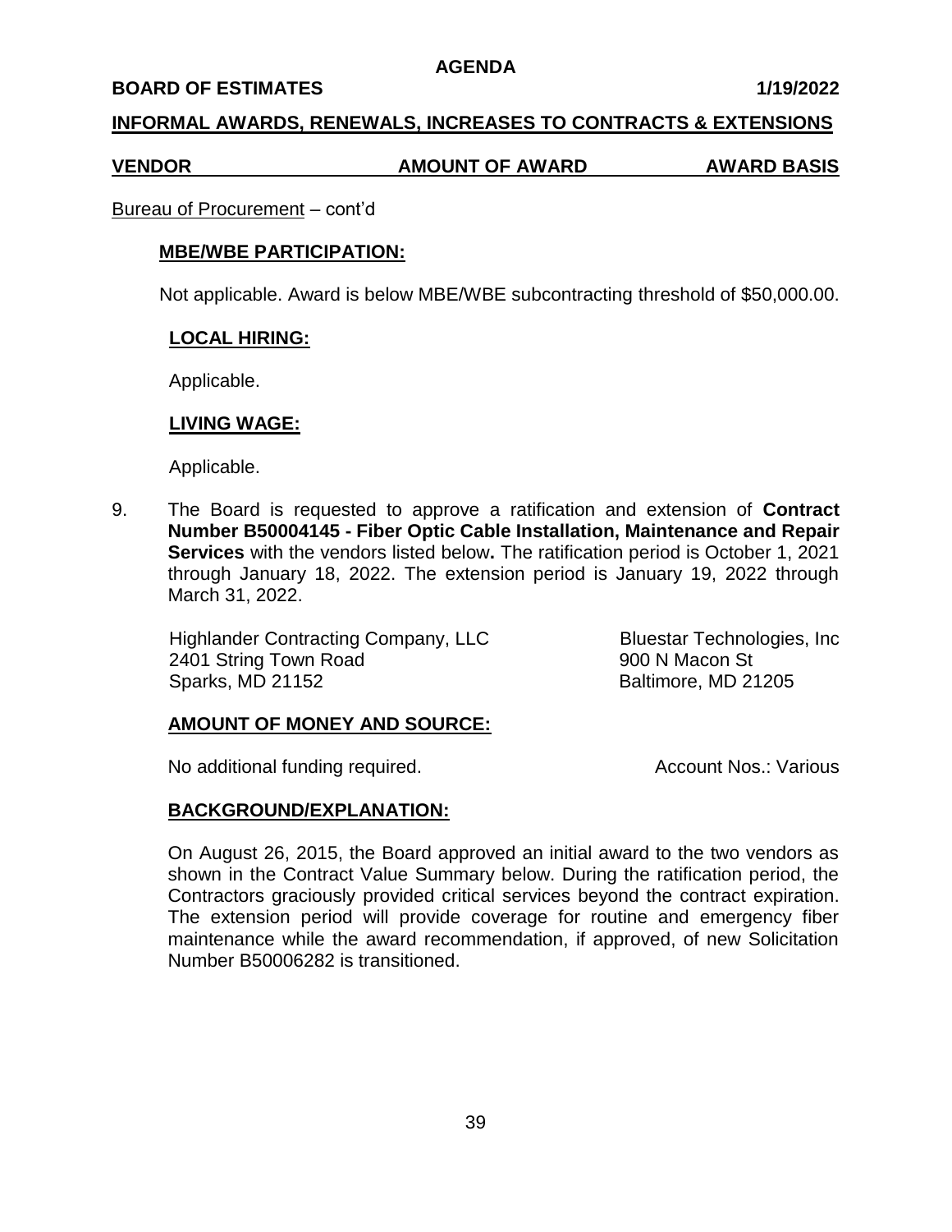**AGENDA**

**BOARD OF ESTIMATES** **1/19/2022**

**INFORMAL AWARDS, RENEWALS, INCREASES TO CONTRACTS & EXTENSIONS**

| VENDOR | AMOUNT OF AWARD | AWARD BASIS |
|---|---|---|

Bureau of Procurement – cont'd

**MBE/WBE PARTICIPATION:**

Not applicable. Award is below MBE/WBE subcontracting threshold of $50,000.00.

**LOCAL HIRING:**

Applicable.

**LIVING WAGE:**

Applicable.

9. The Board is requested to approve a ratification and extension of **Contract Number B50004145 - Fiber Optic Cable Installation, Maintenance and Repair Services** with the vendors listed below**.** The ratification period is October 1, 2021 through January 18, 2022. The extension period is January 19, 2022 through March 31, 2022.

Highlander Contracting Company, LLC
2401 String Town Road
Sparks, MD 21152

Bluestar Technologies, Inc
900 N Macon St
Baltimore, MD 21205

**AMOUNT OF MONEY AND SOURCE:**

No additional funding required. Account Nos.: Various

**BACKGROUND/EXPLANATION:**

On August 26, 2015, the Board approved an initial award to the two vendors as shown in the Contract Value Summary below. During the ratification period, the Contractors graciously provided critical services beyond the contract expiration. The extension period will provide coverage for routine and emergency fiber maintenance while the award recommendation, if approved, of new Solicitation Number B50006282 is transitioned.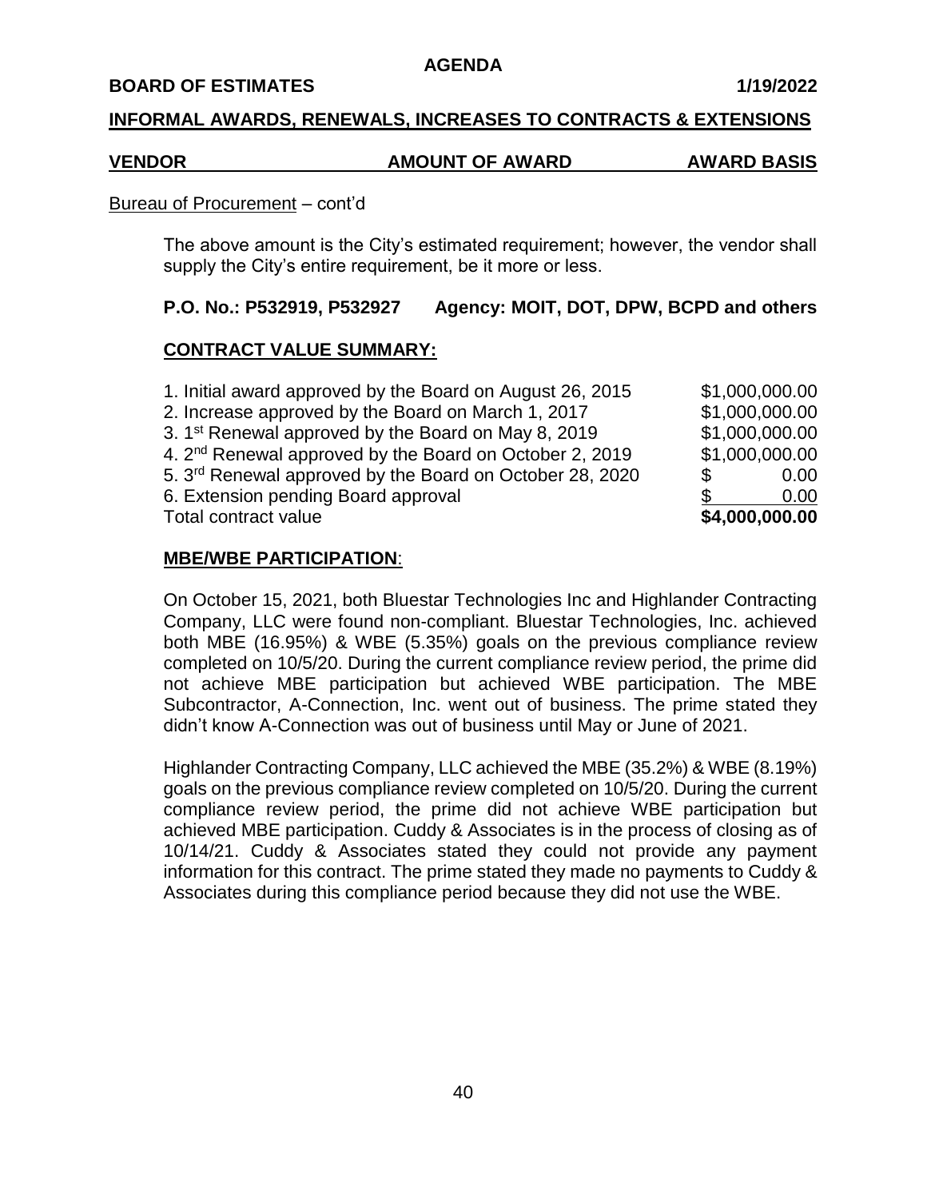**AGENDA**

**BOARD OF ESTIMATES** **1/19/2022**

**INFORMAL AWARDS, RENEWALS, INCREASES TO CONTRACTS & EXTENSIONS**

| **VENDOR** | **AMOUNT OF AWARD** | **AWARD BASIS** |
|---|---|---|

Bureau of Procurement – cont'd

The above amount is the City's estimated requirement; however, the vendor shall supply the City's entire requirement, be it more or less.

**P.O. No.: P532919, P532927 Agency: MOIT, DOT, DPW, BCPD and others**

**CONTRACT VALUE SUMMARY:**

| | |
|---|---|
| 1. Initial award approved by the Board on August 26, 2015 | $1,000,000.00 |
| 2. Increase approved by the Board on March 1, 2017 | $1,000,000.00 |
| 3. 1st Renewal approved by the Board on May 8, 2019 | $1,000,000.00 |
| 4. 2nd Renewal approved by the Board on October 2, 2019 | $1,000,000.00 |
| 5. 3rd Renewal approved by the Board on October 28, 2020 | $ 0.00 |
| 6. Extension pending Board approval | $ 0.00 |
| Total contract value | **$4,000,000.00** |

**MBE/WBE PARTICIPATION**:

On October 15, 2021, both Bluestar Technologies Inc and Highlander Contracting Company, LLC were found non-compliant. Bluestar Technologies, Inc. achieved both MBE (16.95%) & WBE (5.35%) goals on the previous compliance review completed on 10/5/20. During the current compliance review period, the prime did not achieve MBE participation but achieved WBE participation. The MBE Subcontractor, A-Connection, Inc. went out of business. The prime stated they didn't know A-Connection was out of business until May or June of 2021.

Highlander Contracting Company, LLC achieved the MBE (35.2%) & WBE (8.19%) goals on the previous compliance review completed on 10/5/20. During the current compliance review period, the prime did not achieve WBE participation but achieved MBE participation. Cuddy & Associates is in the process of closing as of 10/14/21. Cuddy & Associates stated they could not provide any payment information for this contract. The prime stated they made no payments to Cuddy & Associates during this compliance period because they did not use the WBE.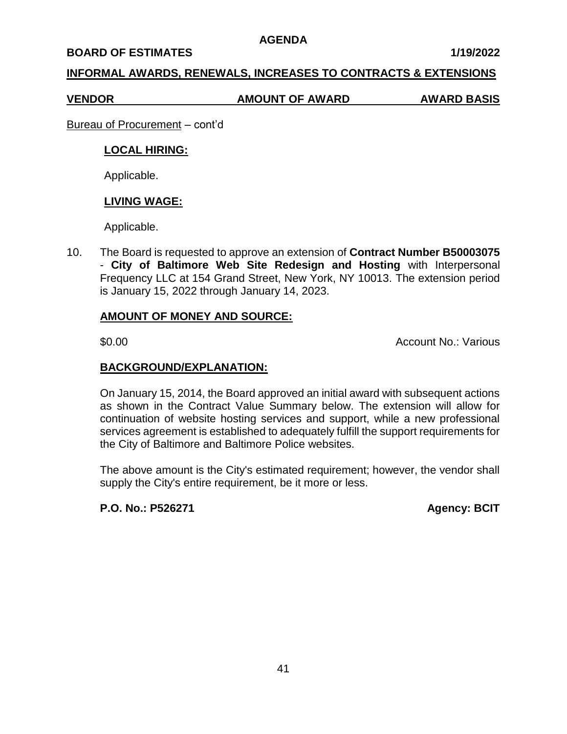**AGENDA**

**BOARD OF ESTIMATES** **1/19/2022**

**INFORMAL AWARDS, RENEWALS, INCREASES TO CONTRACTS & EXTENSIONS**

| VENDOR | AMOUNT OF AWARD | AWARD BASIS |
|---|---|---|

Bureau of Procurement – cont'd

**LOCAL HIRING:**

Applicable.

**LIVING WAGE:**

Applicable.

10. The Board is requested to approve an extension of **Contract Number B50003075** - **City of Baltimore Web Site Redesign and Hosting** with Interpersonal Frequency LLC at 154 Grand Street, New York, NY 10013. The extension period is January 15, 2022 through January 14, 2023.

**AMOUNT OF MONEY AND SOURCE:**

$0.00 Account No.: Various

**BACKGROUND/EXPLANATION:**

On January 15, 2014, the Board approved an initial award with subsequent actions as shown in the Contract Value Summary below. The extension will allow for continuation of website hosting services and support, while a new professional services agreement is established to adequately fulfill the support requirements for the City of Baltimore and Baltimore Police websites.

The above amount is the City's estimated requirement; however, the vendor shall supply the City's entire requirement, be it more or less.

**P.O. No.: P526271** **Agency: BCIT**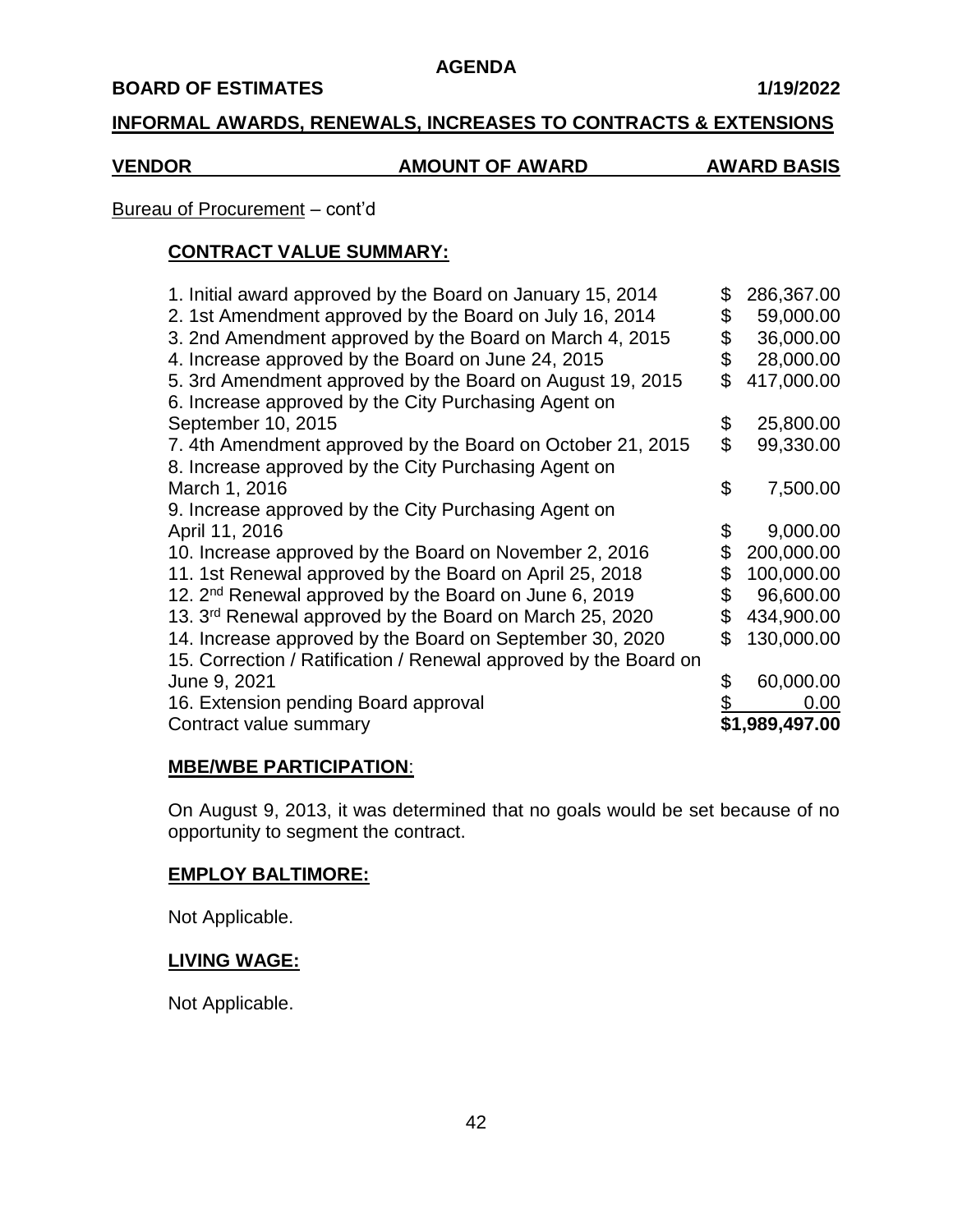**AGENDA**

**BOARD OF ESTIMATES** **1/19/2022**

**INFORMAL AWARDS, RENEWALS, INCREASES TO CONTRACTS & EXTENSIONS**

| VENDOR | AMOUNT OF AWARD | AWARD BASIS |
|---|---|---|

Bureau of Procurement – cont'd

**CONTRACT VALUE SUMMARY:**

| | |
|---|---|
| 1. Initial award approved by the Board on January 15, 2014 | $ 286,367.00 |
| 2. 1st Amendment approved by the Board on July 16, 2014 | $ 59,000.00 |
| 3. 2nd Amendment approved by the Board on March 4, 2015 | $ 36,000.00 |
| 4. Increase approved by the Board on June 24, 2015 | $ 28,000.00 |
| 5. 3rd Amendment approved by the Board on August 19, 2015 | $ 417,000.00 |
| 6. Increase approved by the City Purchasing Agent on September 10, 2015 | $ 25,800.00 |
| 7. 4th Amendment approved by the Board on October 21, 2015 | $ 99,330.00 |
| 8. Increase approved by the City Purchasing Agent on March 1, 2016 | $ 7,500.00 |
| 9. Increase approved by the City Purchasing Agent on April 11, 2016 | $ 9,000.00 |
| 10. Increase approved by the Board on November 2, 2016 | $ 200,000.00 |
| 11. 1st Renewal approved by the Board on April 25, 2018 | $ 100,000.00 |
| 12. 2nd Renewal approved by the Board on June 6, 2019 | $ 96,600.00 |
| 13. 3rd Renewal approved by the Board on March 25, 2020 | $ 434,900.00 |
| 14. Increase approved by the Board on September 30, 2020 | $ 130,000.00 |
| 15. Correction / Ratification / Renewal approved by the Board on June 9, 2021 | $ 60,000.00 |
| 16. Extension pending Board approval | $ 0.00 |
| Contract value summary | **$1,989,497.00** |

**MBE/WBE PARTICIPATION**:

On August 9, 2013, it was determined that no goals would be set because of no opportunity to segment the contract.

**EMPLOY BALTIMORE:**

Not Applicable.

**LIVING WAGE:**

Not Applicable.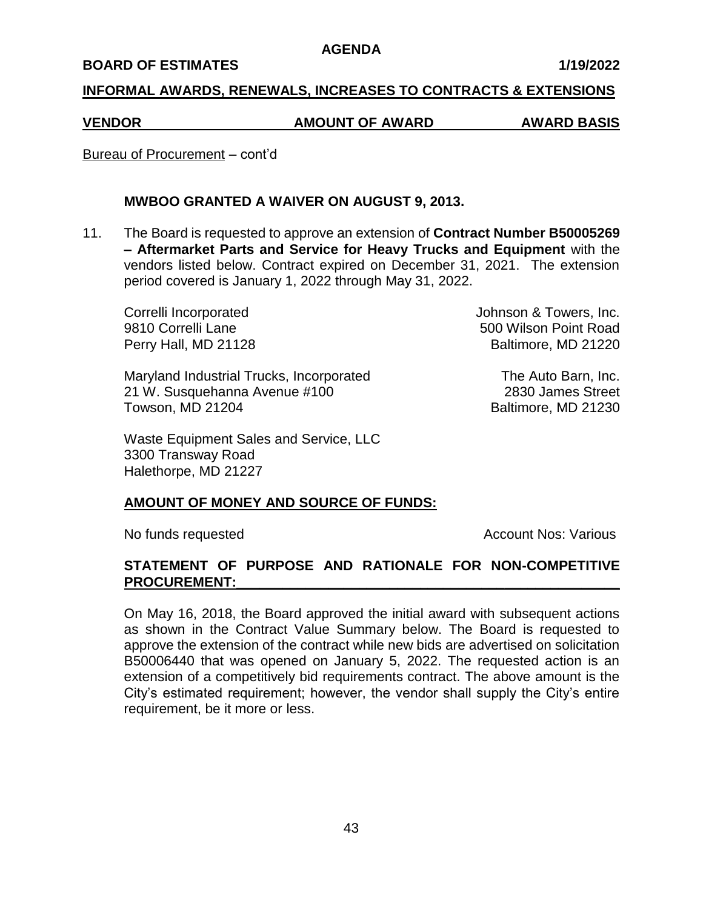**AGENDA**

**BOARD OF ESTIMATES** **1/19/2022**

**INFORMAL AWARDS, RENEWALS, INCREASES TO CONTRACTS & EXTENSIONS**

| **VENDOR** | **AMOUNT OF AWARD** | **AWARD BASIS** |
|---|---|---|

Bureau of Procurement – cont'd

**MWBOO GRANTED A WAIVER ON AUGUST 9, 2013.**

11. The Board is requested to approve an extension of **Contract Number B50005269 – Aftermarket Parts and Service for Heavy Trucks and Equipment** with the vendors listed below. Contract expired on December 31, 2021. The extension period covered is January 1, 2022 through May 31, 2022.

Correlli Incorporated
9810 Correlli Lane
Perry Hall, MD 21128

Johnson & Towers, Inc.
500 Wilson Point Road
Baltimore, MD 21220

Maryland Industrial Trucks, Incorporated
21 W. Susquehanna Avenue #100
Towson, MD 21204

The Auto Barn, Inc.
2830 James Street
Baltimore, MD 21230

Waste Equipment Sales and Service, LLC
3300 Transway Road
Halethorpe, MD 21227

**AMOUNT OF MONEY AND SOURCE OF FUNDS:**

No funds requested Account Nos: Various

**STATEMENT OF PURPOSE AND RATIONALE FOR NON-COMPETITIVE PROCUREMENT:**

On May 16, 2018, the Board approved the initial award with subsequent actions as shown in the Contract Value Summary below. The Board is requested to approve the extension of the contract while new bids are advertised on solicitation B50006440 that was opened on January 5, 2022. The requested action is an extension of a competitively bid requirements contract. The above amount is the City's estimated requirement; however, the vendor shall supply the City's entire requirement, be it more or less.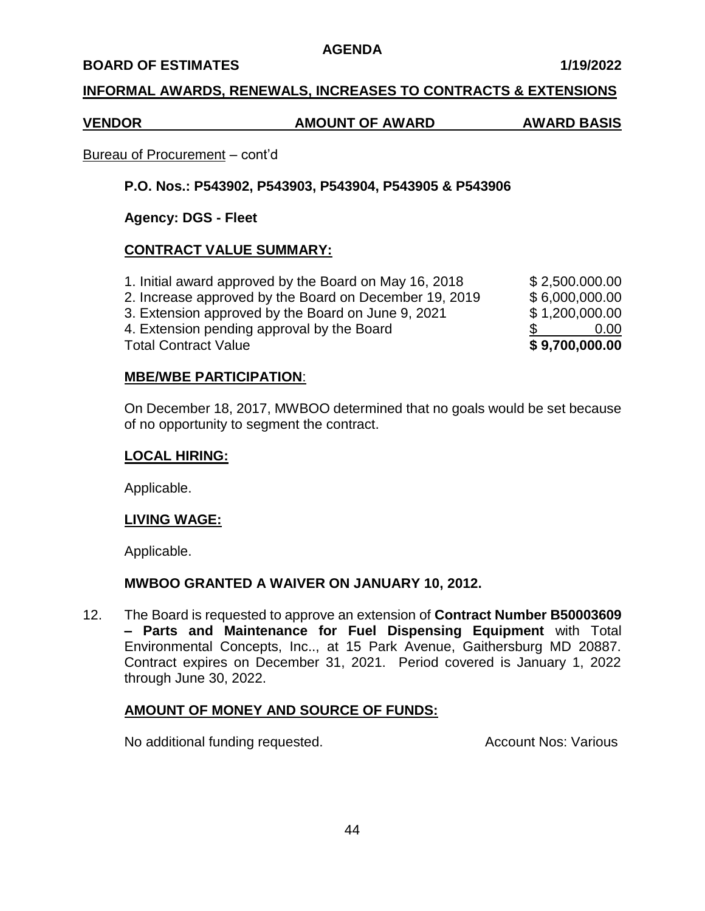**AGENDA**

**BOARD OF ESTIMATES** **1/19/2022**

**INFORMAL AWARDS, RENEWALS, INCREASES TO CONTRACTS & EXTENSIONS**

| VENDOR | AMOUNT OF AWARD | AWARD BASIS |
|---|---|---|

Bureau of Procurement – cont'd

**P.O. Nos.: P543902, P543903, P543904, P543905 & P543906**

**Agency: DGS - Fleet**

**CONTRACT VALUE SUMMARY:**

| | |
|---|---|
| 1. Initial award approved by the Board on May 16, 2018 | $ 2,500.000.00 |
| 2. Increase approved by the Board on December 19, 2019 | $ 6,000,000.00 |
| 3. Extension approved by the Board on June 9, 2021 | $ 1,200,000.00 |
| 4. Extension pending approval by the Board | $ 0.00 |
| Total Contract Value | **$ 9,700,000.00** |

**MBE/WBE PARTICIPATION**:

On December 18, 2017, MWBOO determined that no goals would be set because of no opportunity to segment the contract.

**LOCAL HIRING:**

Applicable.

**LIVING WAGE:**

Applicable.

**MWBOO GRANTED A WAIVER ON JANUARY 10, 2012.**

12. The Board is requested to approve an extension of **Contract Number B50003609 – Parts and Maintenance for Fuel Dispensing Equipment** with Total Environmental Concepts, Inc.., at 15 Park Avenue, Gaithersburg MD 20887. Contract expires on December 31, 2021. Period covered is January 1, 2022 through June 30, 2022.

**AMOUNT OF MONEY AND SOURCE OF FUNDS:**

No additional funding requested. Account Nos: Various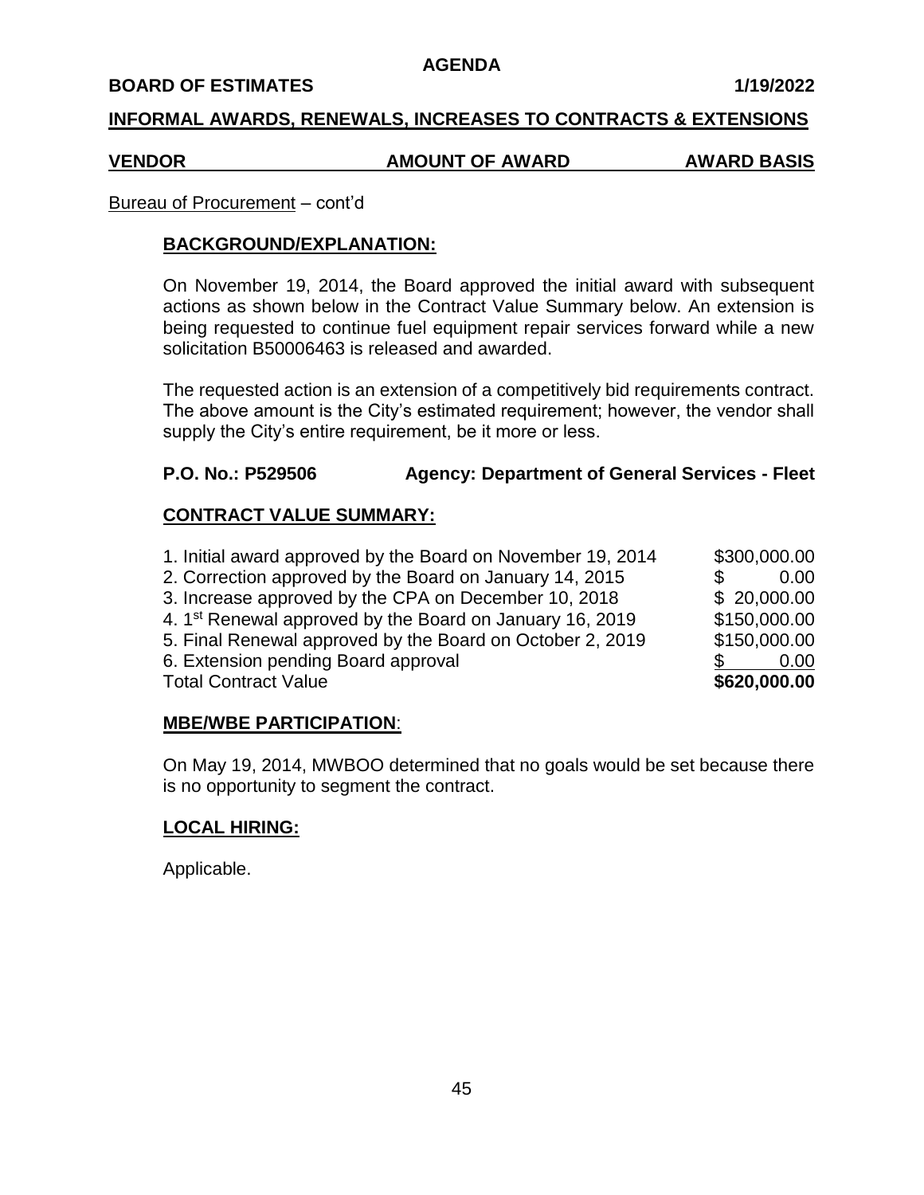**AGENDA**

**BOARD OF ESTIMATES** **1/19/2022**

**INFORMAL AWARDS, RENEWALS, INCREASES TO CONTRACTS & EXTENSIONS**

| VENDOR | AMOUNT OF AWARD | AWARD BASIS |
|---|---|---|

Bureau of Procurement – cont'd

**BACKGROUND/EXPLANATION:**

On November 19, 2014, the Board approved the initial award with subsequent actions as shown below in the Contract Value Summary below. An extension is being requested to continue fuel equipment repair services forward while a new solicitation B50006463 is released and awarded.

The requested action is an extension of a competitively bid requirements contract. The above amount is the City's estimated requirement; however, the vendor shall supply the City's entire requirement, be it more or less.

**P.O. No.: P529506** **Agency: Department of General Services - Fleet**

**CONTRACT VALUE SUMMARY:**

| | |
|---|---|
| 1. Initial award approved by the Board on November 19, 2014 | $300,000.00 |
| 2. Correction approved by the Board on January 14, 2015 | $ 0.00 |
| 3. Increase approved by the CPA on December 10, 2018 | $ 20,000.00 |
| 4. 1st Renewal approved by the Board on January 16, 2019 | $150,000.00 |
| 5. Final Renewal approved by the Board on October 2, 2019 | $150,000.00 |
| 6. Extension pending Board approval | $ 0.00 |
| Total Contract Value | **$620,000.00** |

**MBE/WBE PARTICIPATION**:

On May 19, 2014, MWBOO determined that no goals would be set because there is no opportunity to segment the contract.

**LOCAL HIRING:**

Applicable.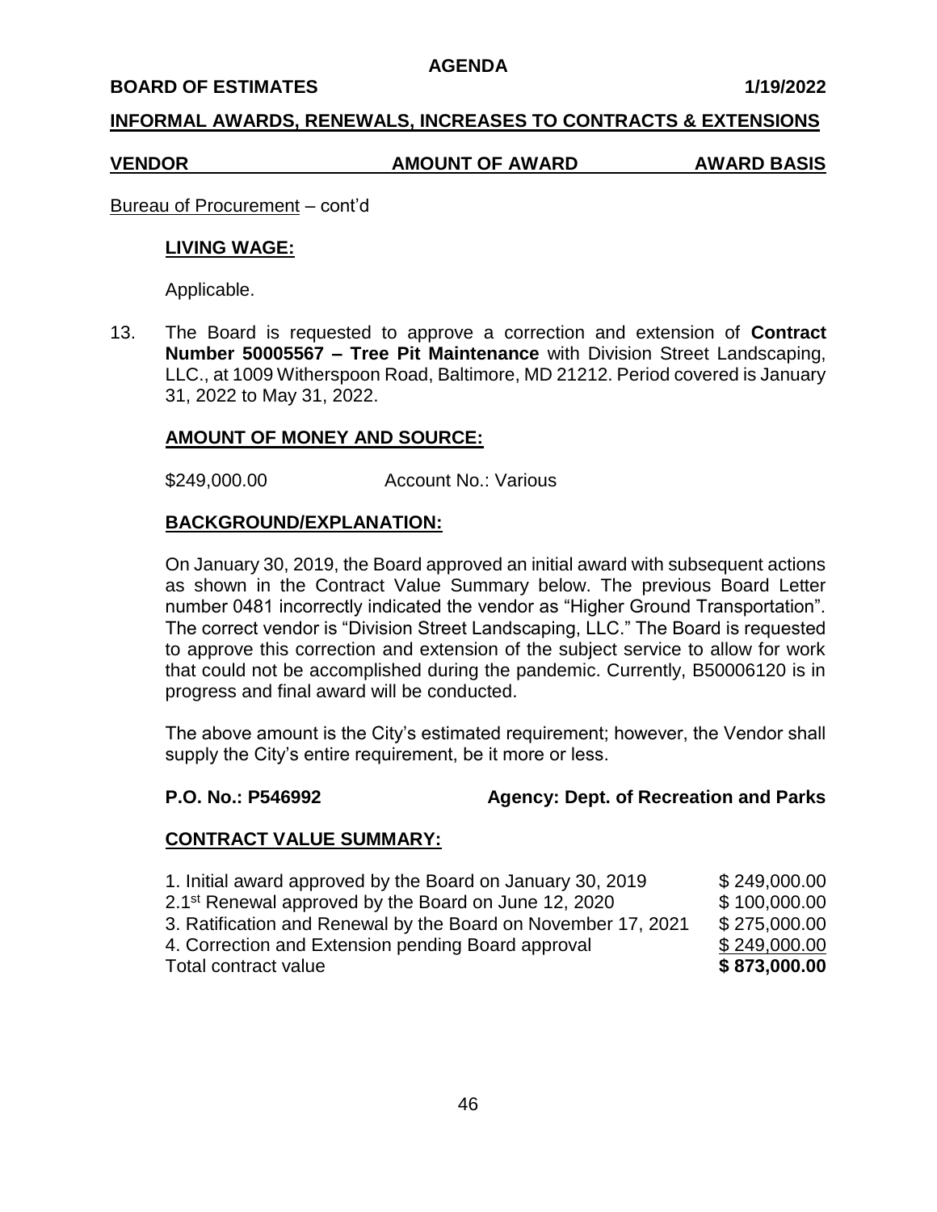**AGENDA**

**BOARD OF ESTIMATES** **1/19/2022**

**INFORMAL AWARDS, RENEWALS, INCREASES TO CONTRACTS & EXTENSIONS**

| VENDOR | AMOUNT OF AWARD | AWARD BASIS |
|---|---|---|

Bureau of Procurement – cont'd

**LIVING WAGE:**

Applicable.

13. The Board is requested to approve a correction and extension of **Contract Number 50005567 – Tree Pit Maintenance** with Division Street Landscaping, LLC., at 1009 Witherspoon Road, Baltimore, MD 21212. Period covered is January 31, 2022 to May 31, 2022.

**AMOUNT OF MONEY AND SOURCE:**

$249,000.00 Account No.: Various

**BACKGROUND/EXPLANATION:**

On January 30, 2019, the Board approved an initial award with subsequent actions as shown in the Contract Value Summary below. The previous Board Letter number 0481 incorrectly indicated the vendor as "Higher Ground Transportation". The correct vendor is "Division Street Landscaping, LLC." The Board is requested to approve this correction and extension of the subject service to allow for work that could not be accomplished during the pandemic. Currently, B50006120 is in progress and final award will be conducted.

The above amount is the City's estimated requirement; however, the Vendor shall supply the City's entire requirement, be it more or less.

**P.O. No.: P546992** **Agency: Dept. of Recreation and Parks**

**CONTRACT VALUE SUMMARY:**

| | |
|---|---|
| 1. Initial award approved by the Board on January 30, 2019 | $ 249,000.00 |
| 2. 1st Renewal approved by the Board on June 12, 2020 | $ 100,000.00 |
| 3. Ratification and Renewal by the Board on November 17, 2021 | $ 275,000.00 |
| 4. Correction and Extension pending Board approval | $ 249,000.00 |
| Total contract value | **$ 873,000.00** |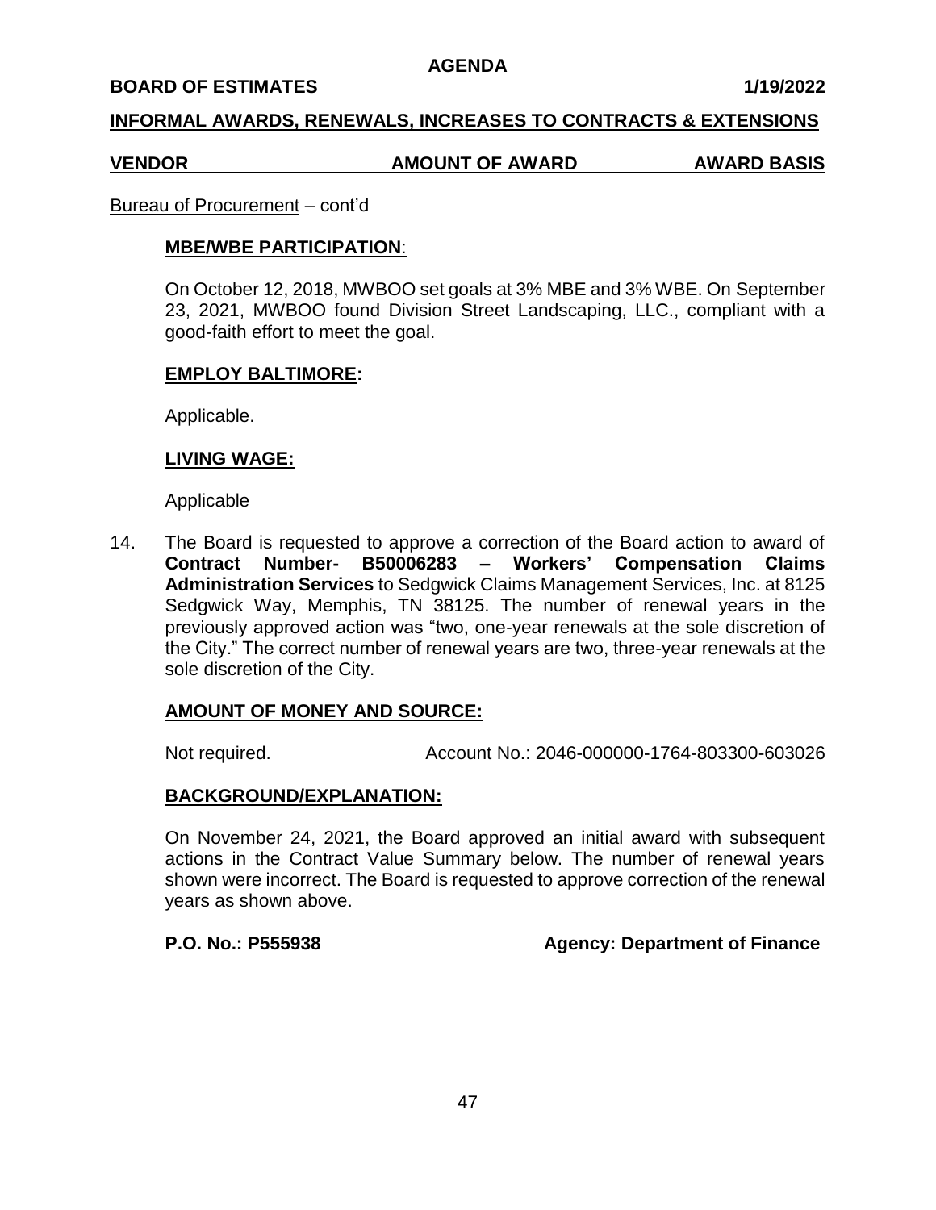**AGENDA**

**BOARD OF ESTIMATES** **1/19/2022**

**INFORMAL AWARDS, RENEWALS, INCREASES TO CONTRACTS & EXTENSIONS**

| VENDOR | AMOUNT OF AWARD | AWARD BASIS |
|---|---|---|

Bureau of Procurement – cont'd

**MBE/WBE PARTICIPATION**:

On October 12, 2018, MWBOO set goals at 3% MBE and 3% WBE. On September 23, 2021, MWBOO found Division Street Landscaping, LLC., compliant with a good-faith effort to meet the goal.

**EMPLOY BALTIMORE:**

Applicable.

**LIVING WAGE:**

Applicable

14. The Board is requested to approve a correction of the Board action to award of **Contract Number- B50006283 – Workers' Compensation Claims Administration Services** to Sedgwick Claims Management Services, Inc. at 8125 Sedgwick Way, Memphis, TN 38125. The number of renewal years in the previously approved action was "two, one-year renewals at the sole discretion of the City." The correct number of renewal years are two, three-year renewals at the sole discretion of the City.

**AMOUNT OF MONEY AND SOURCE:**

Not required. Account No.: 2046-000000-1764-803300-603026

**BACKGROUND/EXPLANATION:**

On November 24, 2021, the Board approved an initial award with subsequent actions in the Contract Value Summary below. The number of renewal years shown were incorrect. The Board is requested to approve correction of the renewal years as shown above.

**P.O. No.: P555938** **Agency: Department of Finance**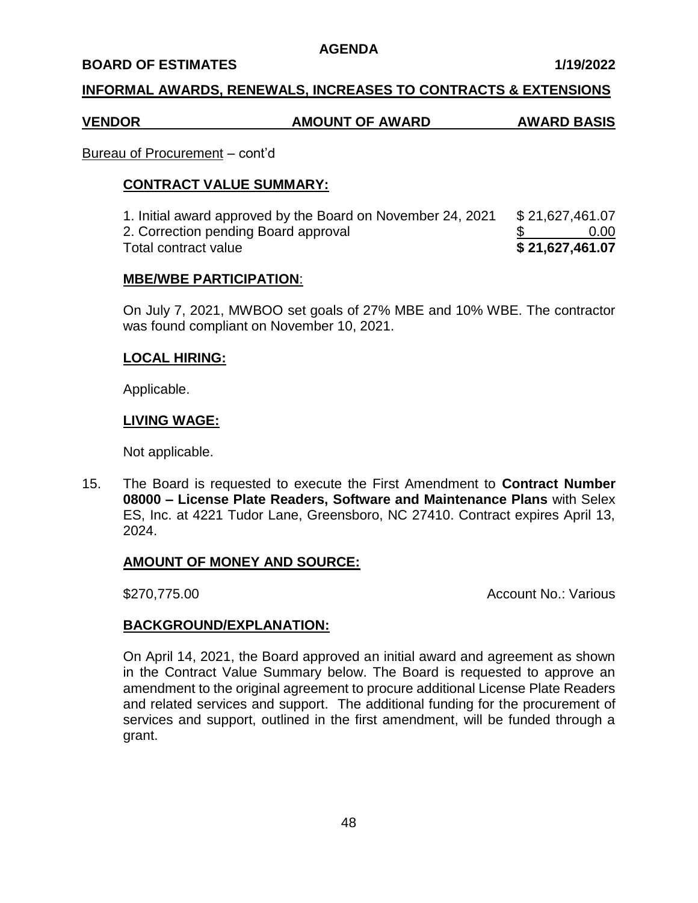**BOARD OF ESTIMATES** **1/19/2022**

**INFORMAL AWARDS, RENEWALS, INCREASES TO CONTRACTS & EXTENSIONS**

| VENDOR | AMOUNT OF AWARD | AWARD BASIS |
|---|---|---|

Bureau of Procurement – cont'd

**CONTRACT VALUE SUMMARY:**

| | |
|---|---|
| 1. Initial award approved by the Board on November 24, 2021 | $ 21,627,461.07 |
| 2. Correction pending Board approval | $ 0.00 |
| Total contract value | **$ 21,627,461.07** |

**MBE/WBE PARTICIPATION**:

On July 7, 2021, MWBOO set goals of 27% MBE and 10% WBE. The contractor was found compliant on November 10, 2021.

**LOCAL HIRING:**

Applicable.

**LIVING WAGE:**

Not applicable.

15. The Board is requested to execute the First Amendment to **Contract Number 08000 – License Plate Readers, Software and Maintenance Plans** with Selex ES, Inc. at 4221 Tudor Lane, Greensboro, NC 27410. Contract expires April 13, 2024.

**AMOUNT OF MONEY AND SOURCE:**

$270,775.00 Account No.: Various

**BACKGROUND/EXPLANATION:**

On April 14, 2021, the Board approved an initial award and agreement as shown in the Contract Value Summary below. The Board is requested to approve an amendment to the original agreement to procure additional License Plate Readers and related services and support. The additional funding for the procurement of services and support, outlined in the first amendment, will be funded through a grant.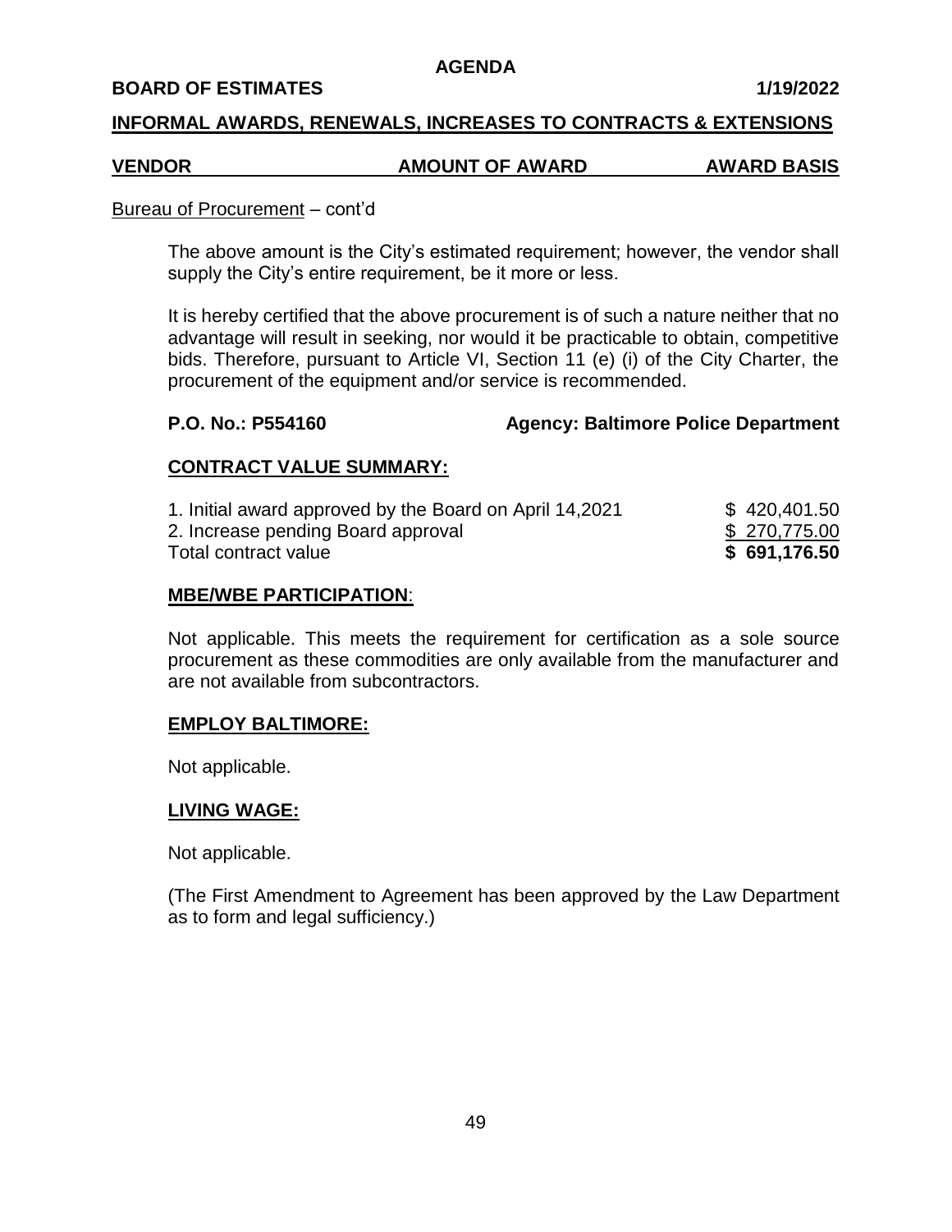**AGENDA**

**BOARD OF ESTIMATES** **1/19/2022**

## INFORMAL AWARDS, RENEWALS, INCREASES TO CONTRACTS & EXTENSIONS

| VENDOR | AMOUNT OF AWARD | AWARD BASIS |
|---|---|---|

Bureau of Procurement – cont'd

The above amount is the City's estimated requirement; however, the vendor shall supply the City's entire requirement, be it more or less.

It is hereby certified that the above procurement is of such a nature neither that no advantage will result in seeking, nor would it be practicable to obtain, competitive bids. Therefore, pursuant to Article VI, Section 11 (e) (i) of the City Charter, the procurement of the equipment and/or service is recommended.

**P.O. No.: P554160** **Agency: Baltimore Police Department**

**CONTRACT VALUE SUMMARY:**

| | |
|---|---|
| 1. Initial award approved by the Board on April 14,2021 | $ 420,401.50 |
| 2. Increase pending Board approval | $ 270,775.00 |
| Total contract value | **$ 691,176.50** |

**MBE/WBE PARTICIPATION**:

Not applicable. This meets the requirement for certification as a sole source procurement as these commodities are only available from the manufacturer and are not available from subcontractors.

**EMPLOY BALTIMORE:**

Not applicable.

**LIVING WAGE:**

Not applicable.

(The First Amendment to Agreement has been approved by the Law Department as to form and legal sufficiency.)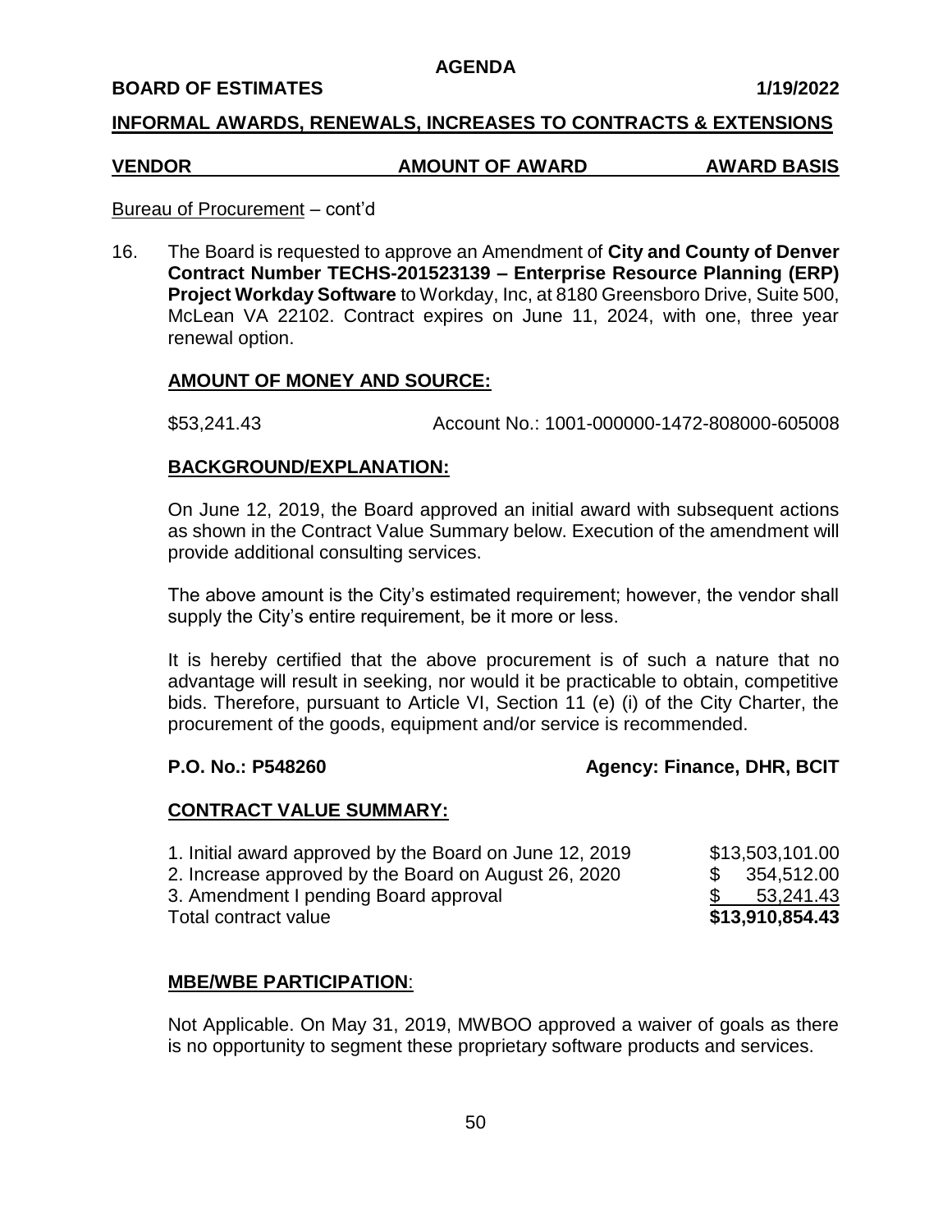**AGENDA**

**BOARD OF ESTIMATES** **1/19/2022**

**INFORMAL AWARDS, RENEWALS, INCREASES TO CONTRACTS & EXTENSIONS**

| **VENDOR** | **AMOUNT OF AWARD** | **AWARD BASIS** |
|---|---|---|

Bureau of Procurement – cont'd

16. The Board is requested to approve an Amendment of **City and County of Denver Contract Number TECHS-201523139 – Enterprise Resource Planning (ERP) Project Workday Software** to Workday, Inc, at 8180 Greensboro Drive, Suite 500, McLean VA 22102. Contract expires on June 11, 2024, with one, three year renewal option.

**AMOUNT OF MONEY AND SOURCE:**

$53,241.43 Account No.: 1001-000000-1472-808000-605008

**BACKGROUND/EXPLANATION:**

On June 12, 2019, the Board approved an initial award with subsequent actions as shown in the Contract Value Summary below. Execution of the amendment will provide additional consulting services.

The above amount is the City's estimated requirement; however, the vendor shall supply the City's entire requirement, be it more or less.

It is hereby certified that the above procurement is of such a nature that no advantage will result in seeking, nor would it be practicable to obtain, competitive bids. Therefore, pursuant to Article VI, Section 11 (e) (i) of the City Charter, the procurement of the goods, equipment and/or service is recommended.

**P.O. No.: P548260** **Agency: Finance, DHR, BCIT**

**CONTRACT VALUE SUMMARY:**

| | |
|---|---|
| 1. Initial award approved by the Board on June 12, 2019 | $13,503,101.00 |
| 2. Increase approved by the Board on August 26, 2020 | $ 354,512.00 |
| 3. Amendment I pending Board approval | $ 53,241.43 |
| Total contract value | **$13,910,854.43** |

**MBE/WBE PARTICIPATION**:

Not Applicable. On May 31, 2019, MWBOO approved a waiver of goals as there is no opportunity to segment these proprietary software products and services.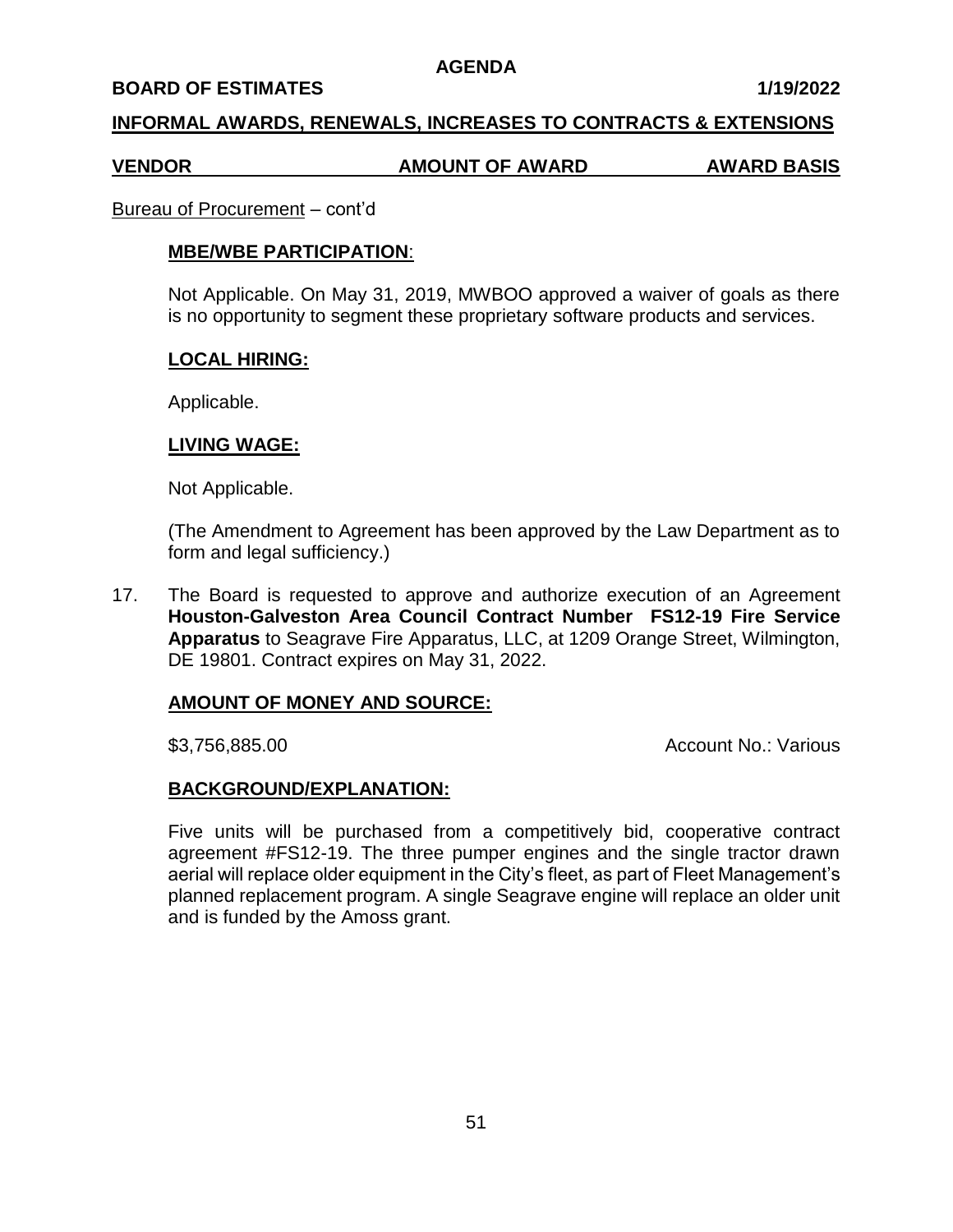**AGENDA**

**BOARD OF ESTIMATES** **1/19/2022**

**INFORMAL AWARDS, RENEWALS, INCREASES TO CONTRACTS & EXTENSIONS**

| VENDOR | AMOUNT OF AWARD | AWARD BASIS |
|---|---|---|

Bureau of Procurement – cont'd

**MBE/WBE PARTICIPATION**:

Not Applicable. On May 31, 2019, MWBOO approved a waiver of goals as there is no opportunity to segment these proprietary software products and services.

**LOCAL HIRING:**

Applicable.

**LIVING WAGE:**

Not Applicable.

(The Amendment to Agreement has been approved by the Law Department as to form and legal sufficiency.)

17. The Board is requested to approve and authorize execution of an Agreement **Houston-Galveston Area Council Contract Number FS12-19 Fire Service Apparatus** to Seagrave Fire Apparatus, LLC, at 1209 Orange Street, Wilmington, DE 19801. Contract expires on May 31, 2022.

**AMOUNT OF MONEY AND SOURCE:**

$3,756,885.00 Account No.: Various

**BACKGROUND/EXPLANATION:**

Five units will be purchased from a competitively bid, cooperative contract agreement #FS12-19. The three pumper engines and the single tractor drawn aerial will replace older equipment in the City's fleet, as part of Fleet Management's planned replacement program. A single Seagrave engine will replace an older unit and is funded by the Amoss grant.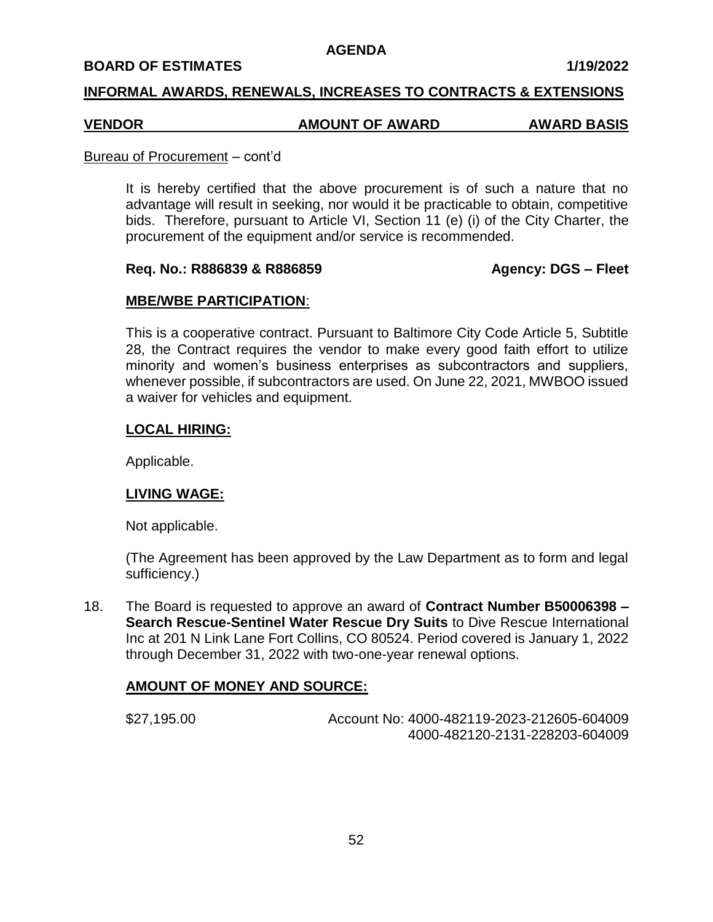**AGENDA**

**BOARD OF ESTIMATES** **1/19/2022**

**INFORMAL AWARDS, RENEWALS, INCREASES TO CONTRACTS & EXTENSIONS**

| **VENDOR** | **AMOUNT OF AWARD** | **AWARD BASIS** |
|---|---|---|

Bureau of Procurement – cont'd

It is hereby certified that the above procurement is of such a nature that no advantage will result in seeking, nor would it be practicable to obtain, competitive bids. Therefore, pursuant to Article VI, Section 11 (e) (i) of the City Charter, the procurement of the equipment and/or service is recommended.

**Req. No.: R886839 & R886859** **Agency: DGS – Fleet**

**MBE/WBE PARTICIPATION**:

This is a cooperative contract. Pursuant to Baltimore City Code Article 5, Subtitle 28, the Contract requires the vendor to make every good faith effort to utilize minority and women's business enterprises as subcontractors and suppliers, whenever possible, if subcontractors are used. On June 22, 2021, MWBOO issued a waiver for vehicles and equipment.

**LOCAL HIRING:**

Applicable.

**LIVING WAGE:**

Not applicable.

(The Agreement has been approved by the Law Department as to form and legal sufficiency.)

18. The Board is requested to approve an award of **Contract Number B50006398 – Search Rescue-Sentinel Water Rescue Dry Suits** to Dive Rescue International Inc at 201 N Link Lane Fort Collins, CO 80524. Period covered is January 1, 2022 through December 31, 2022 with two-one-year renewal options.

**AMOUNT OF MONEY AND SOURCE:**

$27,195.00 Account No: 4000-482119-2023-212605-604009
4000-482120-2131-228203-604009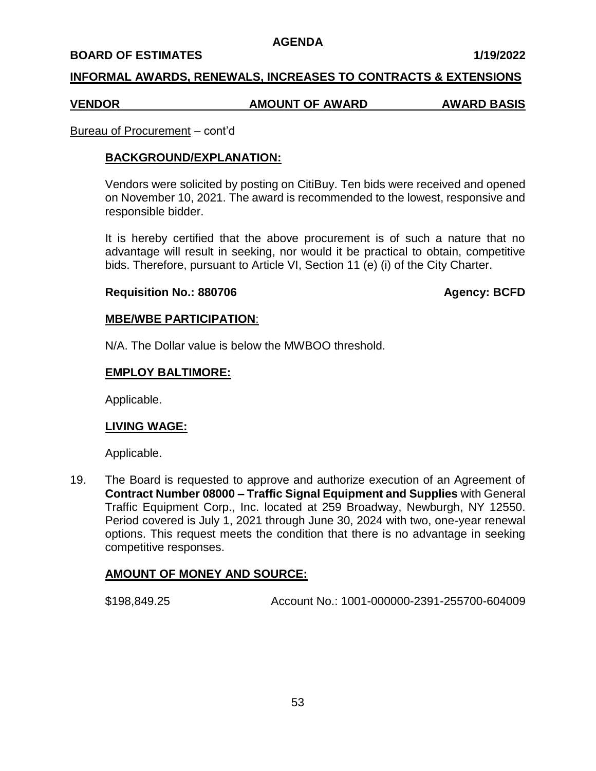**AGENDA**

**BOARD OF ESTIMATES** **1/19/2022**

**INFORMAL AWARDS, RENEWALS, INCREASES TO CONTRACTS & EXTENSIONS**

| VENDOR | AMOUNT OF AWARD | AWARD BASIS |
|---|---|---|

Bureau of Procurement – cont'd

**BACKGROUND/EXPLANATION:**

Vendors were solicited by posting on CitiBuy. Ten bids were received and opened on November 10, 2021. The award is recommended to the lowest, responsive and responsible bidder.

It is hereby certified that the above procurement is of such a nature that no advantage will result in seeking, nor would it be practical to obtain, competitive bids. Therefore, pursuant to Article VI, Section 11 (e) (i) of the City Charter.

**Requisition No.: 880706** **Agency: BCFD**

**MBE/WBE PARTICIPATION**:

N/A. The Dollar value is below the MWBOO threshold.

**EMPLOY BALTIMORE:**

Applicable.

**LIVING WAGE:**

Applicable.

19. The Board is requested to approve and authorize execution of an Agreement of **Contract Number 08000 – Traffic Signal Equipment and Supplies** with General Traffic Equipment Corp., Inc. located at 259 Broadway, Newburgh, NY 12550. Period covered is July 1, 2021 through June 30, 2024 with two, one-year renewal options. This request meets the condition that there is no advantage in seeking competitive responses.

**AMOUNT OF MONEY AND SOURCE:**

$198,849.25 Account No.: 1001-000000-2391-255700-604009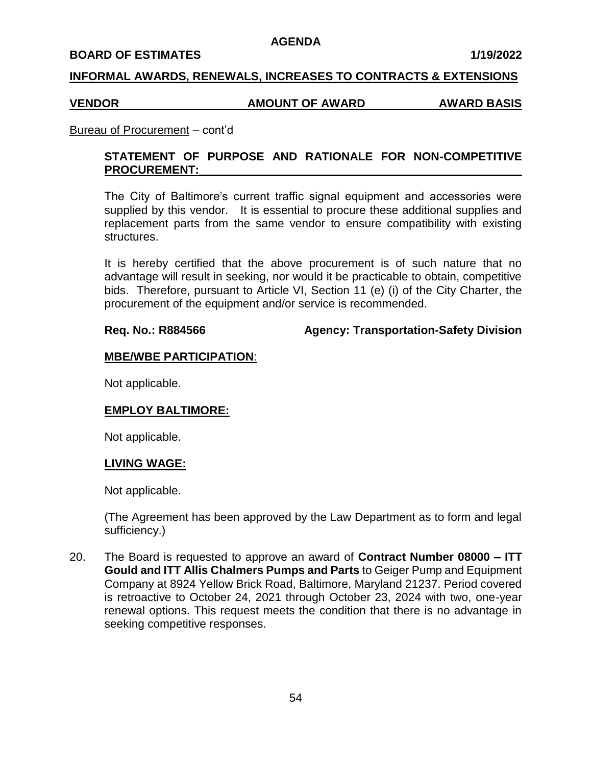**INFORMAL AWARDS, RENEWALS, INCREASES TO CONTRACTS & EXTENSIONS**

| VENDOR | AMOUNT OF AWARD | AWARD BASIS |
| --- | --- | --- |

Bureau of Procurement – cont'd

**STATEMENT OF PURPOSE AND RATIONALE FOR NON-COMPETITIVE PROCUREMENT:**

The City of Baltimore's current traffic signal equipment and accessories were supplied by this vendor. It is essential to procure these additional supplies and replacement parts from the same vendor to ensure compatibility with existing structures.

It is hereby certified that the above procurement is of such nature that no advantage will result in seeking, nor would it be practicable to obtain, competitive bids. Therefore, pursuant to Article VI, Section 11 (e) (i) of the City Charter, the procurement of the equipment and/or service is recommended.

**Req. No.: R884566** **Agency: Transportation-Safety Division**

**MBE/WBE PARTICIPATION**:

Not applicable.

**EMPLOY BALTIMORE:**

Not applicable.

**LIVING WAGE:**

Not applicable.

(The Agreement has been approved by the Law Department as to form and legal sufficiency.)

20. The Board is requested to approve an award of **Contract Number 08000 – ITT Gould and ITT Allis Chalmers Pumps and Parts** to Geiger Pump and Equipment Company at 8924 Yellow Brick Road, Baltimore, Maryland 21237. Period covered is retroactive to October 24, 2021 through October 23, 2024 with two, one-year renewal options. This request meets the condition that there is no advantage in seeking competitive responses.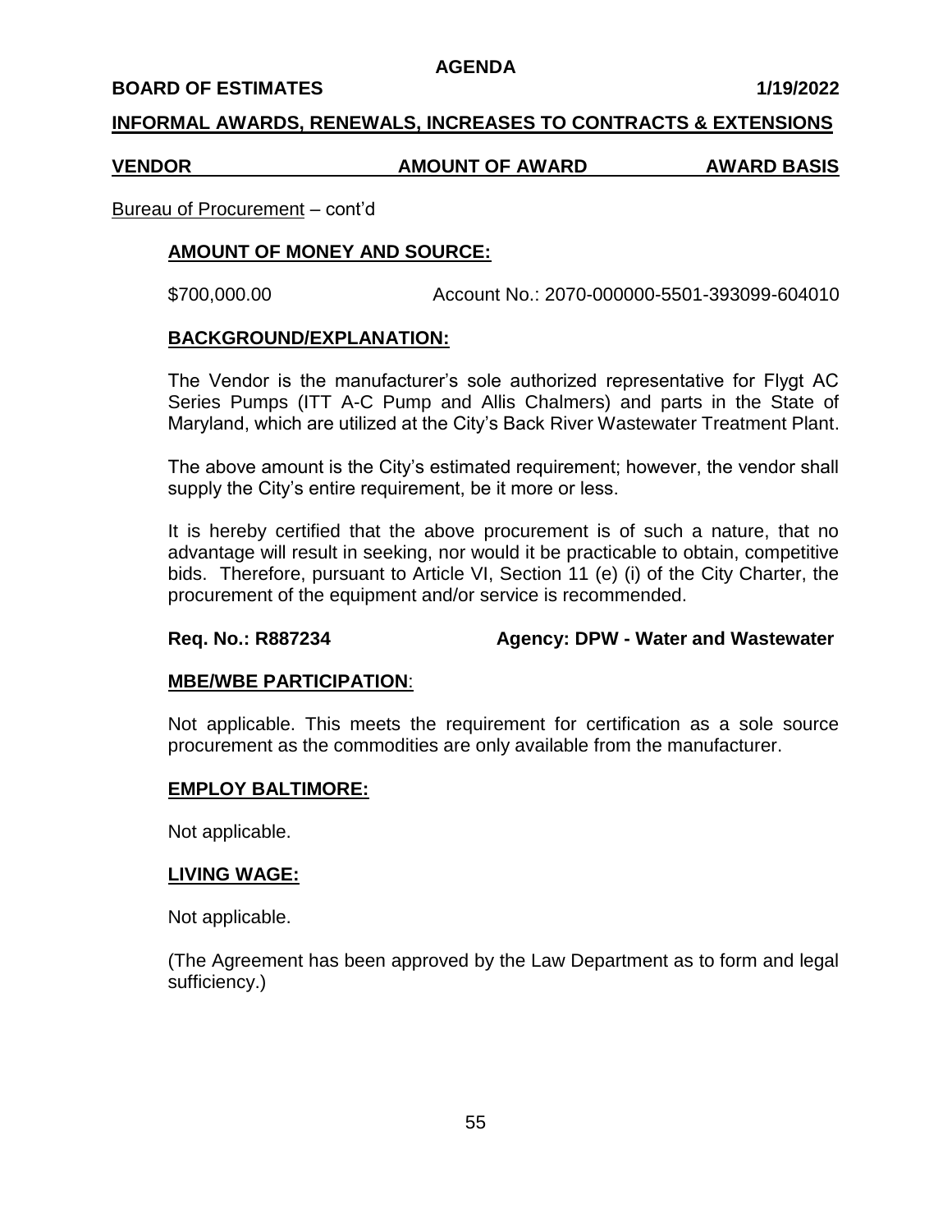**INFORMAL AWARDS, RENEWALS, INCREASES TO CONTRACTS & EXTENSIONS**

| VENDOR | AMOUNT OF AWARD | AWARD BASIS |
|---|---|---|

Bureau of Procurement – cont'd

**AMOUNT OF MONEY AND SOURCE:**

\$700,000.00 Account No.: 2070-000000-5501-393099-604010

**BACKGROUND/EXPLANATION:**

The Vendor is the manufacturer's sole authorized representative for Flygt AC Series Pumps (ITT A-C Pump and Allis Chalmers) and parts in the State of Maryland, which are utilized at the City's Back River Wastewater Treatment Plant.

The above amount is the City's estimated requirement; however, the vendor shall supply the City's entire requirement, be it more or less.

It is hereby certified that the above procurement is of such a nature, that no advantage will result in seeking, nor would it be practicable to obtain, competitive bids. Therefore, pursuant to Article VI, Section 11 (e) (i) of the City Charter, the procurement of the equipment and/or service is recommended.

**Req. No.: R887234** **Agency: DPW - Water and Wastewater**

**MBE/WBE PARTICIPATION**:

Not applicable. This meets the requirement for certification as a sole source procurement as the commodities are only available from the manufacturer.

**EMPLOY BALTIMORE:**

Not applicable.

**LIVING WAGE:**

Not applicable.

(The Agreement has been approved by the Law Department as to form and legal sufficiency.)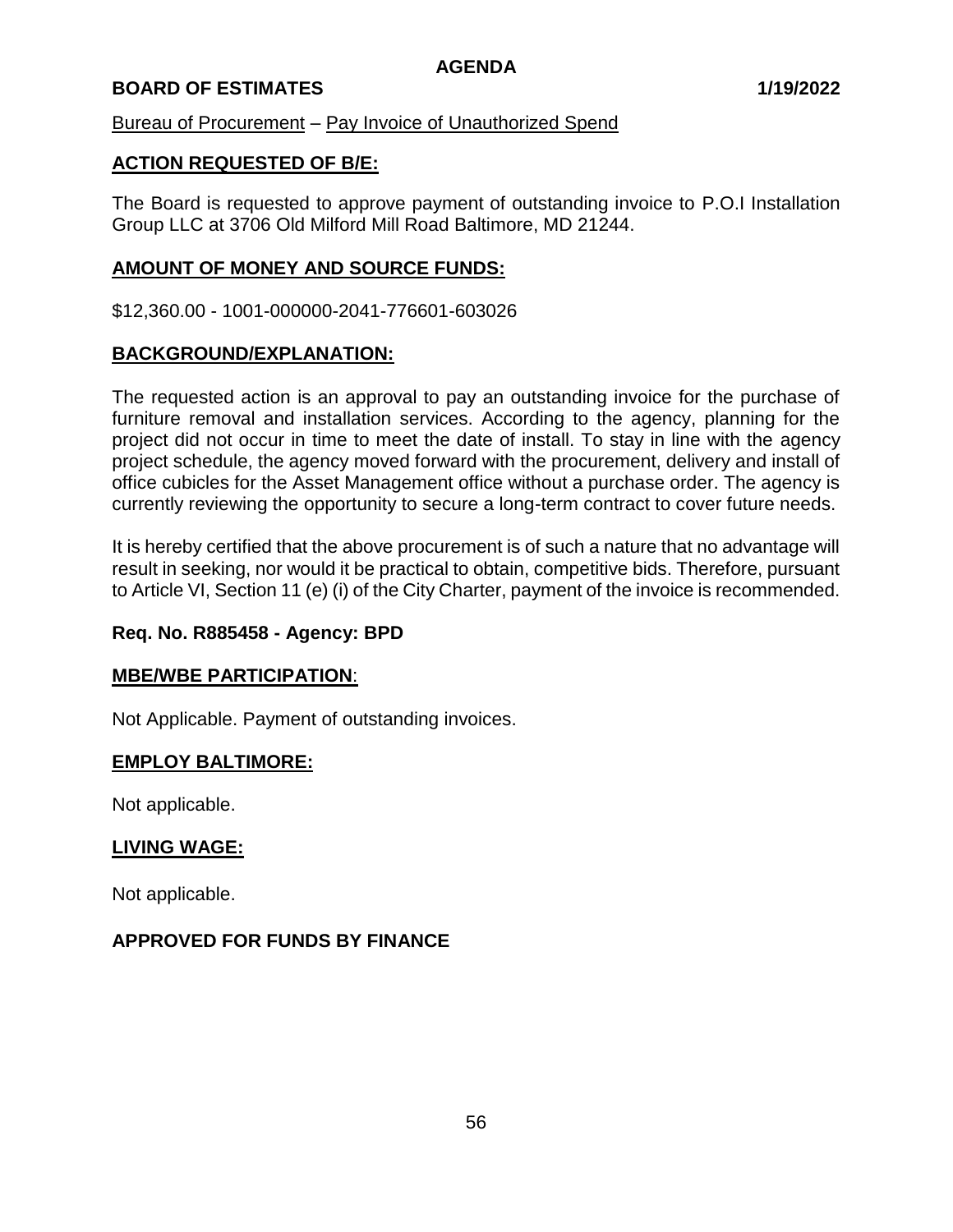**AGENDA**

**BOARD OF ESTIMATES 1/19/2022**

Bureau of Procurement – Pay Invoice of Unauthorized Spend

## ACTION REQUESTED OF B/E:

The Board is requested to approve payment of outstanding invoice to P.O.I Installation Group LLC at 3706 Old Milford Mill Road Baltimore, MD 21244.

## AMOUNT OF MONEY AND SOURCE FUNDS:

$12,360.00 - 1001-000000-2041-776601-603026

## BACKGROUND/EXPLANATION:

The requested action is an approval to pay an outstanding invoice for the purchase of furniture removal and installation services. According to the agency, planning for the project did not occur in time to meet the date of install. To stay in line with the agency project schedule, the agency moved forward with the procurement, delivery and install of office cubicles for the Asset Management office without a purchase order. The agency is currently reviewing the opportunity to secure a long-term contract to cover future needs.

It is hereby certified that the above procurement is of such a nature that no advantage will result in seeking, nor would it be practical to obtain, competitive bids. Therefore, pursuant to Article VI, Section 11 (e) (i) of the City Charter, payment of the invoice is recommended.

**Req. No. R885458 - Agency: BPD**

## MBE/WBE PARTICIPATION:

Not Applicable. Payment of outstanding invoices.

## EMPLOY BALTIMORE:

Not applicable.

## LIVING WAGE:

Not applicable.

**APPROVED FOR FUNDS BY FINANCE**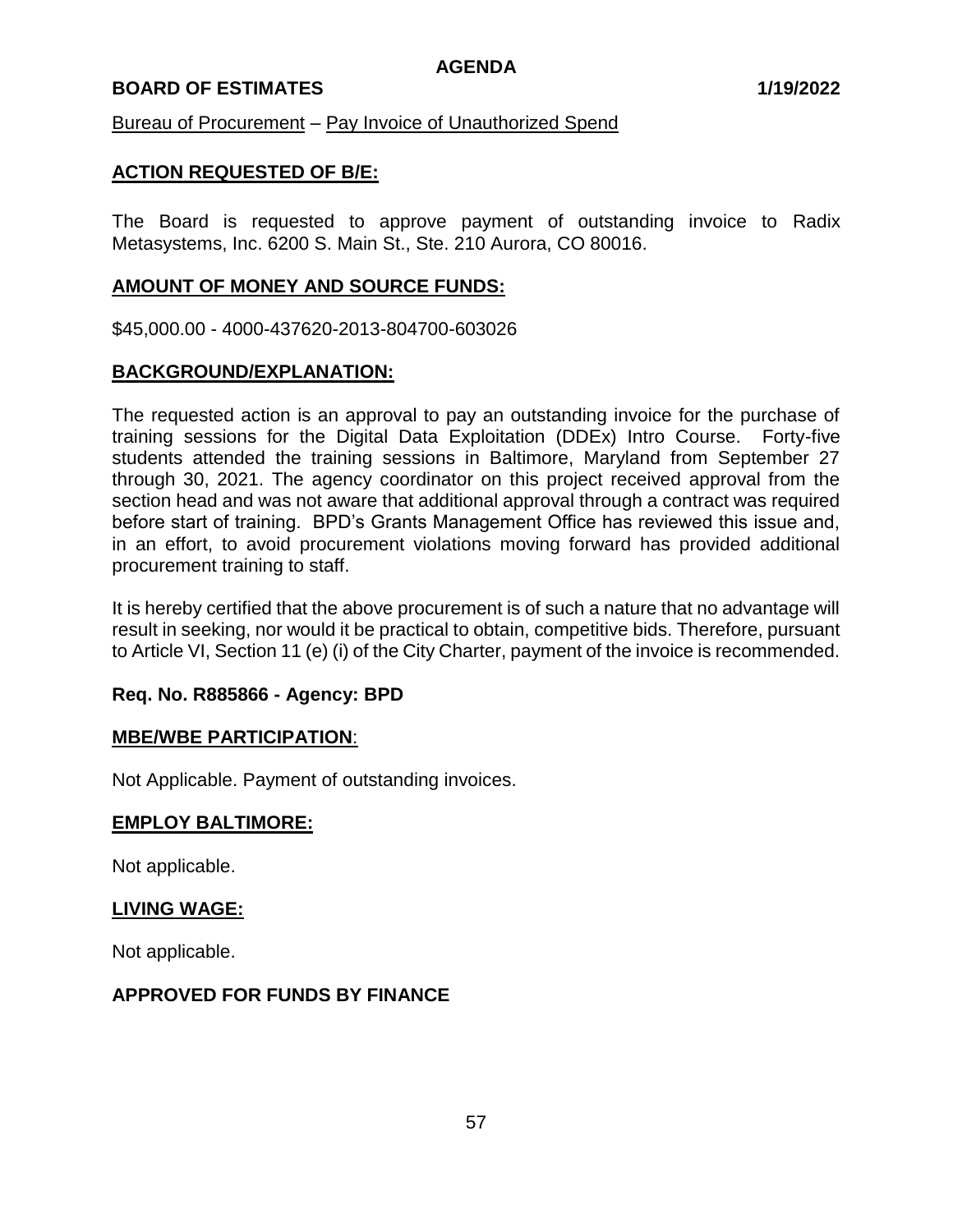**AGENDA**

**BOARD OF ESTIMATES** **1/19/2022**

Bureau of Procurement – Pay Invoice of Unauthorized Spend

## ACTION REQUESTED OF B/E:

The Board is requested to approve payment of outstanding invoice to Radix Metasystems, Inc. 6200 S. Main St., Ste. 210 Aurora, CO 80016.

## AMOUNT OF MONEY AND SOURCE FUNDS:

$45,000.00 - 4000-437620-2013-804700-603026

## BACKGROUND/EXPLANATION:

The requested action is an approval to pay an outstanding invoice for the purchase of training sessions for the Digital Data Exploitation (DDEx) Intro Course. Forty-five students attended the training sessions in Baltimore, Maryland from September 27 through 30, 2021. The agency coordinator on this project received approval from the section head and was not aware that additional approval through a contract was required before start of training. BPD's Grants Management Office has reviewed this issue and, in an effort, to avoid procurement violations moving forward has provided additional procurement training to staff.

It is hereby certified that the above procurement is of such a nature that no advantage will result in seeking, nor would it be practical to obtain, competitive bids. Therefore, pursuant to Article VI, Section 11 (e) (i) of the City Charter, payment of the invoice is recommended.

**Req. No. R885866 - Agency: BPD**

## MBE/WBE PARTICIPATION:

Not Applicable. Payment of outstanding invoices.

## EMPLOY BALTIMORE:

Not applicable.

## LIVING WAGE:

Not applicable.

**APPROVED FOR FUNDS BY FINANCE**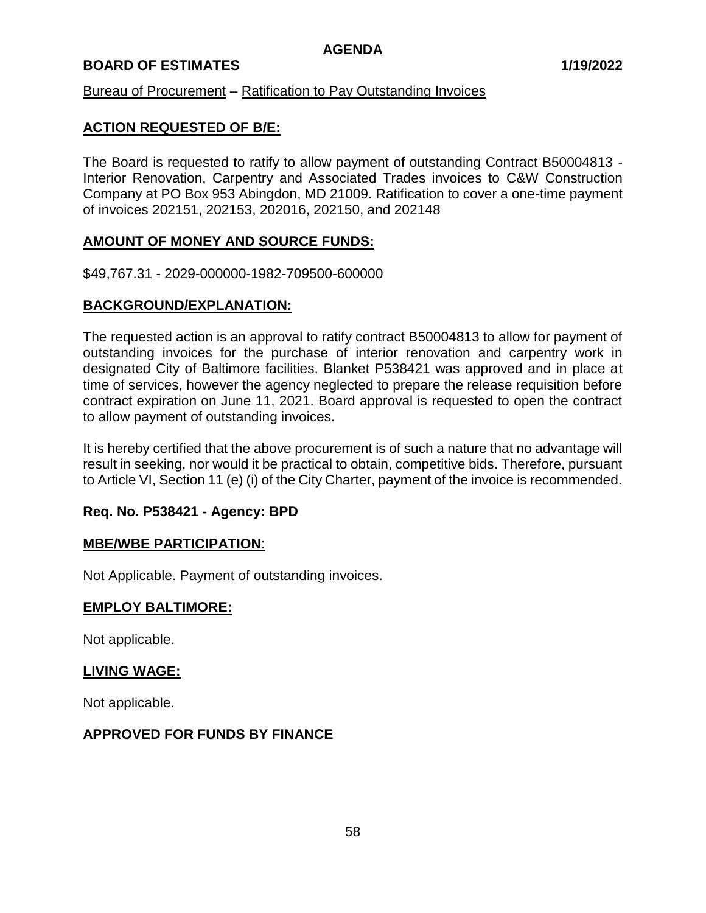**AGENDA**

**BOARD OF ESTIMATES 1/19/2022**

Bureau of Procurement – Ratification to Pay Outstanding Invoices

## ACTION REQUESTED OF B/E:

The Board is requested to ratify to allow payment of outstanding Contract B50004813 - Interior Renovation, Carpentry and Associated Trades invoices to C&W Construction Company at PO Box 953 Abingdon, MD 21009. Ratification to cover a one-time payment of invoices 202151, 202153, 202016, 202150, and 202148

## AMOUNT OF MONEY AND SOURCE FUNDS:

$49,767.31 - 2029-000000-1982-709500-600000

## BACKGROUND/EXPLANATION:

The requested action is an approval to ratify contract B50004813 to allow for payment of outstanding invoices for the purchase of interior renovation and carpentry work in designated City of Baltimore facilities. Blanket P538421 was approved and in place at time of services, however the agency neglected to prepare the release requisition before contract expiration on June 11, 2021. Board approval is requested to open the contract to allow payment of outstanding invoices.

It is hereby certified that the above procurement is of such a nature that no advantage will result in seeking, nor would it be practical to obtain, competitive bids. Therefore, pursuant to Article VI, Section 11 (e) (i) of the City Charter, payment of the invoice is recommended.

**Req. No. P538421 - Agency: BPD**

## MBE/WBE PARTICIPATION:

Not Applicable. Payment of outstanding invoices.

## EMPLOY BALTIMORE:

Not applicable.

## LIVING WAGE:

Not applicable.

**APPROVED FOR FUNDS BY FINANCE**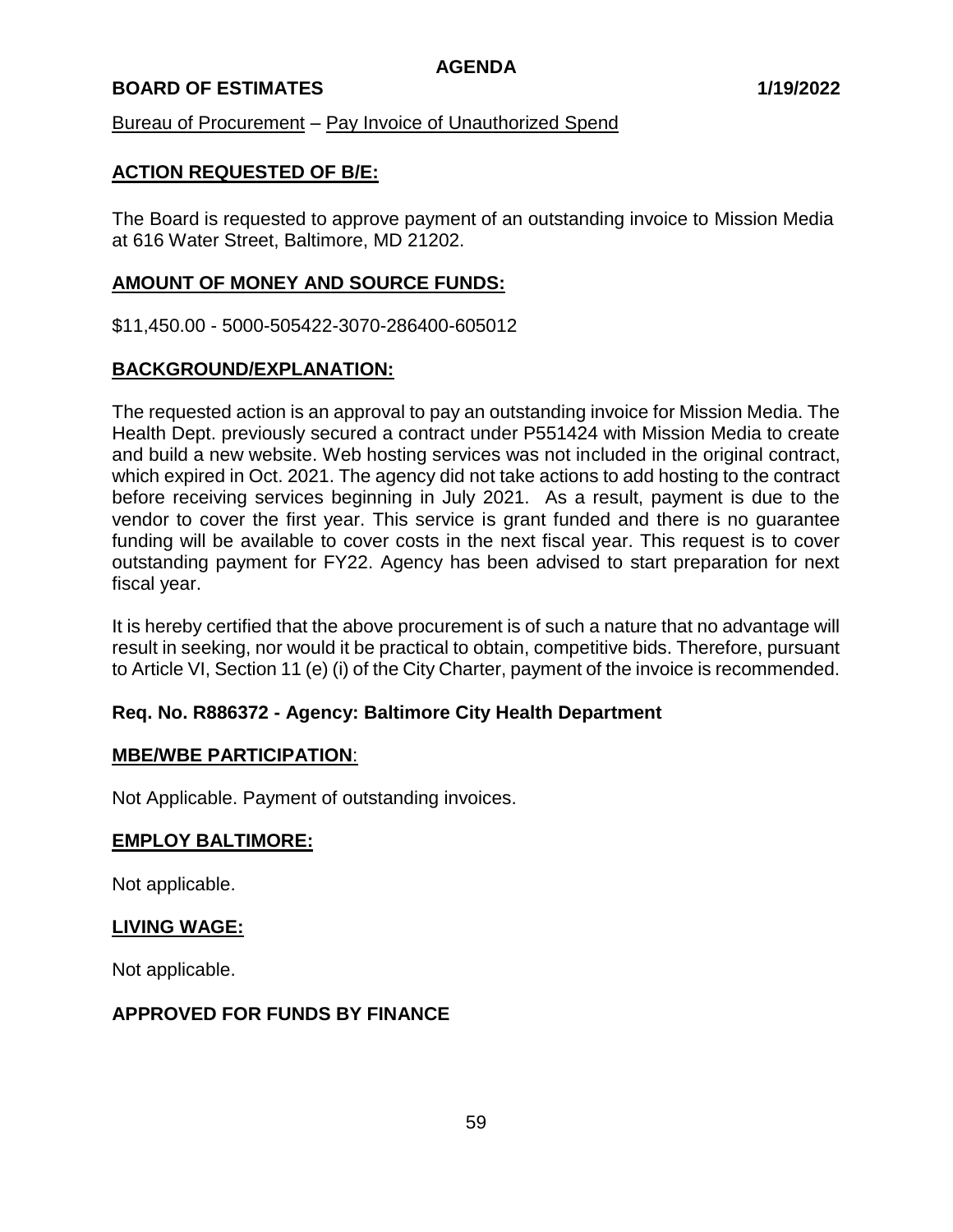## AGENDA

**BOARD OF ESTIMATES** **1/19/2022**

Bureau of Procurement – Pay Invoice of Unauthorized Spend

### ACTION REQUESTED OF B/E:

The Board is requested to approve payment of an outstanding invoice to Mission Media at 616 Water Street, Baltimore, MD 21202.

### AMOUNT OF MONEY AND SOURCE FUNDS:

$11,450.00 - 5000-505422-3070-286400-605012

### BACKGROUND/EXPLANATION:

The requested action is an approval to pay an outstanding invoice for Mission Media. The Health Dept. previously secured a contract under P551424 with Mission Media to create and build a new website. Web hosting services was not included in the original contract, which expired in Oct. 2021. The agency did not take actions to add hosting to the contract before receiving services beginning in July 2021. As a result, payment is due to the vendor to cover the first year. This service is grant funded and there is no guarantee funding will be available to cover costs in the next fiscal year. This request is to cover outstanding payment for FY22. Agency has been advised to start preparation for next fiscal year.

It is hereby certified that the above procurement is of such a nature that no advantage will result in seeking, nor would it be practical to obtain, competitive bids. Therefore, pursuant to Article VI, Section 11 (e) (i) of the City Charter, payment of the invoice is recommended.

**Req. No. R886372 - Agency: Baltimore City Health Department**

### MBE/WBE PARTICIPATION:

Not Applicable. Payment of outstanding invoices.

### EMPLOY BALTIMORE:

Not applicable.

### LIVING WAGE:

Not applicable.

**APPROVED FOR FUNDS BY FINANCE**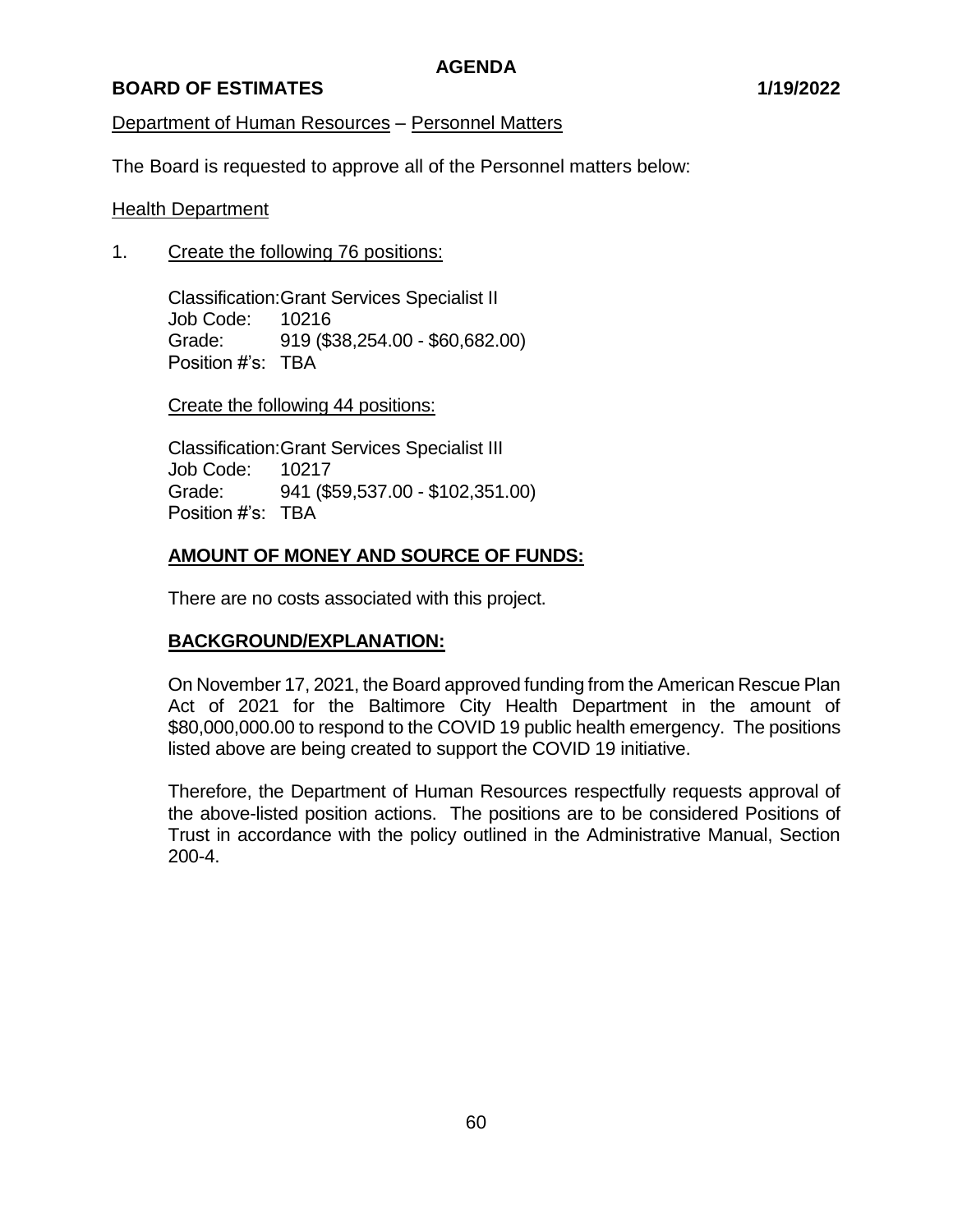**AGENDA**

**BOARD OF ESTIMATES** **1/19/2022**

Department of Human Resources – Personnel Matters

The Board is requested to approve all of the Personnel matters below:

Health Department

1. Create the following 76 positions:

   Classification: Grant Services Specialist II
   Job Code: 10216
   Grade: 919 ($38,254.00 - $60,682.00)
   Position #'s: TBA

   Create the following 44 positions:

   Classification: Grant Services Specialist III
   Job Code: 10217
   Grade: 941 ($59,537.00 - $102,351.00)
   Position #'s: TBA

   **AMOUNT OF MONEY AND SOURCE OF FUNDS:**

   There are no costs associated with this project.

   **BACKGROUND/EXPLANATION:**

   On November 17, 2021, the Board approved funding from the American Rescue Plan Act of 2021 for the Baltimore City Health Department in the amount of $80,000,000.00 to respond to the COVID 19 public health emergency. The positions listed above are being created to support the COVID 19 initiative.

   Therefore, the Department of Human Resources respectfully requests approval of the above-listed position actions. The positions are to be considered Positions of Trust in accordance with the policy outlined in the Administrative Manual, Section 200-4.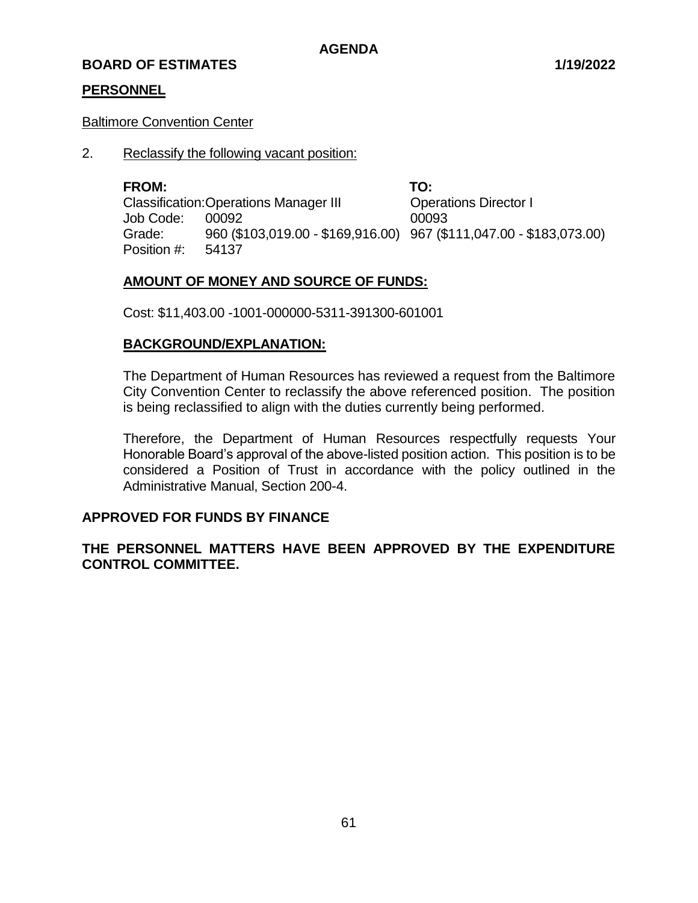**AGENDA**

**BOARD OF ESTIMATES** **1/19/2022**

## PERSONNEL

Baltimore Convention Center

2. Reclassify the following vacant position:

| | **FROM:** | **TO:** |
|---|---|---|
| Classification: | Operations Manager III | Operations Director I |
| Job Code: | 00092 | 00093 |
| Grade: | 960 ($103,019.00 - $169,916.00) | 967 ($111,047.00 - $183,073.00) |
| Position #: | 54137 | |

**AMOUNT OF MONEY AND SOURCE OF FUNDS:**

Cost: $11,403.00 -1001-000000-5311-391300-601001

**BACKGROUND/EXPLANATION:**

The Department of Human Resources has reviewed a request from the Baltimore City Convention Center to reclassify the above referenced position. The position is being reclassified to align with the duties currently being performed.

Therefore, the Department of Human Resources respectfully requests Your Honorable Board's approval of the above-listed position action. This position is to be considered a Position of Trust in accordance with the policy outlined in the Administrative Manual, Section 200-4.

**APPROVED FOR FUNDS BY FINANCE**

**THE PERSONNEL MATTERS HAVE BEEN APPROVED BY THE EXPENDITURE CONTROL COMMITTEE.**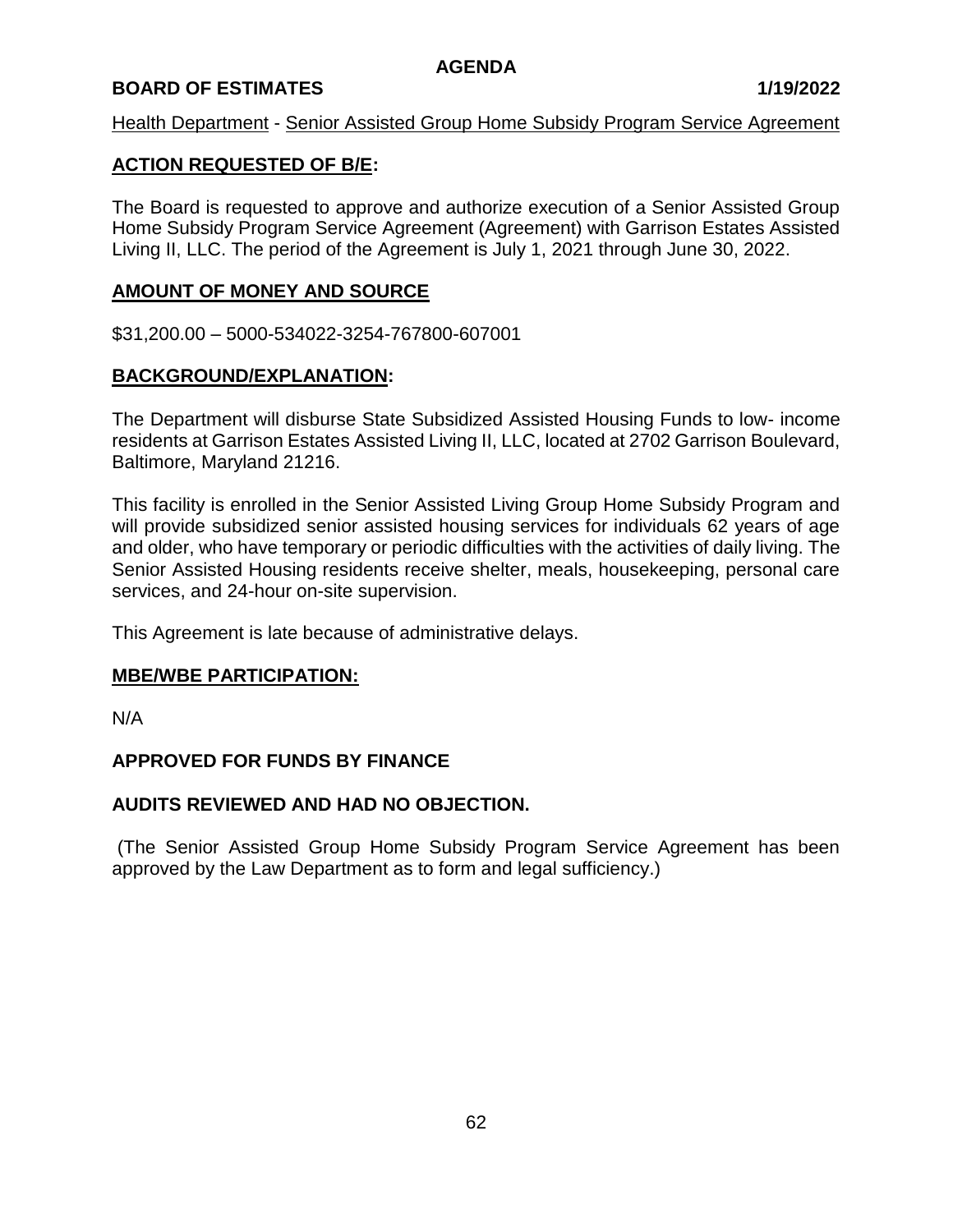**AGENDA**

**BOARD OF ESTIMATES 1/19/2022**

Health Department - Senior Assisted Group Home Subsidy Program Service Agreement

## ACTION REQUESTED OF B/E:

The Board is requested to approve and authorize execution of a Senior Assisted Group Home Subsidy Program Service Agreement (Agreement) with Garrison Estates Assisted Living II, LLC. The period of the Agreement is July 1, 2021 through June 30, 2022.

## AMOUNT OF MONEY AND SOURCE

$31,200.00 – 5000-534022-3254-767800-607001

## BACKGROUND/EXPLANATION:

The Department will disburse State Subsidized Assisted Housing Funds to low- income residents at Garrison Estates Assisted Living II, LLC, located at 2702 Garrison Boulevard, Baltimore, Maryland 21216.

This facility is enrolled in the Senior Assisted Living Group Home Subsidy Program and will provide subsidized senior assisted housing services for individuals 62 years of age and older, who have temporary or periodic difficulties with the activities of daily living. The Senior Assisted Housing residents receive shelter, meals, housekeeping, personal care services, and 24-hour on-site supervision.

This Agreement is late because of administrative delays.

## MBE/WBE PARTICIPATION:

N/A

**APPROVED FOR FUNDS BY FINANCE**

**AUDITS REVIEWED AND HAD NO OBJECTION.**

(The Senior Assisted Group Home Subsidy Program Service Agreement has been approved by the Law Department as to form and legal sufficiency.)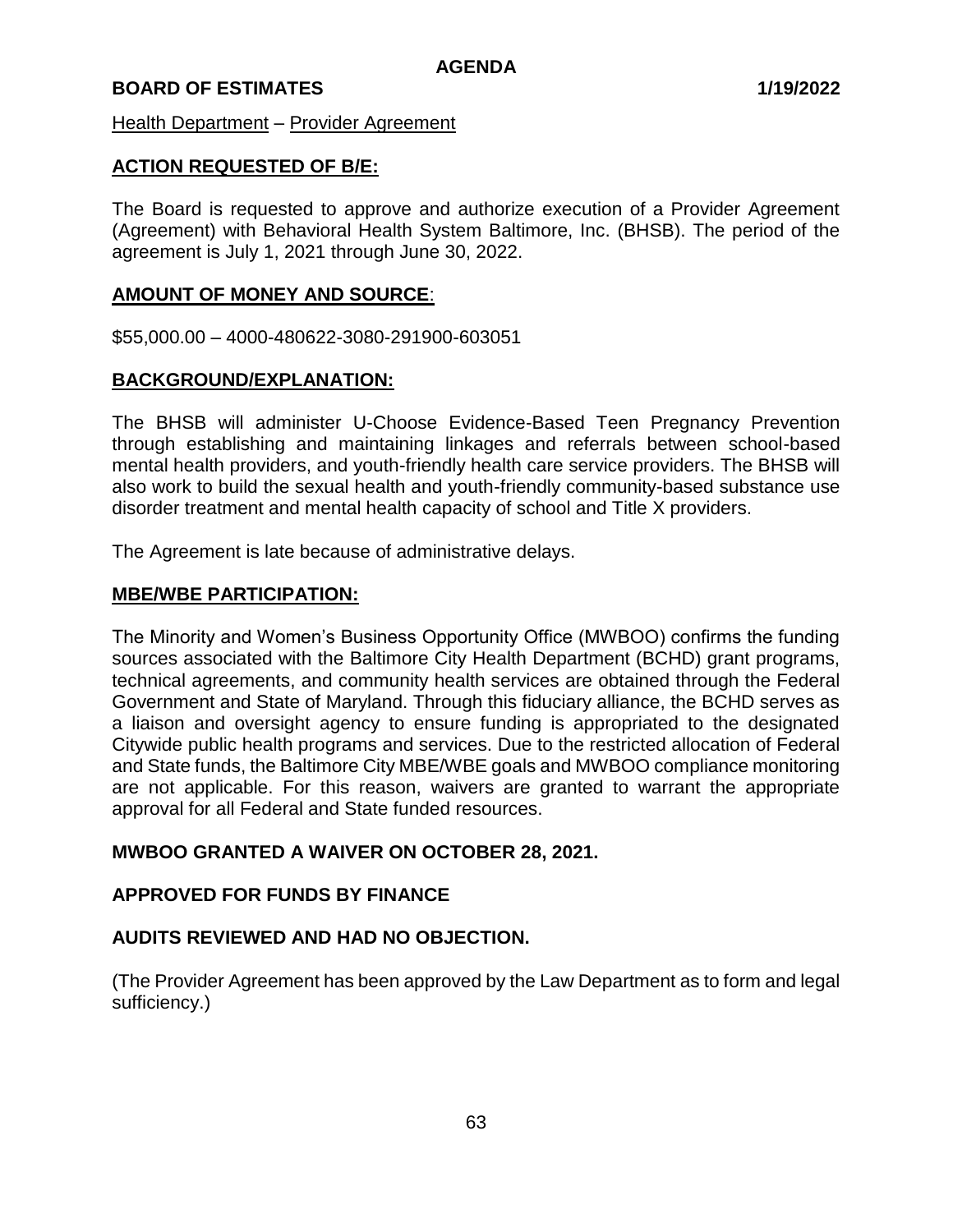Health Department – Provider Agreement

## ACTION REQUESTED OF B/E:

The Board is requested to approve and authorize execution of a Provider Agreement (Agreement) with Behavioral Health System Baltimore, Inc. (BHSB). The period of the agreement is July 1, 2021 through June 30, 2022.

## AMOUNT OF MONEY AND SOURCE:

$55,000.00 – 4000-480622-3080-291900-603051

## BACKGROUND/EXPLANATION:

The BHSB will administer U-Choose Evidence-Based Teen Pregnancy Prevention through establishing and maintaining linkages and referrals between school-based mental health providers, and youth-friendly health care service providers. The BHSB will also work to build the sexual health and youth-friendly community-based substance use disorder treatment and mental health capacity of school and Title X providers.

The Agreement is late because of administrative delays.

## MBE/WBE PARTICIPATION:

The Minority and Women's Business Opportunity Office (MWBOO) confirms the funding sources associated with the Baltimore City Health Department (BCHD) grant programs, technical agreements, and community health services are obtained through the Federal Government and State of Maryland. Through this fiduciary alliance, the BCHD serves as a liaison and oversight agency to ensure funding is appropriated to the designated Citywide public health programs and services. Due to the restricted allocation of Federal and State funds, the Baltimore City MBE/WBE goals and MWBOO compliance monitoring are not applicable. For this reason, waivers are granted to warrant the appropriate approval for all Federal and State funded resources.

**MWBOO GRANTED A WAIVER ON OCTOBER 28, 2021.**

**APPROVED FOR FUNDS BY FINANCE**

**AUDITS REVIEWED AND HAD NO OBJECTION.**

(The Provider Agreement has been approved by the Law Department as to form and legal sufficiency.)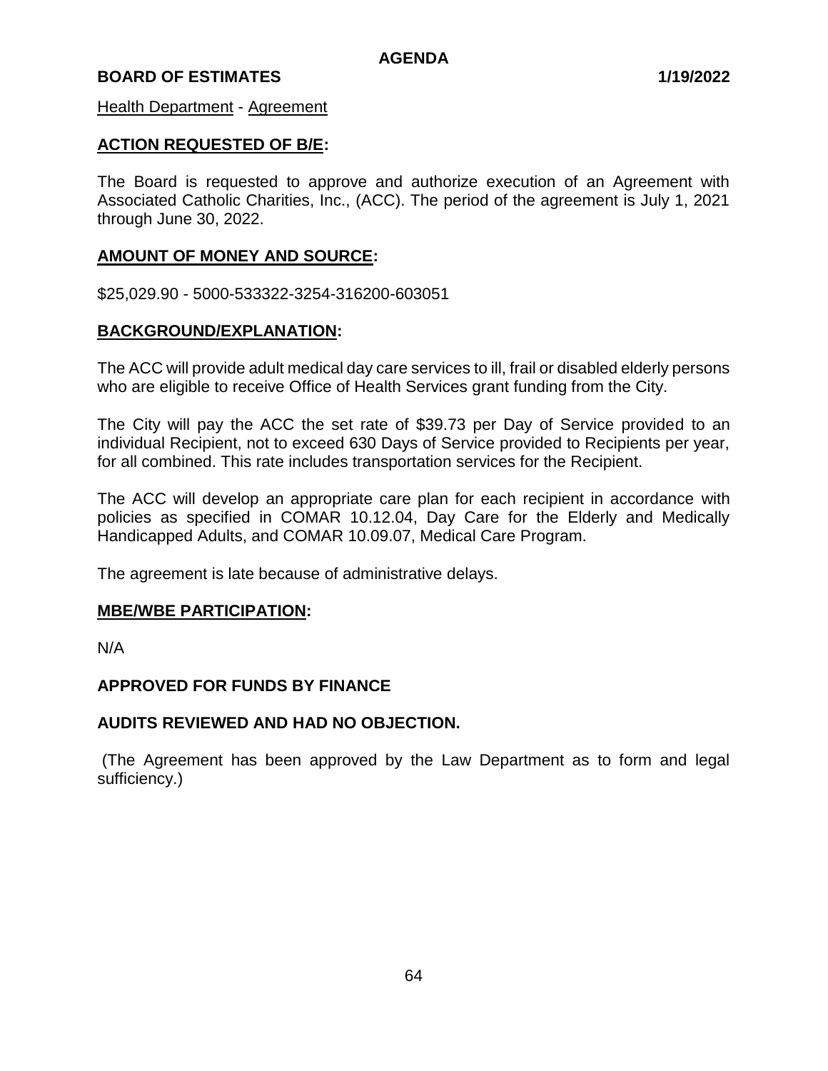**AGENDA**

**BOARD OF ESTIMATES** **1/19/2022**

Health Department - Agreement

## ACTION REQUESTED OF B/E:

The Board is requested to approve and authorize execution of an Agreement with Associated Catholic Charities, Inc., (ACC). The period of the agreement is July 1, 2021 through June 30, 2022.

## AMOUNT OF MONEY AND SOURCE:

$25,029.90 - 5000-533322-3254-316200-603051

## BACKGROUND/EXPLANATION:

The ACC will provide adult medical day care services to ill, frail or disabled elderly persons who are eligible to receive Office of Health Services grant funding from the City.

The City will pay the ACC the set rate of $39.73 per Day of Service provided to an individual Recipient, not to exceed 630 Days of Service provided to Recipients per year, for all combined. This rate includes transportation services for the Recipient.

The ACC will develop an appropriate care plan for each recipient in accordance with policies as specified in COMAR 10.12.04, Day Care for the Elderly and Medically Handicapped Adults, and COMAR 10.09.07, Medical Care Program.

The agreement is late because of administrative delays.

## MBE/WBE PARTICIPATION:

N/A

**APPROVED FOR FUNDS BY FINANCE**

**AUDITS REVIEWED AND HAD NO OBJECTION.**

(The Agreement has been approved by the Law Department as to form and legal sufficiency.)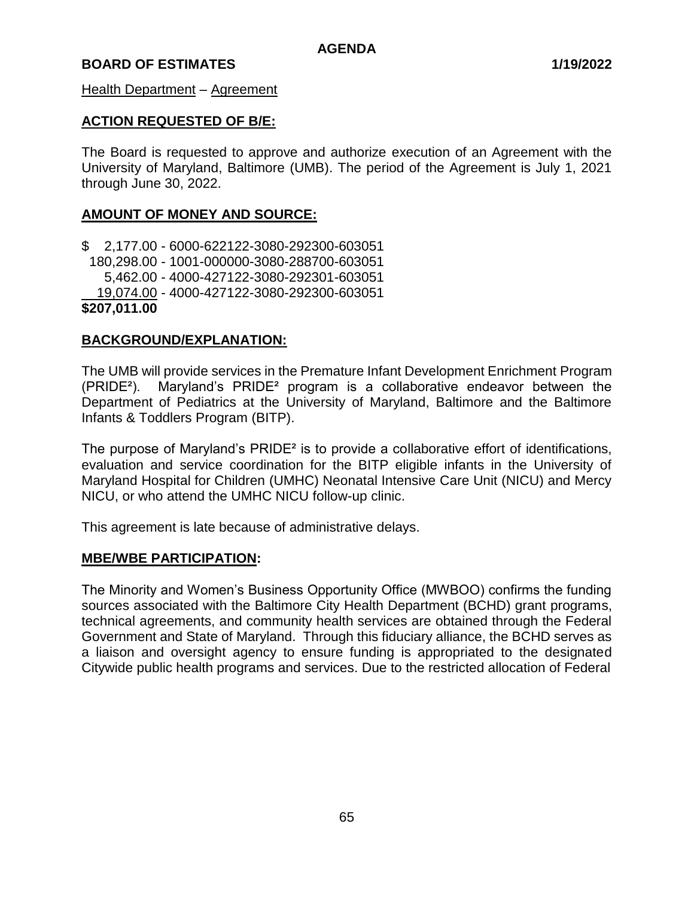**AGENDA**

**BOARD OF ESTIMATES** **1/19/2022**

Health Department – Agreement

## ACTION REQUESTED OF B/E:

The Board is requested to approve and authorize execution of an Agreement with the University of Maryland, Baltimore (UMB). The period of the Agreement is July 1, 2021 through June 30, 2022.

## AMOUNT OF MONEY AND SOURCE:

$ 2,177.00 - 6000-622122-3080-292300-603051
180,298.00 - 1001-000000-3080-288700-603051
5,462.00 - 4000-427122-3080-292301-603051
19,074.00 - 4000-427122-3080-292300-603051
**$207,011.00**

## BACKGROUND/EXPLANATION:

The UMB will provide services in the Premature Infant Development Enrichment Program (PRIDE²). Maryland's PRIDE² program is a collaborative endeavor between the Department of Pediatrics at the University of Maryland, Baltimore and the Baltimore Infants & Toddlers Program (BITP).

The purpose of Maryland's PRIDE² is to provide a collaborative effort of identifications, evaluation and service coordination for the BITP eligible infants in the University of Maryland Hospital for Children (UMHC) Neonatal Intensive Care Unit (NICU) and Mercy NICU, or who attend the UMHC NICU follow-up clinic.

This agreement is late because of administrative delays.

## MBE/WBE PARTICIPATION:

The Minority and Women's Business Opportunity Office (MWBOO) confirms the funding sources associated with the Baltimore City Health Department (BCHD) grant programs, technical agreements, and community health services are obtained through the Federal Government and State of Maryland. Through this fiduciary alliance, the BCHD serves as a liaison and oversight agency to ensure funding is appropriated to the designated Citywide public health programs and services. Due to the restricted allocation of Federal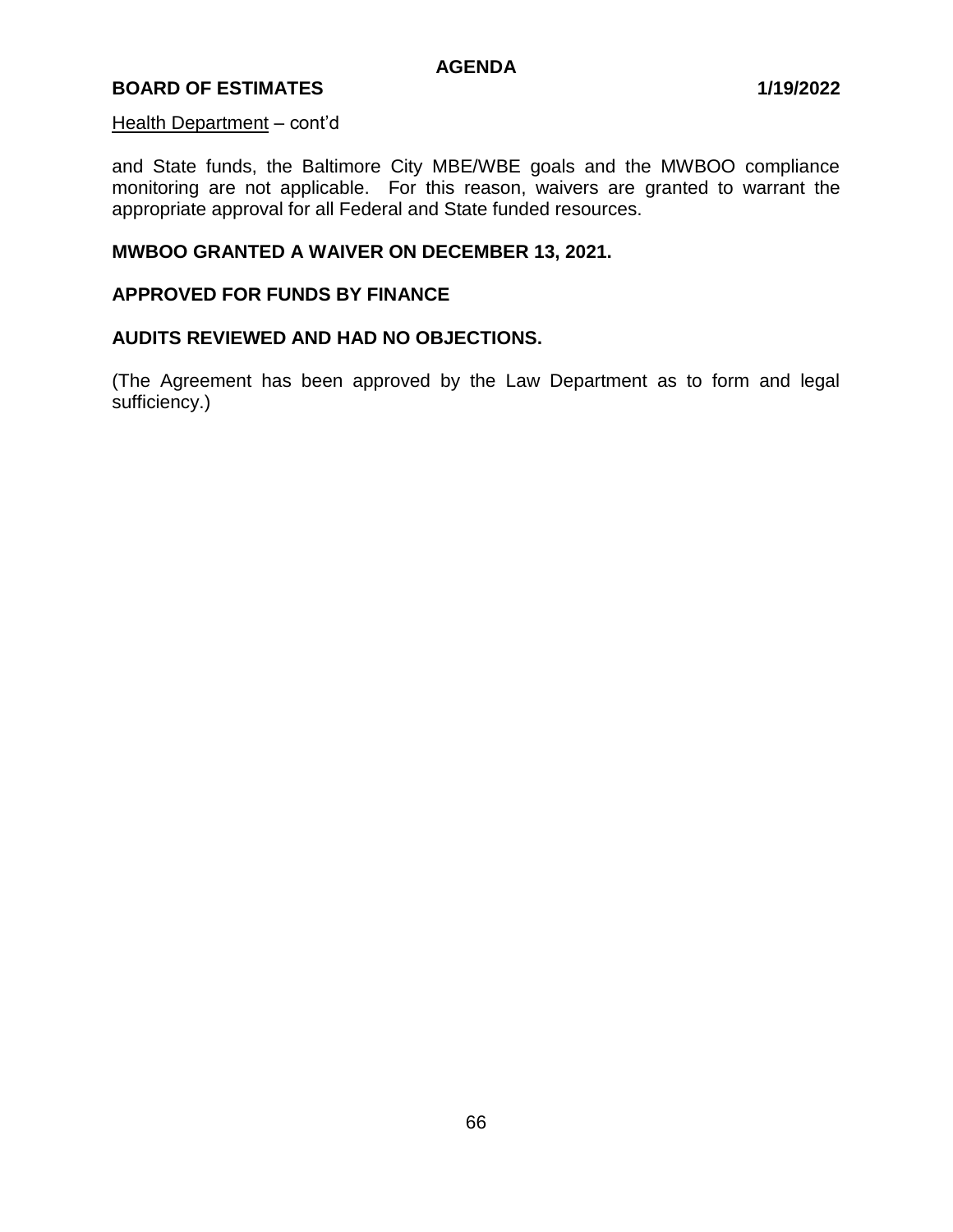Health Department – cont'd

and State funds, the Baltimore City MBE/WBE goals and the MWBOO compliance monitoring are not applicable. For this reason, waivers are granted to warrant the appropriate approval for all Federal and State funded resources.

**MWBOO GRANTED A WAIVER ON DECEMBER 13, 2021.**

**APPROVED FOR FUNDS BY FINANCE**

**AUDITS REVIEWED AND HAD NO OBJECTIONS.**

(The Agreement has been approved by the Law Department as to form and legal sufficiency.)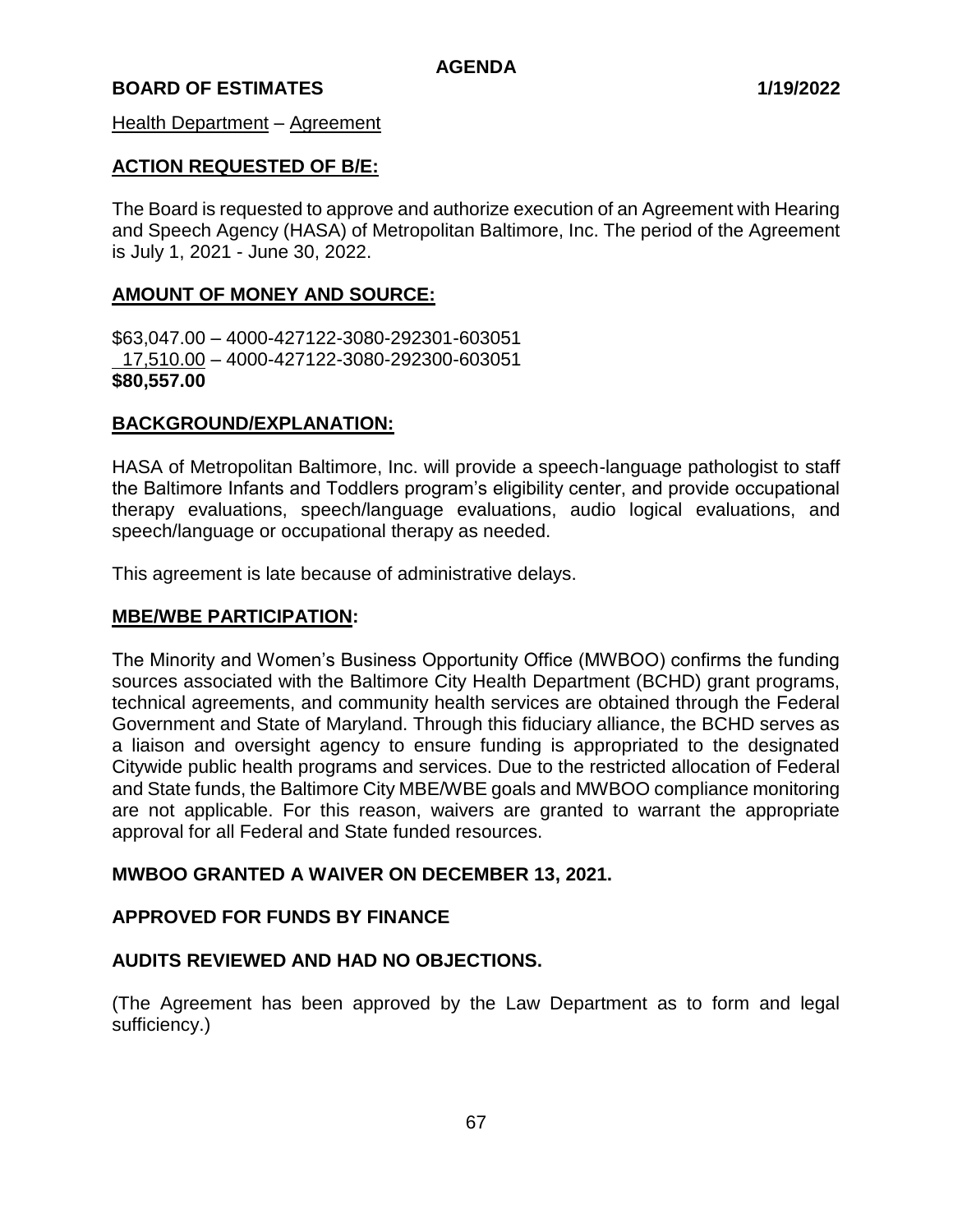**AGENDA**

**BOARD OF ESTIMATES** **1/19/2022**

Health Department – Agreement

**ACTION REQUESTED OF B/E:**

The Board is requested to approve and authorize execution of an Agreement with Hearing and Speech Agency (HASA) of Metropolitan Baltimore, Inc. The period of the Agreement is July 1, 2021 - June 30, 2022.

**AMOUNT OF MONEY AND SOURCE:**

$63,047.00 – 4000-427122-3080-292301-603051
  17,510.00 – 4000-427122-3080-292300-603051
**$80,557.00**

**BACKGROUND/EXPLANATION:**

HASA of Metropolitan Baltimore, Inc. will provide a speech-language pathologist to staff the Baltimore Infants and Toddlers program's eligibility center, and provide occupational therapy evaluations, speech/language evaluations, audio logical evaluations, and speech/language or occupational therapy as needed.

This agreement is late because of administrative delays.

**MBE/WBE PARTICIPATION:**

The Minority and Women's Business Opportunity Office (MWBOO) confirms the funding sources associated with the Baltimore City Health Department (BCHD) grant programs, technical agreements, and community health services are obtained through the Federal Government and State of Maryland. Through this fiduciary alliance, the BCHD serves as a liaison and oversight agency to ensure funding is appropriated to the designated Citywide public health programs and services. Due to the restricted allocation of Federal and State funds, the Baltimore City MBE/WBE goals and MWBOO compliance monitoring are not applicable. For this reason, waivers are granted to warrant the appropriate approval for all Federal and State funded resources.

**MWBOO GRANTED A WAIVER ON DECEMBER 13, 2021.**

**APPROVED FOR FUNDS BY FINANCE**

**AUDITS REVIEWED AND HAD NO OBJECTIONS.**

(The Agreement has been approved by the Law Department as to form and legal sufficiency.)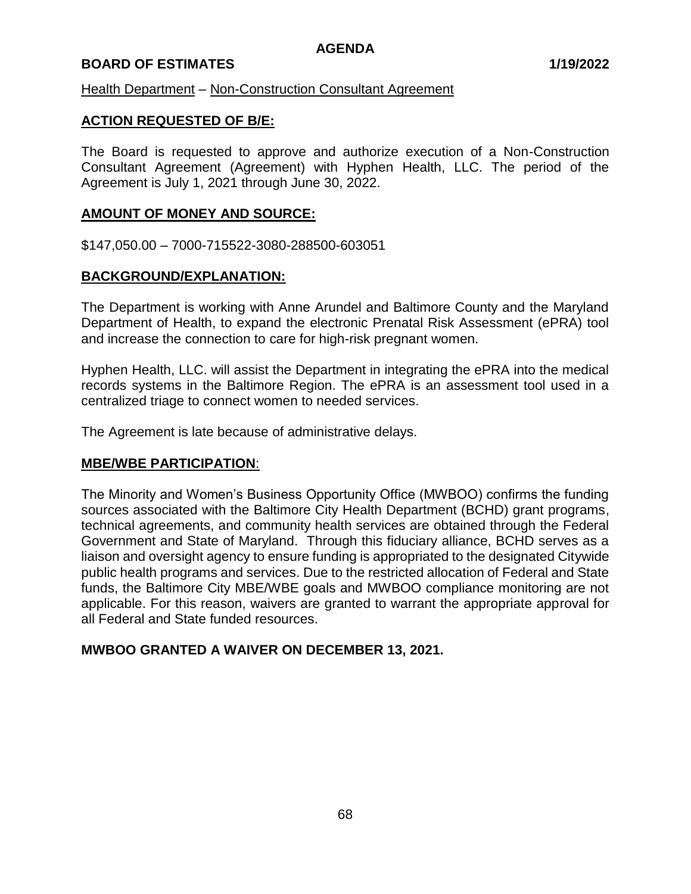Health Department – Non-Construction Consultant Agreement

## ACTION REQUESTED OF B/E:

The Board is requested to approve and authorize execution of a Non-Construction Consultant Agreement (Agreement) with Hyphen Health, LLC. The period of the Agreement is July 1, 2021 through June 30, 2022.

## AMOUNT OF MONEY AND SOURCE:

$147,050.00 – 7000-715522-3080-288500-603051

## BACKGROUND/EXPLANATION:

The Department is working with Anne Arundel and Baltimore County and the Maryland Department of Health, to expand the electronic Prenatal Risk Assessment (ePRA) tool and increase the connection to care for high-risk pregnant women.

Hyphen Health, LLC. will assist the Department in integrating the ePRA into the medical records systems in the Baltimore Region. The ePRA is an assessment tool used in a centralized triage to connect women to needed services.

The Agreement is late because of administrative delays.

## MBE/WBE PARTICIPATION:

The Minority and Women's Business Opportunity Office (MWBOO) confirms the funding sources associated with the Baltimore City Health Department (BCHD) grant programs, technical agreements, and community health services are obtained through the Federal Government and State of Maryland. Through this fiduciary alliance, BCHD serves as a liaison and oversight agency to ensure funding is appropriated to the designated Citywide public health programs and services. Due to the restricted allocation of Federal and State funds, the Baltimore City MBE/WBE goals and MWBOO compliance monitoring are not applicable. For this reason, waivers are granted to warrant the appropriate approval for all Federal and State funded resources.

**MWBOO GRANTED A WAIVER ON DECEMBER 13, 2021.**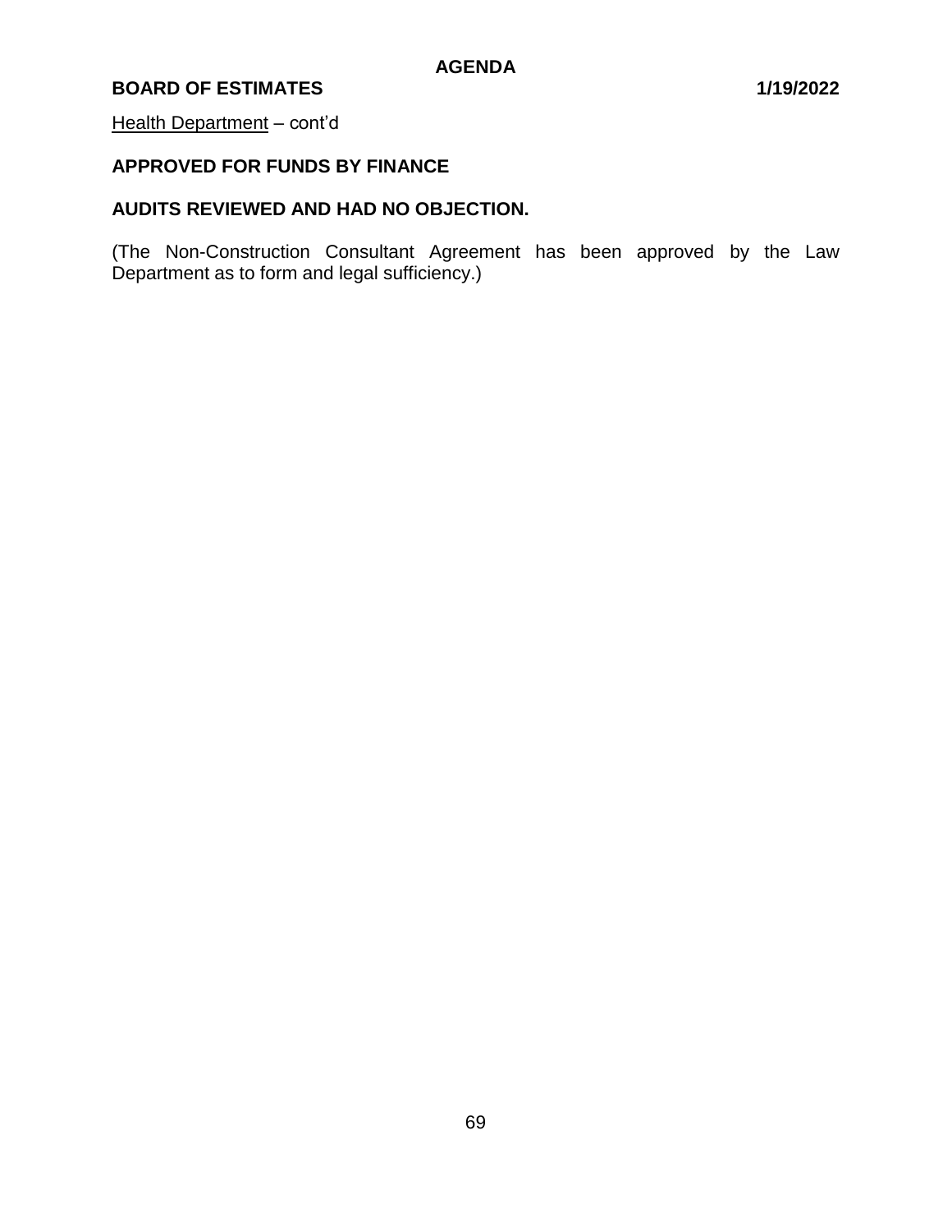Health Department – cont'd

**APPROVED FOR FUNDS BY FINANCE**

**AUDITS REVIEWED AND HAD NO OBJECTION.**

(The Non-Construction Consultant Agreement has been approved by the Law Department as to form and legal sufficiency.)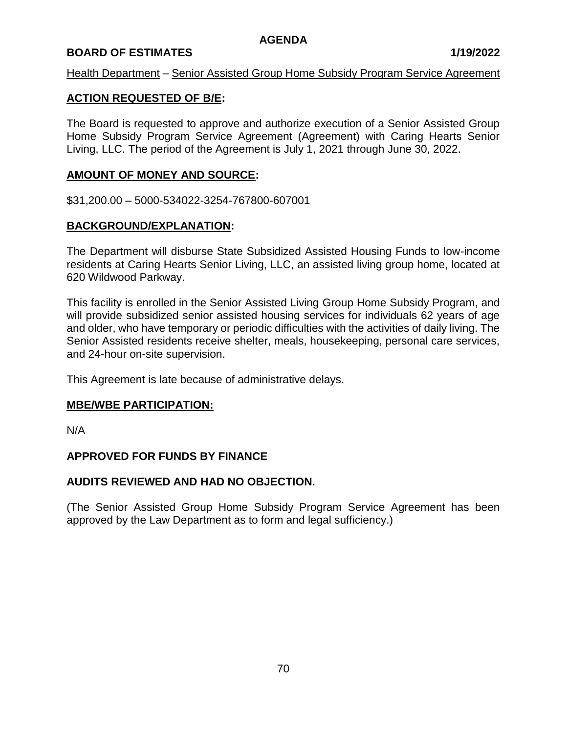**AGENDA**

**BOARD OF ESTIMATES** **1/19/2022**

Health Department – Senior Assisted Group Home Subsidy Program Service Agreement

## ACTION REQUESTED OF B/E:

The Board is requested to approve and authorize execution of a Senior Assisted Group Home Subsidy Program Service Agreement (Agreement) with Caring Hearts Senior Living, LLC. The period of the Agreement is July 1, 2021 through June 30, 2022.

## AMOUNT OF MONEY AND SOURCE:

$31,200.00 – 5000-534022-3254-767800-607001

## BACKGROUND/EXPLANATION:

The Department will disburse State Subsidized Assisted Housing Funds to low-income residents at Caring Hearts Senior Living, LLC, an assisted living group home, located at 620 Wildwood Parkway.

This facility is enrolled in the Senior Assisted Living Group Home Subsidy Program, and will provide subsidized senior assisted housing services for individuals 62 years of age and older, who have temporary or periodic difficulties with the activities of daily living. The Senior Assisted residents receive shelter, meals, housekeeping, personal care services, and 24-hour on-site supervision.

This Agreement is late because of administrative delays.

## MBE/WBE PARTICIPATION:

N/A

**APPROVED FOR FUNDS BY FINANCE**

**AUDITS REVIEWED AND HAD NO OBJECTION.**

(The Senior Assisted Group Home Subsidy Program Service Agreement has been approved by the Law Department as to form and legal sufficiency.)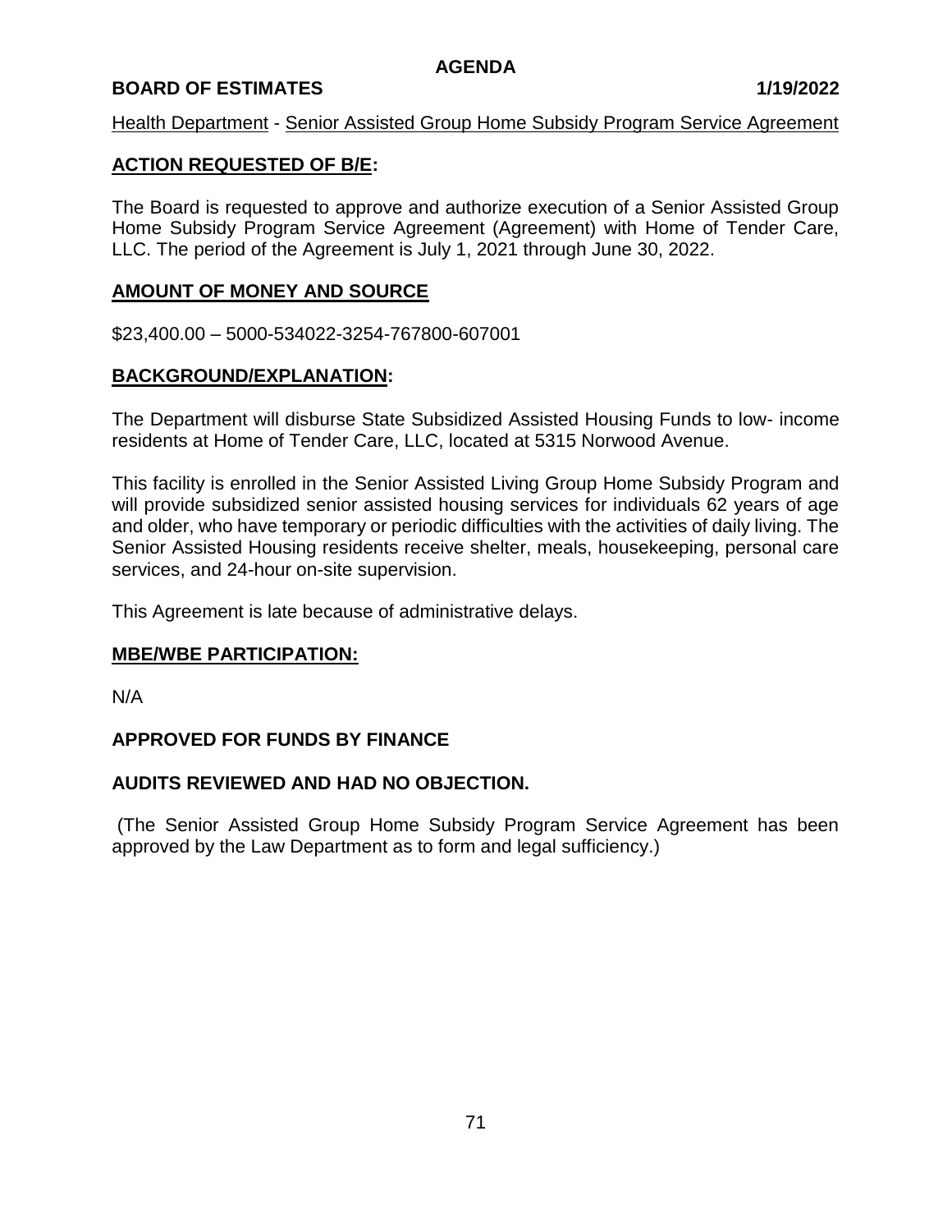**AGENDA**

**BOARD OF ESTIMATES** **1/19/2022**

Health Department - Senior Assisted Group Home Subsidy Program Service Agreement

## ACTION REQUESTED OF B/E:

The Board is requested to approve and authorize execution of a Senior Assisted Group Home Subsidy Program Service Agreement (Agreement) with Home of Tender Care, LLC. The period of the Agreement is July 1, 2021 through June 30, 2022.

## AMOUNT OF MONEY AND SOURCE

$23,400.00 – 5000-534022-3254-767800-607001

## BACKGROUND/EXPLANATION:

The Department will disburse State Subsidized Assisted Housing Funds to low- income residents at Home of Tender Care, LLC, located at 5315 Norwood Avenue.

This facility is enrolled in the Senior Assisted Living Group Home Subsidy Program and will provide subsidized senior assisted housing services for individuals 62 years of age and older, who have temporary or periodic difficulties with the activities of daily living. The Senior Assisted Housing residents receive shelter, meals, housekeeping, personal care services, and 24-hour on-site supervision.

This Agreement is late because of administrative delays.

## MBE/WBE PARTICIPATION:

N/A

**APPROVED FOR FUNDS BY FINANCE**

**AUDITS REVIEWED AND HAD NO OBJECTION.**

(The Senior Assisted Group Home Subsidy Program Service Agreement has been approved by the Law Department as to form and legal sufficiency.)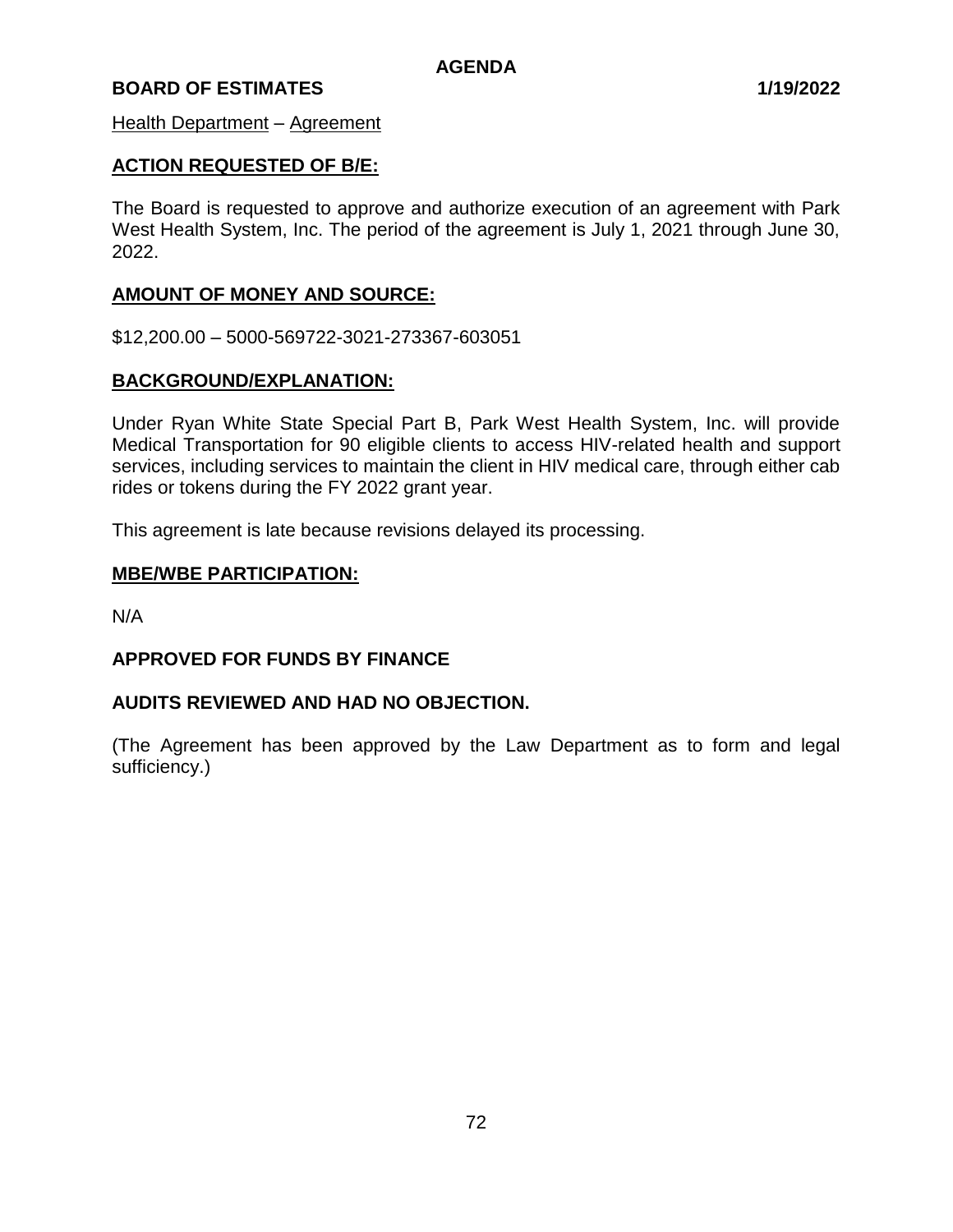**AGENDA**

**BOARD OF ESTIMATES** **1/19/2022**

Health Department – Agreement

## ACTION REQUESTED OF B/E:

The Board is requested to approve and authorize execution of an agreement with Park West Health System, Inc. The period of the agreement is July 1, 2021 through June 30, 2022.

## AMOUNT OF MONEY AND SOURCE:

$12,200.00 – 5000-569722-3021-273367-603051

## BACKGROUND/EXPLANATION:

Under Ryan White State Special Part B, Park West Health System, Inc. will provide Medical Transportation for 90 eligible clients to access HIV-related health and support services, including services to maintain the client in HIV medical care, through either cab rides or tokens during the FY 2022 grant year.

This agreement is late because revisions delayed its processing.

## MBE/WBE PARTICIPATION:

N/A

**APPROVED FOR FUNDS BY FINANCE**

**AUDITS REVIEWED AND HAD NO OBJECTION.**

(The Agreement has been approved by the Law Department as to form and legal sufficiency.)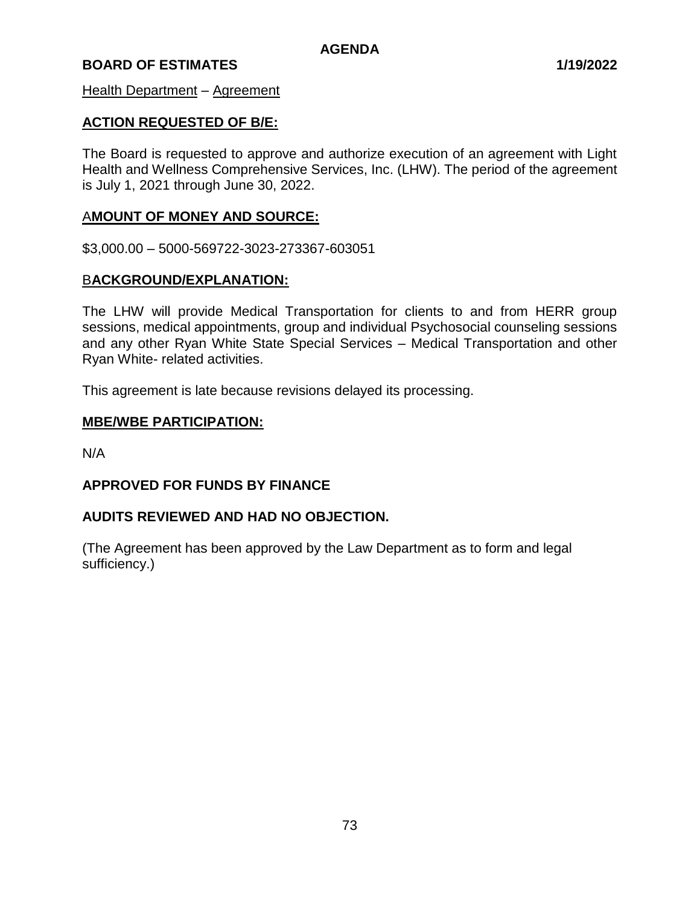**AGENDA**

**BOARD OF ESTIMATES** **1/19/2022**

Health Department – Agreement

**ACTION REQUESTED OF B/E:**

The Board is requested to approve and authorize execution of an agreement with Light Health and Wellness Comprehensive Services, Inc. (LHW). The period of the agreement is July 1, 2021 through June 30, 2022.

**AMOUNT OF MONEY AND SOURCE:**

$3,000.00 – 5000-569722-3023-273367-603051

**BACKGROUND/EXPLANATION:**

The LHW will provide Medical Transportation for clients to and from HERR group sessions, medical appointments, group and individual Psychosocial counseling sessions and any other Ryan White State Special Services – Medical Transportation and other Ryan White- related activities.

This agreement is late because revisions delayed its processing.

**MBE/WBE PARTICIPATION:**

N/A

**APPROVED FOR FUNDS BY FINANCE**

**AUDITS REVIEWED AND HAD NO OBJECTION.**

(The Agreement has been approved by the Law Department as to form and legal sufficiency.)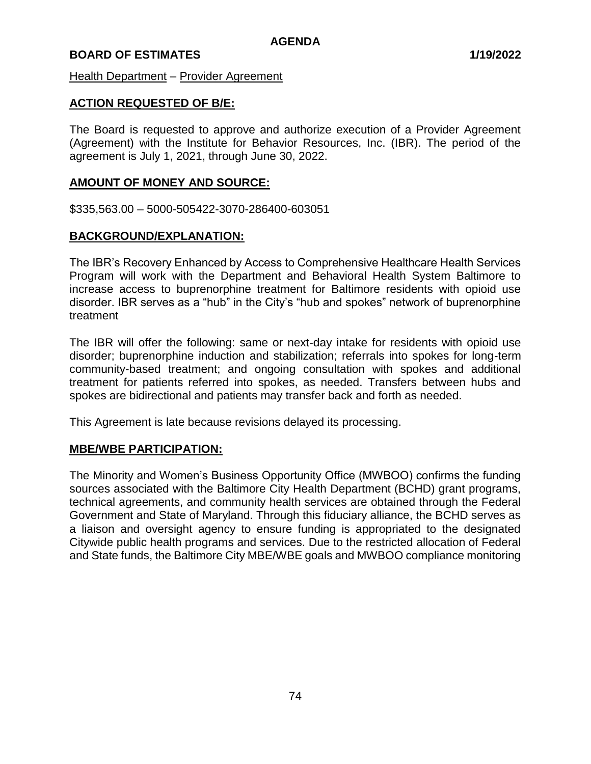AGENDA

**BOARD OF ESTIMATES** **1/19/2022**

Health Department – Provider Agreement

## ACTION REQUESTED OF B/E:

The Board is requested to approve and authorize execution of a Provider Agreement (Agreement) with the Institute for Behavior Resources, Inc. (IBR). The period of the agreement is July 1, 2021, through June 30, 2022.

## AMOUNT OF MONEY AND SOURCE:

$335,563.00 – 5000-505422-3070-286400-603051

## BACKGROUND/EXPLANATION:

The IBR's Recovery Enhanced by Access to Comprehensive Healthcare Health Services Program will work with the Department and Behavioral Health System Baltimore to increase access to buprenorphine treatment for Baltimore residents with opioid use disorder. IBR serves as a "hub" in the City's "hub and spokes" network of buprenorphine treatment

The IBR will offer the following: same or next-day intake for residents with opioid use disorder; buprenorphine induction and stabilization; referrals into spokes for long-term community-based treatment; and ongoing consultation with spokes and additional treatment for patients referred into spokes, as needed. Transfers between hubs and spokes are bidirectional and patients may transfer back and forth as needed.

This Agreement is late because revisions delayed its processing.

## MBE/WBE PARTICIPATION:

The Minority and Women's Business Opportunity Office (MWBOO) confirms the funding sources associated with the Baltimore City Health Department (BCHD) grant programs, technical agreements, and community health services are obtained through the Federal Government and State of Maryland. Through this fiduciary alliance, the BCHD serves as a liaison and oversight agency to ensure funding is appropriated to the designated Citywide public health programs and services. Due to the restricted allocation of Federal and State funds, the Baltimore City MBE/WBE goals and MWBOO compliance monitoring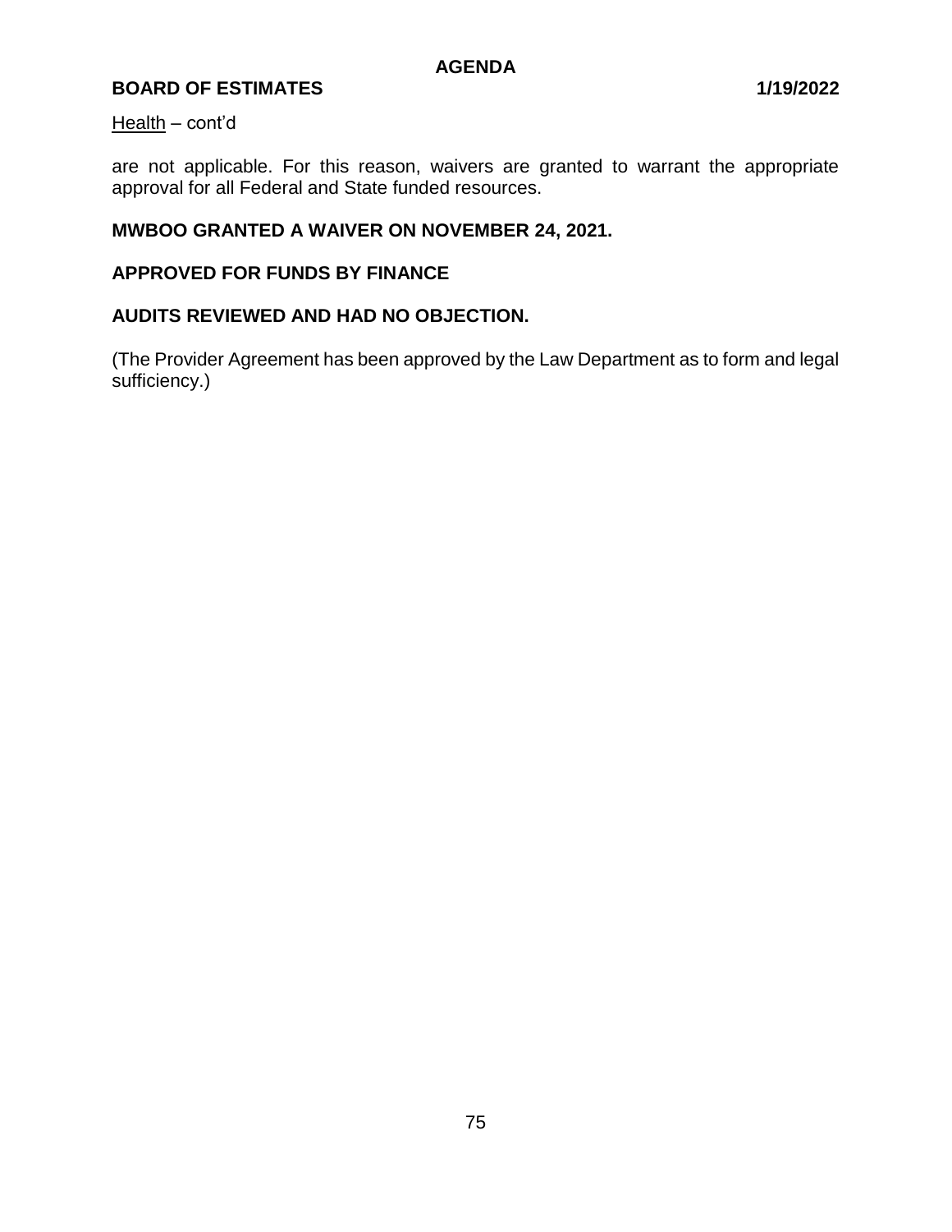Health – cont'd

are not applicable. For this reason, waivers are granted to warrant the appropriate approval for all Federal and State funded resources.

**MWBOO GRANTED A WAIVER ON NOVEMBER 24, 2021.**

**APPROVED FOR FUNDS BY FINANCE**

**AUDITS REVIEWED AND HAD NO OBJECTION.**

(The Provider Agreement has been approved by the Law Department as to form and legal sufficiency.)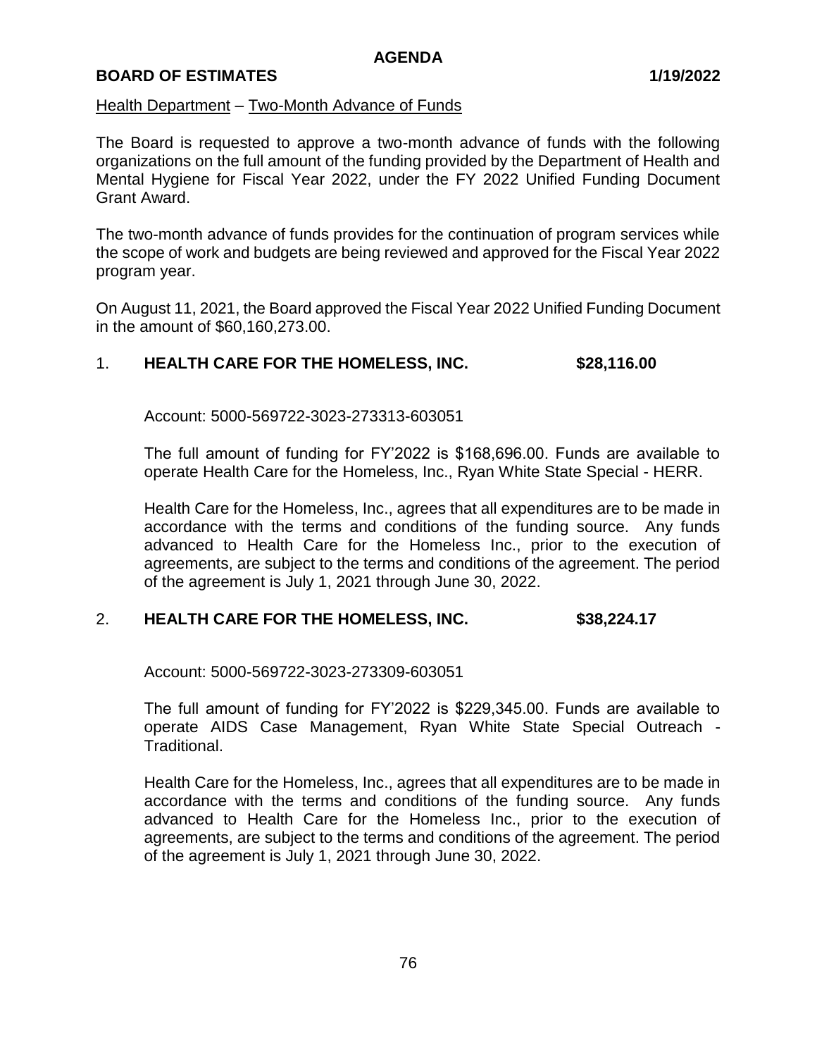**AGENDA**

**BOARD OF ESTIMATES 1/19/2022**

Health Department – Two-Month Advance of Funds

The Board is requested to approve a two-month advance of funds with the following organizations on the full amount of the funding provided by the Department of Health and Mental Hygiene for Fiscal Year 2022, under the FY 2022 Unified Funding Document Grant Award.

The two-month advance of funds provides for the continuation of program services while the scope of work and budgets are being reviewed and approved for the Fiscal Year 2022 program year.

On August 11, 2021, the Board approved the Fiscal Year 2022 Unified Funding Document in the amount of $60,160,273.00.

1. **HEALTH CARE FOR THE HOMELESS, INC. $28,116.00**

   Account: 5000-569722-3023-273313-603051

   The full amount of funding for FY'2022 is $168,696.00. Funds are available to operate Health Care for the Homeless, Inc., Ryan White State Special - HERR.

   Health Care for the Homeless, Inc., agrees that all expenditures are to be made in accordance with the terms and conditions of the funding source. Any funds advanced to Health Care for the Homeless Inc., prior to the execution of agreements, are subject to the terms and conditions of the agreement. The period of the agreement is July 1, 2021 through June 30, 2022.

2. **HEALTH CARE FOR THE HOMELESS, INC. $38,224.17**

   Account: 5000-569722-3023-273309-603051

   The full amount of funding for FY'2022 is $229,345.00. Funds are available to operate AIDS Case Management, Ryan White State Special Outreach - Traditional.

   Health Care for the Homeless, Inc., agrees that all expenditures are to be made in accordance with the terms and conditions of the funding source. Any funds advanced to Health Care for the Homeless Inc., prior to the execution of agreements, are subject to the terms and conditions of the agreement. The period of the agreement is July 1, 2021 through June 30, 2022.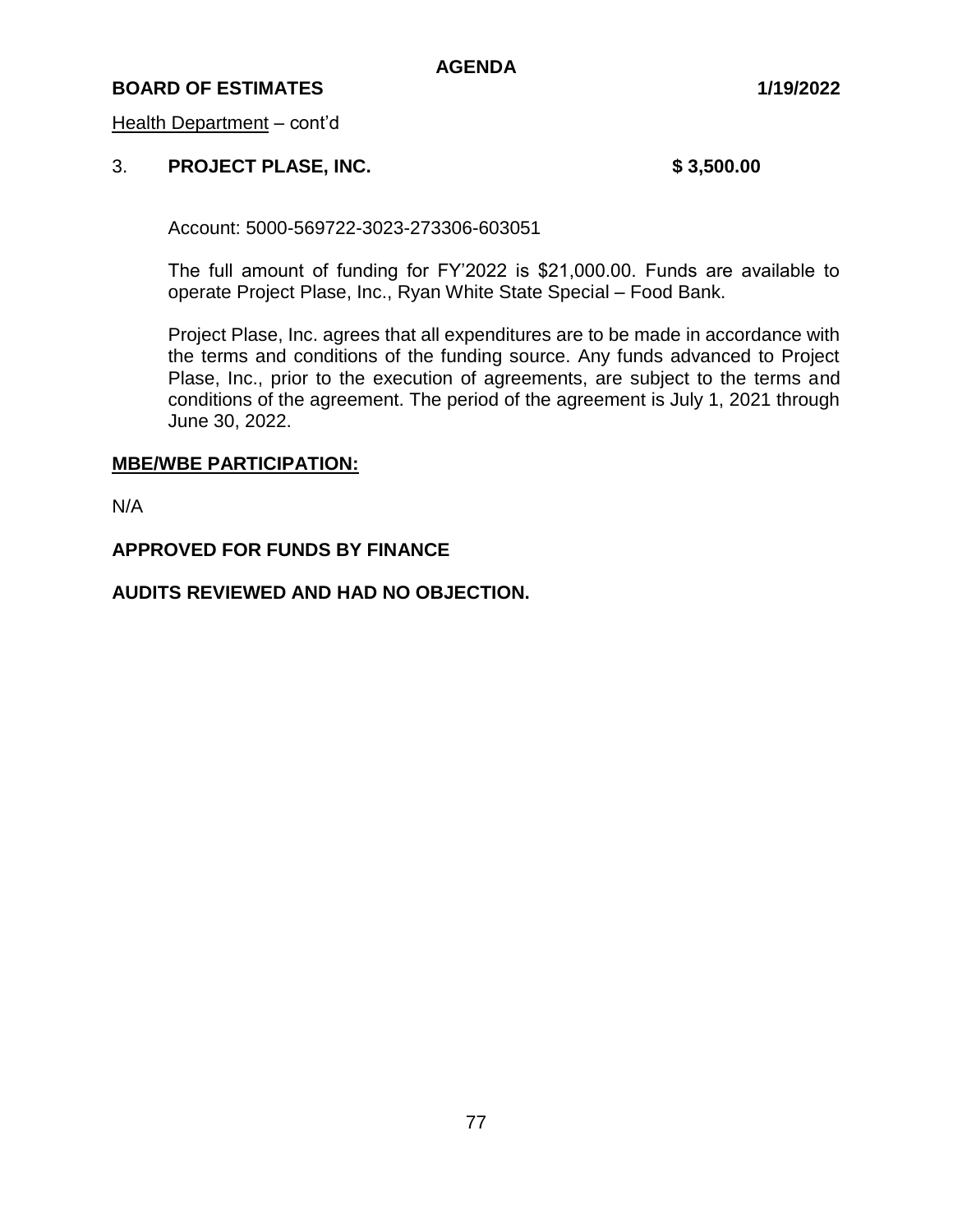Health Department – cont'd

3. **PROJECT PLASE, INC. $ 3,500.00**

Account: 5000-569722-3023-273306-603051

The full amount of funding for FY'2022 is $21,000.00. Funds are available to operate Project Plase, Inc., Ryan White State Special – Food Bank.

Project Plase, Inc. agrees that all expenditures are to be made in accordance with the terms and conditions of the funding source. Any funds advanced to Project Plase, Inc., prior to the execution of agreements, are subject to the terms and conditions of the agreement. The period of the agreement is July 1, 2021 through June 30, 2022.

**MBE/WBE PARTICIPATION:**

N/A

**APPROVED FOR FUNDS BY FINANCE**

**AUDITS REVIEWED AND HAD NO OBJECTION.**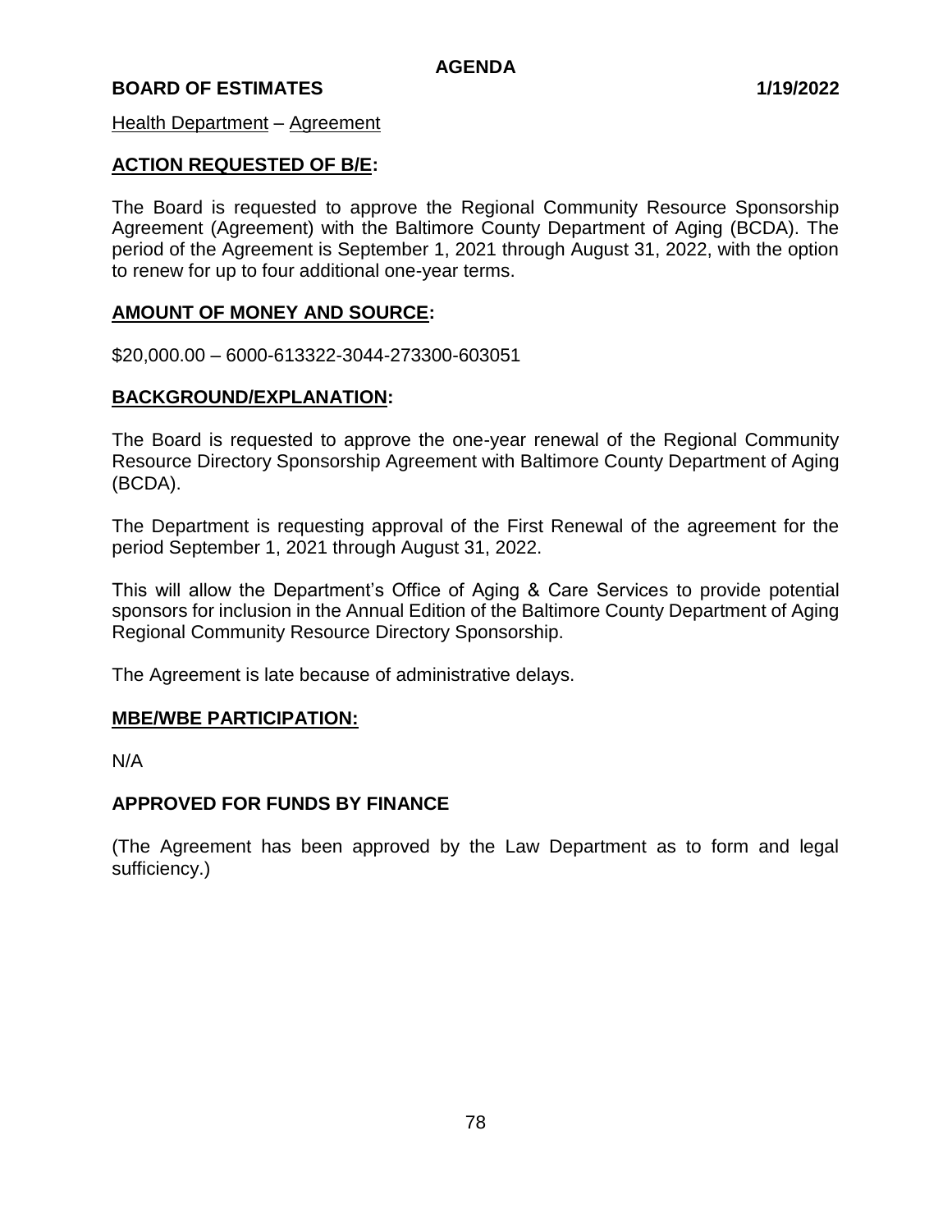**AGENDA**

**BOARD OF ESTIMATES** **1/19/2022**

Health Department – Agreement

## ACTION REQUESTED OF B/E:

The Board is requested to approve the Regional Community Resource Sponsorship Agreement (Agreement) with the Baltimore County Department of Aging (BCDA). The period of the Agreement is September 1, 2021 through August 31, 2022, with the option to renew for up to four additional one-year terms.

## AMOUNT OF MONEY AND SOURCE:

$20,000.00 – 6000-613322-3044-273300-603051

## BACKGROUND/EXPLANATION:

The Board is requested to approve the one-year renewal of the Regional Community Resource Directory Sponsorship Agreement with Baltimore County Department of Aging (BCDA).

The Department is requesting approval of the First Renewal of the agreement for the period September 1, 2021 through August 31, 2022.

This will allow the Department's Office of Aging & Care Services to provide potential sponsors for inclusion in the Annual Edition of the Baltimore County Department of Aging Regional Community Resource Directory Sponsorship.

The Agreement is late because of administrative delays.

## MBE/WBE PARTICIPATION:

N/A

## APPROVED FOR FUNDS BY FINANCE

(The Agreement has been approved by the Law Department as to form and legal sufficiency.)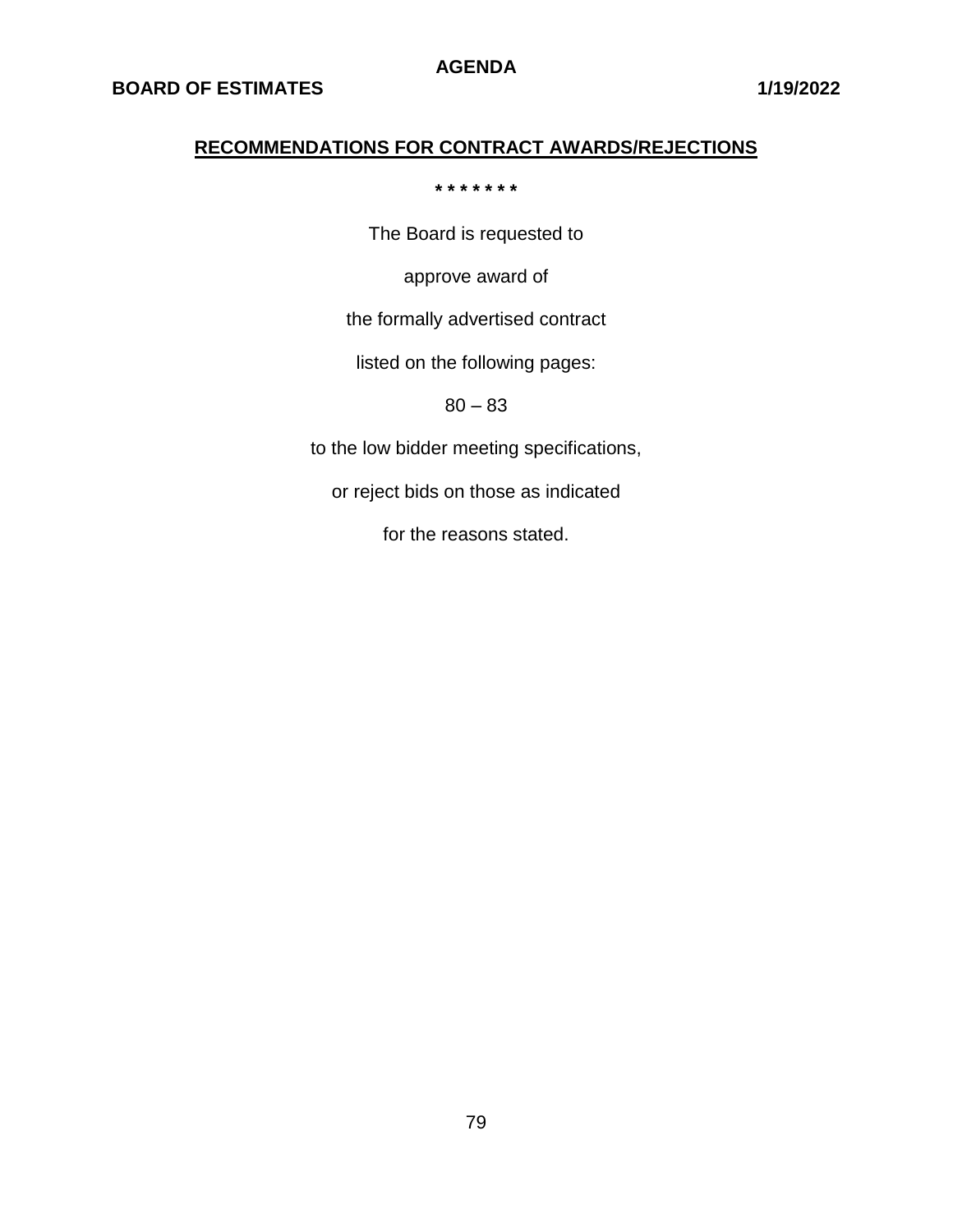## RECOMMENDATIONS FOR CONTRACT AWARDS/REJECTIONS

**\* \* \* \* \* \* \***

The Board is requested to

approve award of

the formally advertised contract

listed on the following pages:

80 – 83

to the low bidder meeting specifications,

or reject bids on those as indicated

for the reasons stated.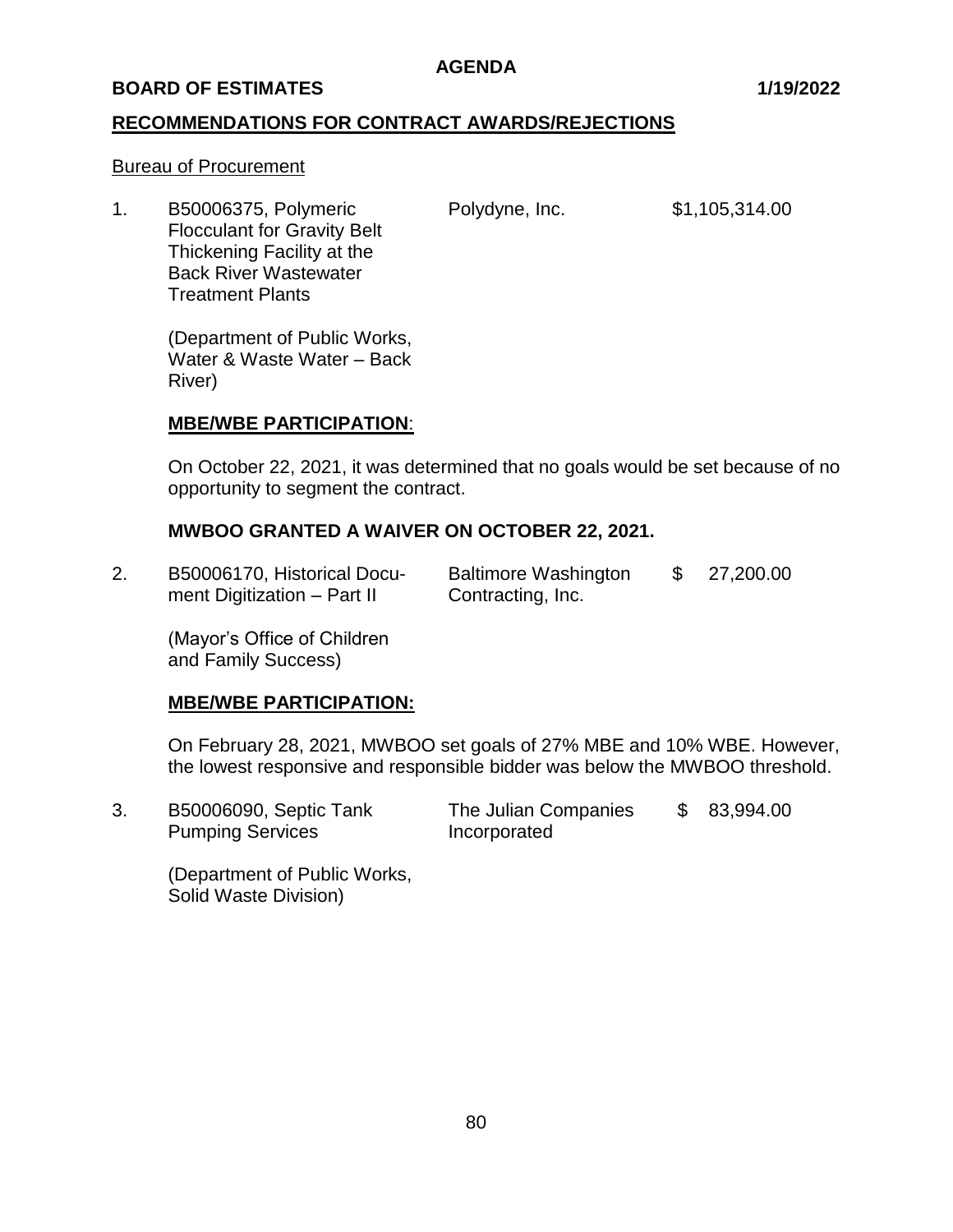**AGENDA**

**BOARD OF ESTIMATES 1/19/2022**

## RECOMMENDATIONS FOR CONTRACT AWARDS/REJECTIONS

Bureau of Procurement

1. B50006375, Polymeric Flocculant for Gravity Belt Thickening Facility at the Back River Wastewater Treatment Plants — Polydyne, Inc. — $1,105,314.00

   (Department of Public Works, Water & Waste Water – Back River)

   **MBE/WBE PARTICIPATION**:

   On October 22, 2021, it was determined that no goals would be set because of no opportunity to segment the contract.

   **MWBOO GRANTED A WAIVER ON OCTOBER 22, 2021.**

2. B50006170, Historical Document Digitization – Part II — Baltimore Washington Contracting, Inc. — $ 27,200.00

   (Mayor's Office of Children and Family Success)

   **MBE/WBE PARTICIPATION:**

   On February 28, 2021, MWBOO set goals of 27% MBE and 10% WBE. However, the lowest responsive and responsible bidder was below the MWBOO threshold.

3. B50006090, Septic Tank Pumping Services — The Julian Companies Incorporated — $ 83,994.00

   (Department of Public Works, Solid Waste Division)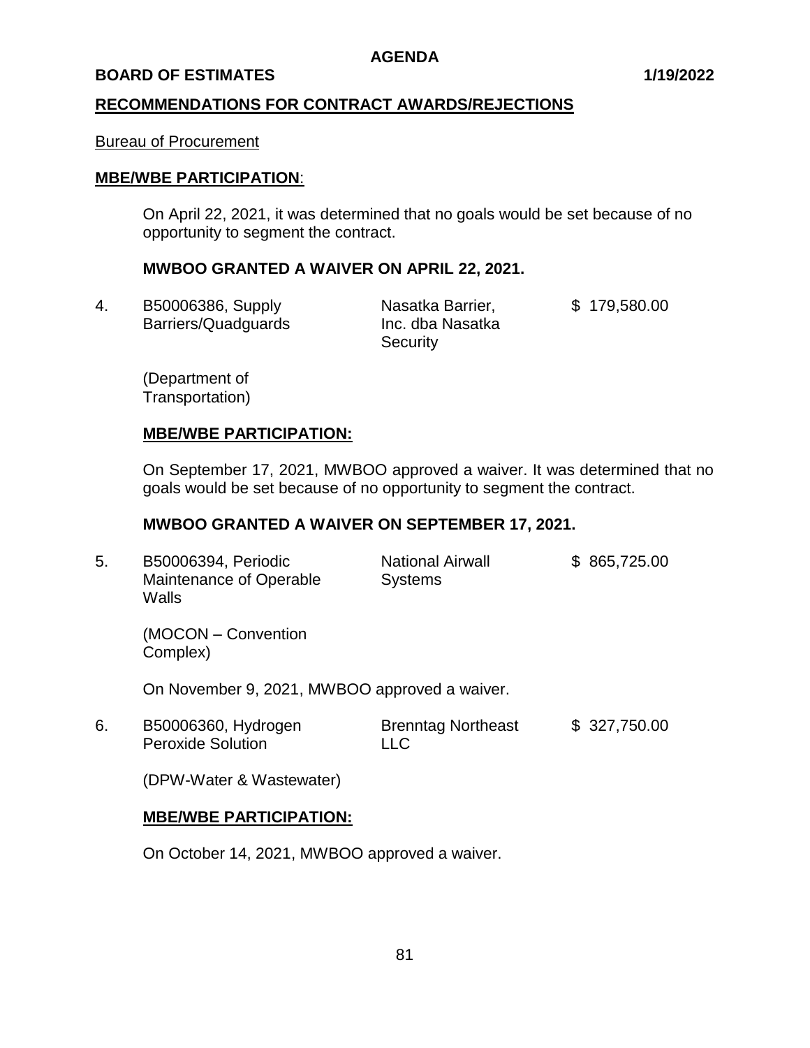**AGENDA**

**BOARD OF ESTIMATES** **1/19/2022**

**RECOMMENDATIONS FOR CONTRACT AWARDS/REJECTIONS**

Bureau of Procurement

**MBE/WBE PARTICIPATION**:

On April 22, 2021, it was determined that no goals would be set because of no opportunity to segment the contract.

**MWBOO GRANTED A WAIVER ON APRIL 22, 2021.**

| | | | |
|---|---|---|---|
| 4. | B50006386, Supply Barriers/Quadguards | Nasatka Barrier, Inc. dba Nasatka Security | $ 179,580.00 |

(Department of Transportation)

**MBE/WBE PARTICIPATION:**

On September 17, 2021, MWBOO approved a waiver. It was determined that no goals would be set because of no opportunity to segment the contract.

**MWBOO GRANTED A WAIVER ON SEPTEMBER 17, 2021.**

| | | | |
|---|---|---|---|
| 5. | B50006394, Periodic Maintenance of Operable Walls | National Airwall Systems | $ 865,725.00 |

(MOCON – Convention Complex)

On November 9, 2021, MWBOO approved a waiver.

| | | | |
|---|---|---|---|
| 6. | B50006360, Hydrogen Peroxide Solution | Brenntag Northeast LLC | $ 327,750.00 |

(DPW-Water & Wastewater)

**MBE/WBE PARTICIPATION:**

On October 14, 2021, MWBOO approved a waiver.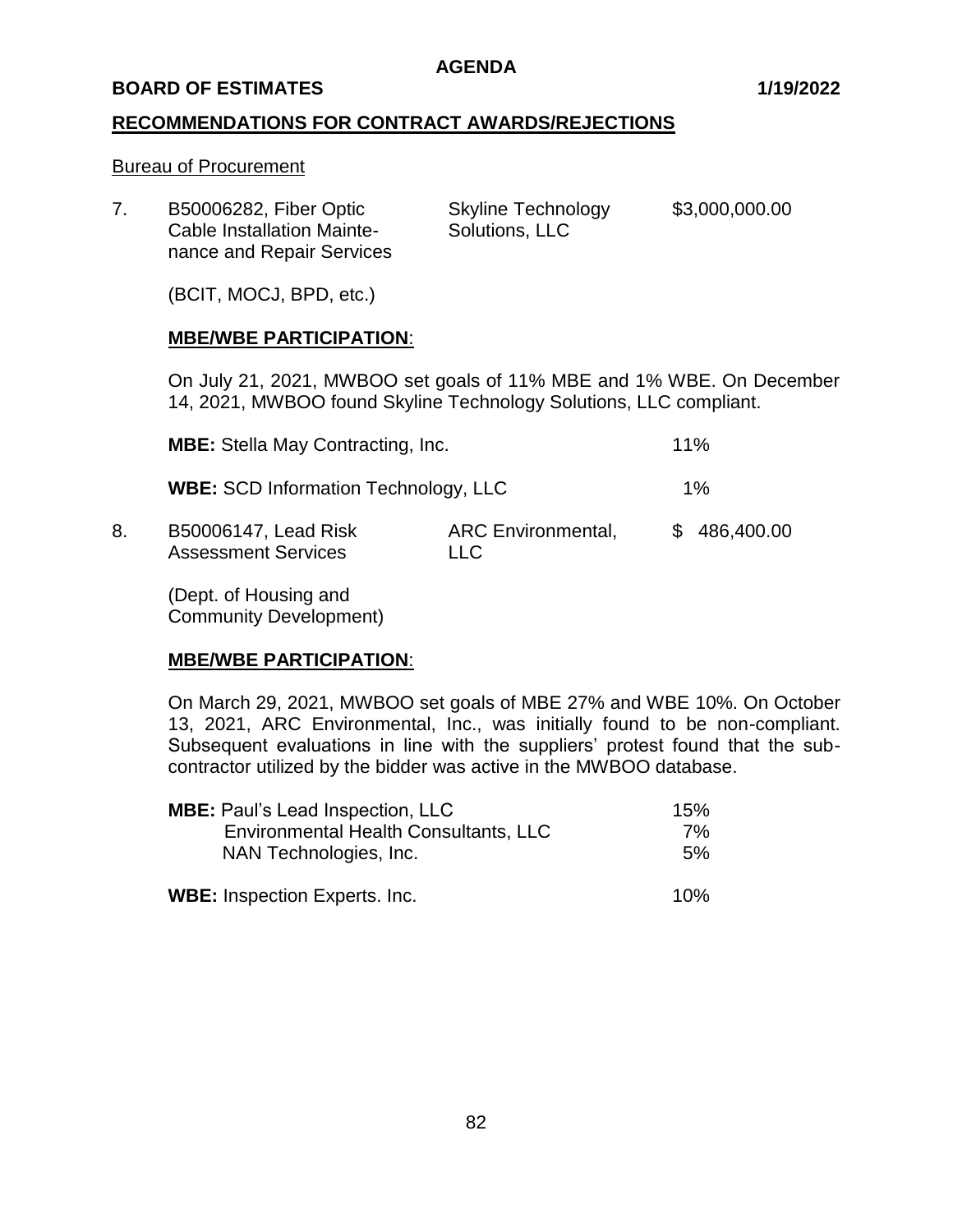**AGENDA**

**BOARD OF ESTIMATES** **1/19/2022**

## RECOMMENDATIONS FOR CONTRACT AWARDS/REJECTIONS

Bureau of Procurement

7. B50006282, Fiber Optic Cable Installation Maintenance and Repair Services — Skyline Technology Solutions, LLC — $3,000,000.00

   (BCIT, MOCJ, BPD, etc.)

   **MBE/WBE PARTICIPATION**:

   On July 21, 2021, MWBOO set goals of 11% MBE and 1% WBE. On December 14, 2021, MWBOO found Skyline Technology Solutions, LLC compliant.

   | | |
   |---|---|
   | **MBE:** Stella May Contracting, Inc. | 11% |
   | **WBE:** SCD Information Technology, LLC | 1% |

8. B50006147, Lead Risk Assessment Services — ARC Environmental, LLC — $ 486,400.00

   (Dept. of Housing and Community Development)

   **MBE/WBE PARTICIPATION**:

   On March 29, 2021, MWBOO set goals of MBE 27% and WBE 10%. On October 13, 2021, ARC Environmental, Inc., was initially found to be non-compliant. Subsequent evaluations in line with the suppliers' protest found that the sub-contractor utilized by the bidder was active in the MWBOO database.

   | | |
   |---|---|
   | **MBE:** Paul's Lead Inspection, LLC | 15% |
   | Environmental Health Consultants, LLC | 7% |
   | NAN Technologies, Inc. | 5% |
   | **WBE:** Inspection Experts. Inc. | 10% |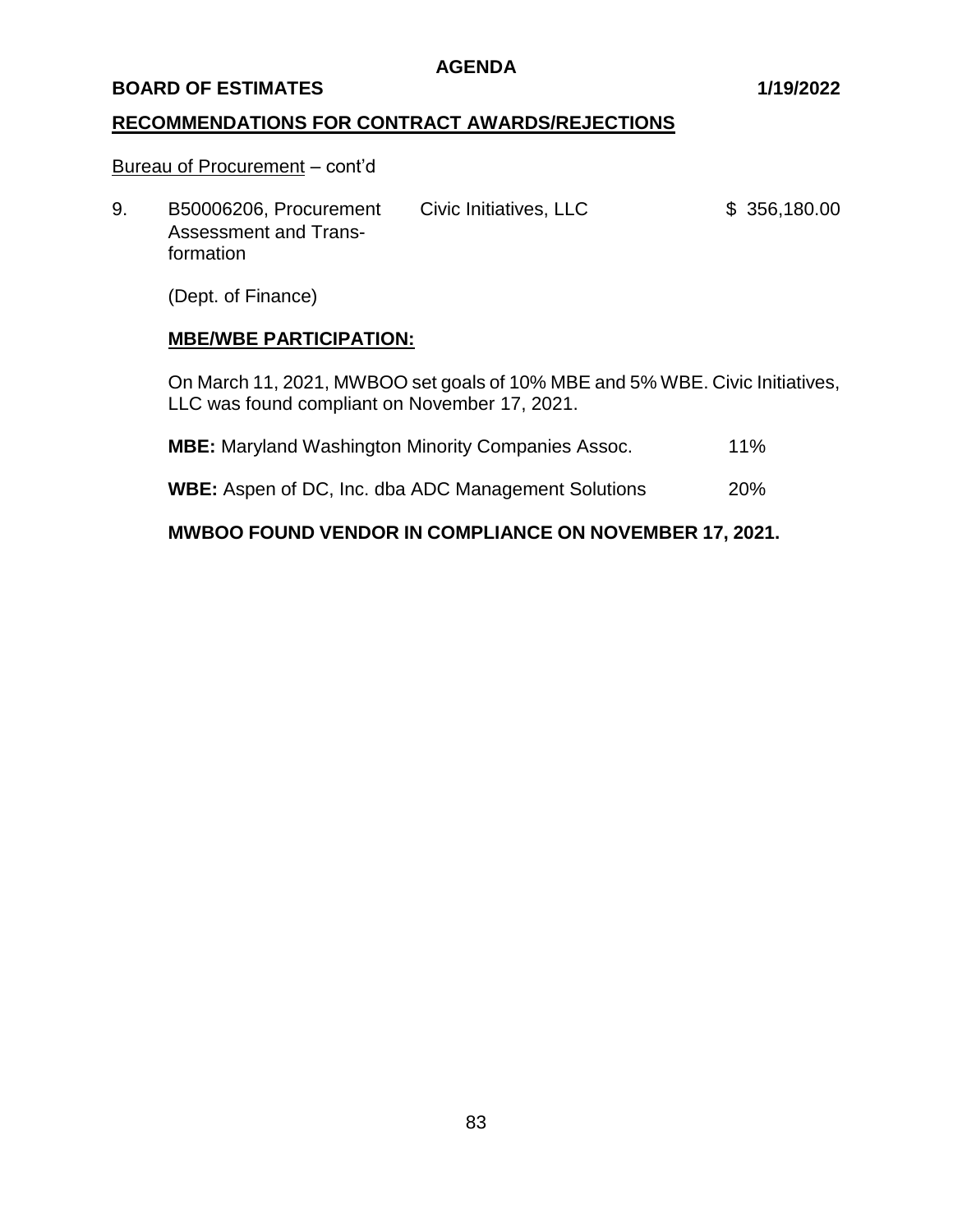## RECOMMENDATIONS FOR CONTRACT AWARDS/REJECTIONS

Bureau of Procurement – cont'd

9. B50006206, Procurement Assessment and Transformation — Civic Initiatives, LLC — $ 356,180.00

   (Dept. of Finance)

   **MBE/WBE PARTICIPATION:**

   On March 11, 2021, MWBOO set goals of 10% MBE and 5% WBE. Civic Initiatives, LLC was found compliant on November 17, 2021.

   **MBE:** Maryland Washington Minority Companies Assoc. 11%

   **WBE:** Aspen of DC, Inc. dba ADC Management Solutions 20%

   **MWBOO FOUND VENDOR IN COMPLIANCE ON NOVEMBER 17, 2021.**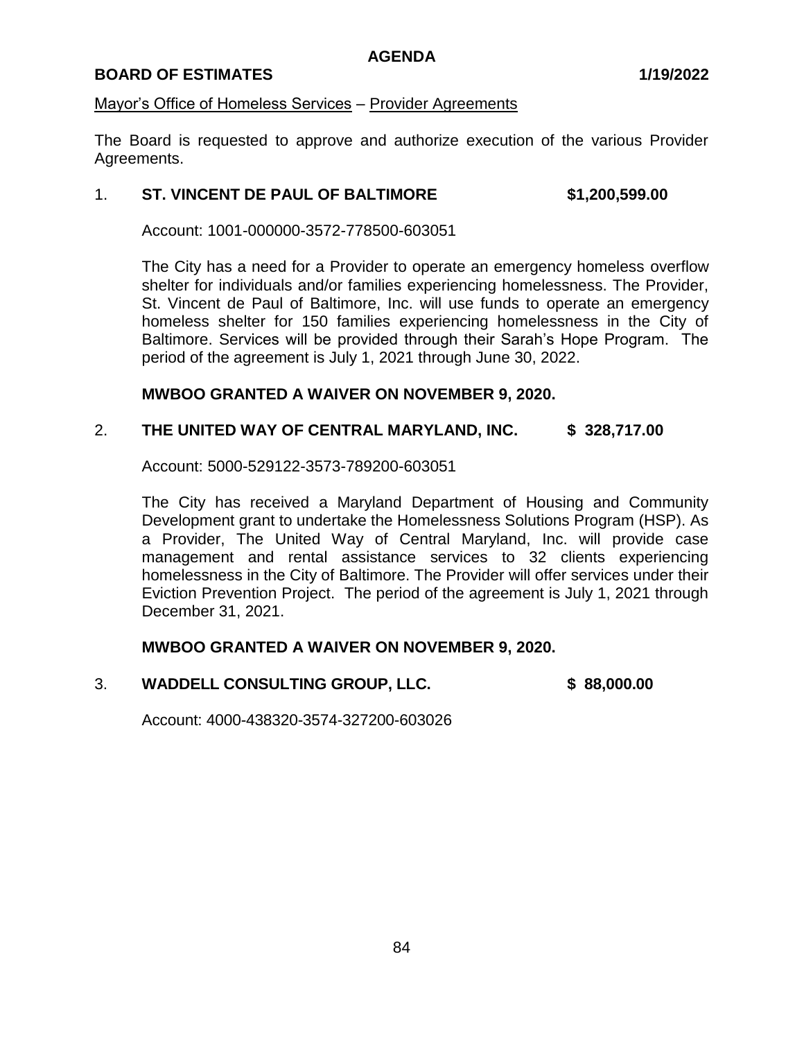**AGENDA**

**BOARD OF ESTIMATES** **1/19/2022**

Mayor's Office of Homeless Services – Provider Agreements

The Board is requested to approve and authorize execution of the various Provider Agreements.

1. **ST. VINCENT DE PAUL OF BALTIMORE** **$1,200,599.00**

   Account: 1001-000000-3572-778500-603051

   The City has a need for a Provider to operate an emergency homeless overflow shelter for individuals and/or families experiencing homelessness. The Provider, St. Vincent de Paul of Baltimore, Inc. will use funds to operate an emergency homeless shelter for 150 families experiencing homelessness in the City of Baltimore. Services will be provided through their Sarah's Hope Program. The period of the agreement is July 1, 2021 through June 30, 2022.

   **MWBOO GRANTED A WAIVER ON NOVEMBER 9, 2020.**

2. **THE UNITED WAY OF CENTRAL MARYLAND, INC.** **$ 328,717.00**

   Account: 5000-529122-3573-789200-603051

   The City has received a Maryland Department of Housing and Community Development grant to undertake the Homelessness Solutions Program (HSP). As a Provider, The United Way of Central Maryland, Inc. will provide case management and rental assistance services to 32 clients experiencing homelessness in the City of Baltimore. The Provider will offer services under their Eviction Prevention Project. The period of the agreement is July 1, 2021 through December 31, 2021.

   **MWBOO GRANTED A WAIVER ON NOVEMBER 9, 2020.**

3. **WADDELL CONSULTING GROUP, LLC.** **$ 88,000.00**

   Account: 4000-438320-3574-327200-603026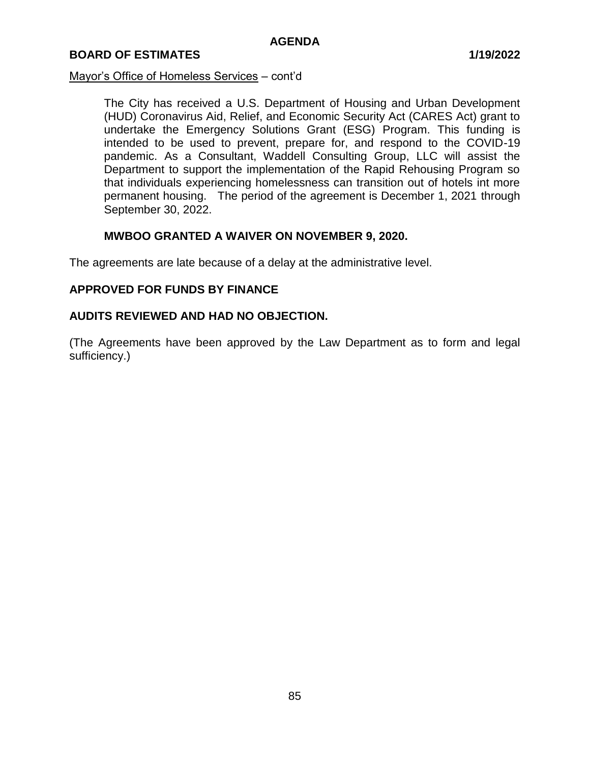Mayor's Office of Homeless Services – cont'd

The City has received a U.S. Department of Housing and Urban Development (HUD) Coronavirus Aid, Relief, and Economic Security Act (CARES Act) grant to undertake the Emergency Solutions Grant (ESG) Program. This funding is intended to be used to prevent, prepare for, and respond to the COVID-19 pandemic. As a Consultant, Waddell Consulting Group, LLC will assist the Department to support the implementation of the Rapid Rehousing Program so that individuals experiencing homelessness can transition out of hotels int more permanent housing. The period of the agreement is December 1, 2021 through September 30, 2022.

**MWBOO GRANTED A WAIVER ON NOVEMBER 9, 2020.**

The agreements are late because of a delay at the administrative level.

**APPROVED FOR FUNDS BY FINANCE**

**AUDITS REVIEWED AND HAD NO OBJECTION.**

(The Agreements have been approved by the Law Department as to form and legal sufficiency.)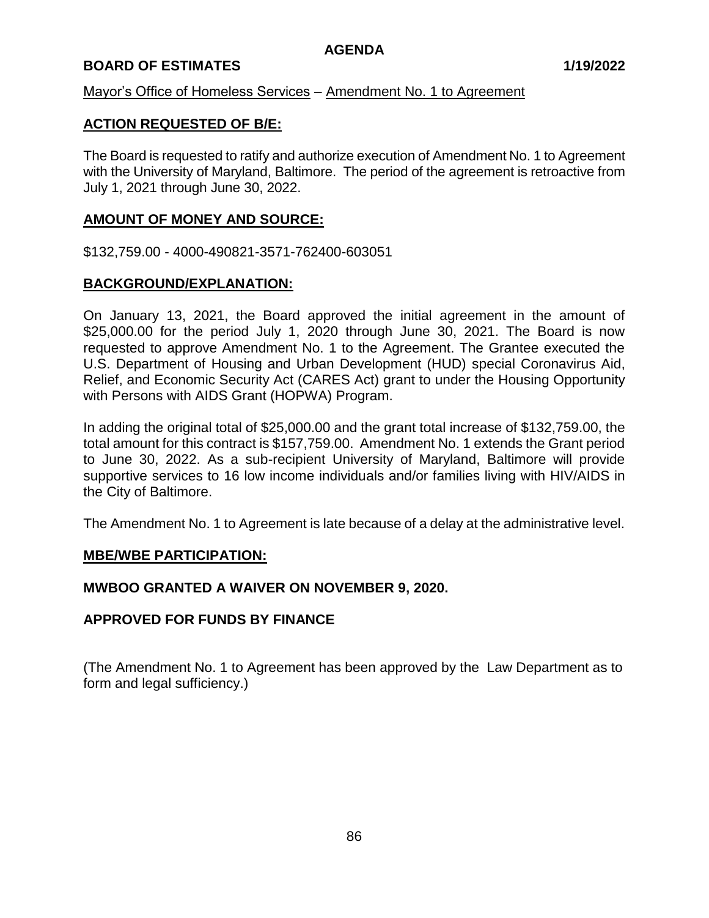**AGENDA**

**BOARD OF ESTIMATES** **1/19/2022**

Mayor's Office of Homeless Services – Amendment No. 1 to Agreement

**ACTION REQUESTED OF B/E:**

The Board is requested to ratify and authorize execution of Amendment No. 1 to Agreement with the University of Maryland, Baltimore. The period of the agreement is retroactive from July 1, 2021 through June 30, 2022.

**AMOUNT OF MONEY AND SOURCE:**

$132,759.00 - 4000-490821-3571-762400-603051

**BACKGROUND/EXPLANATION:**

On January 13, 2021, the Board approved the initial agreement in the amount of $25,000.00 for the period July 1, 2020 through June 30, 2021. The Board is now requested to approve Amendment No. 1 to the Agreement. The Grantee executed the U.S. Department of Housing and Urban Development (HUD) special Coronavirus Aid, Relief, and Economic Security Act (CARES Act) grant to under the Housing Opportunity with Persons with AIDS Grant (HOPWA) Program.

In adding the original total of $25,000.00 and the grant total increase of $132,759.00, the total amount for this contract is $157,759.00. Amendment No. 1 extends the Grant period to June 30, 2022. As a sub-recipient University of Maryland, Baltimore will provide supportive services to 16 low income individuals and/or families living with HIV/AIDS in the City of Baltimore.

The Amendment No. 1 to Agreement is late because of a delay at the administrative level.

**MBE/WBE PARTICIPATION:**

**MWBOO GRANTED A WAIVER ON NOVEMBER 9, 2020.**

**APPROVED FOR FUNDS BY FINANCE**

(The Amendment No. 1 to Agreement has been approved by the Law Department as to form and legal sufficiency.)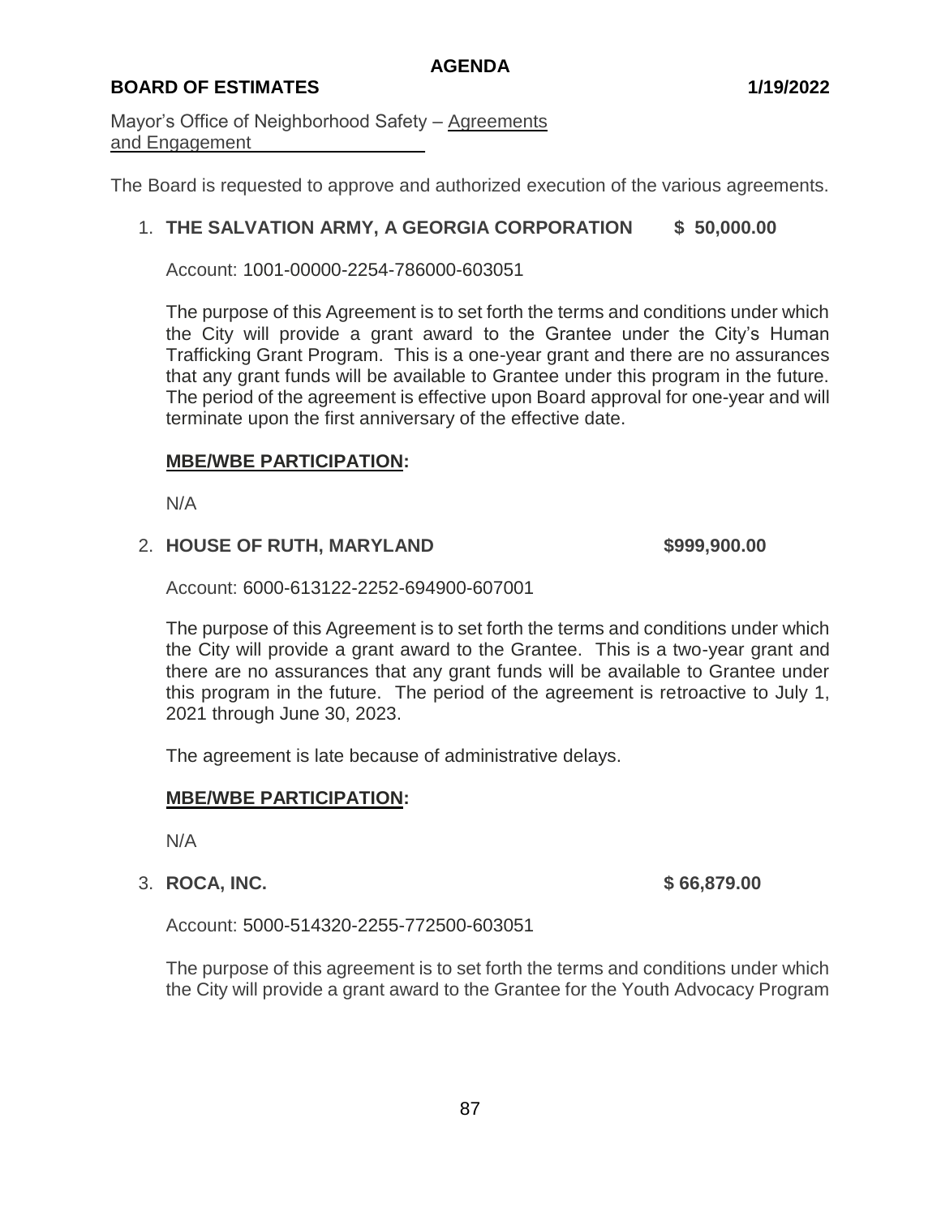**AGENDA**

**BOARD OF ESTIMATES** **1/19/2022**

Mayor's Office of Neighborhood Safety – Agreements and Engagement

The Board is requested to approve and authorized execution of the various agreements.

1. **THE SALVATION ARMY, A GEORGIA CORPORATION $ 50,000.00**

   Account: 1001-00000-2254-786000-603051

   The purpose of this Agreement is to set forth the terms and conditions under which the City will provide a grant award to the Grantee under the City's Human Trafficking Grant Program. This is a one-year grant and there are no assurances that any grant funds will be available to Grantee under this program in the future. The period of the agreement is effective upon Board approval for one-year and will terminate upon the first anniversary of the effective date.

   **MBE/WBE PARTICIPATION:**

   N/A

2. **HOUSE OF RUTH, MARYLAND $999,900.00**

   Account: 6000-613122-2252-694900-607001

   The purpose of this Agreement is to set forth the terms and conditions under which the City will provide a grant award to the Grantee. This is a two-year grant and there are no assurances that any grant funds will be available to Grantee under this program in the future. The period of the agreement is retroactive to July 1, 2021 through June 30, 2023.

   The agreement is late because of administrative delays.

   **MBE/WBE PARTICIPATION:**

   N/A

3. **ROCA, INC. $ 66,879.00**

   Account: 5000-514320-2255-772500-603051

   The purpose of this agreement is to set forth the terms and conditions under which the City will provide a grant award to the Grantee for the Youth Advocacy Program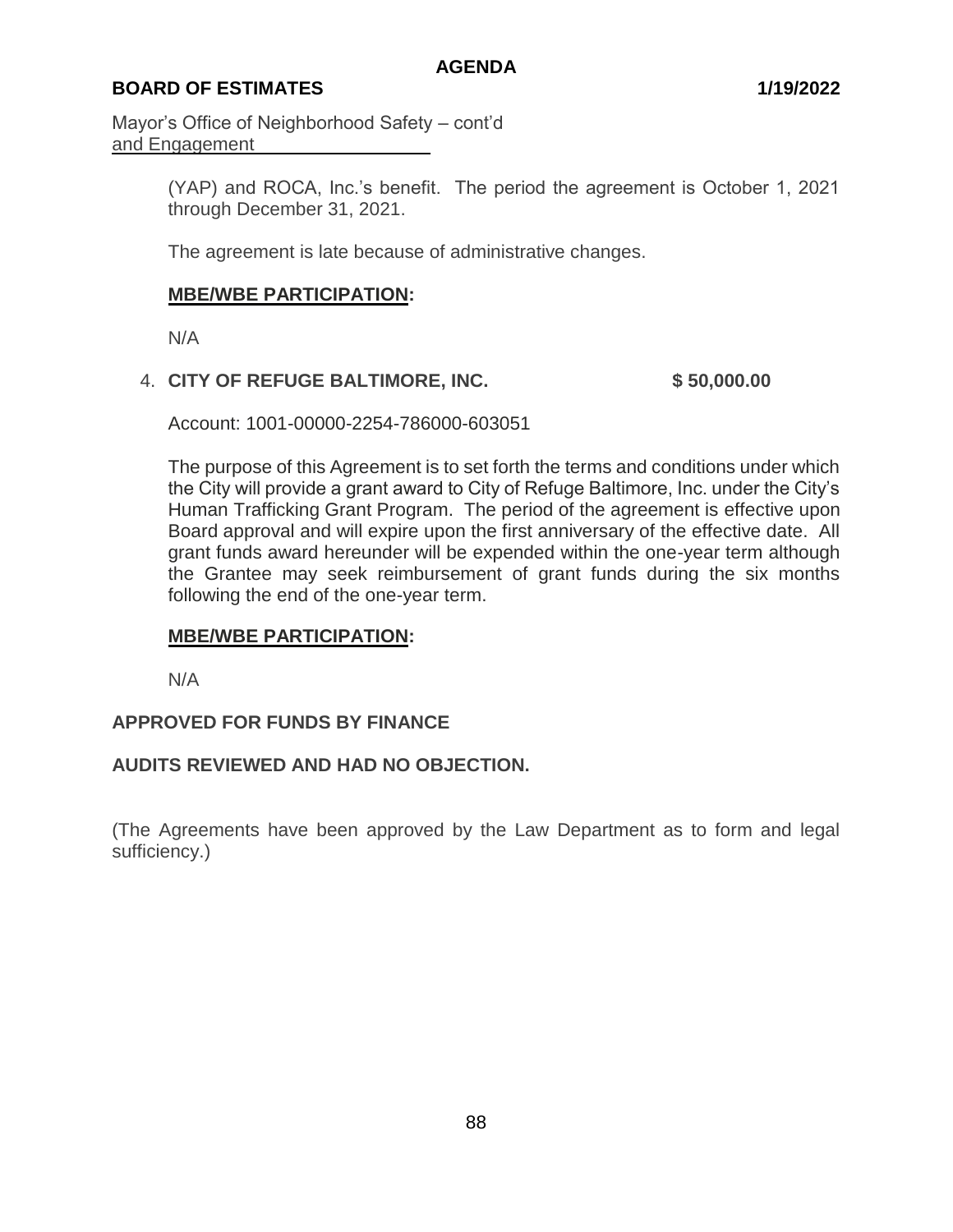Mayor's Office of Neighborhood Safety – cont'd
and Engagement

(YAP) and ROCA, Inc.'s benefit. The period the agreement is October 1, 2021 through December 31, 2021.

The agreement is late because of administrative changes.

**MBE/WBE PARTICIPATION:**

N/A

4. **CITY OF REFUGE BALTIMORE, INC.** **$ 50,000.00**

Account: 1001-00000-2254-786000-603051

The purpose of this Agreement is to set forth the terms and conditions under which the City will provide a grant award to City of Refuge Baltimore, Inc. under the City's Human Trafficking Grant Program. The period of the agreement is effective upon Board approval and will expire upon the first anniversary of the effective date. All grant funds award hereunder will be expended within the one-year term although the Grantee may seek reimbursement of grant funds during the six months following the end of the one-year term.

**MBE/WBE PARTICIPATION:**

N/A

**APPROVED FOR FUNDS BY FINANCE**

**AUDITS REVIEWED AND HAD NO OBJECTION.**

(The Agreements have been approved by the Law Department as to form and legal sufficiency.)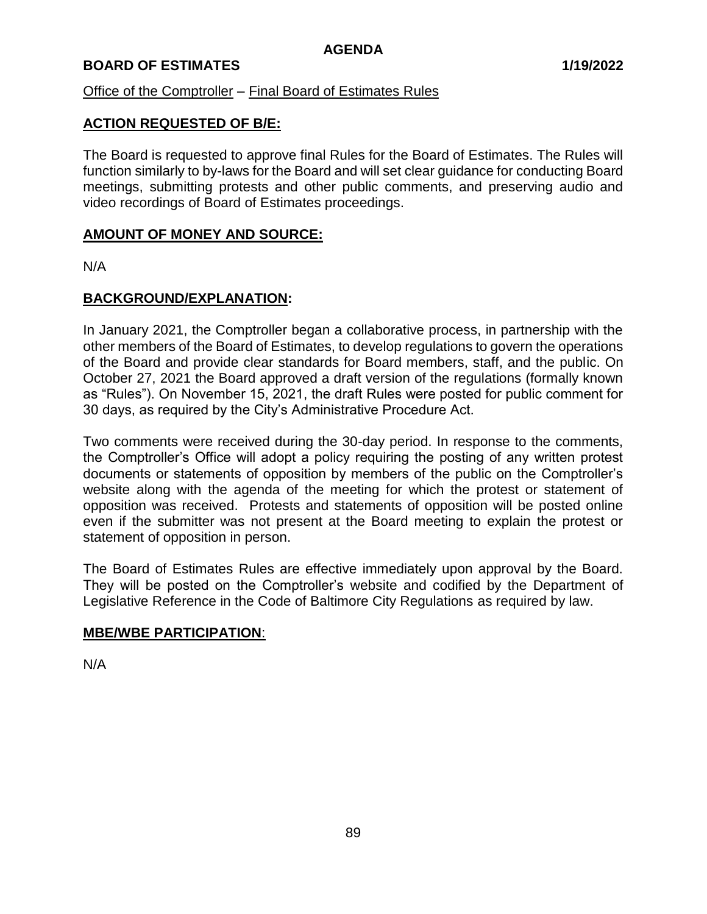**AGENDA**

**BOARD OF ESTIMATES** **1/19/2022**

Office of the Comptroller – Final Board of Estimates Rules

## ACTION REQUESTED OF B/E:

The Board is requested to approve final Rules for the Board of Estimates. The Rules will function similarly to by-laws for the Board and will set clear guidance for conducting Board meetings, submitting protests and other public comments, and preserving audio and video recordings of Board of Estimates proceedings.

## AMOUNT OF MONEY AND SOURCE:

N/A

## BACKGROUND/EXPLANATION:

In January 2021, the Comptroller began a collaborative process, in partnership with the other members of the Board of Estimates, to develop regulations to govern the operations of the Board and provide clear standards for Board members, staff, and the public. On October 27, 2021 the Board approved a draft version of the regulations (formally known as "Rules"). On November 15, 2021, the draft Rules were posted for public comment for 30 days, as required by the City's Administrative Procedure Act.

Two comments were received during the 30-day period. In response to the comments, the Comptroller's Office will adopt a policy requiring the posting of any written protest documents or statements of opposition by members of the public on the Comptroller's website along with the agenda of the meeting for which the protest or statement of opposition was received. Protests and statements of opposition will be posted online even if the submitter was not present at the Board meeting to explain the protest or statement of opposition in person.

The Board of Estimates Rules are effective immediately upon approval by the Board. They will be posted on the Comptroller's website and codified by the Department of Legislative Reference in the Code of Baltimore City Regulations as required by law.

## MBE/WBE PARTICIPATION:

N/A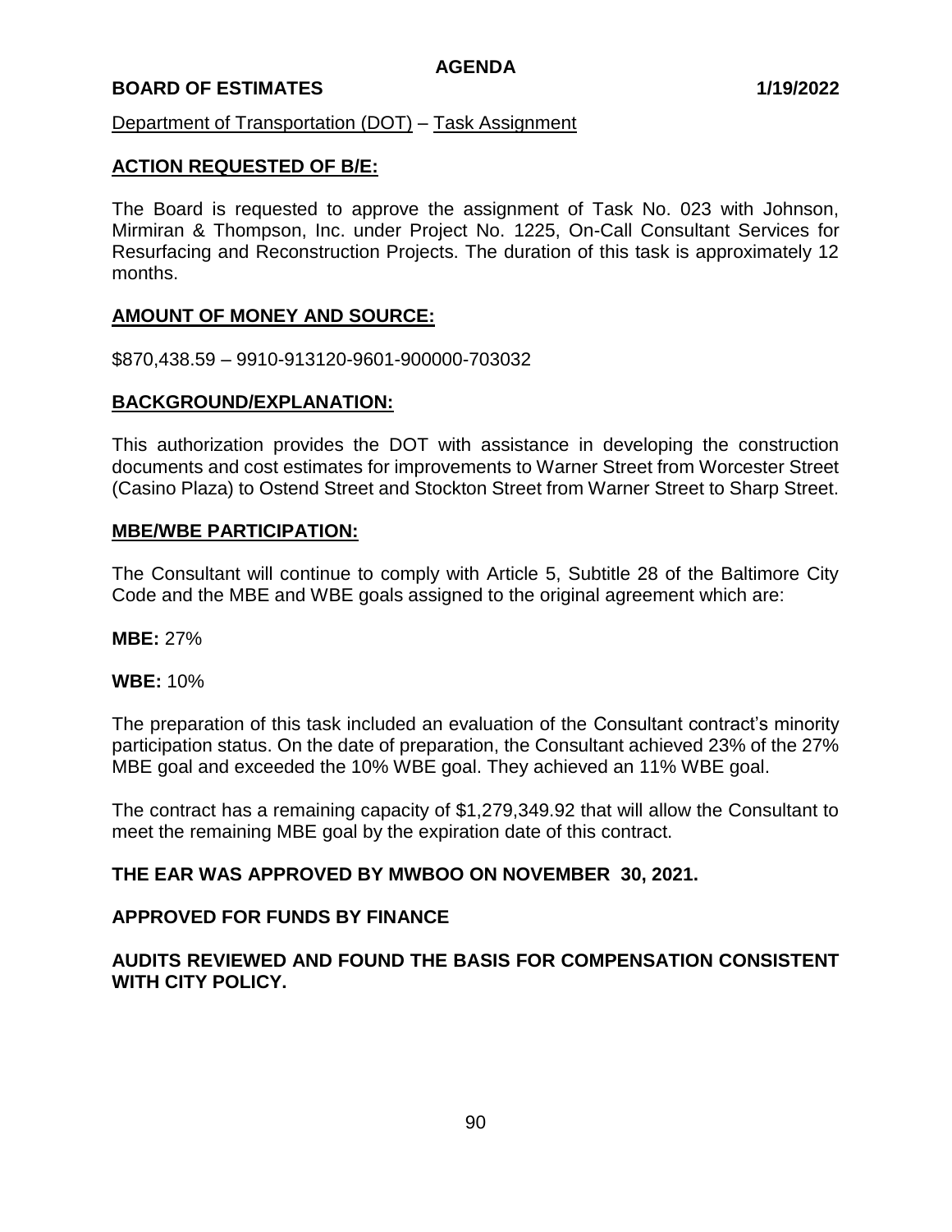**AGENDA**

**BOARD OF ESTIMATES 1/19/2022**

Department of Transportation (DOT) – Task Assignment

## ACTION REQUESTED OF B/E:

The Board is requested to approve the assignment of Task No. 023 with Johnson, Mirmiran & Thompson, Inc. under Project No. 1225, On-Call Consultant Services for Resurfacing and Reconstruction Projects. The duration of this task is approximately 12 months.

## AMOUNT OF MONEY AND SOURCE:

$870,438.59 – 9910-913120-9601-900000-703032

## BACKGROUND/EXPLANATION:

This authorization provides the DOT with assistance in developing the construction documents and cost estimates for improvements to Warner Street from Worcester Street (Casino Plaza) to Ostend Street and Stockton Street from Warner Street to Sharp Street.

## MBE/WBE PARTICIPATION:

The Consultant will continue to comply with Article 5, Subtitle 28 of the Baltimore City Code and the MBE and WBE goals assigned to the original agreement which are:

**MBE:** 27%

**WBE:** 10%

The preparation of this task included an evaluation of the Consultant contract's minority participation status. On the date of preparation, the Consultant achieved 23% of the 27% MBE goal and exceeded the 10% WBE goal. They achieved an 11% WBE goal.

The contract has a remaining capacity of $1,279,349.92 that will allow the Consultant to meet the remaining MBE goal by the expiration date of this contract.

**THE EAR WAS APPROVED BY MWBOO ON NOVEMBER 30, 2021.**

**APPROVED FOR FUNDS BY FINANCE**

**AUDITS REVIEWED AND FOUND THE BASIS FOR COMPENSATION CONSISTENT WITH CITY POLICY.**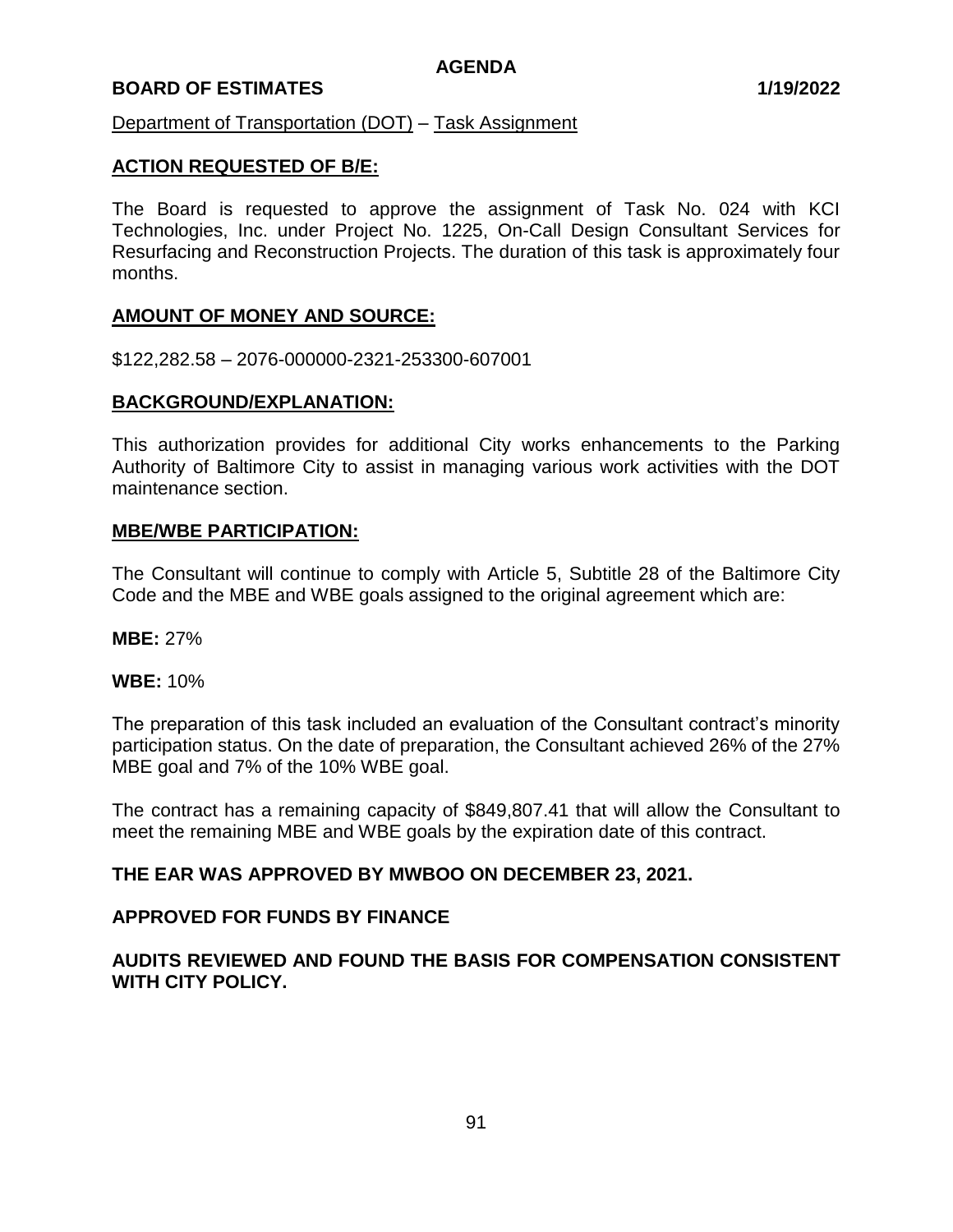**AGENDA**

**BOARD OF ESTIMATES 1/19/2022**

Department of Transportation (DOT) – Task Assignment

## ACTION REQUESTED OF B/E:

The Board is requested to approve the assignment of Task No. 024 with KCI Technologies, Inc. under Project No. 1225, On-Call Design Consultant Services for Resurfacing and Reconstruction Projects. The duration of this task is approximately four months.

## AMOUNT OF MONEY AND SOURCE:

$122,282.58 – 2076-000000-2321-253300-607001

## BACKGROUND/EXPLANATION:

This authorization provides for additional City works enhancements to the Parking Authority of Baltimore City to assist in managing various work activities with the DOT maintenance section.

## MBE/WBE PARTICIPATION:

The Consultant will continue to comply with Article 5, Subtitle 28 of the Baltimore City Code and the MBE and WBE goals assigned to the original agreement which are:

**MBE:** 27%

**WBE:** 10%

The preparation of this task included an evaluation of the Consultant contract's minority participation status. On the date of preparation, the Consultant achieved 26% of the 27% MBE goal and 7% of the 10% WBE goal.

The contract has a remaining capacity of $849,807.41 that will allow the Consultant to meet the remaining MBE and WBE goals by the expiration date of this contract.

**THE EAR WAS APPROVED BY MWBOO ON DECEMBER 23, 2021.**

**APPROVED FOR FUNDS BY FINANCE**

**AUDITS REVIEWED AND FOUND THE BASIS FOR COMPENSATION CONSISTENT WITH CITY POLICY.**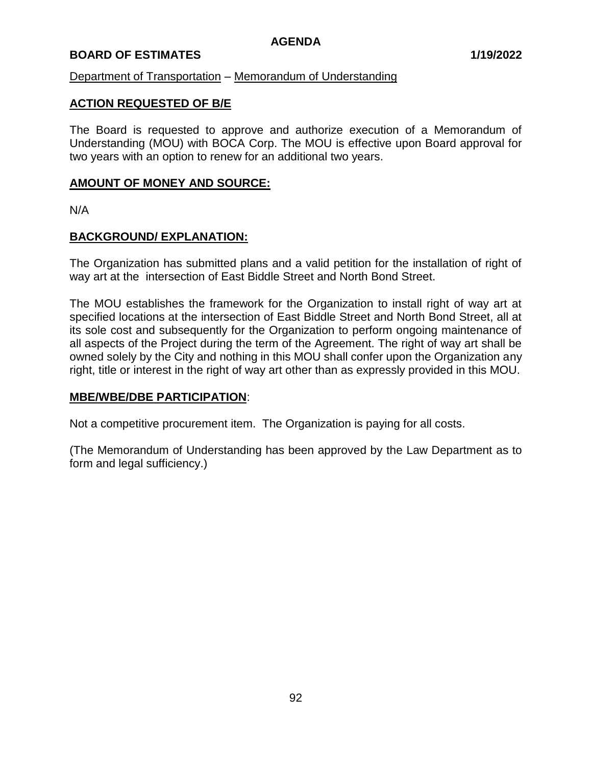AGENDA

**BOARD OF ESTIMATES 1/19/2022**

Department of Transportation – Memorandum of Understanding

## ACTION REQUESTED OF B/E

The Board is requested to approve and authorize execution of a Memorandum of Understanding (MOU) with BOCA Corp. The MOU is effective upon Board approval for two years with an option to renew for an additional two years.

## AMOUNT OF MONEY AND SOURCE:

N/A

## BACKGROUND/ EXPLANATION:

The Organization has submitted plans and a valid petition for the installation of right of way art at the intersection of East Biddle Street and North Bond Street.

The MOU establishes the framework for the Organization to install right of way art at specified locations at the intersection of East Biddle Street and North Bond Street, all at its sole cost and subsequently for the Organization to perform ongoing maintenance of all aspects of the Project during the term of the Agreement. The right of way art shall be owned solely by the City and nothing in this MOU shall confer upon the Organization any right, title or interest in the right of way art other than as expressly provided in this MOU.

## MBE/WBE/DBE PARTICIPATION:

Not a competitive procurement item. The Organization is paying for all costs.

(The Memorandum of Understanding has been approved by the Law Department as to form and legal sufficiency.)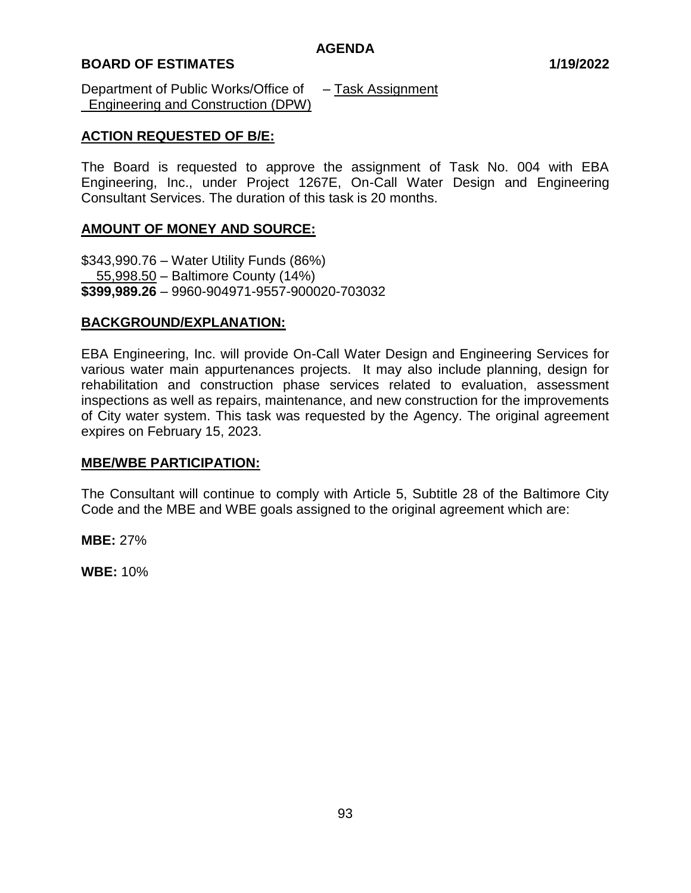AGENDA

BOARD OF ESTIMATES 1/19/2022

Department of Public Works/Office of Engineering and Construction (DPW) – Task Assignment

## ACTION REQUESTED OF B/E:

The Board is requested to approve the assignment of Task No. 004 with EBA Engineering, Inc., under Project 1267E, On-Call Water Design and Engineering Consultant Services. The duration of this task is 20 months.

## AMOUNT OF MONEY AND SOURCE:

$343,990.76 – Water Utility Funds (86%)
55,998.50 – Baltimore County (14%)
**$399,989.26** – 9960-904971-9557-900020-703032

## BACKGROUND/EXPLANATION:

EBA Engineering, Inc. will provide On-Call Water Design and Engineering Services for various water main appurtenances projects. It may also include planning, design for rehabilitation and construction phase services related to evaluation, assessment inspections as well as repairs, maintenance, and new construction for the improvements of City water system. This task was requested by the Agency. The original agreement expires on February 15, 2023.

## MBE/WBE PARTICIPATION:

The Consultant will continue to comply with Article 5, Subtitle 28 of the Baltimore City Code and the MBE and WBE goals assigned to the original agreement which are:

**MBE:** 27%

**WBE:** 10%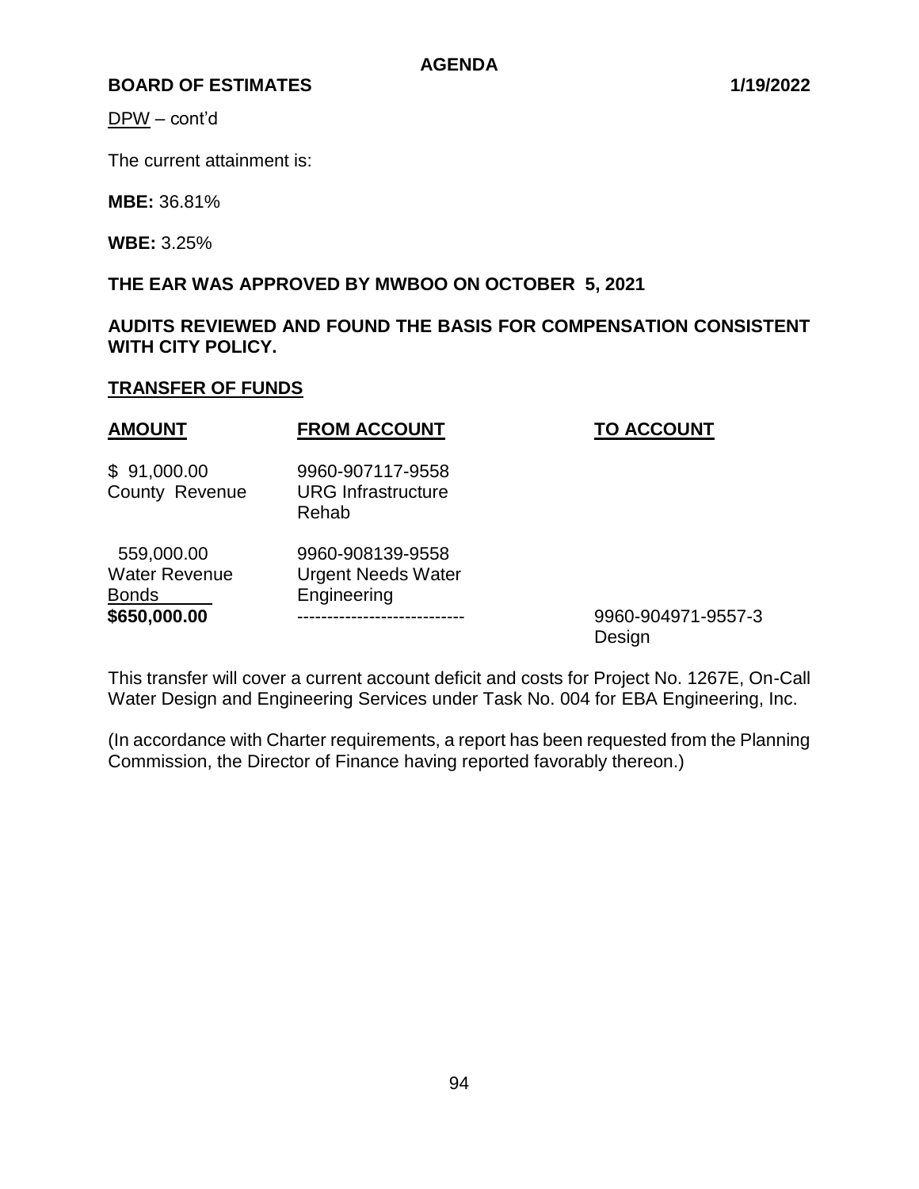DPW – cont'd

The current attainment is:

**MBE:** 36.81%

**WBE:** 3.25%

**THE EAR WAS APPROVED BY MWBOO ON OCTOBER 5, 2021**

**AUDITS REVIEWED AND FOUND THE BASIS FOR COMPENSATION CONSISTENT WITH CITY POLICY.**

**TRANSFER OF FUNDS**

| **AMOUNT** | **FROM ACCOUNT** | **TO ACCOUNT** |
|---|---|---|
| $ 91,000.00 County Revenue | 9960-907117-9558 URG Infrastructure Rehab | |
| 559,000.00 Water Revenue Bonds | 9960-908139-9558 Urgent Needs Water Engineering | |
| **$650,000.00** | ---------------------------- | 9960-904971-9557-3 Design |

This transfer will cover a current account deficit and costs for Project No. 1267E, On-Call Water Design and Engineering Services under Task No. 004 for EBA Engineering, Inc.

(In accordance with Charter requirements, a report has been requested from the Planning Commission, the Director of Finance having reported favorably thereon.)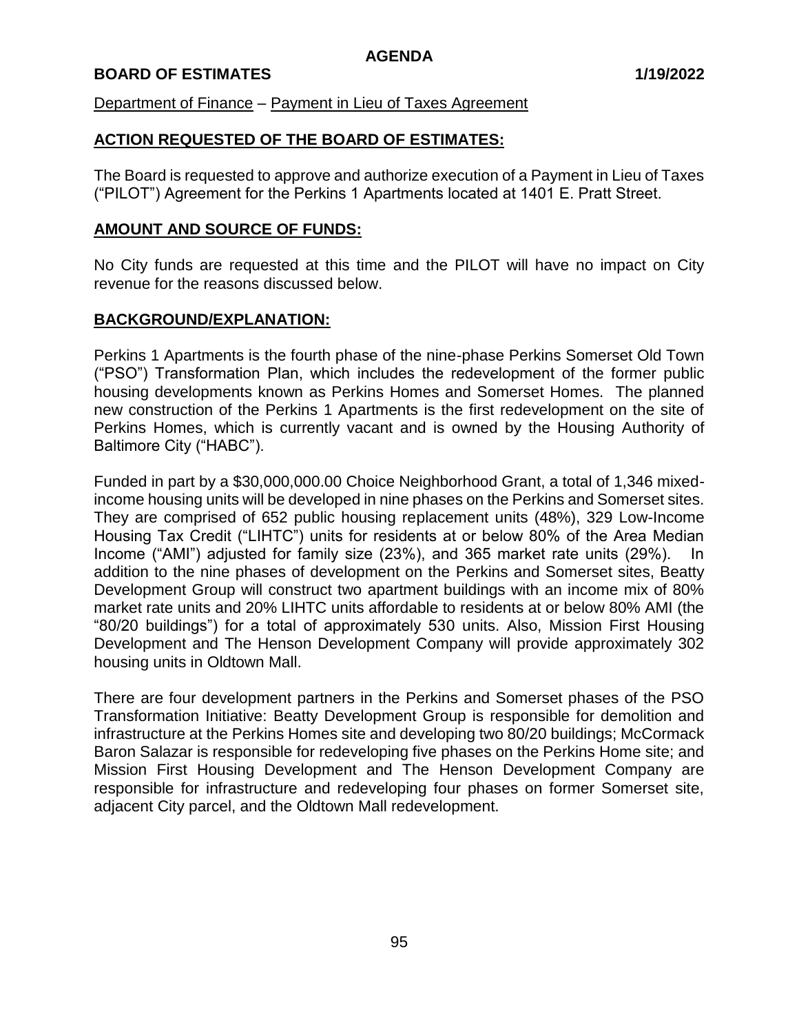**AGENDA**

**BOARD OF ESTIMATES 1/19/2022**

Department of Finance – Payment in Lieu of Taxes Agreement

**ACTION REQUESTED OF THE BOARD OF ESTIMATES:**

The Board is requested to approve and authorize execution of a Payment in Lieu of Taxes ("PILOT") Agreement for the Perkins 1 Apartments located at 1401 E. Pratt Street.

**AMOUNT AND SOURCE OF FUNDS:**

No City funds are requested at this time and the PILOT will have no impact on City revenue for the reasons discussed below.

**BACKGROUND/EXPLANATION:**

Perkins 1 Apartments is the fourth phase of the nine-phase Perkins Somerset Old Town ("PSO") Transformation Plan, which includes the redevelopment of the former public housing developments known as Perkins Homes and Somerset Homes. The planned new construction of the Perkins 1 Apartments is the first redevelopment on the site of Perkins Homes, which is currently vacant and is owned by the Housing Authority of Baltimore City ("HABC").

Funded in part by a $30,000,000.00 Choice Neighborhood Grant, a total of 1,346 mixed-income housing units will be developed in nine phases on the Perkins and Somerset sites. They are comprised of 652 public housing replacement units (48%), 329 Low-Income Housing Tax Credit ("LIHTC") units for residents at or below 80% of the Area Median Income ("AMI") adjusted for family size (23%), and 365 market rate units (29%). In addition to the nine phases of development on the Perkins and Somerset sites, Beatty Development Group will construct two apartment buildings with an income mix of 80% market rate units and 20% LIHTC units affordable to residents at or below 80% AMI (the "80/20 buildings") for a total of approximately 530 units. Also, Mission First Housing Development and The Henson Development Company will provide approximately 302 housing units in Oldtown Mall.

There are four development partners in the Perkins and Somerset phases of the PSO Transformation Initiative: Beatty Development Group is responsible for demolition and infrastructure at the Perkins Homes site and developing two 80/20 buildings; McCormack Baron Salazar is responsible for redeveloping five phases on the Perkins Home site; and Mission First Housing Development and The Henson Development Company are responsible for infrastructure and redeveloping four phases on former Somerset site, adjacent City parcel, and the Oldtown Mall redevelopment.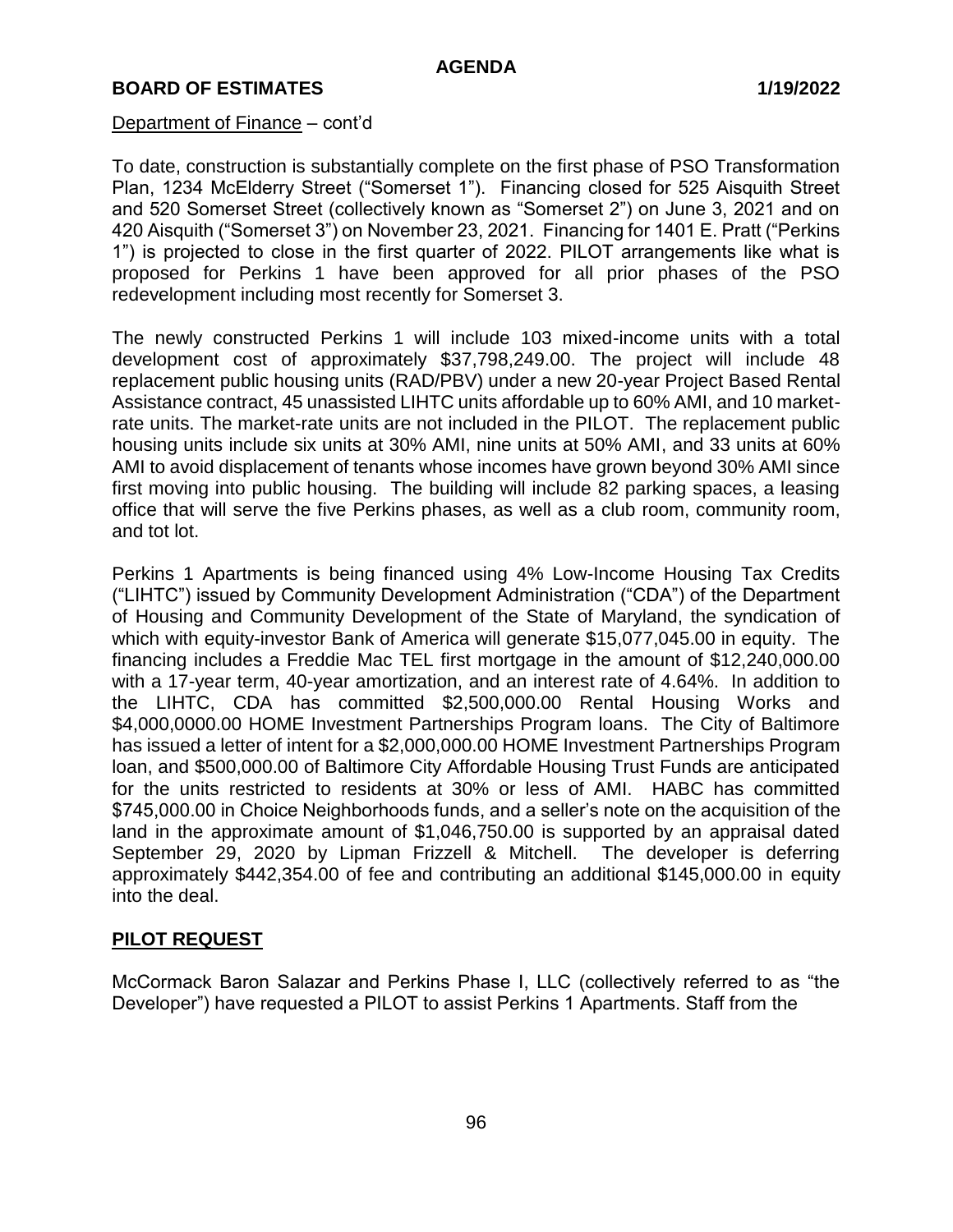Department of Finance – cont'd

To date, construction is substantially complete on the first phase of PSO Transformation Plan, 1234 McElderry Street ("Somerset 1"). Financing closed for 525 Aisquith Street and 520 Somerset Street (collectively known as "Somerset 2") on June 3, 2021 and on 420 Aisquith ("Somerset 3") on November 23, 2021. Financing for 1401 E. Pratt ("Perkins 1") is projected to close in the first quarter of 2022. PILOT arrangements like what is proposed for Perkins 1 have been approved for all prior phases of the PSO redevelopment including most recently for Somerset 3.

The newly constructed Perkins 1 will include 103 mixed-income units with a total development cost of approximately $37,798,249.00. The project will include 48 replacement public housing units (RAD/PBV) under a new 20-year Project Based Rental Assistance contract, 45 unassisted LIHTC units affordable up to 60% AMI, and 10 market-rate units. The market-rate units are not included in the PILOT. The replacement public housing units include six units at 30% AMI, nine units at 50% AMI, and 33 units at 60% AMI to avoid displacement of tenants whose incomes have grown beyond 30% AMI since first moving into public housing. The building will include 82 parking spaces, a leasing office that will serve the five Perkins phases, as well as a club room, community room, and tot lot.

Perkins 1 Apartments is being financed using 4% Low-Income Housing Tax Credits ("LIHTC") issued by Community Development Administration ("CDA") of the Department of Housing and Community Development of the State of Maryland, the syndication of which with equity-investor Bank of America will generate $15,077,045.00 in equity. The financing includes a Freddie Mac TEL first mortgage in the amount of $12,240,000.00 with a 17-year term, 40-year amortization, and an interest rate of 4.64%. In addition to the LIHTC, CDA has committed $2,500,000.00 Rental Housing Works and $4,000,0000.00 HOME Investment Partnerships Program loans. The City of Baltimore has issued a letter of intent for a $2,000,000.00 HOME Investment Partnerships Program loan, and $500,000.00 of Baltimore City Affordable Housing Trust Funds are anticipated for the units restricted to residents at 30% or less of AMI. HABC has committed $745,000.00 in Choice Neighborhoods funds, and a seller's note on the acquisition of the land in the approximate amount of $1,046,750.00 is supported by an appraisal dated September 29, 2020 by Lipman Frizzell & Mitchell. The developer is deferring approximately $442,354.00 of fee and contributing an additional $145,000.00 in equity into the deal.

## PILOT REQUEST

McCormack Baron Salazar and Perkins Phase I, LLC (collectively referred to as "the Developer") have requested a PILOT to assist Perkins 1 Apartments. Staff from the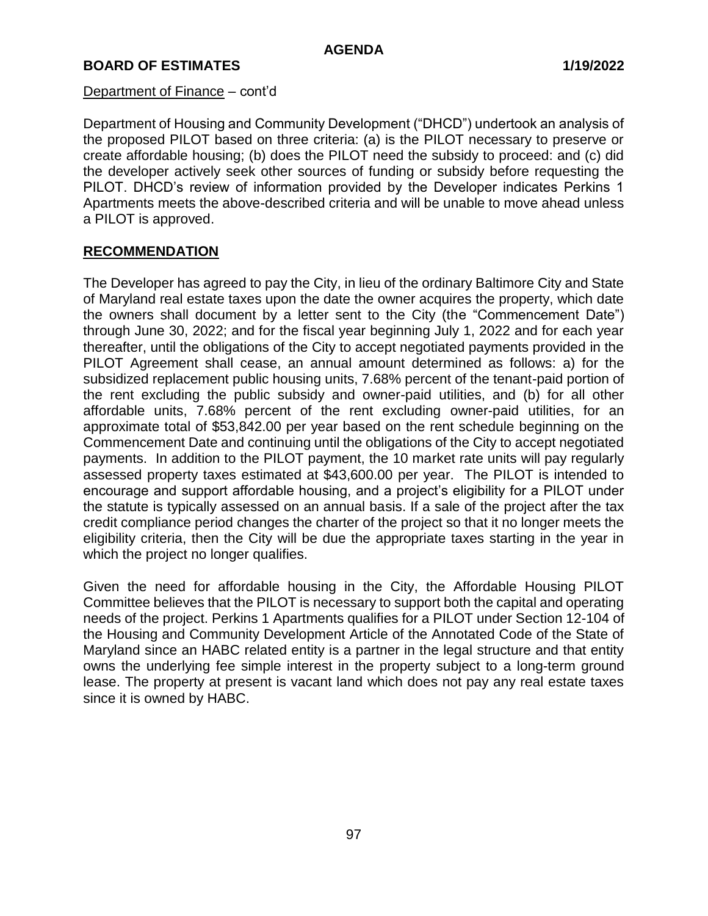Department of Finance – cont'd

Department of Housing and Community Development ("DHCD") undertook an analysis of the proposed PILOT based on three criteria: (a) is the PILOT necessary to preserve or create affordable housing; (b) does the PILOT need the subsidy to proceed: and (c) did the developer actively seek other sources of funding or subsidy before requesting the PILOT. DHCD's review of information provided by the Developer indicates Perkins 1 Apartments meets the above-described criteria and will be unable to move ahead unless a PILOT is approved.

**RECOMMENDATION**

The Developer has agreed to pay the City, in lieu of the ordinary Baltimore City and State of Maryland real estate taxes upon the date the owner acquires the property, which date the owners shall document by a letter sent to the City (the "Commencement Date") through June 30, 2022; and for the fiscal year beginning July 1, 2022 and for each year thereafter, until the obligations of the City to accept negotiated payments provided in the PILOT Agreement shall cease, an annual amount determined as follows: a) for the subsidized replacement public housing units, 7.68% percent of the tenant-paid portion of the rent excluding the public subsidy and owner-paid utilities, and (b) for all other affordable units, 7.68% percent of the rent excluding owner-paid utilities, for an approximate total of $53,842.00 per year based on the rent schedule beginning on the Commencement Date and continuing until the obligations of the City to accept negotiated payments. In addition to the PILOT payment, the 10 market rate units will pay regularly assessed property taxes estimated at $43,600.00 per year. The PILOT is intended to encourage and support affordable housing, and a project's eligibility for a PILOT under the statute is typically assessed on an annual basis. If a sale of the project after the tax credit compliance period changes the charter of the project so that it no longer meets the eligibility criteria, then the City will be due the appropriate taxes starting in the year in which the project no longer qualifies.

Given the need for affordable housing in the City, the Affordable Housing PILOT Committee believes that the PILOT is necessary to support both the capital and operating needs of the project. Perkins 1 Apartments qualifies for a PILOT under Section 12-104 of the Housing and Community Development Article of the Annotated Code of the State of Maryland since an HABC related entity is a partner in the legal structure and that entity owns the underlying fee simple interest in the property subject to a long-term ground lease. The property at present is vacant land which does not pay any real estate taxes since it is owned by HABC.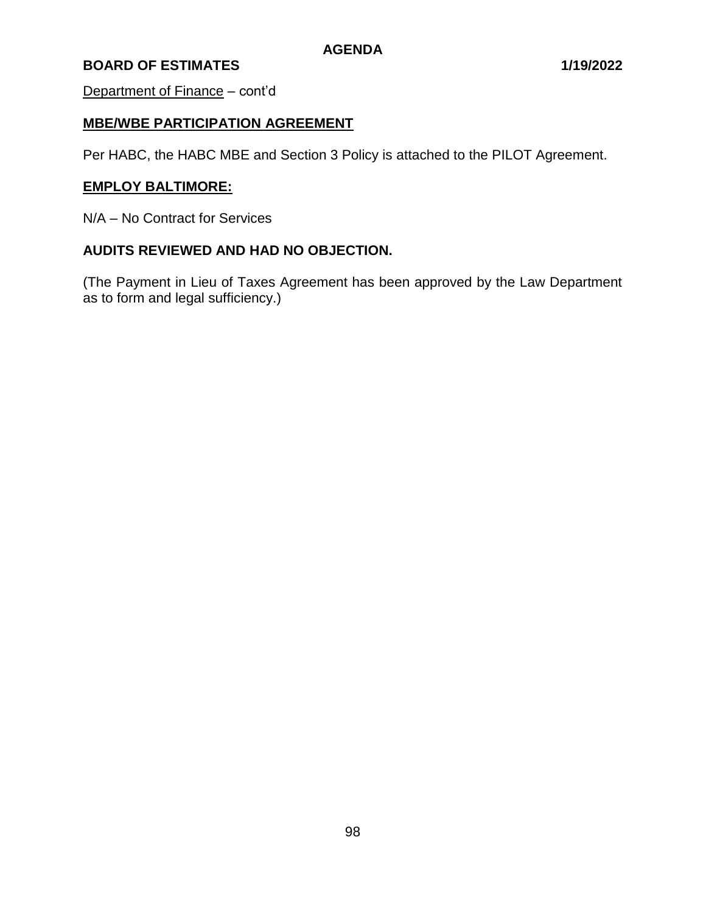Department of Finance – cont'd

## MBE/WBE PARTICIPATION AGREEMENT

Per HABC, the HABC MBE and Section 3 Policy is attached to the PILOT Agreement.

## EMPLOY BALTIMORE:

N/A – No Contract for Services

## AUDITS REVIEWED AND HAD NO OBJECTION.

(The Payment in Lieu of Taxes Agreement has been approved by the Law Department as to form and legal sufficiency.)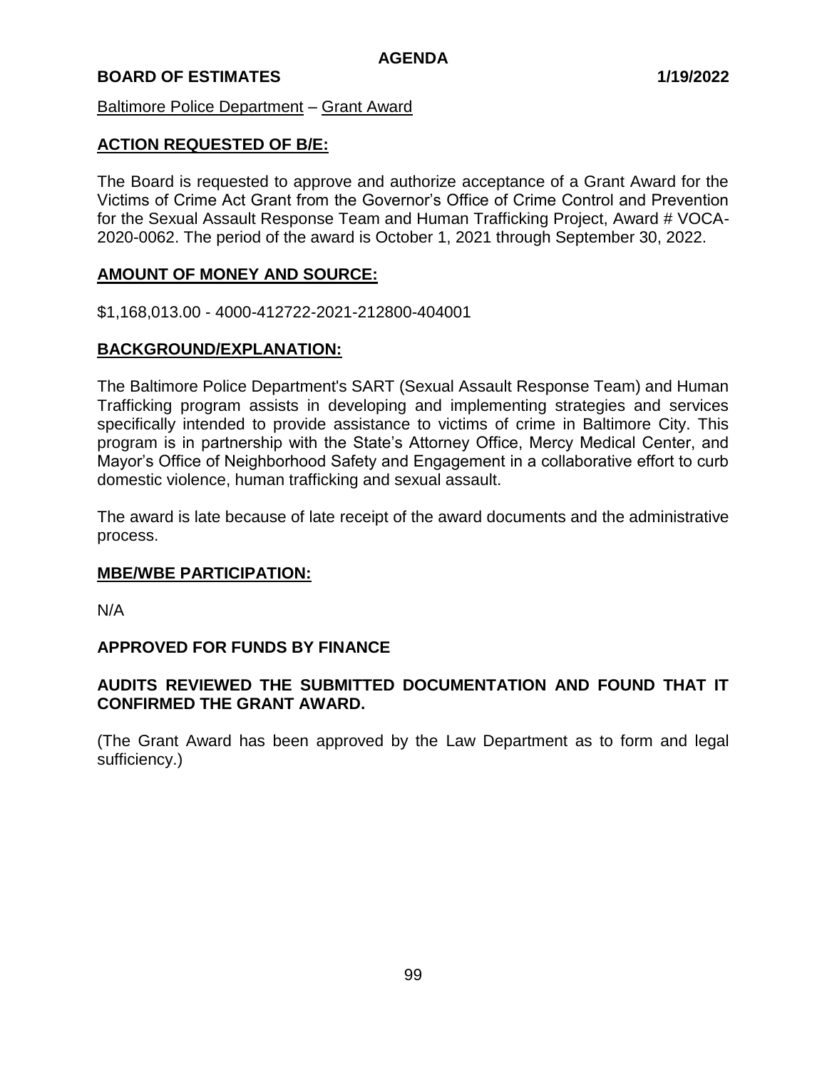AGENDA

**BOARD OF ESTIMATES** **1/19/2022**

Baltimore Police Department – Grant Award

## ACTION REQUESTED OF B/E:

The Board is requested to approve and authorize acceptance of a Grant Award for the Victims of Crime Act Grant from the Governor's Office of Crime Control and Prevention for the Sexual Assault Response Team and Human Trafficking Project, Award # VOCA-2020-0062. The period of the award is October 1, 2021 through September 30, 2022.

## AMOUNT OF MONEY AND SOURCE:

$1,168,013.00 - 4000-412722-2021-212800-404001

## BACKGROUND/EXPLANATION:

The Baltimore Police Department's SART (Sexual Assault Response Team) and Human Trafficking program assists in developing and implementing strategies and services specifically intended to provide assistance to victims of crime in Baltimore City. This program is in partnership with the State's Attorney Office, Mercy Medical Center, and Mayor's Office of Neighborhood Safety and Engagement in a collaborative effort to curb domestic violence, human trafficking and sexual assault.

The award is late because of late receipt of the award documents and the administrative process.

## MBE/WBE PARTICIPATION:

N/A

**APPROVED FOR FUNDS BY FINANCE**

**AUDITS REVIEWED THE SUBMITTED DOCUMENTATION AND FOUND THAT IT CONFIRMED THE GRANT AWARD.**

(The Grant Award has been approved by the Law Department as to form and legal sufficiency.)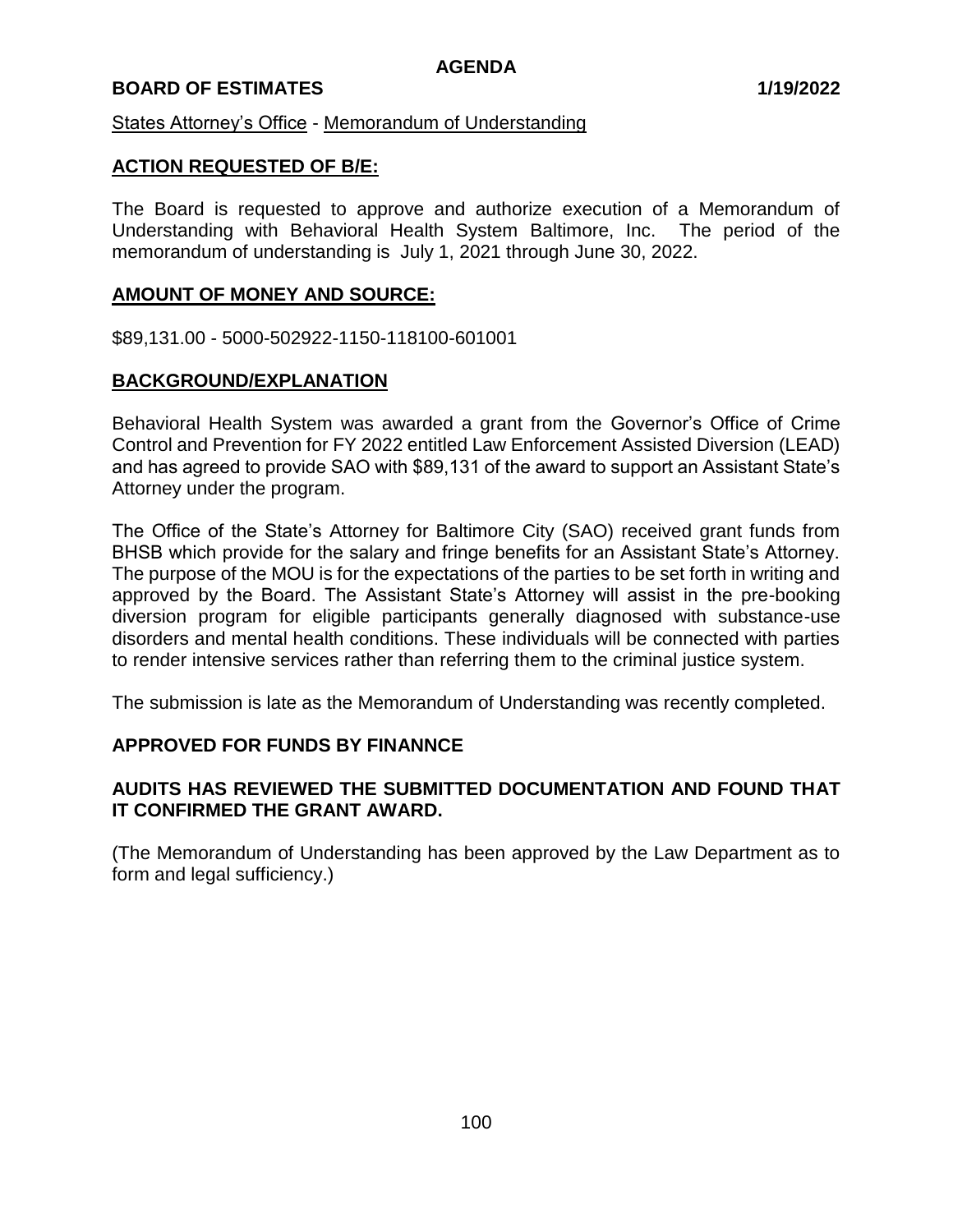AGENDA

BOARD OF ESTIMATES 1/19/2022

States Attorney's Office - Memorandum of Understanding

## ACTION REQUESTED OF B/E:

The Board is requested to approve and authorize execution of a Memorandum of Understanding with Behavioral Health System Baltimore, Inc. The period of the memorandum of understanding is July 1, 2021 through June 30, 2022.

## AMOUNT OF MONEY AND SOURCE:

$89,131.00 - 5000-502922-1150-118100-601001

## BACKGROUND/EXPLANATION

Behavioral Health System was awarded a grant from the Governor's Office of Crime Control and Prevention for FY 2022 entitled Law Enforcement Assisted Diversion (LEAD) and has agreed to provide SAO with $89,131 of the award to support an Assistant State's Attorney under the program.

The Office of the State's Attorney for Baltimore City (SAO) received grant funds from BHSB which provide for the salary and fringe benefits for an Assistant State's Attorney. The purpose of the MOU is for the expectations of the parties to be set forth in writing and approved by the Board. The Assistant State's Attorney will assist in the pre-booking diversion program for eligible participants generally diagnosed with substance-use disorders and mental health conditions. These individuals will be connected with parties to render intensive services rather than referring them to the criminal justice system.

The submission is late as the Memorandum of Understanding was recently completed.

**APPROVED FOR FUNDS BY FINANNCE**

**AUDITS HAS REVIEWED THE SUBMITTED DOCUMENTATION AND FOUND THAT IT CONFIRMED THE GRANT AWARD.**

(The Memorandum of Understanding has been approved by the Law Department as to form and legal sufficiency.)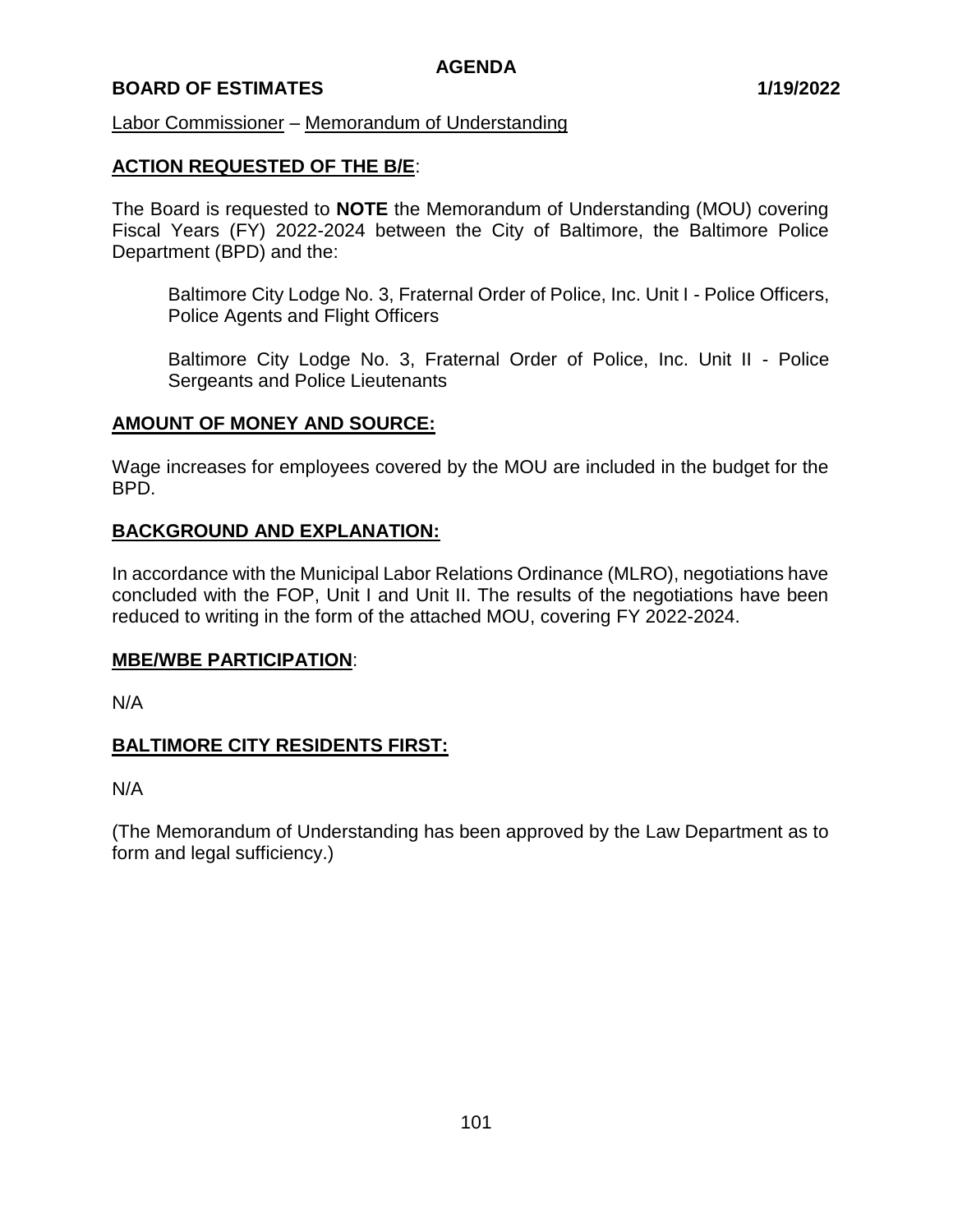AGENDA

**BOARD OF ESTIMATES** **1/19/2022**

Labor Commissioner – Memorandum of Understanding

## ACTION REQUESTED OF THE B/E:

The Board is requested to **NOTE** the Memorandum of Understanding (MOU) covering Fiscal Years (FY) 2022-2024 between the City of Baltimore, the Baltimore Police Department (BPD) and the:

Baltimore City Lodge No. 3, Fraternal Order of Police, Inc. Unit I - Police Officers, Police Agents and Flight Officers

Baltimore City Lodge No. 3, Fraternal Order of Police, Inc. Unit II - Police Sergeants and Police Lieutenants

## AMOUNT OF MONEY AND SOURCE:

Wage increases for employees covered by the MOU are included in the budget for the BPD.

## BACKGROUND AND EXPLANATION:

In accordance with the Municipal Labor Relations Ordinance (MLRO), negotiations have concluded with the FOP, Unit I and Unit II. The results of the negotiations have been reduced to writing in the form of the attached MOU, covering FY 2022-2024.

## MBE/WBE PARTICIPATION:

N/A

## BALTIMORE CITY RESIDENTS FIRST:

N/A

(The Memorandum of Understanding has been approved by the Law Department as to form and legal sufficiency.)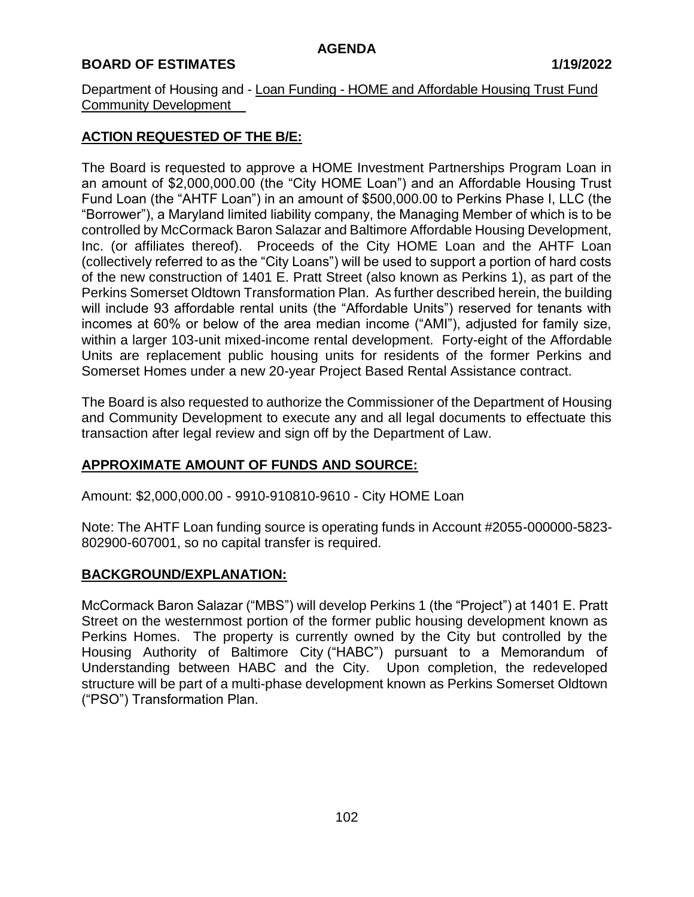**AGENDA**

**BOARD OF ESTIMATES 1/19/2022**

Department of Housing and - Loan Funding - HOME and Affordable Housing Trust Fund
Community Development

## ACTION REQUESTED OF THE B/E:

The Board is requested to approve a HOME Investment Partnerships Program Loan in an amount of $2,000,000.00 (the "City HOME Loan") and an Affordable Housing Trust Fund Loan (the "AHTF Loan") in an amount of $500,000.00 to Perkins Phase I, LLC (the "Borrower"), a Maryland limited liability company, the Managing Member of which is to be controlled by McCormack Baron Salazar and Baltimore Affordable Housing Development, Inc. (or affiliates thereof). Proceeds of the City HOME Loan and the AHTF Loan (collectively referred to as the "City Loans") will be used to support a portion of hard costs of the new construction of 1401 E. Pratt Street (also known as Perkins 1), as part of the Perkins Somerset Oldtown Transformation Plan. As further described herein, the building will include 93 affordable rental units (the "Affordable Units") reserved for tenants with incomes at 60% or below of the area median income ("AMI"), adjusted for family size, within a larger 103-unit mixed-income rental development. Forty-eight of the Affordable Units are replacement public housing units for residents of the former Perkins and Somerset Homes under a new 20-year Project Based Rental Assistance contract.

The Board is also requested to authorize the Commissioner of the Department of Housing and Community Development to execute any and all legal documents to effectuate this transaction after legal review and sign off by the Department of Law.

## APPROXIMATE AMOUNT OF FUNDS AND SOURCE:

Amount: $2,000,000.00 - 9910-910810-9610 - City HOME Loan

Note: The AHTF Loan funding source is operating funds in Account #2055-000000-5823-802900-607001, so no capital transfer is required.

## BACKGROUND/EXPLANATION:

McCormack Baron Salazar ("MBS") will develop Perkins 1 (the "Project") at 1401 E. Pratt Street on the westernmost portion of the former public housing development known as Perkins Homes. The property is currently owned by the City but controlled by the Housing Authority of Baltimore City ("HABC") pursuant to a Memorandum of Understanding between HABC and the City. Upon completion, the redeveloped structure will be part of a multi-phase development known as Perkins Somerset Oldtown ("PSO") Transformation Plan.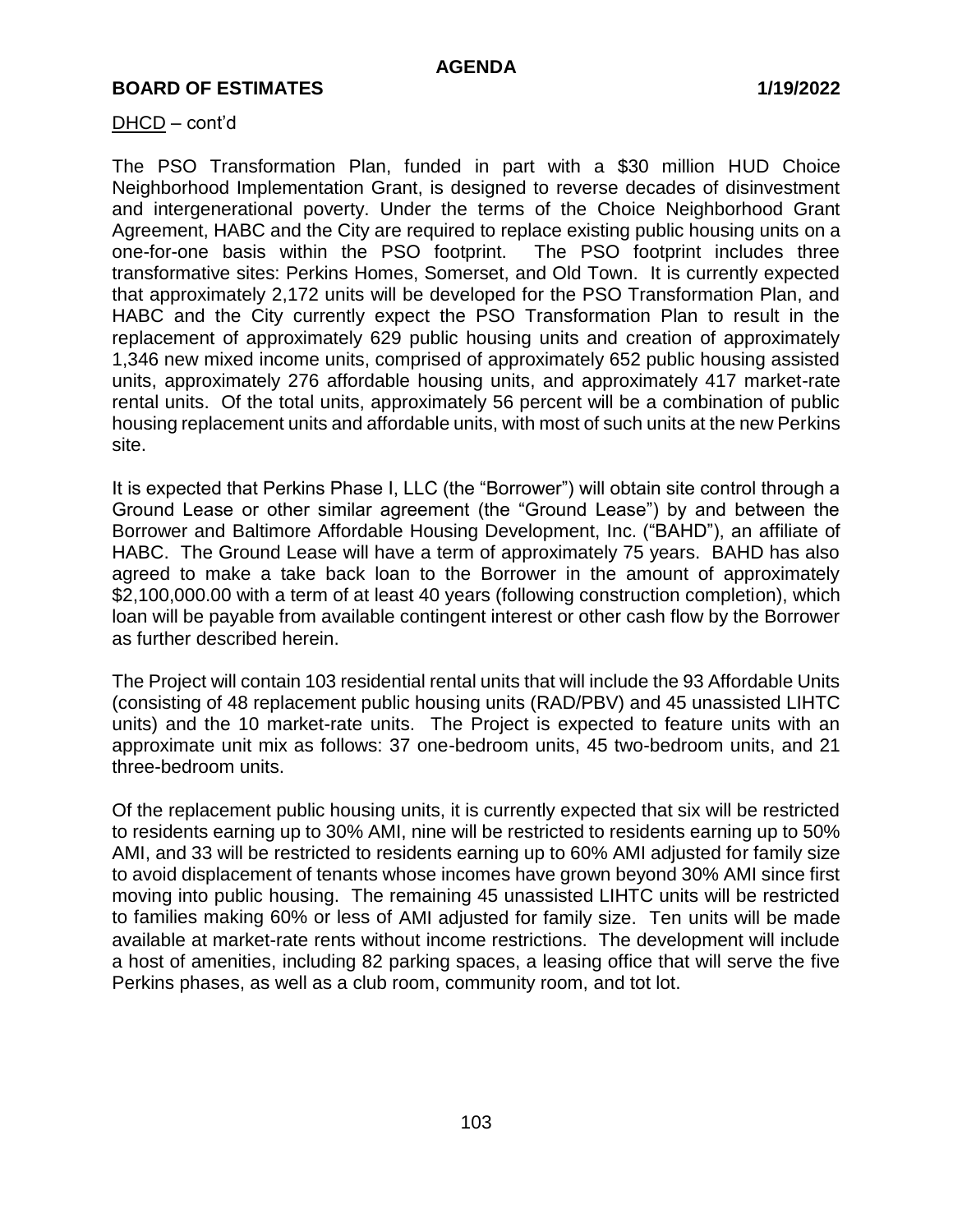DHCD – cont'd

The PSO Transformation Plan, funded in part with a $30 million HUD Choice Neighborhood Implementation Grant, is designed to reverse decades of disinvestment and intergenerational poverty. Under the terms of the Choice Neighborhood Grant Agreement, HABC and the City are required to replace existing public housing units on a one-for-one basis within the PSO footprint. The PSO footprint includes three transformative sites: Perkins Homes, Somerset, and Old Town. It is currently expected that approximately 2,172 units will be developed for the PSO Transformation Plan, and HABC and the City currently expect the PSO Transformation Plan to result in the replacement of approximately 629 public housing units and creation of approximately 1,346 new mixed income units, comprised of approximately 652 public housing assisted units, approximately 276 affordable housing units, and approximately 417 market-rate rental units. Of the total units, approximately 56 percent will be a combination of public housing replacement units and affordable units, with most of such units at the new Perkins site.

It is expected that Perkins Phase I, LLC (the "Borrower") will obtain site control through a Ground Lease or other similar agreement (the "Ground Lease") by and between the Borrower and Baltimore Affordable Housing Development, Inc. ("BAHD"), an affiliate of HABC. The Ground Lease will have a term of approximately 75 years. BAHD has also agreed to make a take back loan to the Borrower in the amount of approximately $2,100,000.00 with a term of at least 40 years (following construction completion), which loan will be payable from available contingent interest or other cash flow by the Borrower as further described herein.

The Project will contain 103 residential rental units that will include the 93 Affordable Units (consisting of 48 replacement public housing units (RAD/PBV) and 45 unassisted LIHTC units) and the 10 market-rate units. The Project is expected to feature units with an approximate unit mix as follows: 37 one-bedroom units, 45 two-bedroom units, and 21 three-bedroom units.

Of the replacement public housing units, it is currently expected that six will be restricted to residents earning up to 30% AMI, nine will be restricted to residents earning up to 50% AMI, and 33 will be restricted to residents earning up to 60% AMI adjusted for family size to avoid displacement of tenants whose incomes have grown beyond 30% AMI since first moving into public housing. The remaining 45 unassisted LIHTC units will be restricted to families making 60% or less of AMI adjusted for family size. Ten units will be made available at market-rate rents without income restrictions. The development will include a host of amenities, including 82 parking spaces, a leasing office that will serve the five Perkins phases, as well as a club room, community room, and tot lot.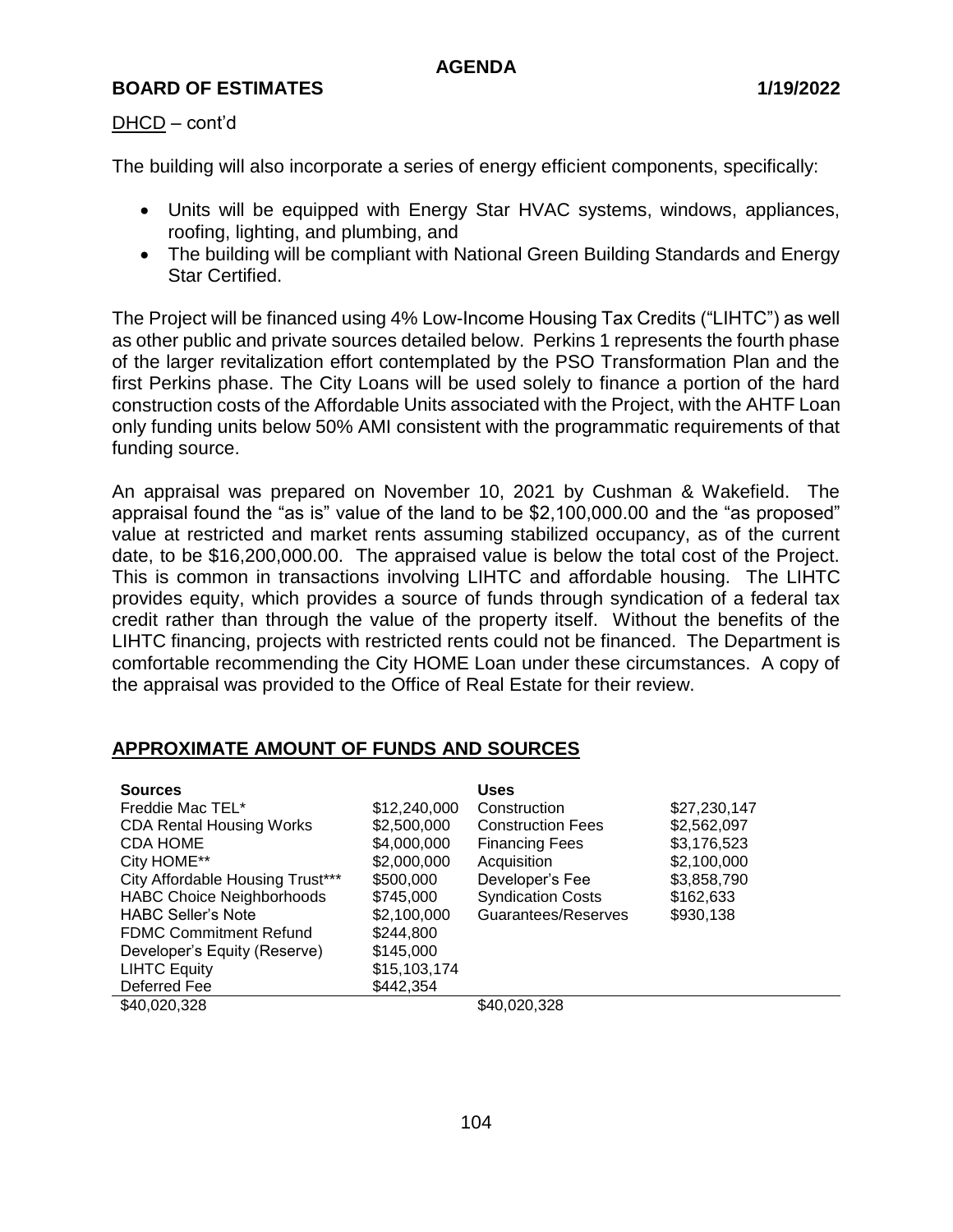DHCD – cont'd

The building will also incorporate a series of energy efficient components, specifically:

- Units will be equipped with Energy Star HVAC systems, windows, appliances, roofing, lighting, and plumbing, and
- The building will be compliant with National Green Building Standards and Energy Star Certified.

The Project will be financed using 4% Low-Income Housing Tax Credits ("LIHTC") as well as other public and private sources detailed below. Perkins 1 represents the fourth phase of the larger revitalization effort contemplated by the PSO Transformation Plan and the first Perkins phase. The City Loans will be used solely to finance a portion of the hard construction costs of the Affordable Units associated with the Project, with the AHTF Loan only funding units below 50% AMI consistent with the programmatic requirements of that funding source.

An appraisal was prepared on November 10, 2021 by Cushman & Wakefield. The appraisal found the "as is" value of the land to be $2,100,000.00 and the "as proposed" value at restricted and market rents assuming stabilized occupancy, as of the current date, to be $16,200,000.00. The appraised value is below the total cost of the Project. This is common in transactions involving LIHTC and affordable housing. The LIHTC provides equity, which provides a source of funds through syndication of a federal tax credit rather than through the value of the property itself. Without the benefits of the LIHTC financing, projects with restricted rents could not be financed. The Department is comfortable recommending the City HOME Loan under these circumstances. A copy of the appraisal was provided to the Office of Real Estate for their review.

## APPROXIMATE AMOUNT OF FUNDS AND SOURCES

| Sources | | Uses | |
|---|---|---|---|
| Freddie Mac TEL* | $12,240,000 | Construction | $27,230,147 |
| CDA Rental Housing Works | $2,500,000 | Construction Fees | $2,562,097 |
| CDA HOME | $4,000,000 | Financing Fees | $3,176,523 |
| City HOME** | $2,000,000 | Acquisition | $2,100,000 |
| City Affordable Housing Trust*** | $500,000 | Developer's Fee | $3,858,790 |
| HABC Choice Neighborhoods | $745,000 | Syndication Costs | $162,633 |
| HABC Seller's Note | $2,100,000 | Guarantees/Reserves | $930,138 |
| FDMC Commitment Refund | $244,800 | | |
| Developer's Equity (Reserve) | $145,000 | | |
| LIHTC Equity | $15,103,174 | | |
| Deferred Fee | $442,354 | | |
| $40,020,328 | | $40,020,328 | |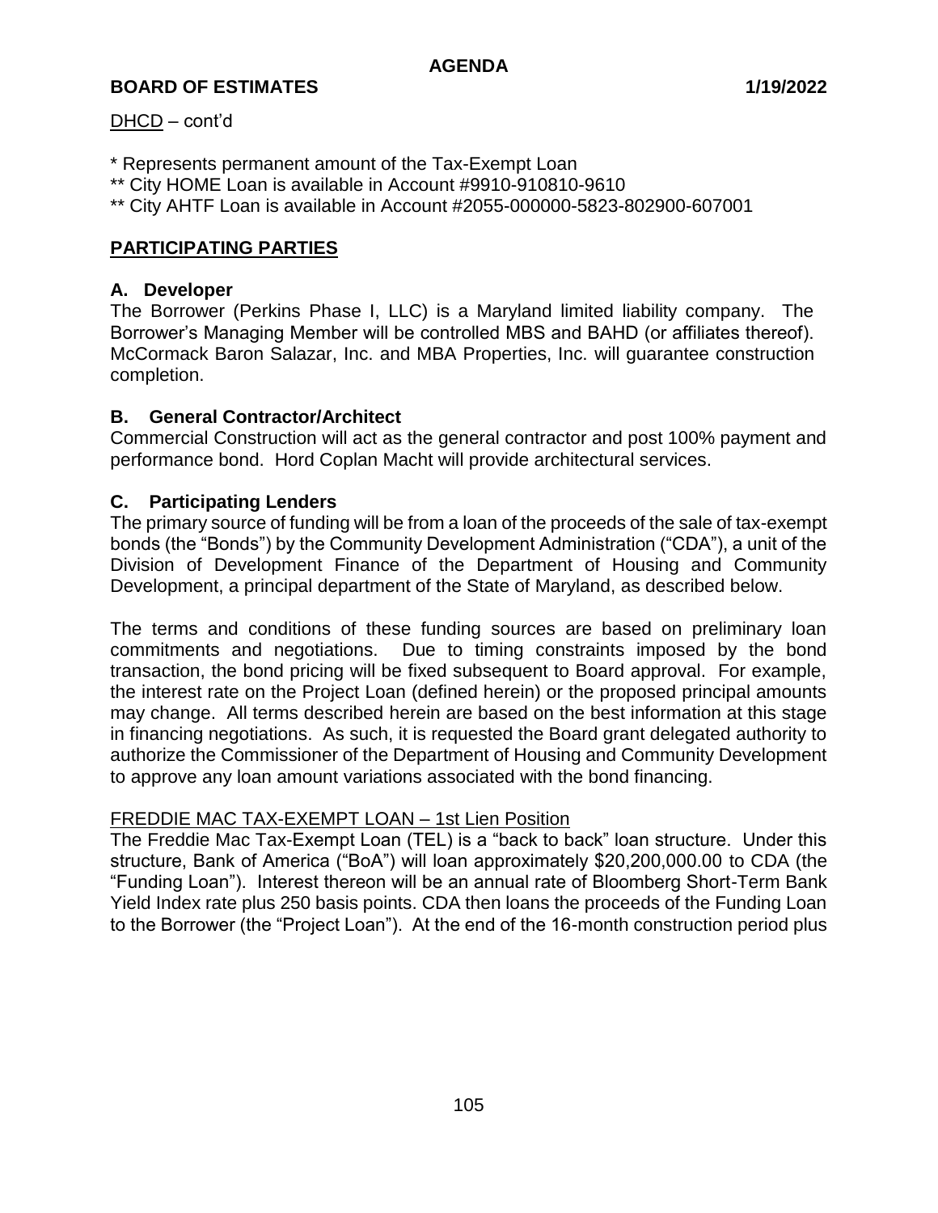DHCD – cont'd

* Represents permanent amount of the Tax-Exempt Loan
** City HOME Loan is available in Account #9910-910810-9610
** City AHTF Loan is available in Account #2055-000000-5823-802900-607001

## PARTICIPATING PARTIES

### A. Developer

The Borrower (Perkins Phase I, LLC) is a Maryland limited liability company. The Borrower's Managing Member will be controlled MBS and BAHD (or affiliates thereof). McCormack Baron Salazar, Inc. and MBA Properties, Inc. will guarantee construction completion.

### B. General Contractor/Architect

Commercial Construction will act as the general contractor and post 100% payment and performance bond. Hord Coplan Macht will provide architectural services.

### C. Participating Lenders

The primary source of funding will be from a loan of the proceeds of the sale of tax-exempt bonds (the "Bonds") by the Community Development Administration ("CDA"), a unit of the Division of Development Finance of the Department of Housing and Community Development, a principal department of the State of Maryland, as described below.

The terms and conditions of these funding sources are based on preliminary loan commitments and negotiations. Due to timing constraints imposed by the bond transaction, the bond pricing will be fixed subsequent to Board approval. For example, the interest rate on the Project Loan (defined herein) or the proposed principal amounts may change. All terms described herein are based on the best information at this stage in financing negotiations. As such, it is requested the Board grant delegated authority to authorize the Commissioner of the Department of Housing and Community Development to approve any loan amount variations associated with the bond financing.

FREDDIE MAC TAX-EXEMPT LOAN – 1st Lien Position

The Freddie Mac Tax-Exempt Loan (TEL) is a "back to back" loan structure. Under this structure, Bank of America ("BoA") will loan approximately $20,200,000.00 to CDA (the "Funding Loan"). Interest thereon will be an annual rate of Bloomberg Short-Term Bank Yield Index rate plus 250 basis points. CDA then loans the proceeds of the Funding Loan to the Borrower (the "Project Loan"). At the end of the 16-month construction period plus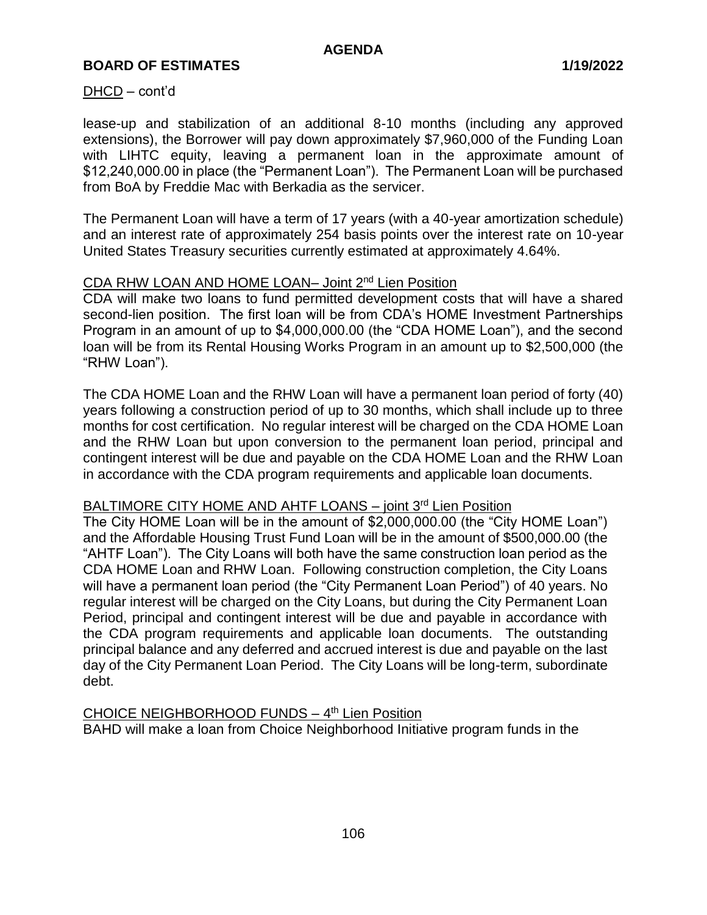DHCD – cont'd

lease-up and stabilization of an additional 8-10 months (including any approved extensions), the Borrower will pay down approximately $7,960,000 of the Funding Loan with LIHTC equity, leaving a permanent loan in the approximate amount of $12,240,000.00 in place (the "Permanent Loan"). The Permanent Loan will be purchased from BoA by Freddie Mac with Berkadia as the servicer.

The Permanent Loan will have a term of 17 years (with a 40-year amortization schedule) and an interest rate of approximately 254 basis points over the interest rate on 10-year United States Treasury securities currently estimated at approximately 4.64%.

CDA RHW LOAN AND HOME LOAN– Joint 2nd Lien Position

CDA will make two loans to fund permitted development costs that will have a shared second-lien position. The first loan will be from CDA's HOME Investment Partnerships Program in an amount of up to $4,000,000.00 (the "CDA HOME Loan"), and the second loan will be from its Rental Housing Works Program in an amount up to $2,500,000 (the "RHW Loan").

The CDA HOME Loan and the RHW Loan will have a permanent loan period of forty (40) years following a construction period of up to 30 months, which shall include up to three months for cost certification. No regular interest will be charged on the CDA HOME Loan and the RHW Loan but upon conversion to the permanent loan period, principal and contingent interest will be due and payable on the CDA HOME Loan and the RHW Loan in accordance with the CDA program requirements and applicable loan documents.

BALTIMORE CITY HOME AND AHTF LOANS – joint 3rd Lien Position

The City HOME Loan will be in the amount of $2,000,000.00 (the "City HOME Loan") and the Affordable Housing Trust Fund Loan will be in the amount of $500,000.00 (the "AHTF Loan"). The City Loans will both have the same construction loan period as the CDA HOME Loan and RHW Loan. Following construction completion, the City Loans will have a permanent loan period (the "City Permanent Loan Period") of 40 years. No regular interest will be charged on the City Loans, but during the City Permanent Loan Period, principal and contingent interest will be due and payable in accordance with the CDA program requirements and applicable loan documents. The outstanding principal balance and any deferred and accrued interest is due and payable on the last day of the City Permanent Loan Period. The City Loans will be long-term, subordinate debt.

CHOICE NEIGHBORHOOD FUNDS – 4th Lien Position

BAHD will make a loan from Choice Neighborhood Initiative program funds in the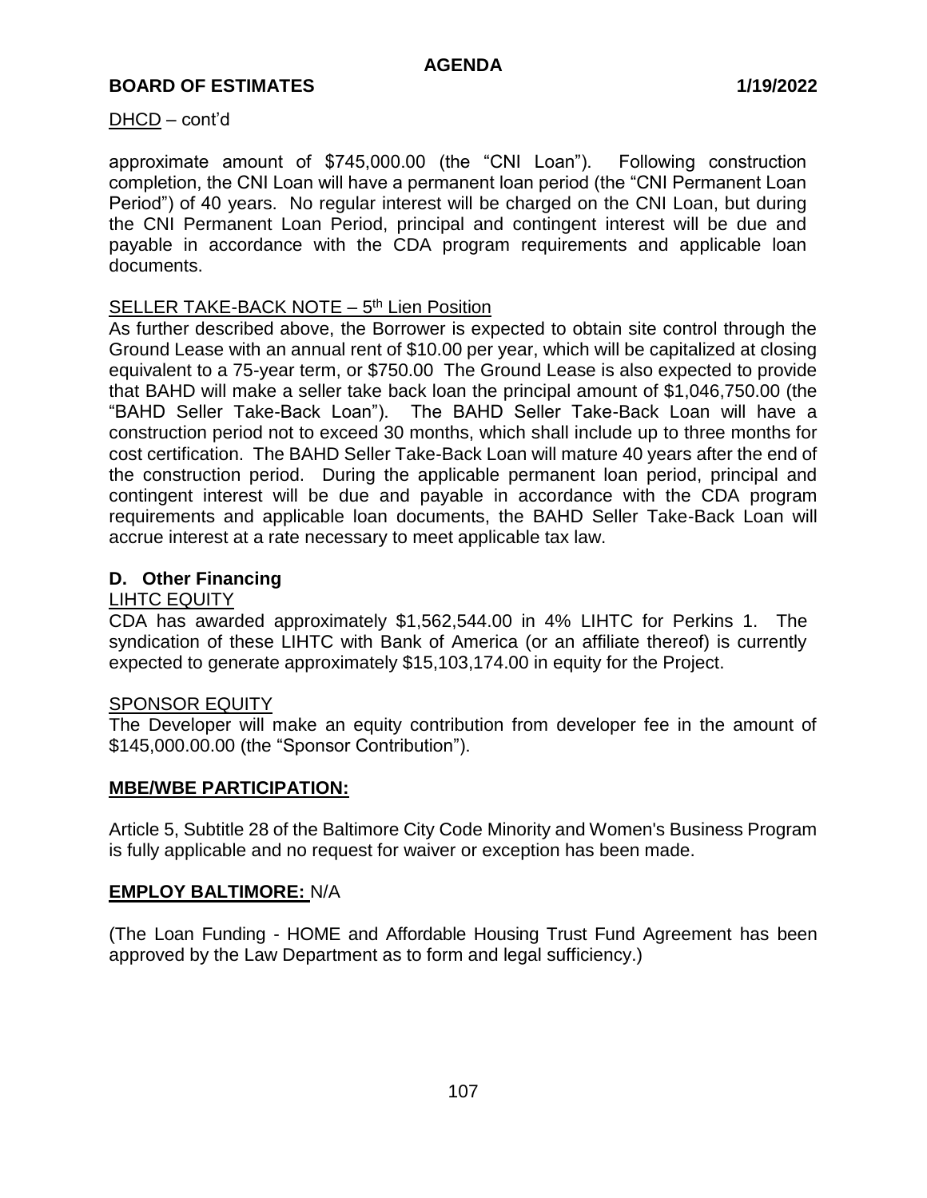DHCD – cont'd

approximate amount of $745,000.00 (the "CNI Loan"). Following construction completion, the CNI Loan will have a permanent loan period (the "CNI Permanent Loan Period") of 40 years. No regular interest will be charged on the CNI Loan, but during the CNI Permanent Loan Period, principal and contingent interest will be due and payable in accordance with the CDA program requirements and applicable loan documents.

SELLER TAKE-BACK NOTE – 5th Lien Position

As further described above, the Borrower is expected to obtain site control through the Ground Lease with an annual rent of $10.00 per year, which will be capitalized at closing equivalent to a 75-year term, or $750.00 The Ground Lease is also expected to provide that BAHD will make a seller take back loan the principal amount of $1,046,750.00 (the "BAHD Seller Take-Back Loan"). The BAHD Seller Take-Back Loan will have a construction period not to exceed 30 months, which shall include up to three months for cost certification. The BAHD Seller Take-Back Loan will mature 40 years after the end of the construction period. During the applicable permanent loan period, principal and contingent interest will be due and payable in accordance with the CDA program requirements and applicable loan documents, the BAHD Seller Take-Back Loan will accrue interest at a rate necessary to meet applicable tax law.

**D. Other Financing**

LIHTC EQUITY

CDA has awarded approximately $1,562,544.00 in 4% LIHTC for Perkins 1. The syndication of these LIHTC with Bank of America (or an affiliate thereof) is currently expected to generate approximately $15,103,174.00 in equity for the Project.

SPONSOR EQUITY

The Developer will make an equity contribution from developer fee in the amount of $145,000.00.00 (the "Sponsor Contribution").

**MBE/WBE PARTICIPATION:**

Article 5, Subtitle 28 of the Baltimore City Code Minority and Women's Business Program is fully applicable and no request for waiver or exception has been made.

**EMPLOY BALTIMORE:** N/A

(The Loan Funding - HOME and Affordable Housing Trust Fund Agreement has been approved by the Law Department as to form and legal sufficiency.)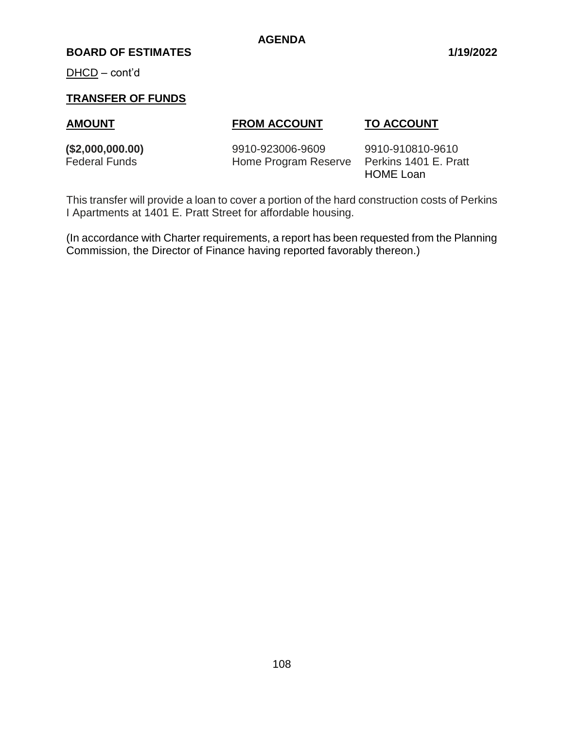DHCD – cont'd

## TRANSFER OF FUNDS

| AMOUNT | FROM ACCOUNT | TO ACCOUNT |
|---|---|---|
| **($2,000,000.00)** Federal Funds | 9910-923006-9609 Home Program Reserve | 9910-910810-9610 Perkins 1401 E. Pratt HOME Loan |

This transfer will provide a loan to cover a portion of the hard construction costs of Perkins I Apartments at 1401 E. Pratt Street for affordable housing.

(In accordance with Charter requirements, a report has been requested from the Planning Commission, the Director of Finance having reported favorably thereon.)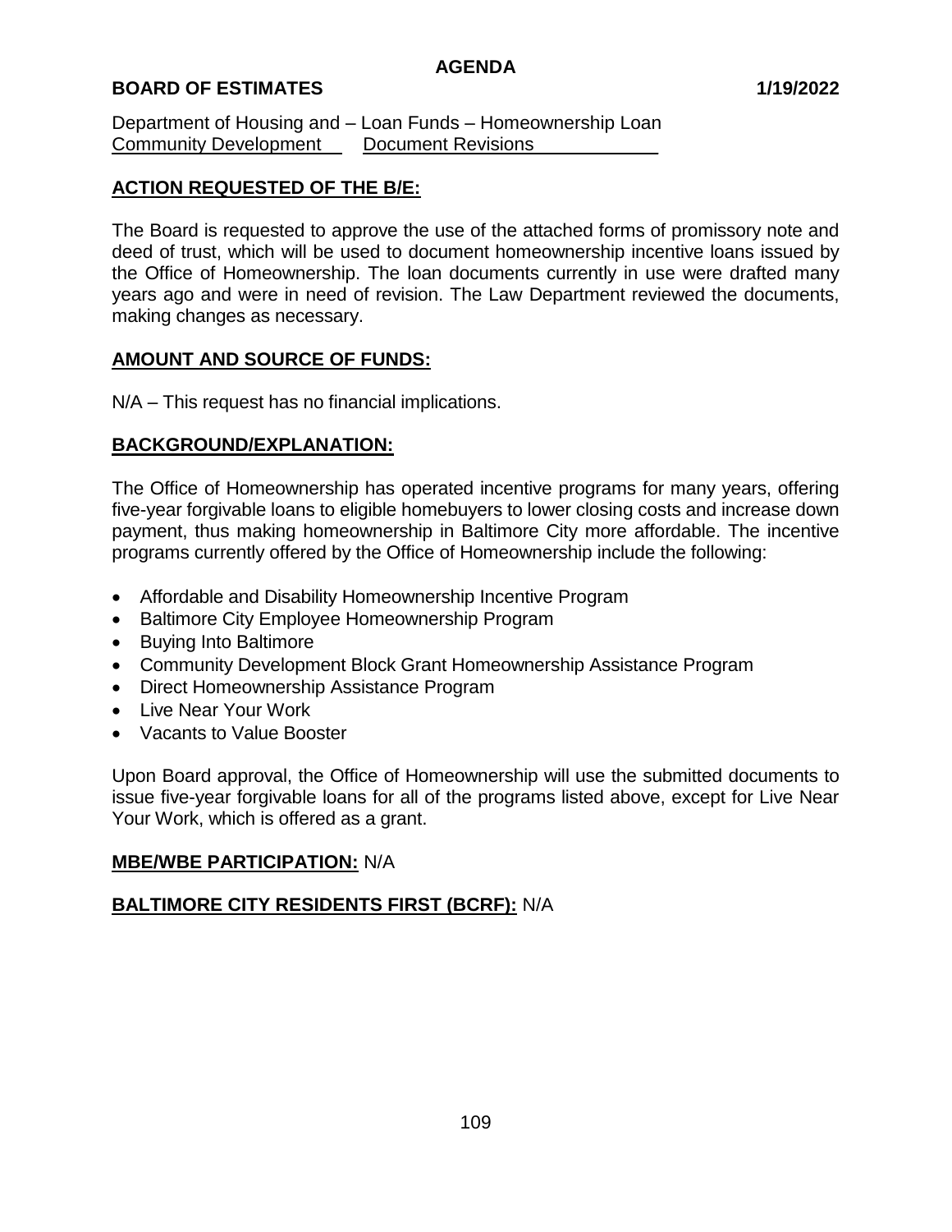**AGENDA**

**BOARD OF ESTIMATES 1/19/2022**

Department of Housing and – Loan Funds – Homeownership Loan
Community Development Document Revisions

**ACTION REQUESTED OF THE B/E:**

The Board is requested to approve the use of the attached forms of promissory note and deed of trust, which will be used to document homeownership incentive loans issued by the Office of Homeownership. The loan documents currently in use were drafted many years ago and were in need of revision. The Law Department reviewed the documents, making changes as necessary.

**AMOUNT AND SOURCE OF FUNDS:**

N/A – This request has no financial implications.

**BACKGROUND/EXPLANATION:**

The Office of Homeownership has operated incentive programs for many years, offering five-year forgivable loans to eligible homebuyers to lower closing costs and increase down payment, thus making homeownership in Baltimore City more affordable. The incentive programs currently offered by the Office of Homeownership include the following:

- Affordable and Disability Homeownership Incentive Program
- Baltimore City Employee Homeownership Program
- Buying Into Baltimore
- Community Development Block Grant Homeownership Assistance Program
- Direct Homeownership Assistance Program
- Live Near Your Work
- Vacants to Value Booster

Upon Board approval, the Office of Homeownership will use the submitted documents to issue five-year forgivable loans for all of the programs listed above, except for Live Near Your Work, which is offered as a grant.

**MBE/WBE PARTICIPATION:** N/A

**BALTIMORE CITY RESIDENTS FIRST (BCRF):** N/A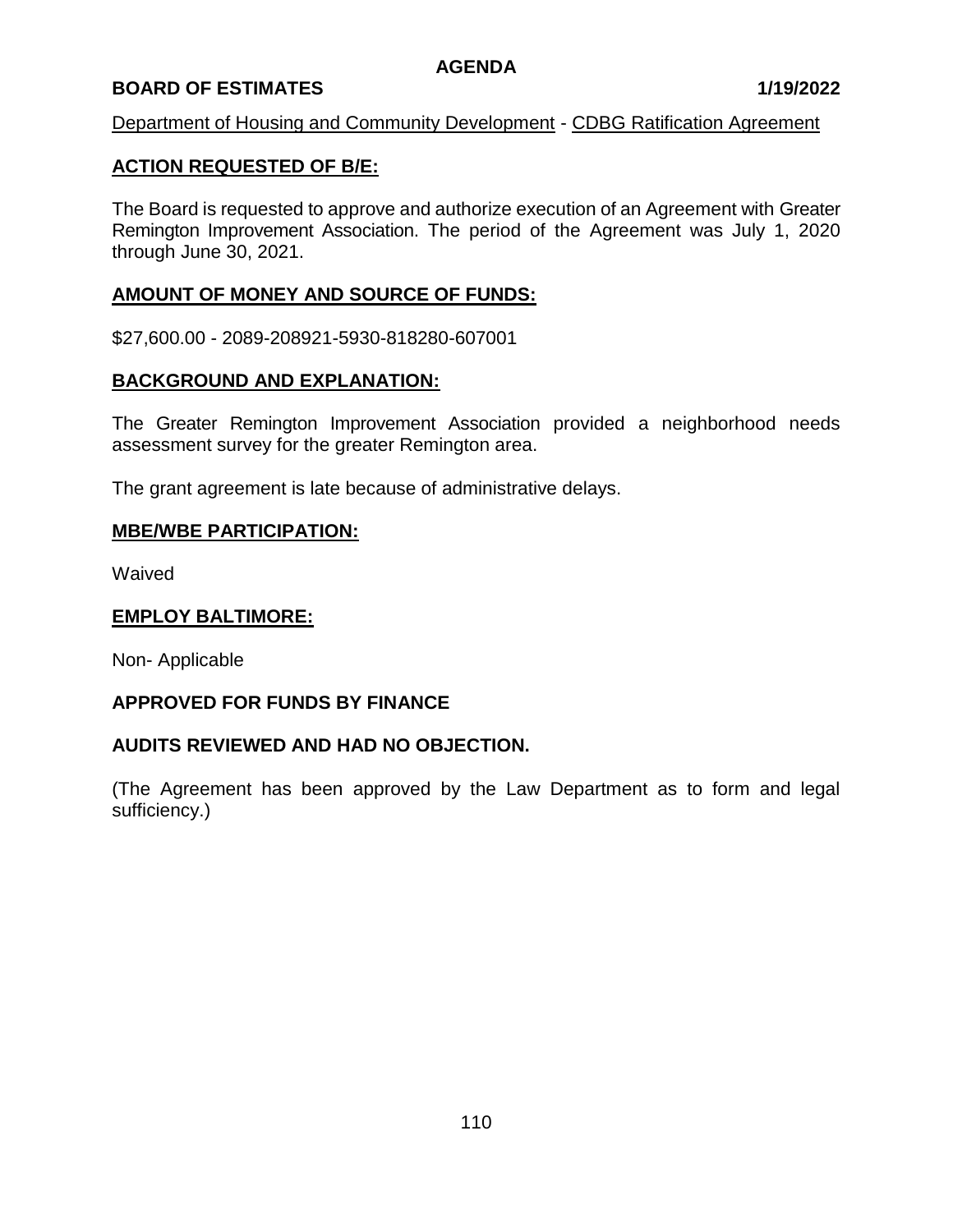**AGENDA**

**BOARD OF ESTIMATES** **1/19/2022**

Department of Housing and Community Development - CDBG Ratification Agreement

## ACTION REQUESTED OF B/E:

The Board is requested to approve and authorize execution of an Agreement with Greater Remington Improvement Association. The period of the Agreement was July 1, 2020 through June 30, 2021.

## AMOUNT OF MONEY AND SOURCE OF FUNDS:

$27,600.00 - 2089-208921-5930-818280-607001

## BACKGROUND AND EXPLANATION:

The Greater Remington Improvement Association provided a neighborhood needs assessment survey for the greater Remington area.

The grant agreement is late because of administrative delays.

## MBE/WBE PARTICIPATION:

Waived

## EMPLOY BALTIMORE:

Non- Applicable

**APPROVED FOR FUNDS BY FINANCE**

**AUDITS REVIEWED AND HAD NO OBJECTION.**

(The Agreement has been approved by the Law Department as to form and legal sufficiency.)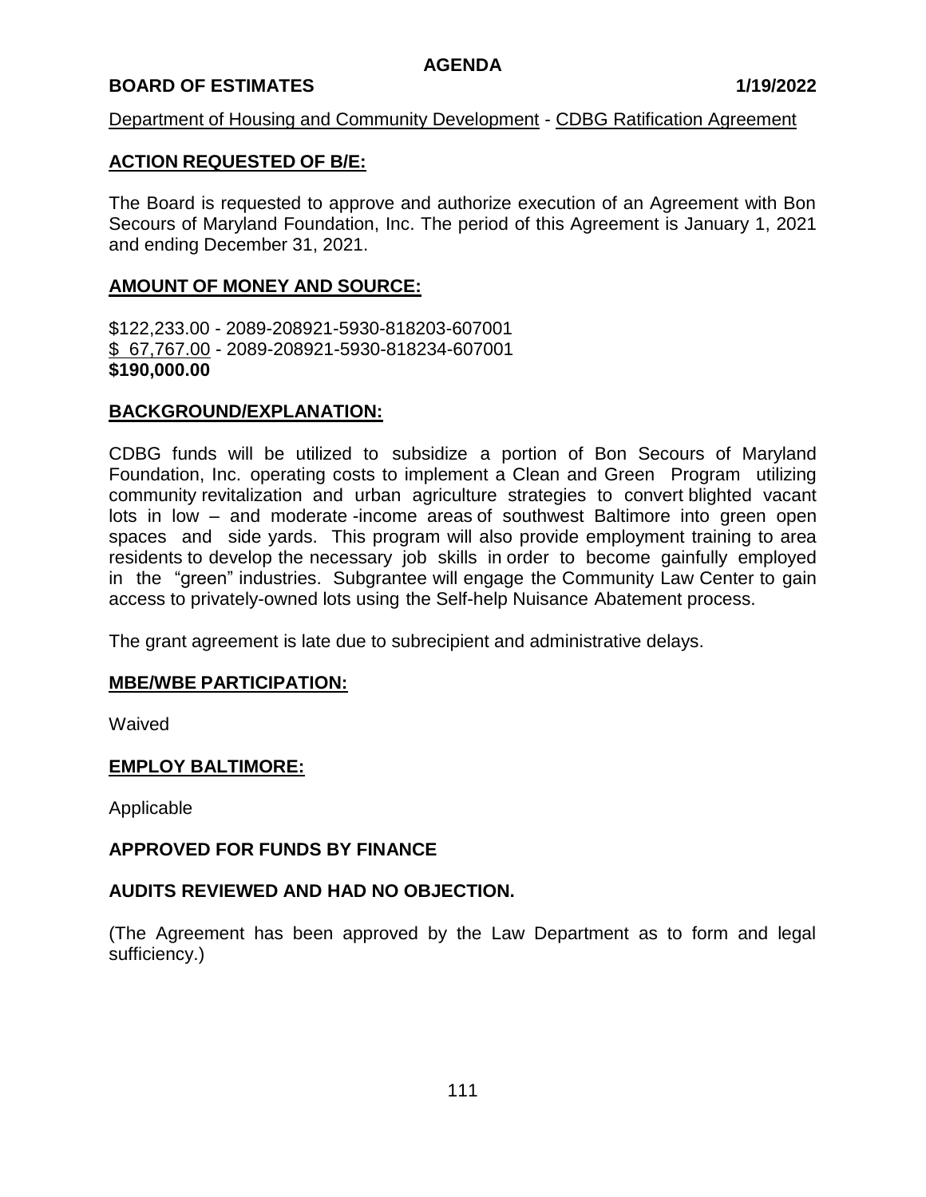**AGENDA**

**BOARD OF ESTIMATES** **1/19/2022**

Department of Housing and Community Development - CDBG Ratification Agreement

**ACTION REQUESTED OF B/E:**

The Board is requested to approve and authorize execution of an Agreement with Bon Secours of Maryland Foundation, Inc. The period of this Agreement is January 1, 2021 and ending December 31, 2021.

**AMOUNT OF MONEY AND SOURCE:**

$122,233.00 - 2089-208921-5930-818203-607001
$ 67,767.00 - 2089-208921-5930-818234-607001
**$190,000.00**

**BACKGROUND/EXPLANATION:**

CDBG funds will be utilized to subsidize a portion of Bon Secours of Maryland Foundation, Inc. operating costs to implement a Clean and Green Program utilizing community revitalization and urban agriculture strategies to convert blighted vacant lots in low – and moderate -income areas of southwest Baltimore into green open spaces and side yards. This program will also provide employment training to area residents to develop the necessary job skills in order to become gainfully employed in the "green" industries. Subgrantee will engage the Community Law Center to gain access to privately-owned lots using the Self-help Nuisance Abatement process.

The grant agreement is late due to subrecipient and administrative delays.

**MBE/WBE PARTICIPATION:**

Waived

**EMPLOY BALTIMORE:**

Applicable

**APPROVED FOR FUNDS BY FINANCE**

**AUDITS REVIEWED AND HAD NO OBJECTION.**

(The Agreement has been approved by the Law Department as to form and legal sufficiency.)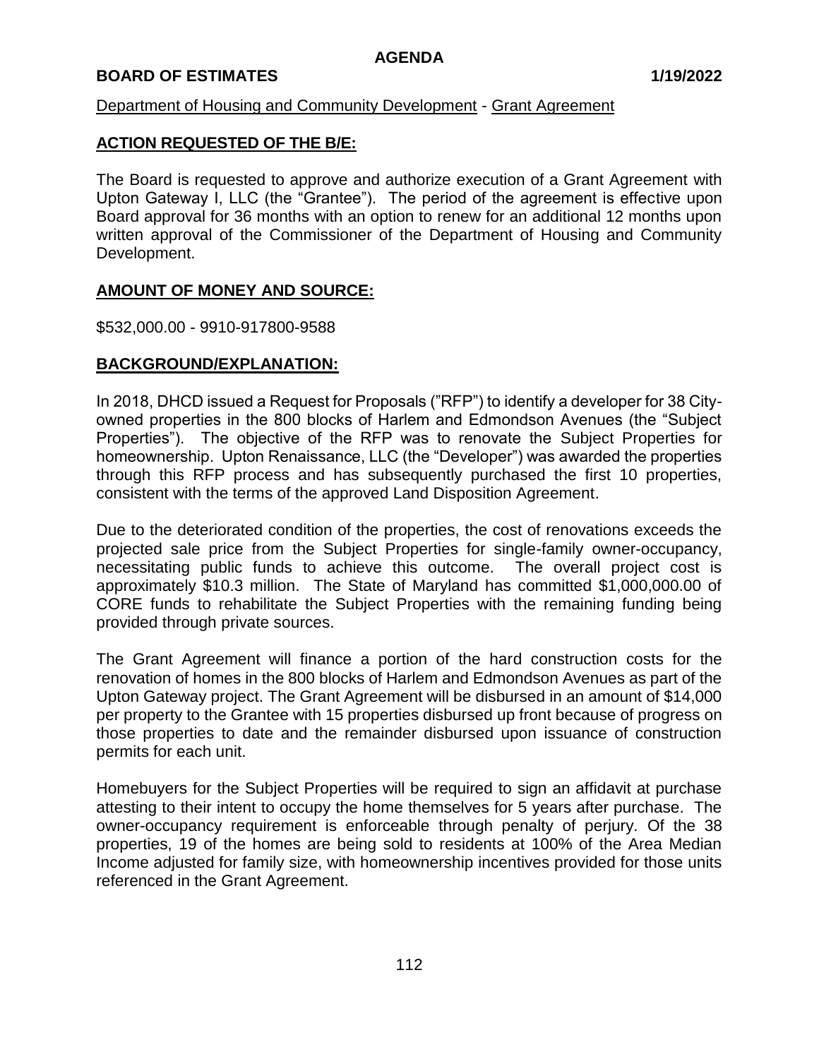## AGENDA

**BOARD OF ESTIMATES** **1/19/2022**

Department of Housing and Community Development - Grant Agreement

### ACTION REQUESTED OF THE B/E:

The Board is requested to approve and authorize execution of a Grant Agreement with Upton Gateway I, LLC (the "Grantee"). The period of the agreement is effective upon Board approval for 36 months with an option to renew for an additional 12 months upon written approval of the Commissioner of the Department of Housing and Community Development.

### AMOUNT OF MONEY AND SOURCE:

$532,000.00 - 9910-917800-9588

### BACKGROUND/EXPLANATION:

In 2018, DHCD issued a Request for Proposals ("RFP") to identify a developer for 38 City-owned properties in the 800 blocks of Harlem and Edmondson Avenues (the "Subject Properties"). The objective of the RFP was to renovate the Subject Properties for homeownership. Upton Renaissance, LLC (the "Developer") was awarded the properties through this RFP process and has subsequently purchased the first 10 properties, consistent with the terms of the approved Land Disposition Agreement.

Due to the deteriorated condition of the properties, the cost of renovations exceeds the projected sale price from the Subject Properties for single-family owner-occupancy, necessitating public funds to achieve this outcome. The overall project cost is approximately $10.3 million. The State of Maryland has committed $1,000,000.00 of CORE funds to rehabilitate the Subject Properties with the remaining funding being provided through private sources.

The Grant Agreement will finance a portion of the hard construction costs for the renovation of homes in the 800 blocks of Harlem and Edmondson Avenues as part of the Upton Gateway project. The Grant Agreement will be disbursed in an amount of $14,000 per property to the Grantee with 15 properties disbursed up front because of progress on those properties to date and the remainder disbursed upon issuance of construction permits for each unit.

Homebuyers for the Subject Properties will be required to sign an affidavit at purchase attesting to their intent to occupy the home themselves for 5 years after purchase. The owner-occupancy requirement is enforceable through penalty of perjury. Of the 38 properties, 19 of the homes are being sold to residents at 100% of the Area Median Income adjusted for family size, with homeownership incentives provided for those units referenced in the Grant Agreement.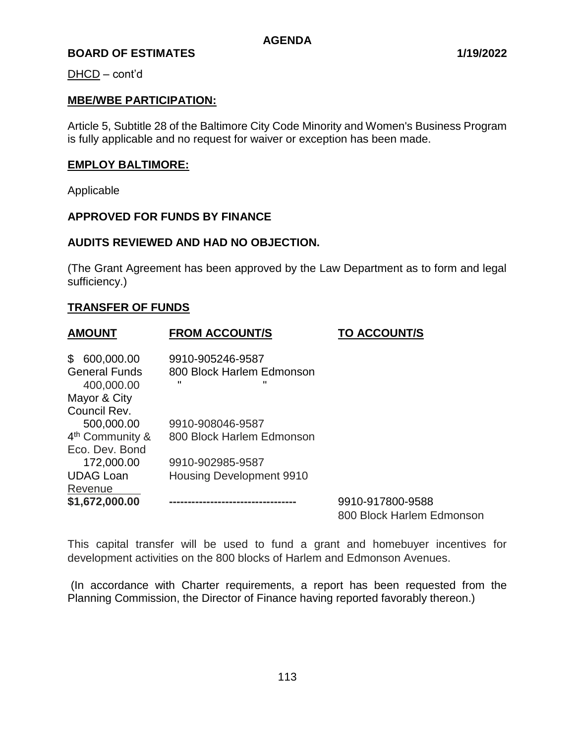DHCD – cont'd

**MBE/WBE PARTICIPATION:**

Article 5, Subtitle 28 of the Baltimore City Code Minority and Women's Business Program is fully applicable and no request for waiver or exception has been made.

**EMPLOY BALTIMORE:**

Applicable

**APPROVED FOR FUNDS BY FINANCE**

**AUDITS REVIEWED AND HAD NO OBJECTION.**

(The Grant Agreement has been approved by the Law Department as to form and legal sufficiency.)

**TRANSFER OF FUNDS**

| AMOUNT | FROM ACCOUNT/S | TO ACCOUNT/S |
|---|---|---|
| $ 600,000.00 General Funds | 9910-905246-9587 800 Block Harlem Edmonson | |
| 400,000.00 Mayor & City Council Rev. | " " | |
| 500,000.00 4th Community & Eco. Dev. Bond | 9910-908046-9587 800 Block Harlem Edmonson | |
| 172,000.00 UDAG Loan Revenue | 9910-902985-9587 Housing Development 9910 | |
| **$1,672,000.00** | ---------------------------------- | 9910-917800-9588 800 Block Harlem Edmonson |

This capital transfer will be used to fund a grant and homebuyer incentives for development activities on the 800 blocks of Harlem and Edmonson Avenues.

(In accordance with Charter requirements, a report has been requested from the Planning Commission, the Director of Finance having reported favorably thereon.)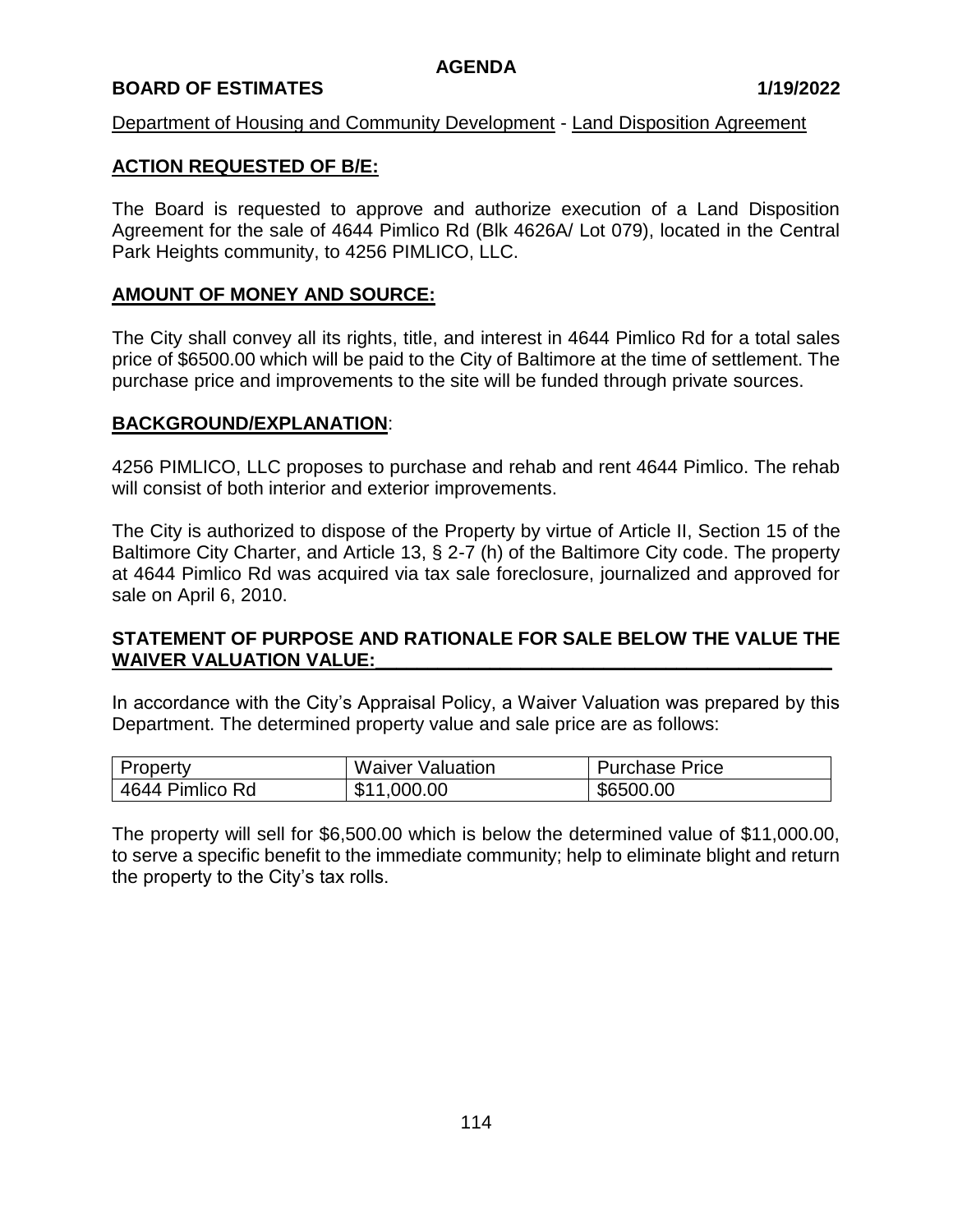**AGENDA**

**BOARD OF ESTIMATES** **1/19/2022**

Department of Housing and Community Development - Land Disposition Agreement

**ACTION REQUESTED OF B/E:**

The Board is requested to approve and authorize execution of a Land Disposition Agreement for the sale of 4644 Pimlico Rd (Blk 4626A/ Lot 079), located in the Central Park Heights community, to 4256 PIMLICO, LLC.

**AMOUNT OF MONEY AND SOURCE:**

The City shall convey all its rights, title, and interest in 4644 Pimlico Rd for a total sales price of $6500.00 which will be paid to the City of Baltimore at the time of settlement. The purchase price and improvements to the site will be funded through private sources.

**BACKGROUND/EXPLANATION**:

4256 PIMLICO, LLC proposes to purchase and rehab and rent 4644 Pimlico. The rehab will consist of both interior and exterior improvements.

The City is authorized to dispose of the Property by virtue of Article II, Section 15 of the Baltimore City Charter, and Article 13, § 2-7 (h) of the Baltimore City code. The property at 4644 Pimlico Rd was acquired via tax sale foreclosure, journalized and approved for sale on April 6, 2010.

**STATEMENT OF PURPOSE AND RATIONALE FOR SALE BELOW THE VALUE THE WAIVER VALUATION VALUE:**

In accordance with the City's Appraisal Policy, a Waiver Valuation was prepared by this Department. The determined property value and sale price are as follows:

| Property | Waiver Valuation | Purchase Price |
|---|---|---|
| 4644 Pimlico Rd | $11,000.00 | $6500.00 |

The property will sell for $6,500.00 which is below the determined value of $11,000.00, to serve a specific benefit to the immediate community; help to eliminate blight and return the property to the City's tax rolls.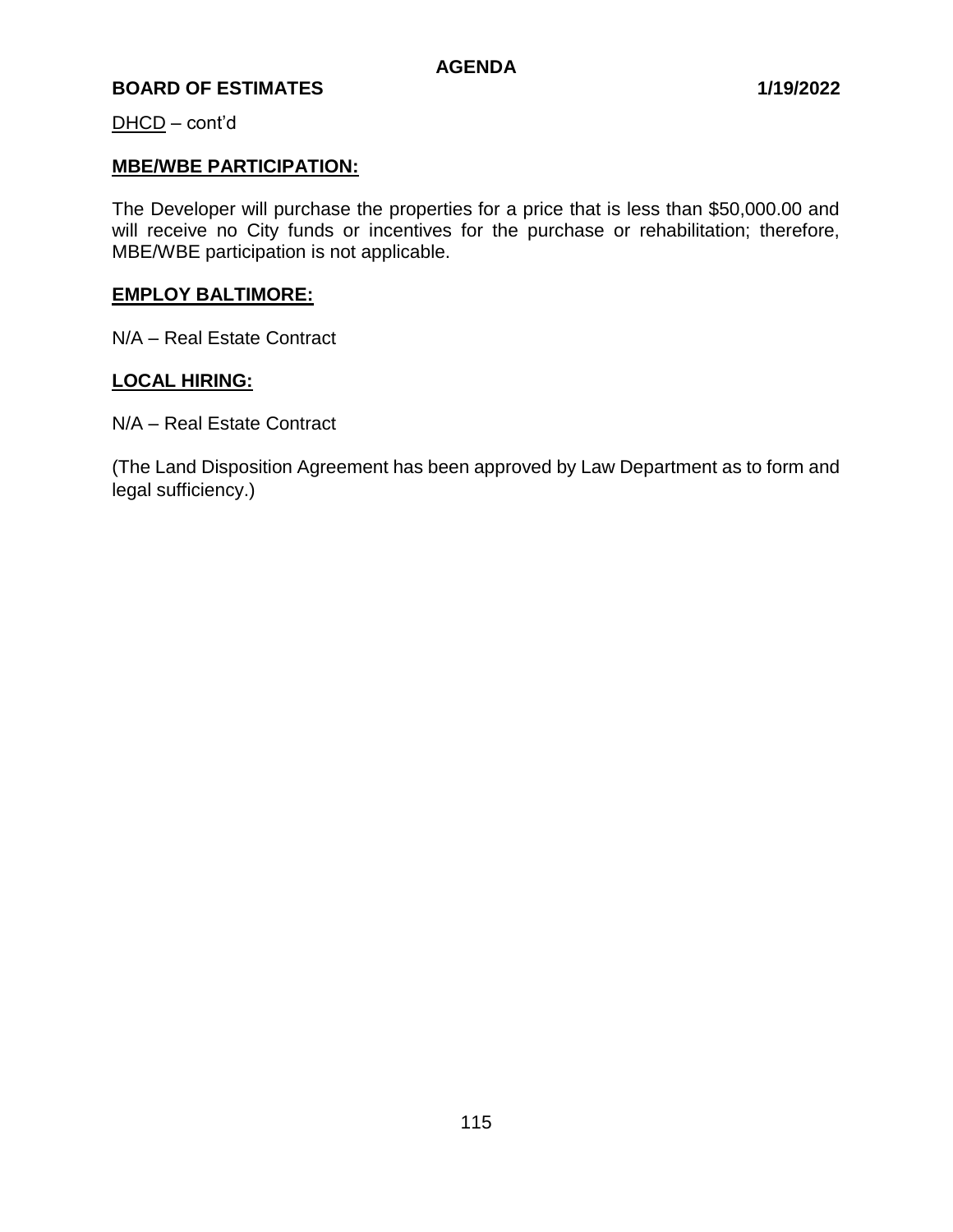DHCD – cont'd

**MBE/WBE PARTICIPATION:**

The Developer will purchase the properties for a price that is less than $50,000.00 and will receive no City funds or incentives for the purchase or rehabilitation; therefore, MBE/WBE participation is not applicable.

**EMPLOY BALTIMORE:**

N/A – Real Estate Contract

**LOCAL HIRING:**

N/A – Real Estate Contract

(The Land Disposition Agreement has been approved by Law Department as to form and legal sufficiency.)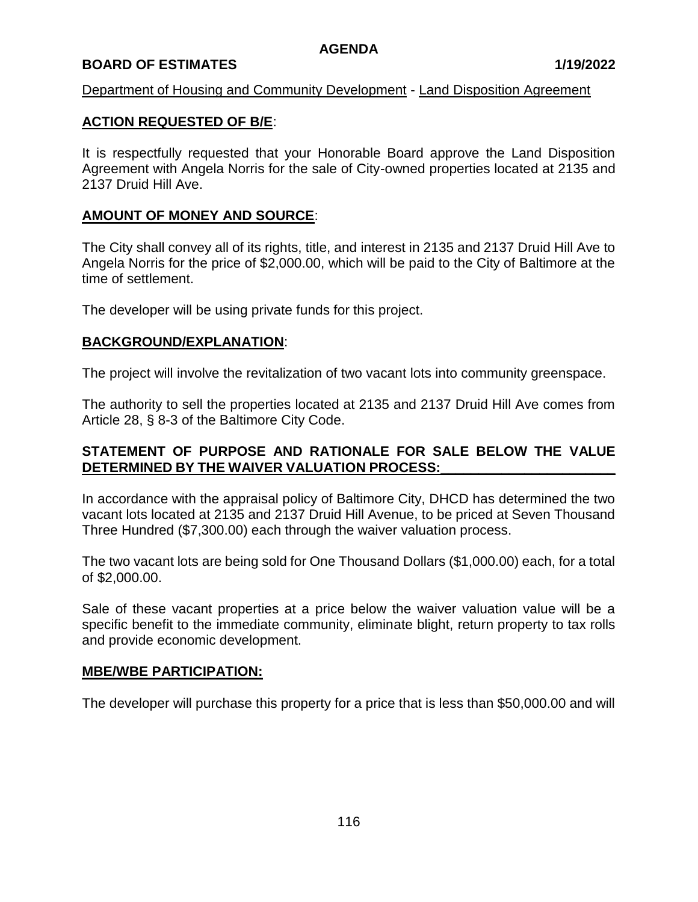**AGENDA**

**BOARD OF ESTIMATES** **1/19/2022**

Department of Housing and Community Development - Land Disposition Agreement

**ACTION REQUESTED OF B/E**:

It is respectfully requested that your Honorable Board approve the Land Disposition Agreement with Angela Norris for the sale of City-owned properties located at 2135 and 2137 Druid Hill Ave.

**AMOUNT OF MONEY AND SOURCE**:

The City shall convey all of its rights, title, and interest in 2135 and 2137 Druid Hill Ave to Angela Norris for the price of $2,000.00, which will be paid to the City of Baltimore at the time of settlement.

The developer will be using private funds for this project.

**BACKGROUND/EXPLANATION**:

The project will involve the revitalization of two vacant lots into community greenspace.

The authority to sell the properties located at 2135 and 2137 Druid Hill Ave comes from Article 28, § 8-3 of the Baltimore City Code.

**STATEMENT OF PURPOSE AND RATIONALE FOR SALE BELOW THE VALUE DETERMINED BY THE WAIVER VALUATION PROCESS:**

In accordance with the appraisal policy of Baltimore City, DHCD has determined the two vacant lots located at 2135 and 2137 Druid Hill Avenue, to be priced at Seven Thousand Three Hundred ($7,300.00) each through the waiver valuation process.

The two vacant lots are being sold for One Thousand Dollars ($1,000.00) each, for a total of $2,000.00.

Sale of these vacant properties at a price below the waiver valuation value will be a specific benefit to the immediate community, eliminate blight, return property to tax rolls and provide economic development.

**MBE/WBE PARTICIPATION:**

The developer will purchase this property for a price that is less than $50,000.00 and will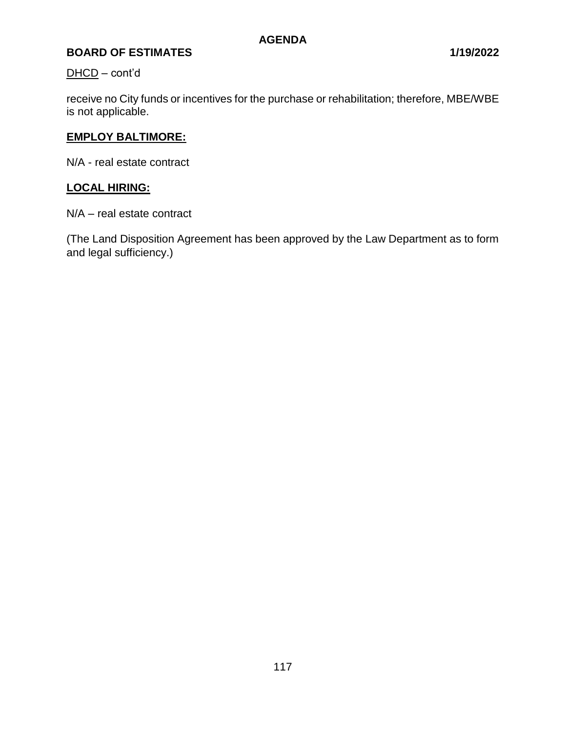DHCD – cont'd

receive no City funds or incentives for the purchase or rehabilitation; therefore, MBE/WBE is not applicable.

**EMPLOY BALTIMORE:**

N/A - real estate contract

**LOCAL HIRING:**

N/A – real estate contract

(The Land Disposition Agreement has been approved by the Law Department as to form and legal sufficiency.)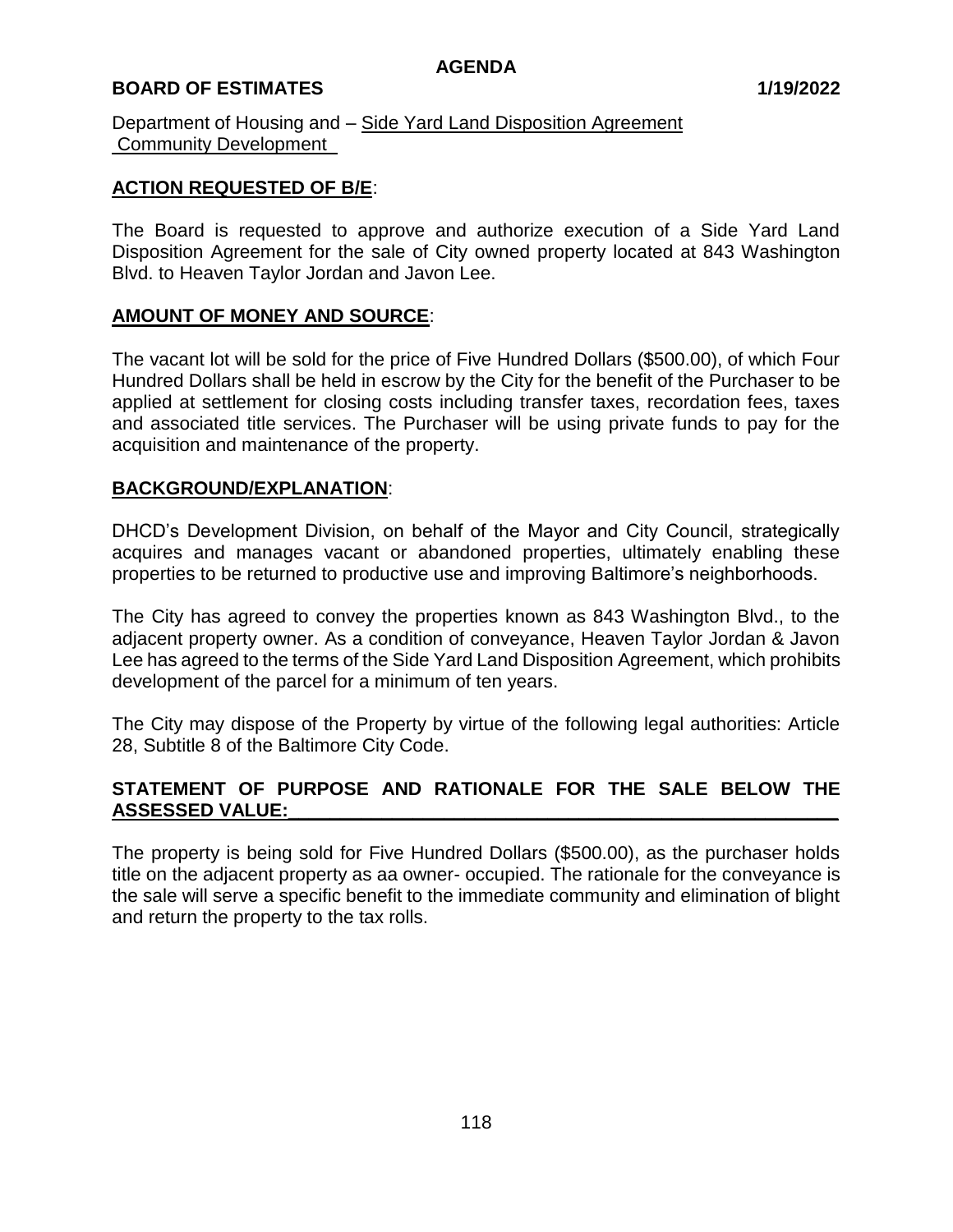**AGENDA**

**BOARD OF ESTIMATES** **1/19/2022**

Department of Housing and Community Development – Side Yard Land Disposition Agreement

**ACTION REQUESTED OF B/E**:

The Board is requested to approve and authorize execution of a Side Yard Land Disposition Agreement for the sale of City owned property located at 843 Washington Blvd. to Heaven Taylor Jordan and Javon Lee.

**AMOUNT OF MONEY AND SOURCE**:

The vacant lot will be sold for the price of Five Hundred Dollars ($500.00), of which Four Hundred Dollars shall be held in escrow by the City for the benefit of the Purchaser to be applied at settlement for closing costs including transfer taxes, recordation fees, taxes and associated title services. The Purchaser will be using private funds to pay for the acquisition and maintenance of the property.

**BACKGROUND/EXPLANATION**:

DHCD's Development Division, on behalf of the Mayor and City Council, strategically acquires and manages vacant or abandoned properties, ultimately enabling these properties to be returned to productive use and improving Baltimore's neighborhoods.

The City has agreed to convey the properties known as 843 Washington Blvd., to the adjacent property owner. As a condition of conveyance, Heaven Taylor Jordan & Javon Lee has agreed to the terms of the Side Yard Land Disposition Agreement, which prohibits development of the parcel for a minimum of ten years.

The City may dispose of the Property by virtue of the following legal authorities: Article 28, Subtitle 8 of the Baltimore City Code.

**STATEMENT OF PURPOSE AND RATIONALE FOR THE SALE BELOW THE ASSESSED VALUE:**

The property is being sold for Five Hundred Dollars ($500.00), as the purchaser holds title on the adjacent property as aa owner- occupied. The rationale for the conveyance is the sale will serve a specific benefit to the immediate community and elimination of blight and return the property to the tax rolls.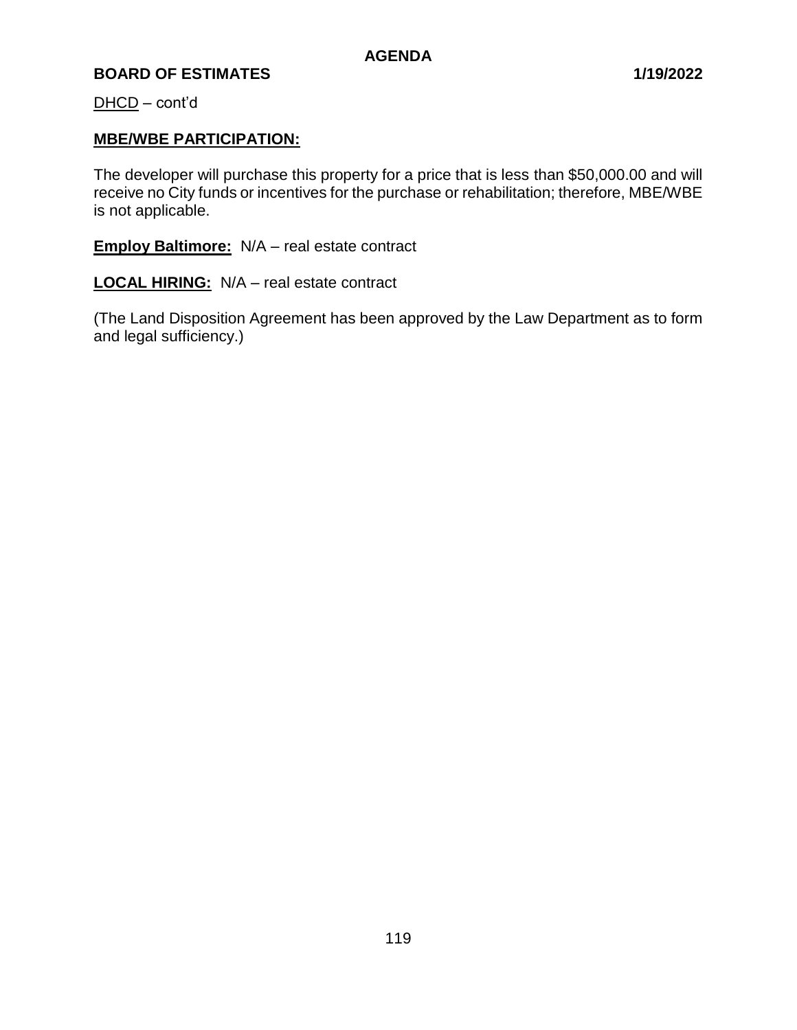DHCD – cont'd

**MBE/WBE PARTICIPATION:**

The developer will purchase this property for a price that is less than $50,000.00 and will receive no City funds or incentives for the purchase or rehabilitation; therefore, MBE/WBE is not applicable.

**Employ Baltimore:** N/A – real estate contract

**LOCAL HIRING:** N/A – real estate contract

(The Land Disposition Agreement has been approved by the Law Department as to form and legal sufficiency.)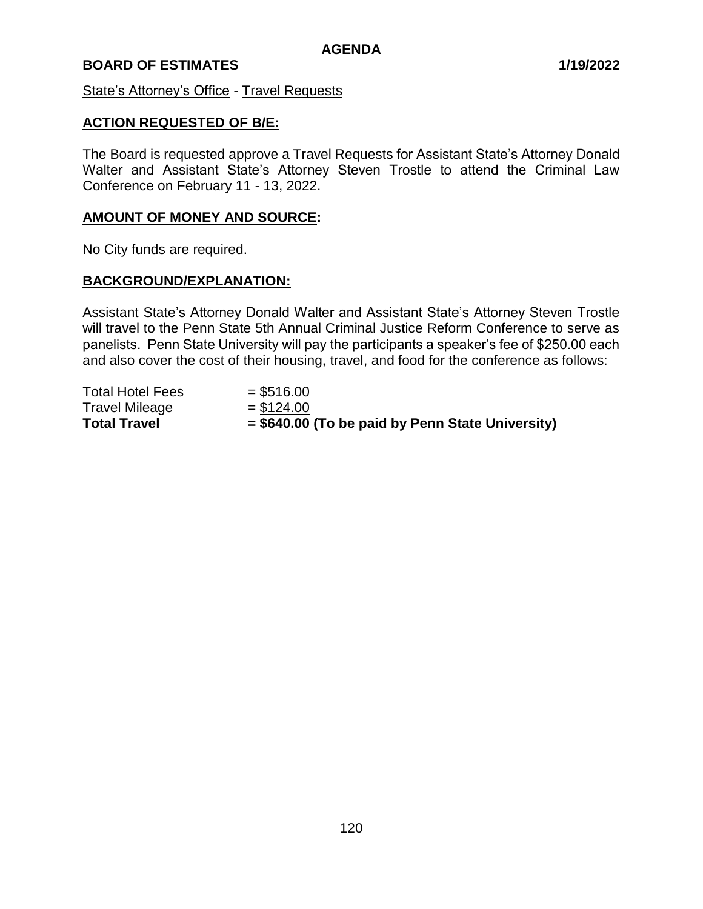**AGENDA**

**BOARD OF ESTIMATES** **1/19/2022**

State's Attorney's Office - Travel Requests

## ACTION REQUESTED OF B/E:

The Board is requested approve a Travel Requests for Assistant State's Attorney Donald Walter and Assistant State's Attorney Steven Trostle to attend the Criminal Law Conference on February 11 - 13, 2022.

## AMOUNT OF MONEY AND SOURCE:

No City funds are required.

## BACKGROUND/EXPLANATION:

Assistant State's Attorney Donald Walter and Assistant State's Attorney Steven Trostle will travel to the Penn State 5th Annual Criminal Justice Reform Conference to serve as panelists. Penn State University will pay the participants a speaker's fee of $250.00 each and also cover the cost of their housing, travel, and food for the conference as follows:

| | |
|---|---|
| Total Hotel Fees | = $516.00 |
| Travel Mileage | = $124.00 |
| **Total Travel** | **= $640.00 (To be paid by Penn State University)** |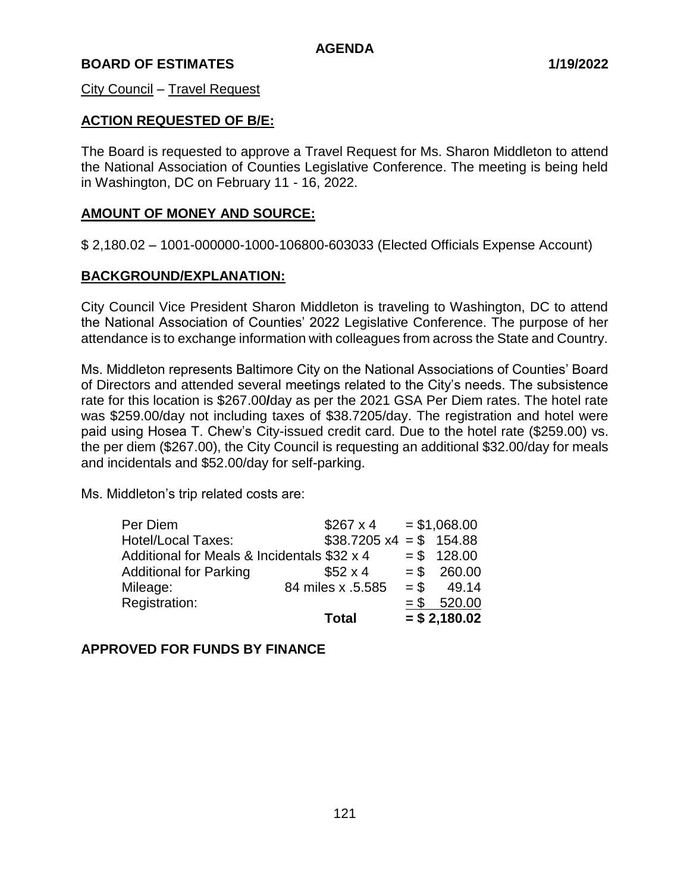AGENDA

**BOARD OF ESTIMATES** **1/19/2022**

City Council – Travel Request

**ACTION REQUESTED OF B/E:**

The Board is requested to approve a Travel Request for Ms. Sharon Middleton to attend the National Association of Counties Legislative Conference. The meeting is being held in Washington, DC on February 11 - 16, 2022.

**AMOUNT OF MONEY AND SOURCE:**

$ 2,180.02 – 1001-000000-1000-106800-603033 (Elected Officials Expense Account)

**BACKGROUND/EXPLANATION:**

City Council Vice President Sharon Middleton is traveling to Washington, DC to attend the National Association of Counties' 2022 Legislative Conference. The purpose of her attendance is to exchange information with colleagues from across the State and Country.

Ms. Middleton represents Baltimore City on the National Associations of Counties' Board of Directors and attended several meetings related to the City's needs. The subsistence rate for this location is $267.00/day as per the 2021 GSA Per Diem rates. The hotel rate was $259.00/day not including taxes of $38.7205/day. The registration and hotel were paid using Hosea T. Chew's City-issued credit card. Due to the hotel rate ($259.00) vs. the per diem ($267.00), the City Council is requesting an additional $32.00/day for meals and incidentals and $52.00/day for self-parking.

Ms. Middleton's trip related costs are:

| | | |
|---|---|---|
| Per Diem | $267 x 4 | = $1,068.00 |
| Hotel/Local Taxes: | $38.7205 x4 | = $ 154.88 |
| Additional for Meals & Incidentals | $32 x 4 | = $ 128.00 |
| Additional for Parking | $52 x 4 | = $ 260.00 |
| Mileage: | 84 miles x .5.585 | = $ 49.14 |
| Registration: | | = $ 520.00 |
| | **Total** | **= $ 2,180.02** |

**APPROVED FOR FUNDS BY FINANCE**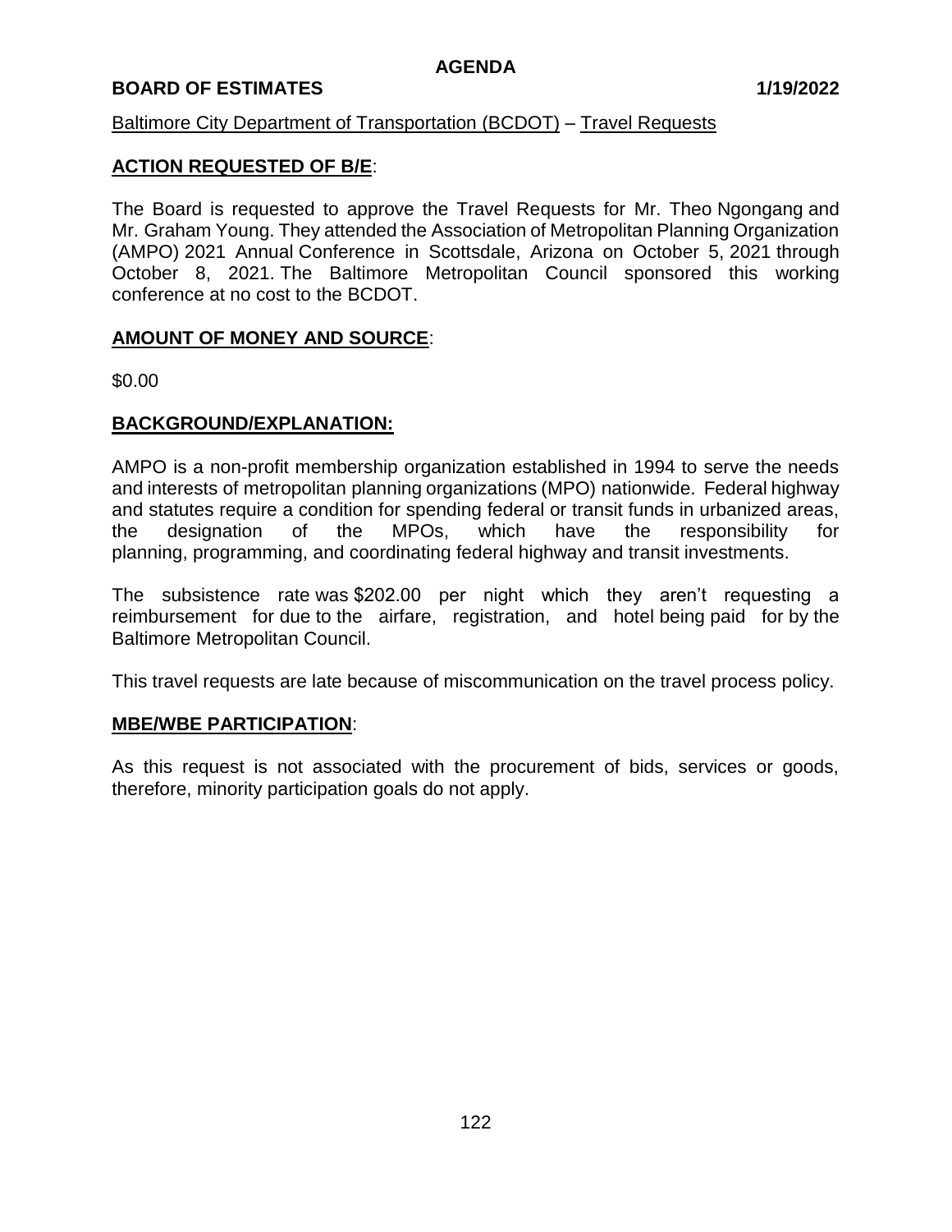# AGENDA

**BOARD OF ESTIMATES** **1/19/2022**

Baltimore City Department of Transportation (BCDOT) – Travel Requests

## ACTION REQUESTED OF B/E:

The Board is requested to approve the Travel Requests for Mr. Theo Ngongang and Mr. Graham Young. They attended the Association of Metropolitan Planning Organization (AMPO) 2021 Annual Conference in Scottsdale, Arizona on October 5, 2021 through October 8, 2021. The Baltimore Metropolitan Council sponsored this working conference at no cost to the BCDOT.

## AMOUNT OF MONEY AND SOURCE:

\$0.00

## BACKGROUND/EXPLANATION:

AMPO is a non-profit membership organization established in 1994 to serve the needs and interests of metropolitan planning organizations (MPO) nationwide. Federal highway and statutes require a condition for spending federal or transit funds in urbanized areas, the designation of the MPOs, which have the responsibility for planning, programming, and coordinating federal highway and transit investments.

The subsistence rate was \$202.00 per night which they aren't requesting a reimbursement for due to the airfare, registration, and hotel being paid for by the Baltimore Metropolitan Council.

This travel requests are late because of miscommunication on the travel process policy.

## MBE/WBE PARTICIPATION:

As this request is not associated with the procurement of bids, services or goods, therefore, minority participation goals do not apply.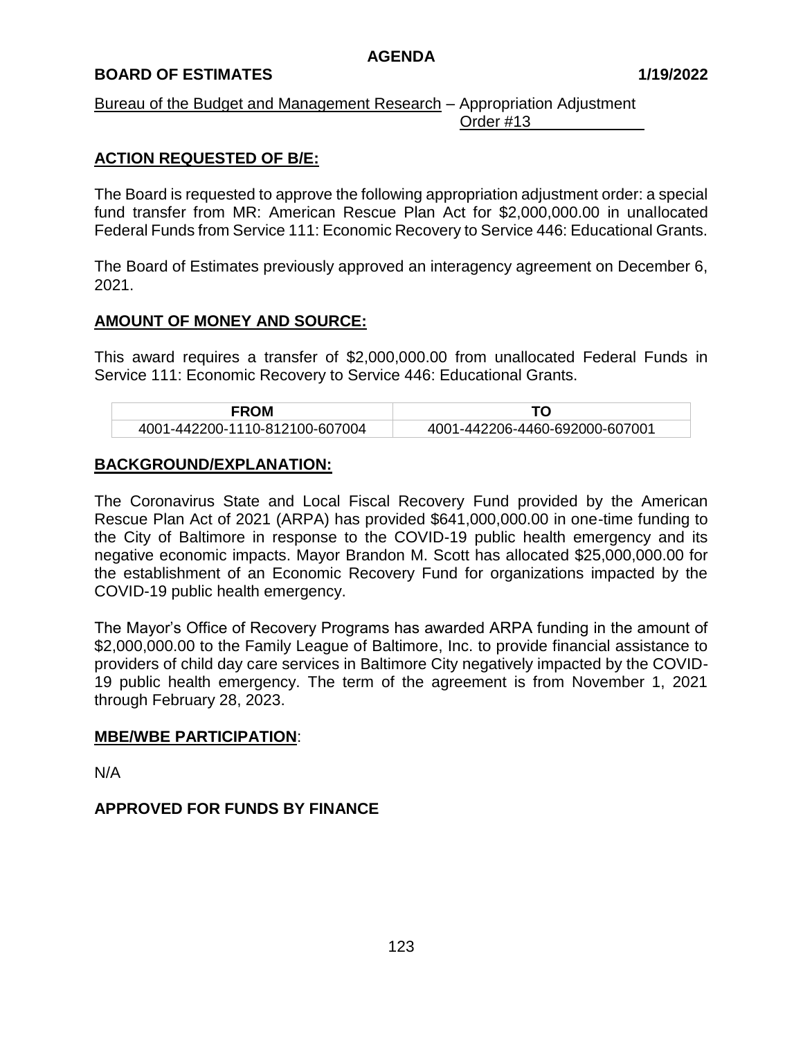**AGENDA**

**BOARD OF ESTIMATES** **1/19/2022**

Bureau of the Budget and Management Research – Appropriation Adjustment Order #13

## ACTION REQUESTED OF B/E:

The Board is requested to approve the following appropriation adjustment order: a special fund transfer from MR: American Rescue Plan Act for $2,000,000.00 in unallocated Federal Funds from Service 111: Economic Recovery to Service 446: Educational Grants.

The Board of Estimates previously approved an interagency agreement on December 6, 2021.

## AMOUNT OF MONEY AND SOURCE:

This award requires a transfer of $2,000,000.00 from unallocated Federal Funds in Service 111: Economic Recovery to Service 446: Educational Grants.

| FROM | TO |
|---|---|
| 4001-442200-1110-812100-607004 | 4001-442206-4460-692000-607001 |

## BACKGROUND/EXPLANATION:

The Coronavirus State and Local Fiscal Recovery Fund provided by the American Rescue Plan Act of 2021 (ARPA) has provided $641,000,000.00 in one-time funding to the City of Baltimore in response to the COVID-19 public health emergency and its negative economic impacts. Mayor Brandon M. Scott has allocated $25,000,000.00 for the establishment of an Economic Recovery Fund for organizations impacted by the COVID-19 public health emergency.

The Mayor's Office of Recovery Programs has awarded ARPA funding in the amount of $2,000,000.00 to the Family League of Baltimore, Inc. to provide financial assistance to providers of child day care services in Baltimore City negatively impacted by the COVID-19 public health emergency. The term of the agreement is from November 1, 2021 through February 28, 2023.

## MBE/WBE PARTICIPATION:

N/A

**APPROVED FOR FUNDS BY FINANCE**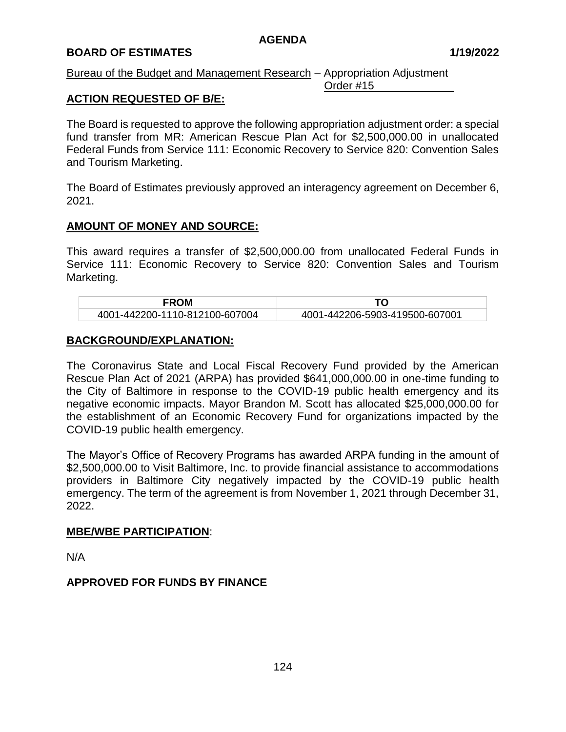**AGENDA**

**BOARD OF ESTIMATES** **1/19/2022**

Bureau of the Budget and Management Research – Appropriation Adjustment Order #15

## ACTION REQUESTED OF B/E:

The Board is requested to approve the following appropriation adjustment order: a special fund transfer from MR: American Rescue Plan Act for $2,500,000.00 in unallocated Federal Funds from Service 111: Economic Recovery to Service 820: Convention Sales and Tourism Marketing.

The Board of Estimates previously approved an interagency agreement on December 6, 2021.

## AMOUNT OF MONEY AND SOURCE:

This award requires a transfer of $2,500,000.00 from unallocated Federal Funds in Service 111: Economic Recovery to Service 820: Convention Sales and Tourism Marketing.

| FROM | TO |
| --- | --- |
| 4001-442200-1110-812100-607004 | 4001-442206-5903-419500-607001 |

## BACKGROUND/EXPLANATION:

The Coronavirus State and Local Fiscal Recovery Fund provided by the American Rescue Plan Act of 2021 (ARPA) has provided $641,000,000.00 in one-time funding to the City of Baltimore in response to the COVID-19 public health emergency and its negative economic impacts. Mayor Brandon M. Scott has allocated $25,000,000.00 for the establishment of an Economic Recovery Fund for organizations impacted by the COVID-19 public health emergency.

The Mayor's Office of Recovery Programs has awarded ARPA funding in the amount of $2,500,000.00 to Visit Baltimore, Inc. to provide financial assistance to accommodations providers in Baltimore City negatively impacted by the COVID-19 public health emergency. The term of the agreement is from November 1, 2021 through December 31, 2022.

## MBE/WBE PARTICIPATION:

N/A

**APPROVED FOR FUNDS BY FINANCE**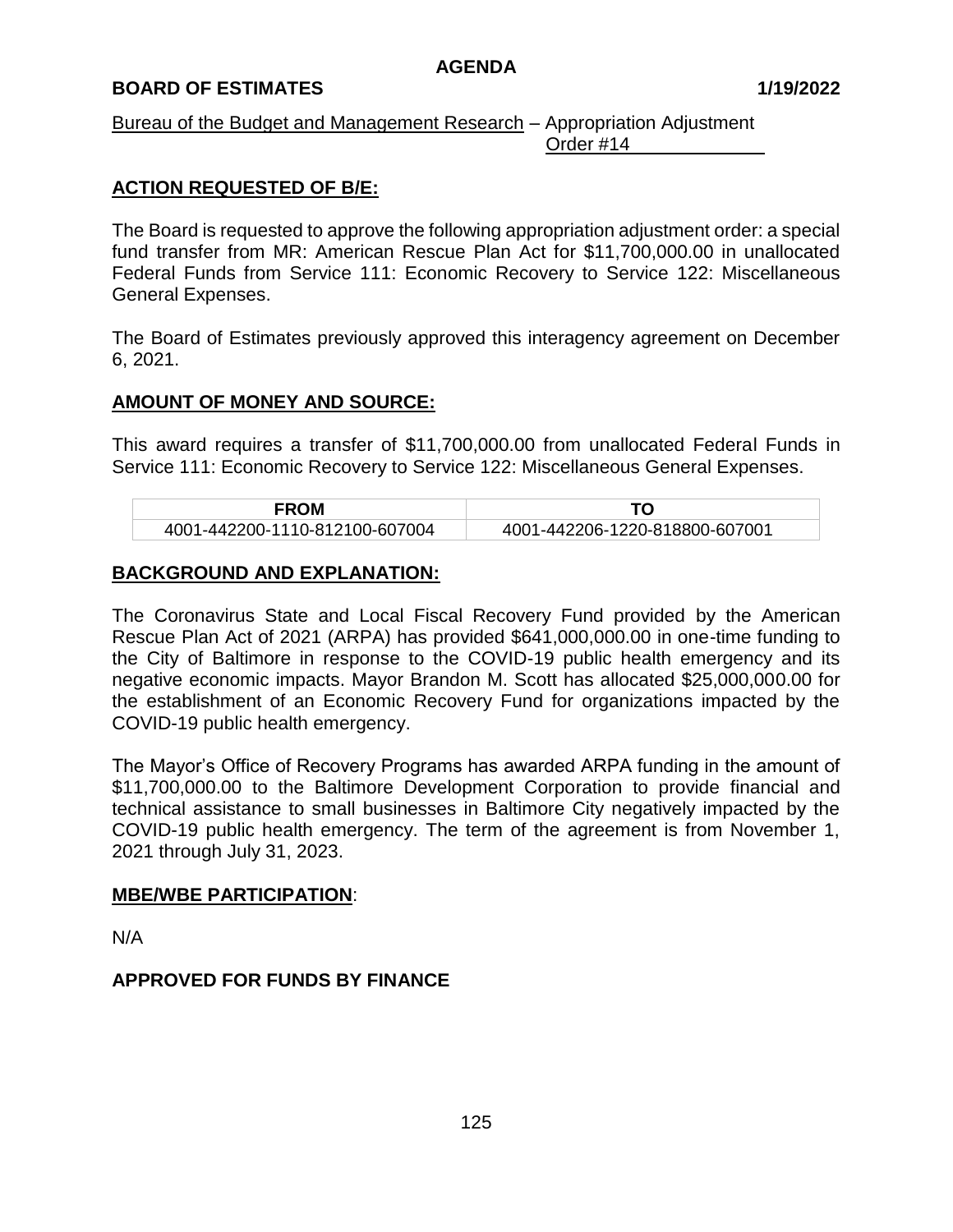**AGENDA**

**BOARD OF ESTIMATES** **1/19/2022**

Bureau of the Budget and Management Research – Appropriation Adjustment Order #14

## ACTION REQUESTED OF B/E:

The Board is requested to approve the following appropriation adjustment order: a special fund transfer from MR: American Rescue Plan Act for $11,700,000.00 in unallocated Federal Funds from Service 111: Economic Recovery to Service 122: Miscellaneous General Expenses.

The Board of Estimates previously approved this interagency agreement on December 6, 2021.

## AMOUNT OF MONEY AND SOURCE:

This award requires a transfer of $11,700,000.00 from unallocated Federal Funds in Service 111: Economic Recovery to Service 122: Miscellaneous General Expenses.

| FROM | TO |
| --- | --- |
| 4001-442200-1110-812100-607004 | 4001-442206-1220-818800-607001 |

## BACKGROUND AND EXPLANATION:

The Coronavirus State and Local Fiscal Recovery Fund provided by the American Rescue Plan Act of 2021 (ARPA) has provided $641,000,000.00 in one-time funding to the City of Baltimore in response to the COVID-19 public health emergency and its negative economic impacts. Mayor Brandon M. Scott has allocated $25,000,000.00 for the establishment of an Economic Recovery Fund for organizations impacted by the COVID-19 public health emergency.

The Mayor's Office of Recovery Programs has awarded ARPA funding in the amount of $11,700,000.00 to the Baltimore Development Corporation to provide financial and technical assistance to small businesses in Baltimore City negatively impacted by the COVID-19 public health emergency. The term of the agreement is from November 1, 2021 through July 31, 2023.

## MBE/WBE PARTICIPATION:

N/A

**APPROVED FOR FUNDS BY FINANCE**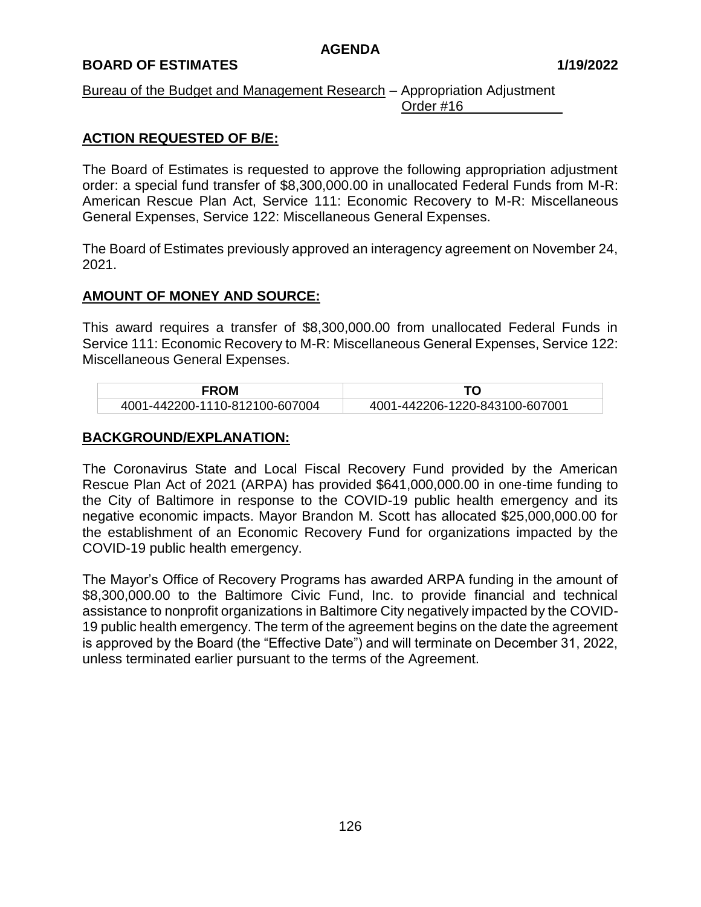**AGENDA**

**BOARD OF ESTIMATES** **1/19/2022**

Bureau of the Budget and Management Research – Appropriation Adjustment Order #16

**ACTION REQUESTED OF B/E:**

The Board of Estimates is requested to approve the following appropriation adjustment order: a special fund transfer of $8,300,000.00 in unallocated Federal Funds from M-R: American Rescue Plan Act, Service 111: Economic Recovery to M-R: Miscellaneous General Expenses, Service 122: Miscellaneous General Expenses.

The Board of Estimates previously approved an interagency agreement on November 24, 2021.

**AMOUNT OF MONEY AND SOURCE:**

This award requires a transfer of $8,300,000.00 from unallocated Federal Funds in Service 111: Economic Recovery to M-R: Miscellaneous General Expenses, Service 122: Miscellaneous General Expenses.

| FROM | TO |
|---|---|
| 4001-442200-1110-812100-607004 | 4001-442206-1220-843100-607001 |

**BACKGROUND/EXPLANATION:**

The Coronavirus State and Local Fiscal Recovery Fund provided by the American Rescue Plan Act of 2021 (ARPA) has provided $641,000,000.00 in one-time funding to the City of Baltimore in response to the COVID-19 public health emergency and its negative economic impacts. Mayor Brandon M. Scott has allocated $25,000,000.00 for the establishment of an Economic Recovery Fund for organizations impacted by the COVID-19 public health emergency.

The Mayor's Office of Recovery Programs has awarded ARPA funding in the amount of $8,300,000.00 to the Baltimore Civic Fund, Inc. to provide financial and technical assistance to nonprofit organizations in Baltimore City negatively impacted by the COVID-19 public health emergency. The term of the agreement begins on the date the agreement is approved by the Board (the "Effective Date") and will terminate on December 31, 2022, unless terminated earlier pursuant to the terms of the Agreement.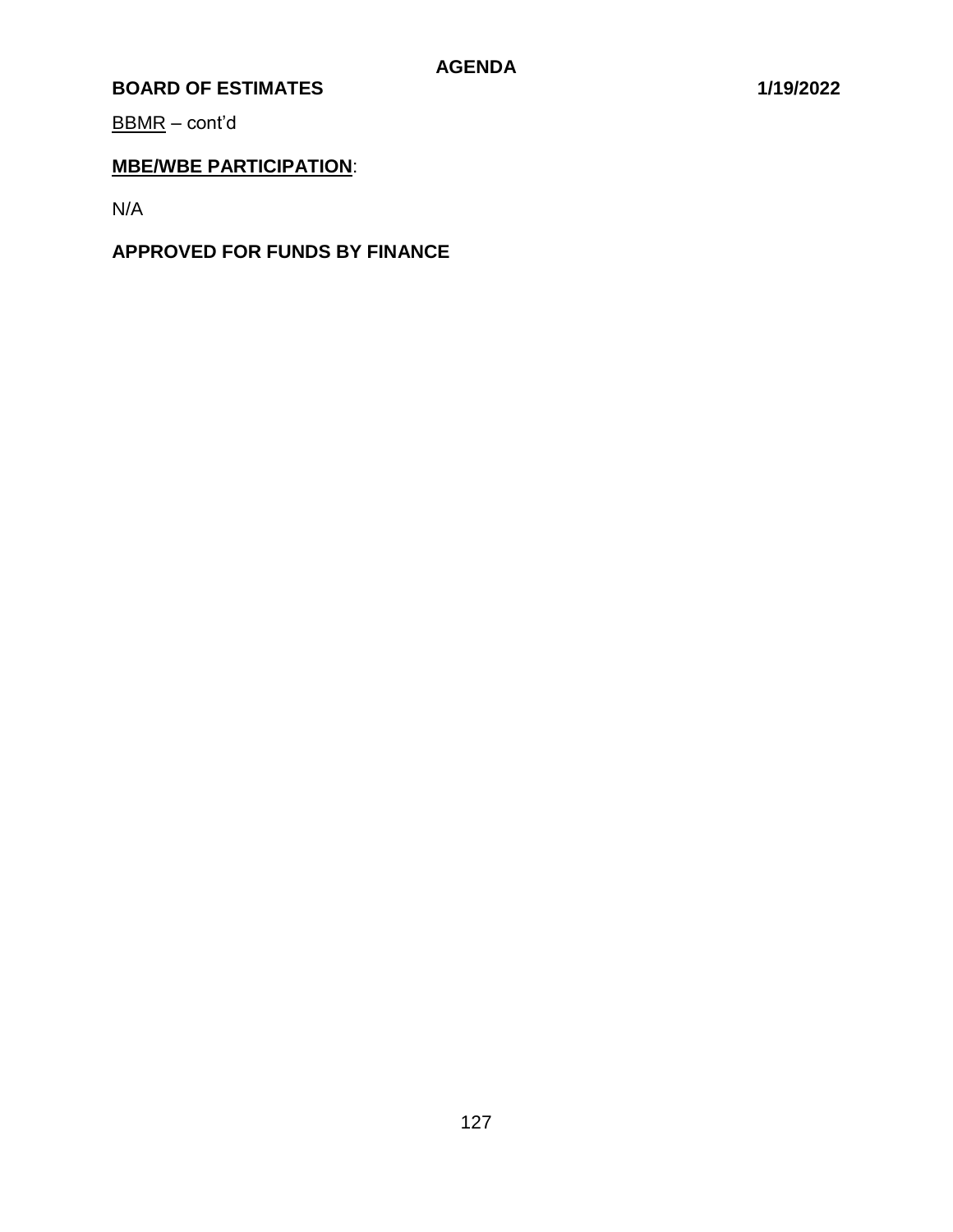BBMR – cont'd

**MBE/WBE PARTICIPATION**:

N/A

**APPROVED FOR FUNDS BY FINANCE**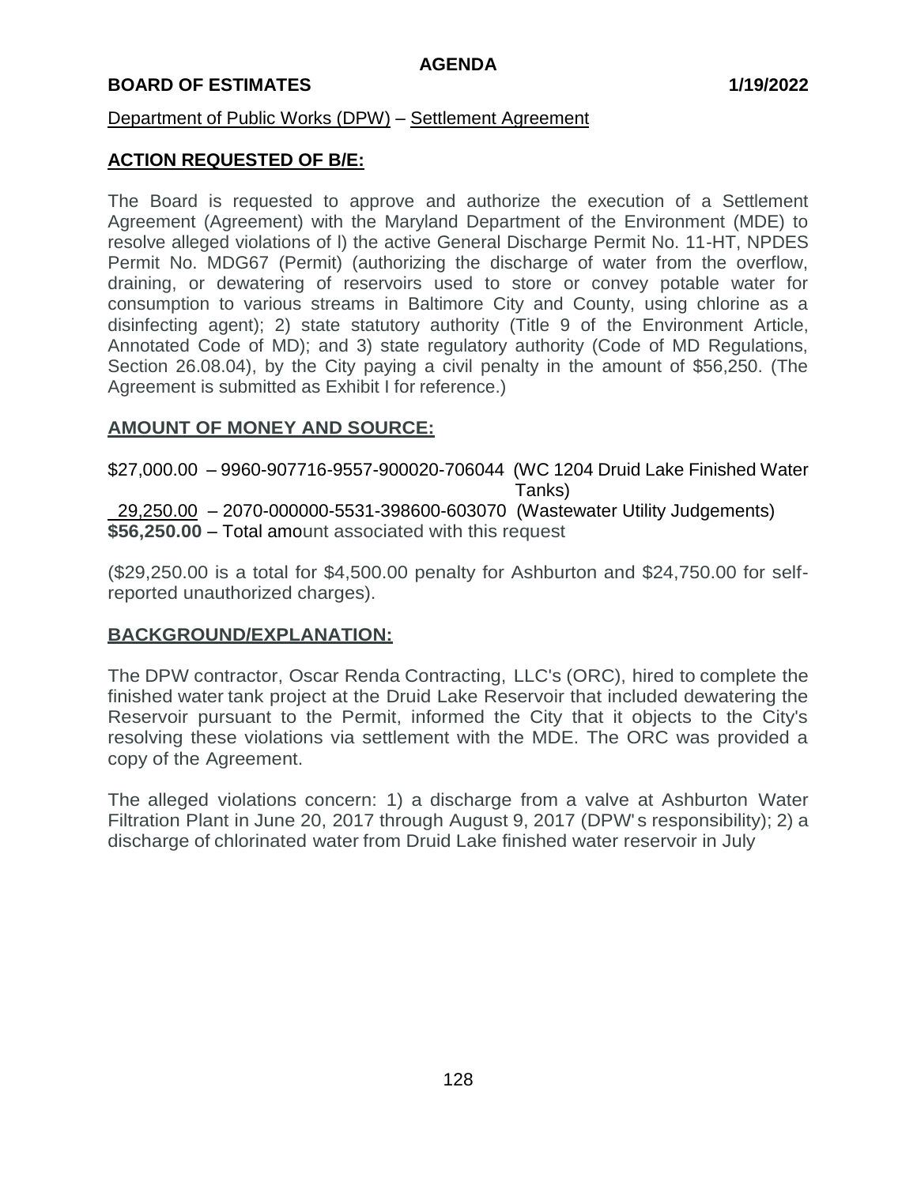**AGENDA**

**BOARD OF ESTIMATES** **1/19/2022**

Department of Public Works (DPW) – Settlement Agreement

## ACTION REQUESTED OF B/E:

The Board is requested to approve and authorize the execution of a Settlement Agreement (Agreement) with the Maryland Department of the Environment (MDE) to resolve alleged violations of l) the active General Discharge Permit No. 11-HT, NPDES Permit No. MDG67 (Permit) (authorizing the discharge of water from the overflow, draining, or dewatering of reservoirs used to store or convey potable water for consumption to various streams in Baltimore City and County, using chlorine as a disinfecting agent); 2) state statutory authority (Title 9 of the Environment Article, Annotated Code of MD); and 3) state regulatory authority (Code of MD Regulations, Section 26.08.04), by the City paying a civil penalty in the amount of $56,250. (The Agreement is submitted as Exhibit I for reference.)

## AMOUNT OF MONEY AND SOURCE:

$27,000.00 – 9960-907716-9557-900020-706044 (WC 1204 Druid Lake Finished Water Tanks)
29,250.00 – 2070-000000-5531-398600-603070 (Wastewater Utility Judgements)
**$56,250.00** – Total amount associated with this request

($29,250.00 is a total for $4,500.00 penalty for Ashburton and $24,750.00 for self-reported unauthorized charges).

## BACKGROUND/EXPLANATION:

The DPW contractor, Oscar Renda Contracting, LLC's (ORC), hired to complete the finished water tank project at the Druid Lake Reservoir that included dewatering the Reservoir pursuant to the Permit, informed the City that it objects to the City's resolving these violations via settlement with the MDE. The ORC was provided a copy of the Agreement.

The alleged violations concern: 1) a discharge from a valve at Ashburton Water Filtration Plant in June 20, 2017 through August 9, 2017 (DPW's responsibility); 2) a discharge of chlorinated water from Druid Lake finished water reservoir in July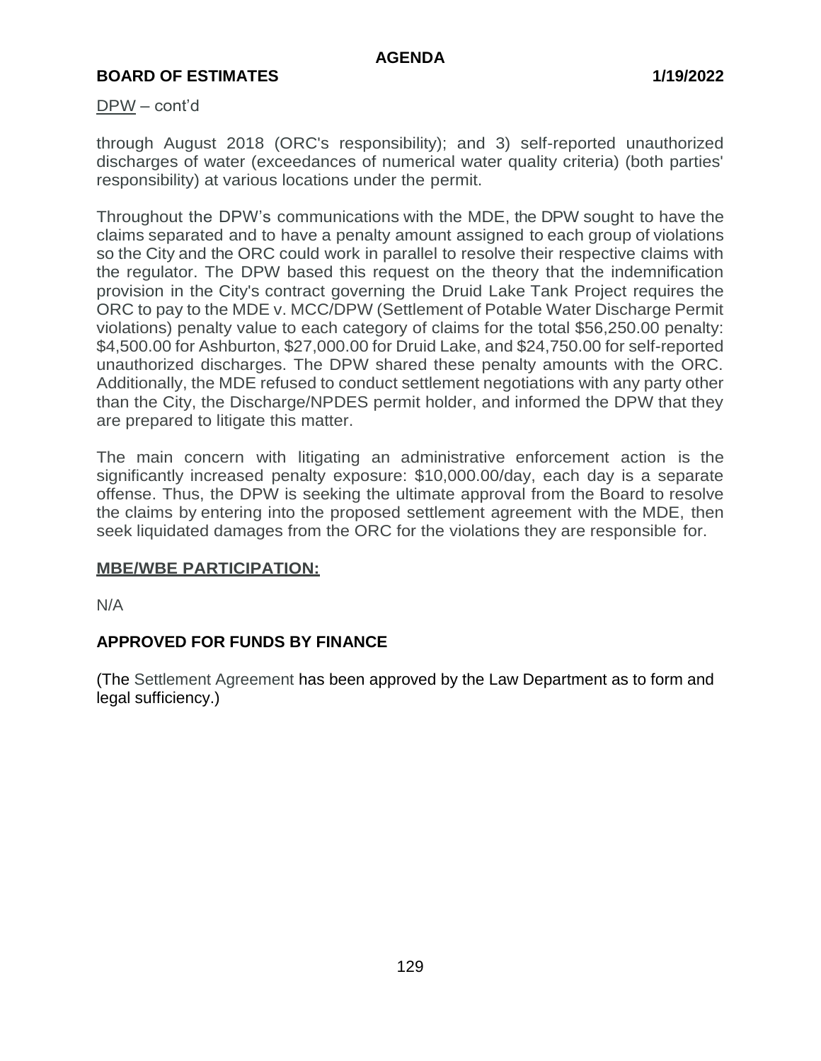DPW – cont'd

through August 2018 (ORC's responsibility); and 3) self-reported unauthorized discharges of water (exceedances of numerical water quality criteria) (both parties' responsibility) at various locations under the permit.

Throughout the DPW's communications with the MDE, the DPW sought to have the claims separated and to have a penalty amount assigned to each group of violations so the City and the ORC could work in parallel to resolve their respective claims with the regulator. The DPW based this request on the theory that the indemnification provision in the City's contract governing the Druid Lake Tank Project requires the ORC to pay to the MDE v. MCC/DPW (Settlement of Potable Water Discharge Permit violations) penalty value to each category of claims for the total $56,250.00 penalty: $4,500.00 for Ashburton, $27,000.00 for Druid Lake, and $24,750.00 for self-reported unauthorized discharges. The DPW shared these penalty amounts with the ORC. Additionally, the MDE refused to conduct settlement negotiations with any party other than the City, the Discharge/NPDES permit holder, and informed the DPW that they are prepared to litigate this matter.

The main concern with litigating an administrative enforcement action is the significantly increased penalty exposure: $10,000.00/day, each day is a separate offense. Thus, the DPW is seeking the ultimate approval from the Board to resolve the claims by entering into the proposed settlement agreement with the MDE, then seek liquidated damages from the ORC for the violations they are responsible for.

**MBE/WBE PARTICIPATION:**

N/A

**APPROVED FOR FUNDS BY FINANCE**

(The Settlement Agreement has been approved by the Law Department as to form and legal sufficiency.)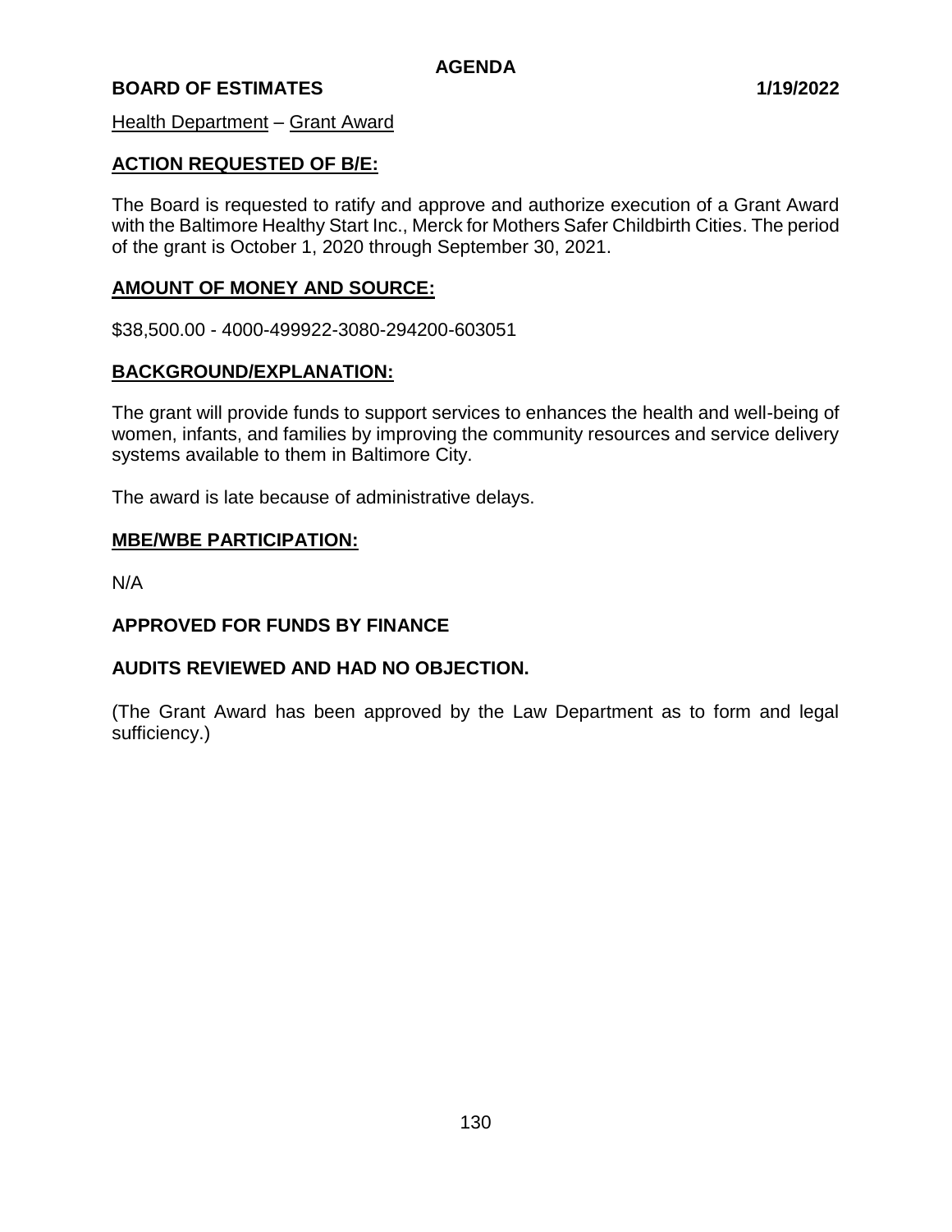**AGENDA**

**BOARD OF ESTIMATES** **1/19/2022**

Health Department – Grant Award

**ACTION REQUESTED OF B/E:**

The Board is requested to ratify and approve and authorize execution of a Grant Award with the Baltimore Healthy Start Inc., Merck for Mothers Safer Childbirth Cities. The period of the grant is October 1, 2020 through September 30, 2021.

**AMOUNT OF MONEY AND SOURCE:**

$38,500.00 - 4000-499922-3080-294200-603051

**BACKGROUND/EXPLANATION:**

The grant will provide funds to support services to enhances the health and well-being of women, infants, and families by improving the community resources and service delivery systems available to them in Baltimore City.

The award is late because of administrative delays.

**MBE/WBE PARTICIPATION:**

N/A

**APPROVED FOR FUNDS BY FINANCE**

**AUDITS REVIEWED AND HAD NO OBJECTION.**

(The Grant Award has been approved by the Law Department as to form and legal sufficiency.)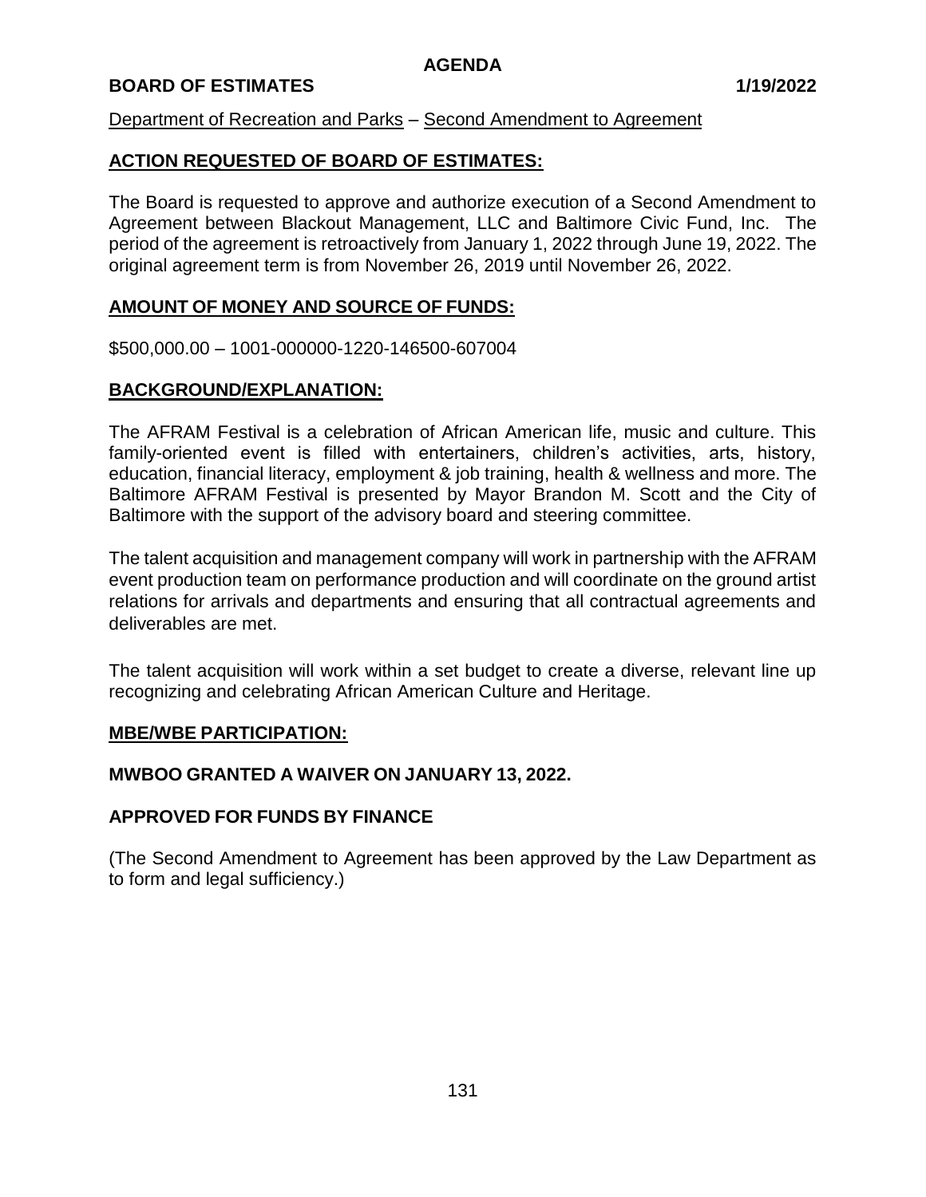# AGENDA

**BOARD OF ESTIMATES** **1/19/2022**

Department of Recreation and Parks – Second Amendment to Agreement

## ACTION REQUESTED OF BOARD OF ESTIMATES:

The Board is requested to approve and authorize execution of a Second Amendment to Agreement between Blackout Management, LLC and Baltimore Civic Fund, Inc. The period of the agreement is retroactively from January 1, 2022 through June 19, 2022. The original agreement term is from November 26, 2019 until November 26, 2022.

## AMOUNT OF MONEY AND SOURCE OF FUNDS:

$500,000.00 – 1001-000000-1220-146500-607004

## BACKGROUND/EXPLANATION:

The AFRAM Festival is a celebration of African American life, music and culture. This family-oriented event is filled with entertainers, children's activities, arts, history, education, financial literacy, employment & job training, health & wellness and more. The Baltimore AFRAM Festival is presented by Mayor Brandon M. Scott and the City of Baltimore with the support of the advisory board and steering committee.

The talent acquisition and management company will work in partnership with the AFRAM event production team on performance production and will coordinate on the ground artist relations for arrivals and departments and ensuring that all contractual agreements and deliverables are met.

The talent acquisition will work within a set budget to create a diverse, relevant line up recognizing and celebrating African American Culture and Heritage.

## MBE/WBE PARTICIPATION:

**MWBOO GRANTED A WAIVER ON JANUARY 13, 2022.**

**APPROVED FOR FUNDS BY FINANCE**

(The Second Amendment to Agreement has been approved by the Law Department as to form and legal sufficiency.)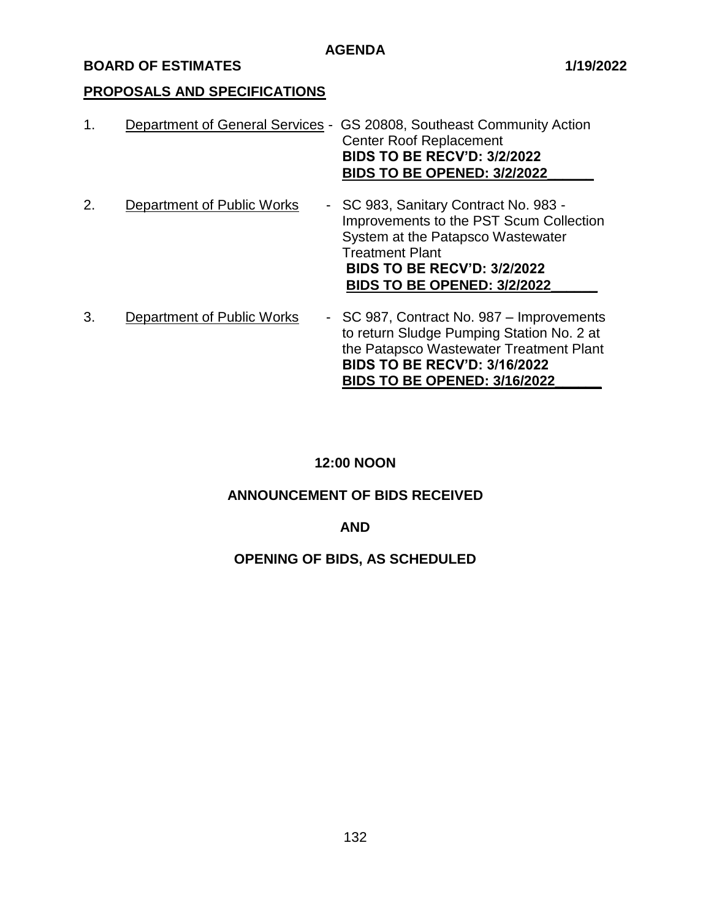AGENDA

**BOARD OF ESTIMATES** **1/19/2022**

## PROPOSALS AND SPECIFICATIONS

1. Department of General Services - GS 20808, Southeast Community Action Center Roof Replacement
   **BIDS TO BE RECV'D: 3/2/2022**
   **BIDS TO BE OPENED: 3/2/2022**

2. Department of Public Works - SC 983, Sanitary Contract No. 983 - Improvements to the PST Scum Collection System at the Patapsco Wastewater Treatment Plant
   **BIDS TO BE RECV'D: 3/2/2022**
   **BIDS TO BE OPENED: 3/2/2022**

3. Department of Public Works - SC 987, Contract No. 987 – Improvements to return Sludge Pumping Station No. 2 at the Patapsco Wastewater Treatment Plant
   **BIDS TO BE RECV'D: 3/16/2022**
   **BIDS TO BE OPENED: 3/16/2022**

**12:00 NOON**

**ANNOUNCEMENT OF BIDS RECEIVED**

**AND**

**OPENING OF BIDS, AS SCHEDULED**